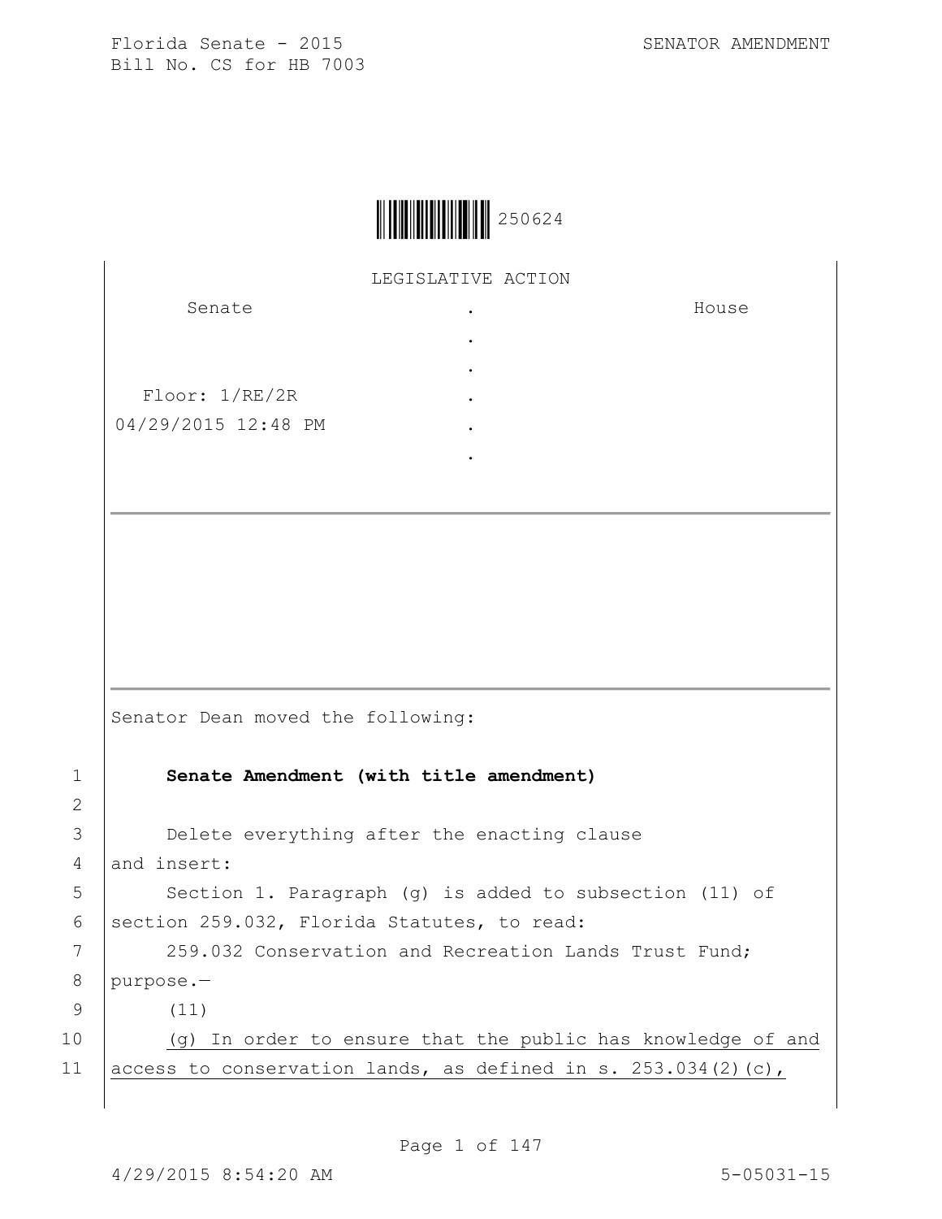Florida Senate - 2015
Bill No. CS for HB 7003

SENATOR AMENDMENT

250624

LEGISLATIVE ACTION

| Senate | . | House |
|---|---|---|
| | . | |
| | . | |
| Floor: 1/RE/2R | . | |
| 04/29/2015 12:48 PM | . | |
| | . | |

Senator Dean moved the following:

1 **Senate Amendment (with title amendment)**

2

3 Delete everything after the enacting clause

4 and insert:

5 Section 1. Paragraph (g) is added to subsection (11) of

6 section 259.032, Florida Statutes, to read:

7 259.032 Conservation and Recreation Lands Trust Fund;

8 purpose.—

9 (11)

10 (g) In order to ensure that the public has knowledge of and

11 access to conservation lands, as defined in s. 253.034(2)(c),

4/29/2015 8:54:20 AM 5-05031-15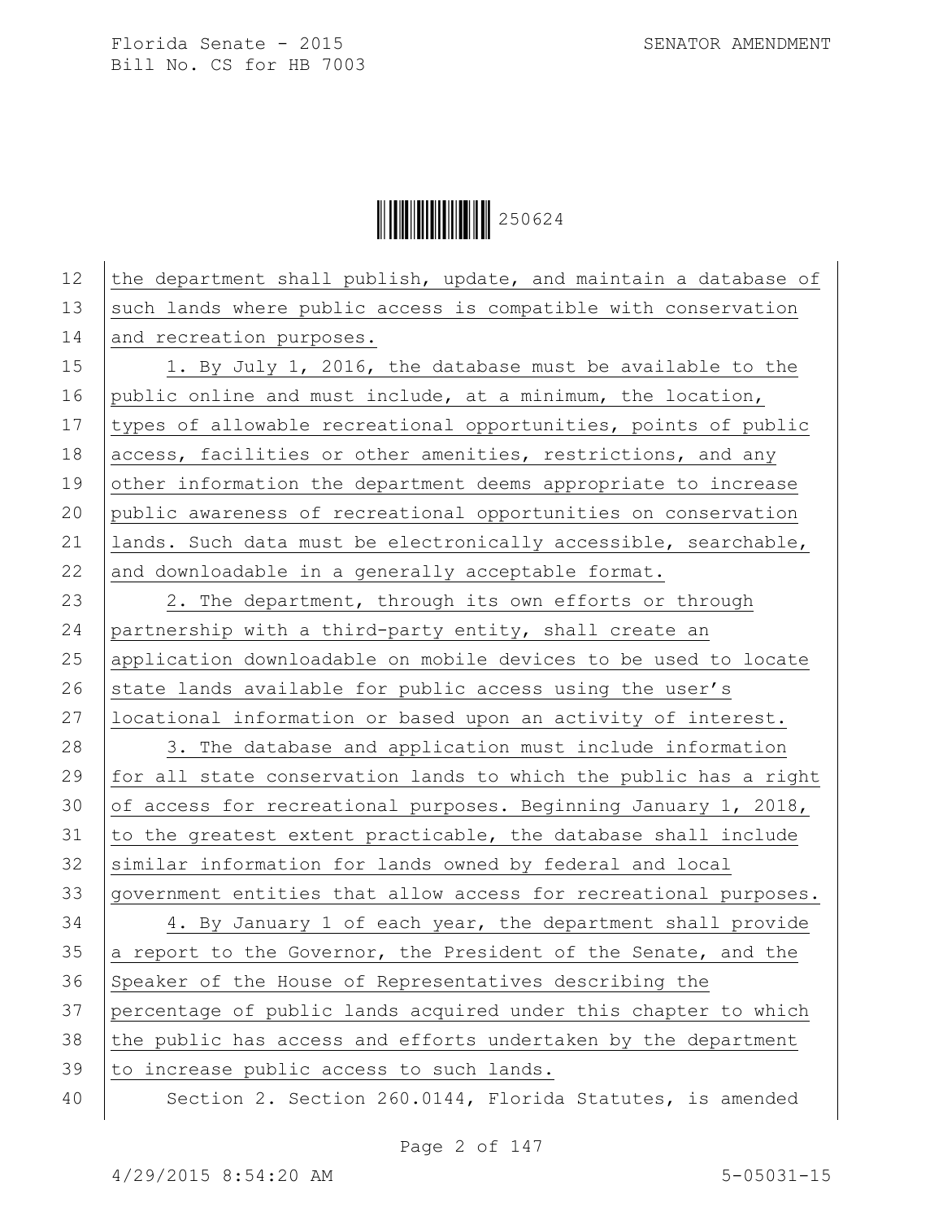the department shall publish, update, and maintain a database of such lands where public access is compatible with conservation and recreation purposes.

1. By July 1, 2016, the database must be available to the public online and must include, at a minimum, the location, types of allowable recreational opportunities, points of public access, facilities or other amenities, restrictions, and any other information the department deems appropriate to increase public awareness of recreational opportunities on conservation lands. Such data must be electronically accessible, searchable, and downloadable in a generally acceptable format.

2. The department, through its own efforts or through partnership with a third-party entity, shall create an application downloadable on mobile devices to be used to locate state lands available for public access using the user's locational information or based upon an activity of interest.

3. The database and application must include information for all state conservation lands to which the public has a right of access for recreational purposes. Beginning January 1, 2018, to the greatest extent practicable, the database shall include similar information for lands owned by federal and local government entities that allow access for recreational purposes.

4. By January 1 of each year, the department shall provide a report to the Governor, the President of the Senate, and the Speaker of the House of Representatives describing the percentage of public lands acquired under this chapter to which the public has access and efforts undertaken by the department to increase public access to such lands.

Section 2. Section 260.0144, Florida Statutes, is amended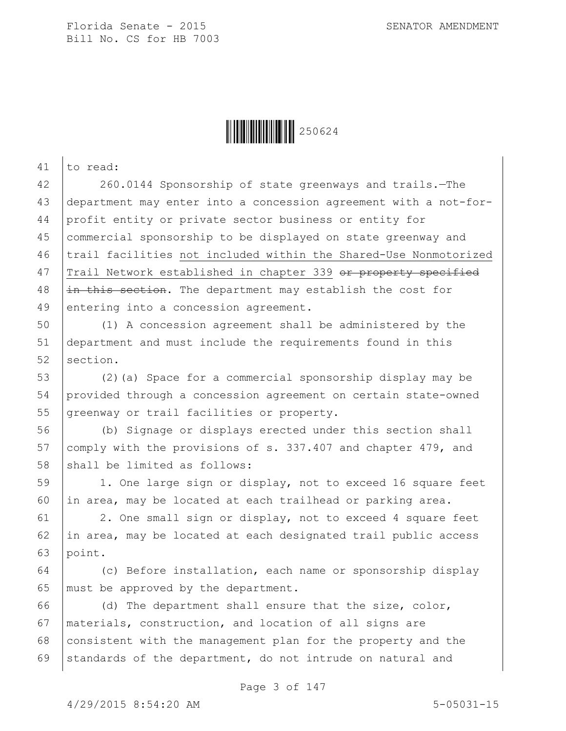to read:

260.0144 Sponsorship of state greenways and trails.—The department may enter into a concession agreement with a not-for-profit entity or private sector business or entity for commercial sponsorship to be displayed on state greenway and trail facilities <u>not included within the Shared-Use Nonmotorized Trail Network established in chapter 339</u> ~~or property specified in this section~~. The department may establish the cost for entering into a concession agreement.

(1) A concession agreement shall be administered by the department and must include the requirements found in this section.

(2)(a) Space for a commercial sponsorship display may be provided through a concession agreement on certain state-owned greenway or trail facilities or property.

(b) Signage or displays erected under this section shall comply with the provisions of s. 337.407 and chapter 479, and shall be limited as follows:

1. One large sign or display, not to exceed 16 square feet in area, may be located at each trailhead or parking area.

2. One small sign or display, not to exceed 4 square feet in area, may be located at each designated trail public access point.

(c) Before installation, each name or sponsorship display must be approved by the department.

(d) The department shall ensure that the size, color, materials, construction, and location of all signs are consistent with the management plan for the property and the standards of the department, do not intrude on natural and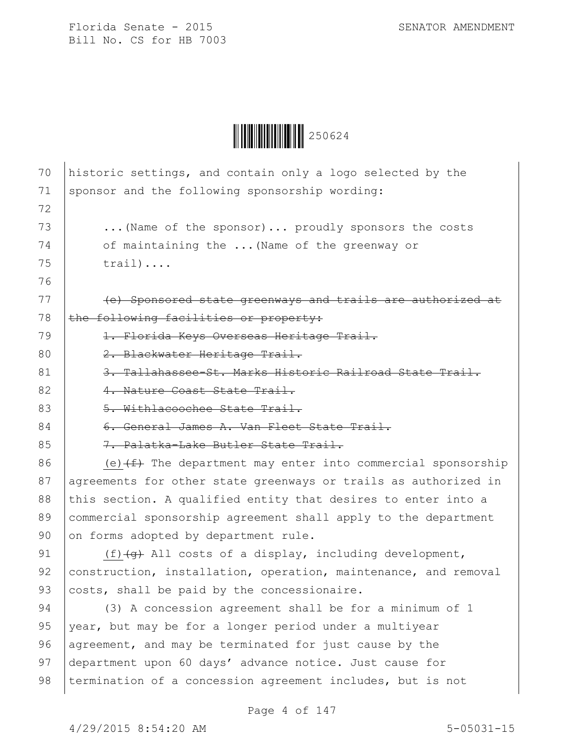historic settings, and contain only a logo selected by the sponsor and the following sponsorship wording:

...(Name of the sponsor)... proudly sponsors the costs of maintaining the ...(Name of the greenway or trail)....

~~(e) Sponsored state greenways and trails are authorized at the following facilities or property:~~

~~1. Florida Keys Overseas Heritage Trail.~~

~~2. Blackwater Heritage Trail.~~

~~3. Tallahassee-St. Marks Historic Railroad State Trail.~~

~~4. Nature Coast State Trail.~~

~~5. Withlacoochee State Trail.~~

~~6. General James A. Van Fleet State Trail.~~

~~7. Palatka-Lake Butler State Trail.~~

(e)~~(f)~~ The department may enter into commercial sponsorship agreements for other state greenways or trails as authorized in this section. A qualified entity that desires to enter into a commercial sponsorship agreement shall apply to the department on forms adopted by department rule.

(f)~~(g)~~ All costs of a display, including development, construction, installation, operation, maintenance, and removal costs, shall be paid by the concessionaire.

(3) A concession agreement shall be for a minimum of 1 year, but may be for a longer period under a multiyear agreement, and may be terminated for just cause by the department upon 60 days' advance notice. Just cause for termination of a concession agreement includes, but is not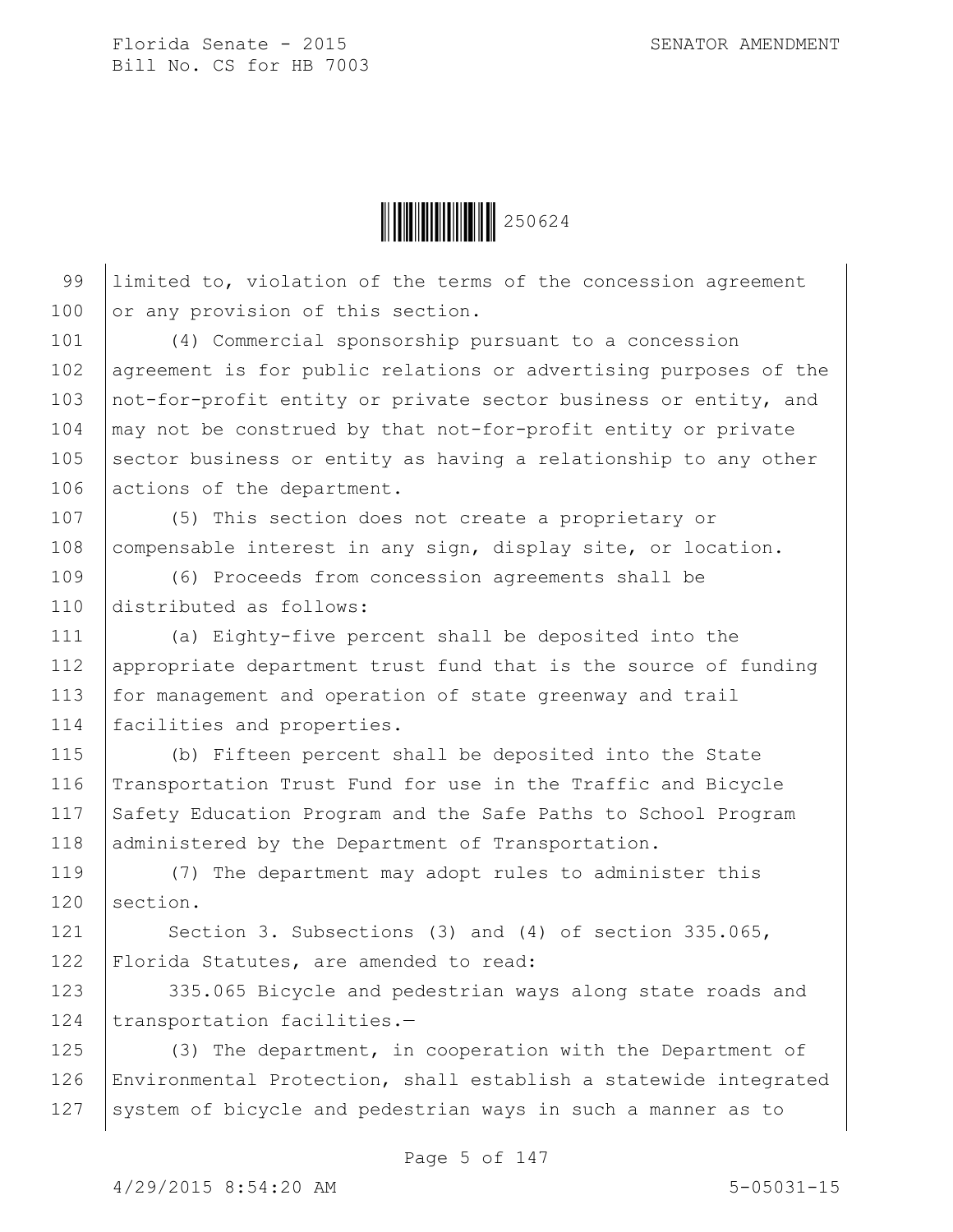limited to, violation of the terms of the concession agreement or any provision of this section.

(4) Commercial sponsorship pursuant to a concession agreement is for public relations or advertising purposes of the not-for-profit entity or private sector business or entity, and may not be construed by that not-for-profit entity or private sector business or entity as having a relationship to any other actions of the department.

(5) This section does not create a proprietary or compensable interest in any sign, display site, or location.

(6) Proceeds from concession agreements shall be distributed as follows:

(a) Eighty-five percent shall be deposited into the appropriate department trust fund that is the source of funding for management and operation of state greenway and trail facilities and properties.

(b) Fifteen percent shall be deposited into the State Transportation Trust Fund for use in the Traffic and Bicycle Safety Education Program and the Safe Paths to School Program administered by the Department of Transportation.

(7) The department may adopt rules to administer this section.

Section 3. Subsections (3) and (4) of section 335.065, Florida Statutes, are amended to read:

335.065 Bicycle and pedestrian ways along state roads and transportation facilities.—

(3) The department, in cooperation with the Department of Environmental Protection, shall establish a statewide integrated system of bicycle and pedestrian ways in such a manner as to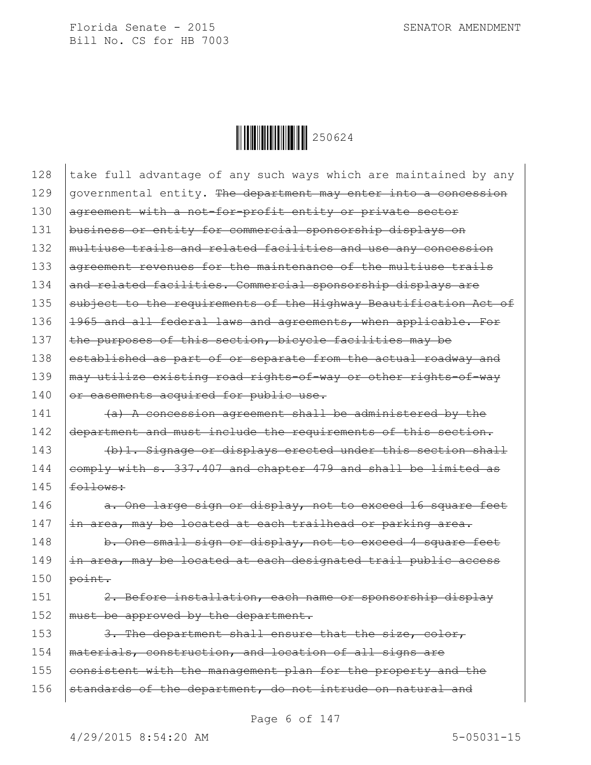128 take full advantage of any such ways which are maintained by any
129 governmental entity. ~~The department may enter into a concession~~
130 ~~agreement with a not-for-profit entity or private sector~~
131 ~~business or entity for commercial sponsorship displays on~~
132 ~~multiuse trails and related facilities and use any concession~~
133 ~~agreement revenues for the maintenance of the multiuse trails~~
134 ~~and related facilities. Commercial sponsorship displays are~~
135 ~~subject to the requirements of the Highway Beautification Act of~~
136 ~~1965 and all federal laws and agreements, when applicable. For~~
137 ~~the purposes of this section, bicycle facilities may be~~
138 ~~established as part of or separate from the actual roadway and~~
139 ~~may utilize existing road rights-of-way or other rights-of-way~~
140 ~~or easements acquired for public use.~~

141 ~~(a) A concession agreement shall be administered by the~~
142 ~~department and must include the requirements of this section.~~

143 ~~(b)1. Signage or displays erected under this section shall~~
144 ~~comply with s. 337.407 and chapter 479 and shall be limited as~~
145 ~~follows:~~

146 ~~a. One large sign or display, not to exceed 16 square feet~~
147 ~~in area, may be located at each trailhead or parking area.~~

148 ~~b. One small sign or display, not to exceed 4 square feet~~
149 ~~in area, may be located at each designated trail public access~~
150 ~~point.~~

151 ~~2. Before installation, each name or sponsorship display~~
152 ~~must be approved by the department.~~

153 ~~3. The department shall ensure that the size, color,~~
154 ~~materials, construction, and location of all signs are~~
155 ~~consistent with the management plan for the property and the~~
156 ~~standards of the department, do not intrude on natural and~~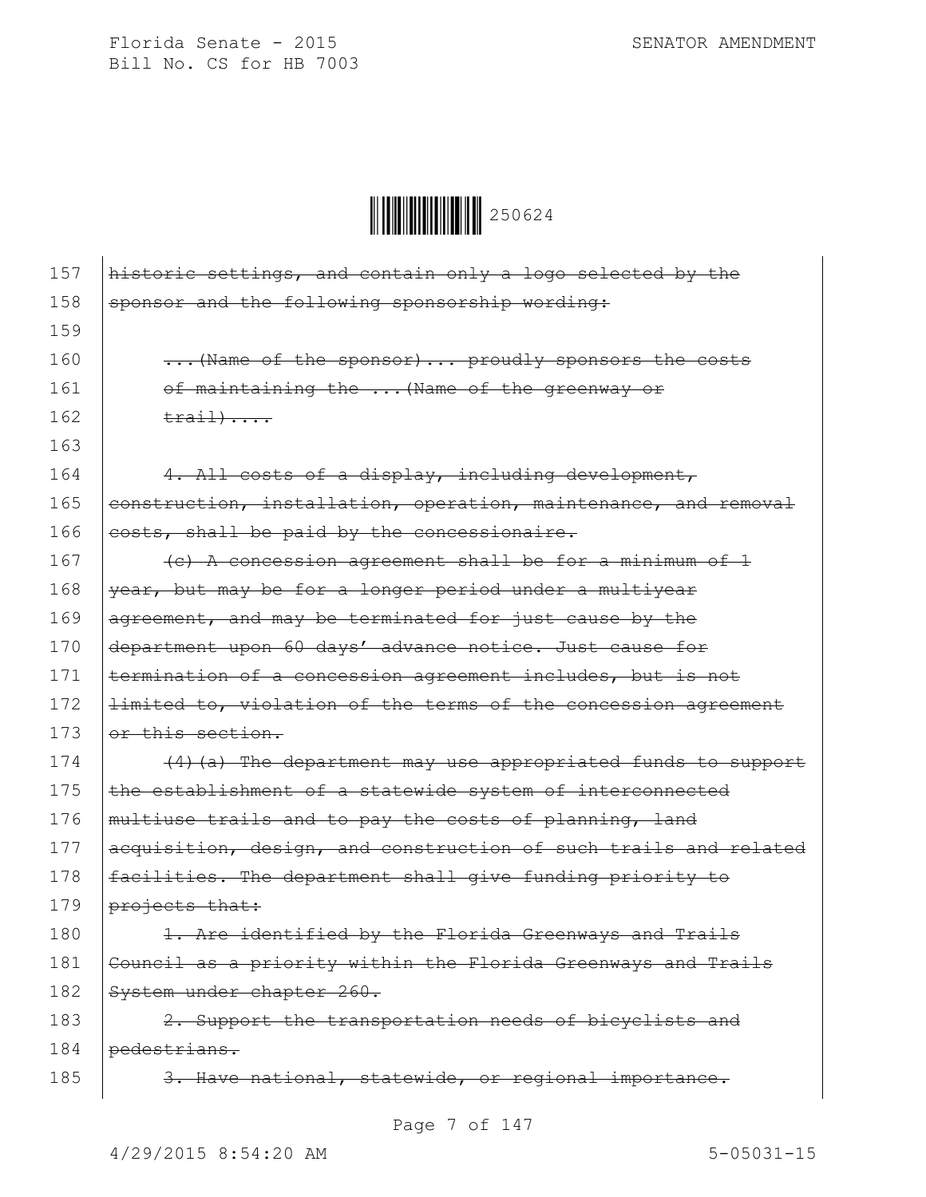157 ~~historic settings, and contain only a logo selected by the~~
158 ~~sponsor and the following sponsorship wording:~~

160 ~~...(Name of the sponsor)... proudly sponsors the costs~~
161 ~~of maintaining the ...(Name of the greenway or~~
162 ~~trail)....~~

164 ~~4. All costs of a display, including development,~~
165 ~~construction, installation, operation, maintenance, and removal~~
166 ~~costs, shall be paid by the concessionaire.~~
167 ~~(c) A concession agreement shall be for a minimum of 1~~
168 ~~year, but may be for a longer period under a multiyear~~
169 ~~agreement, and may be terminated for just cause by the~~
170 ~~department upon 60 days' advance notice. Just cause for~~
171 ~~termination of a concession agreement includes, but is not~~
172 ~~limited to, violation of the terms of the concession agreement~~
173 ~~or this section.~~
174 ~~(4)(a) The department may use appropriated funds to support~~
175 ~~the establishment of a statewide system of interconnected~~
176 ~~multiuse trails and to pay the costs of planning, land~~
177 ~~acquisition, design, and construction of such trails and related~~
178 ~~facilities. The department shall give funding priority to~~
179 ~~projects that:~~
180 ~~1. Are identified by the Florida Greenways and Trails~~
181 ~~Council as a priority within the Florida Greenways and Trails~~
182 ~~System under chapter 260.~~
183 ~~2. Support the transportation needs of bicyclists and~~
184 ~~pedestrians.~~
185 ~~3. Have national, statewide, or regional importance.~~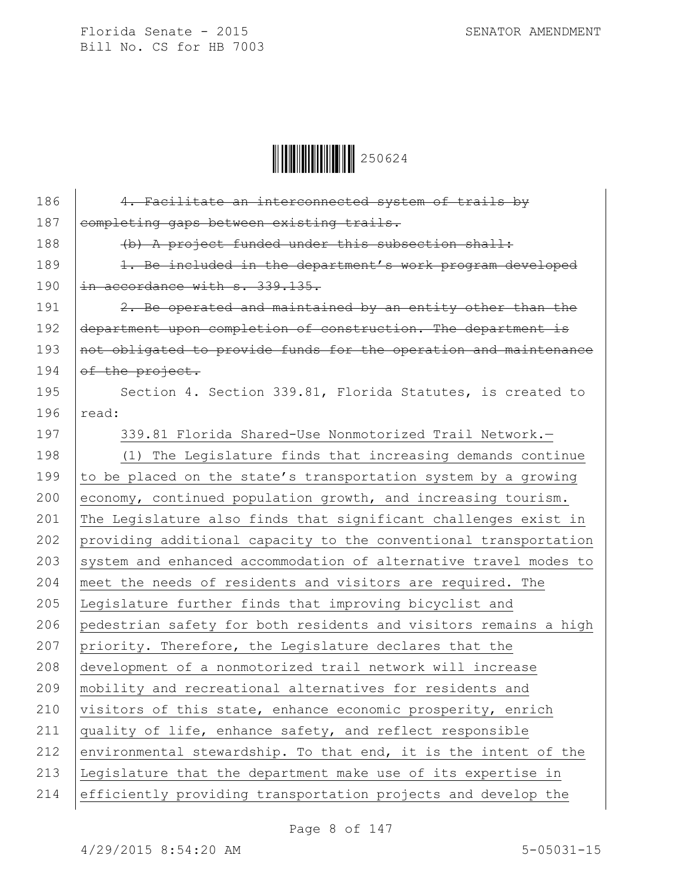~~4. Facilitate an interconnected system of trails by completing gaps between existing trails.~~

~~(b) A project funded under this subsection shall:~~

~~1. Be included in the department's work program developed in accordance with s. 339.135.~~

~~2. Be operated and maintained by an entity other than the department upon completion of construction. The department is not obligated to provide funds for the operation and maintenance of the project.~~

Section 4. Section 339.81, Florida Statutes, is created to read:

339.81 Florida Shared-Use Nonmotorized Trail Network.—

(1) The Legislature finds that increasing demands continue to be placed on the state's transportation system by a growing economy, continued population growth, and increasing tourism. The Legislature also finds that significant challenges exist in providing additional capacity to the conventional transportation system and enhanced accommodation of alternative travel modes to meet the needs of residents and visitors are required. The Legislature further finds that improving bicyclist and pedestrian safety for both residents and visitors remains a high priority. Therefore, the Legislature declares that the development of a nonmotorized trail network will increase mobility and recreational alternatives for residents and visitors of this state, enhance economic prosperity, enrich quality of life, enhance safety, and reflect responsible environmental stewardship. To that end, it is the intent of the Legislature that the department make use of its expertise in efficiently providing transportation projects and develop the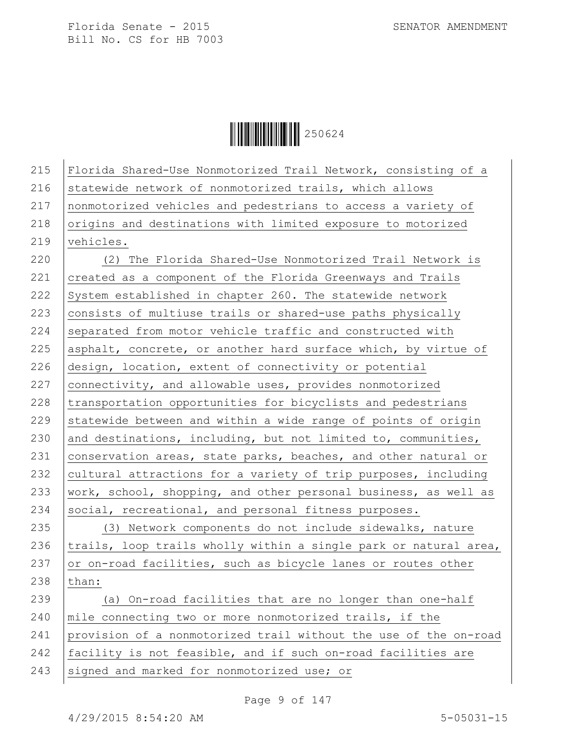Florida Shared-Use Nonmotorized Trail Network, consisting of a statewide network of nonmotorized trails, which allows nonmotorized vehicles and pedestrians to access a variety of origins and destinations with limited exposure to motorized vehicles.

(2) The Florida Shared-Use Nonmotorized Trail Network is created as a component of the Florida Greenways and Trails System established in chapter 260. The statewide network consists of multiuse trails or shared-use paths physically separated from motor vehicle traffic and constructed with asphalt, concrete, or another hard surface which, by virtue of design, location, extent of connectivity or potential connectivity, and allowable uses, provides nonmotorized transportation opportunities for bicyclists and pedestrians statewide between and within a wide range of points of origin and destinations, including, but not limited to, communities, conservation areas, state parks, beaches, and other natural or cultural attractions for a variety of trip purposes, including work, school, shopping, and other personal business, as well as social, recreational, and personal fitness purposes.

(3) Network components do not include sidewalks, nature trails, loop trails wholly within a single park or natural area, or on-road facilities, such as bicycle lanes or routes other than:

(a) On-road facilities that are no longer than one-half mile connecting two or more nonmotorized trails, if the provision of a nonmotorized trail without the use of the on-road facility is not feasible, and if such on-road facilities are signed and marked for nonmotorized use; or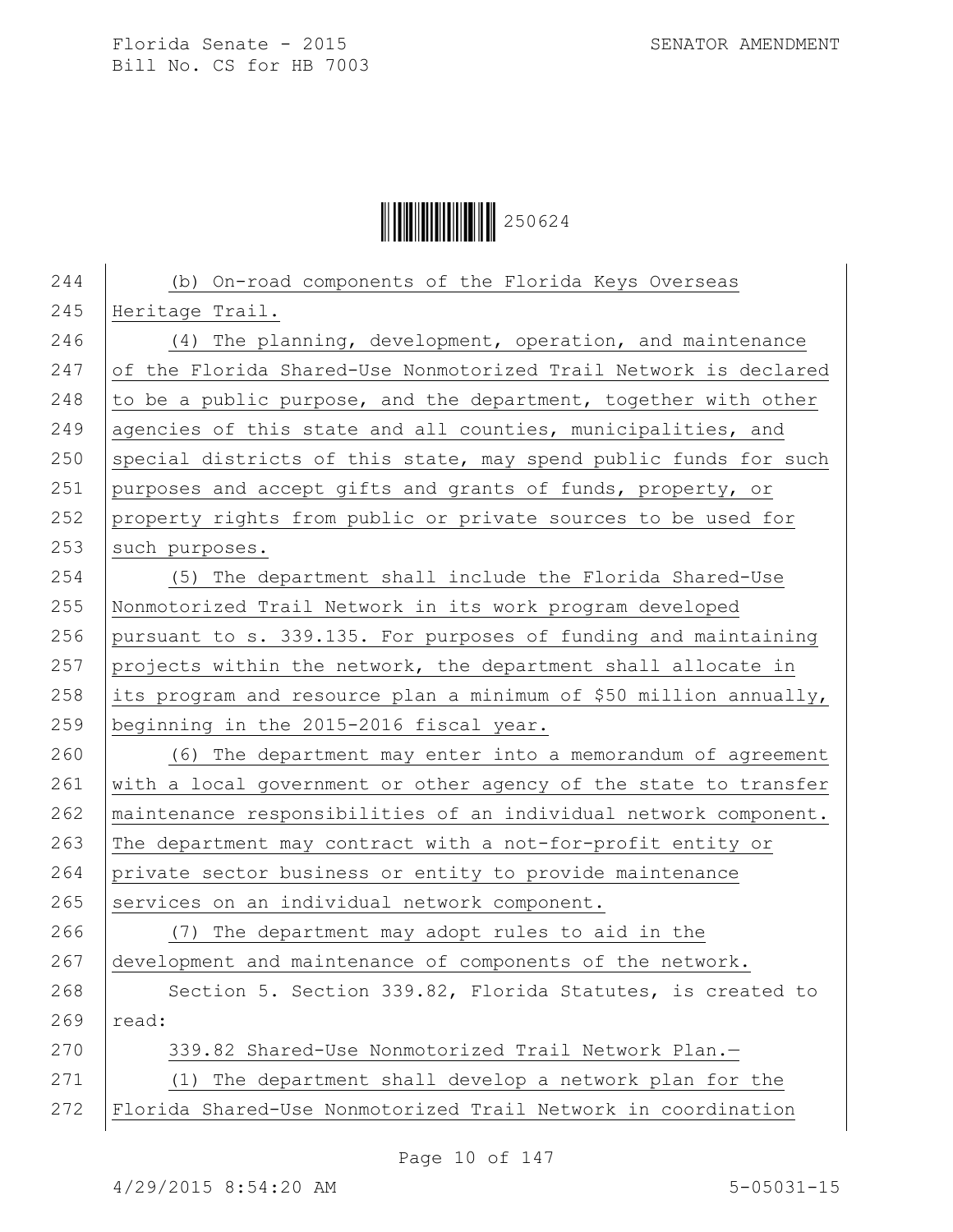(b) On-road components of the Florida Keys Overseas Heritage Trail.

(4) The planning, development, operation, and maintenance of the Florida Shared-Use Nonmotorized Trail Network is declared to be a public purpose, and the department, together with other agencies of this state and all counties, municipalities, and special districts of this state, may spend public funds for such purposes and accept gifts and grants of funds, property, or property rights from public or private sources to be used for such purposes.

(5) The department shall include the Florida Shared-Use Nonmotorized Trail Network in its work program developed pursuant to s. 339.135. For purposes of funding and maintaining projects within the network, the department shall allocate in its program and resource plan a minimum of $50 million annually, beginning in the 2015-2016 fiscal year.

(6) The department may enter into a memorandum of agreement with a local government or other agency of the state to transfer maintenance responsibilities of an individual network component. The department may contract with a not-for-profit entity or private sector business or entity to provide maintenance services on an individual network component.

(7) The department may adopt rules to aid in the development and maintenance of components of the network.

Section 5. Section 339.82, Florida Statutes, is created to read:

339.82 Shared-Use Nonmotorized Trail Network Plan.—

(1) The department shall develop a network plan for the Florida Shared-Use Nonmotorized Trail Network in coordination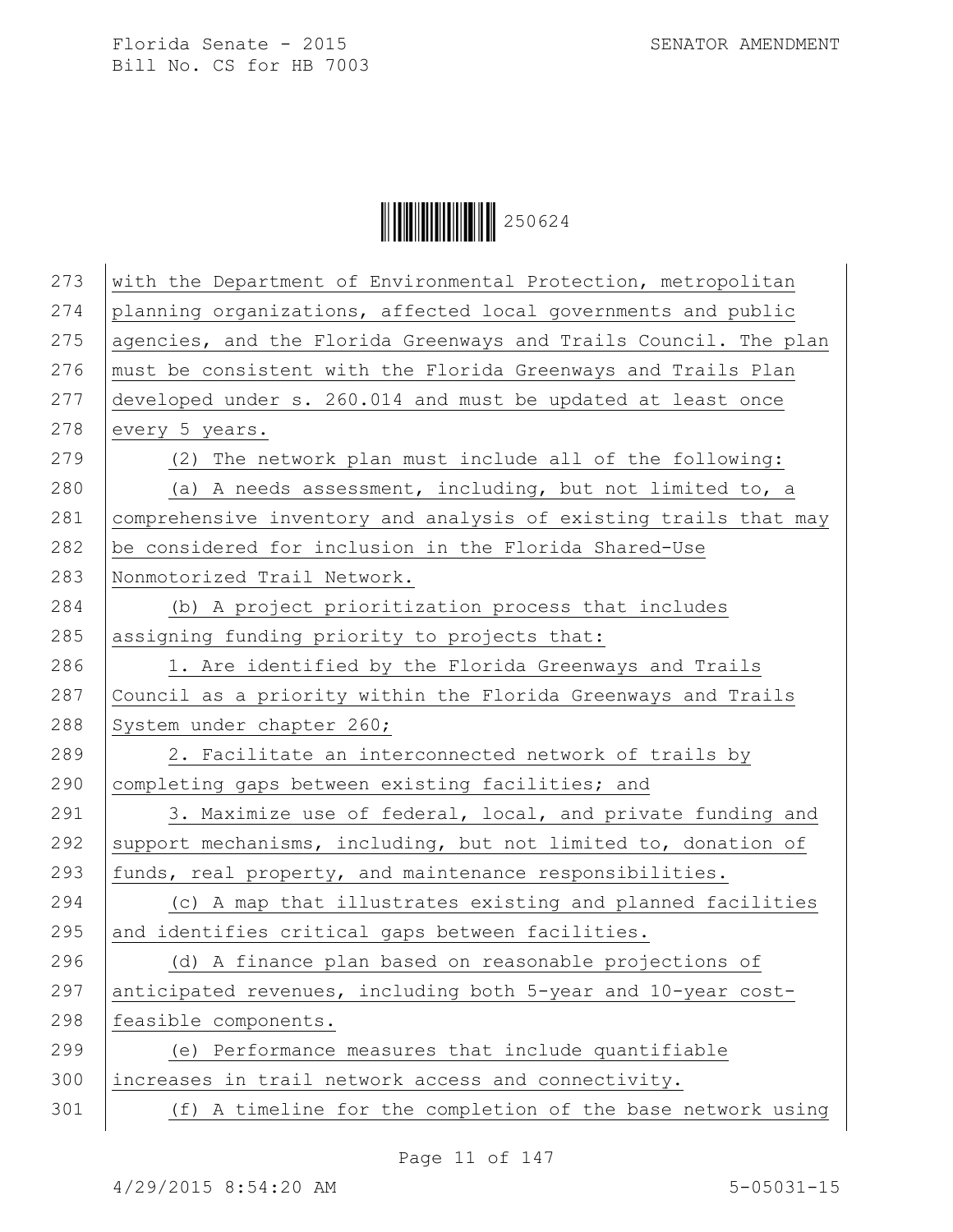with the Department of Environmental Protection, metropolitan planning organizations, affected local governments and public agencies, and the Florida Greenways and Trails Council. The plan must be consistent with the Florida Greenways and Trails Plan developed under s. 260.014 and must be updated at least once every 5 years.

(2) The network plan must include all of the following:

(a) A needs assessment, including, but not limited to, a comprehensive inventory and analysis of existing trails that may be considered for inclusion in the Florida Shared-Use Nonmotorized Trail Network.

(b) A project prioritization process that includes assigning funding priority to projects that:

1. Are identified by the Florida Greenways and Trails Council as a priority within the Florida Greenways and Trails System under chapter 260;

2. Facilitate an interconnected network of trails by completing gaps between existing facilities; and

3. Maximize use of federal, local, and private funding and support mechanisms, including, but not limited to, donation of funds, real property, and maintenance responsibilities.

(c) A map that illustrates existing and planned facilities and identifies critical gaps between facilities.

(d) A finance plan based on reasonable projections of anticipated revenues, including both 5-year and 10-year cost-feasible components.

(e) Performance measures that include quantifiable increases in trail network access and connectivity.

(f) A timeline for the completion of the base network using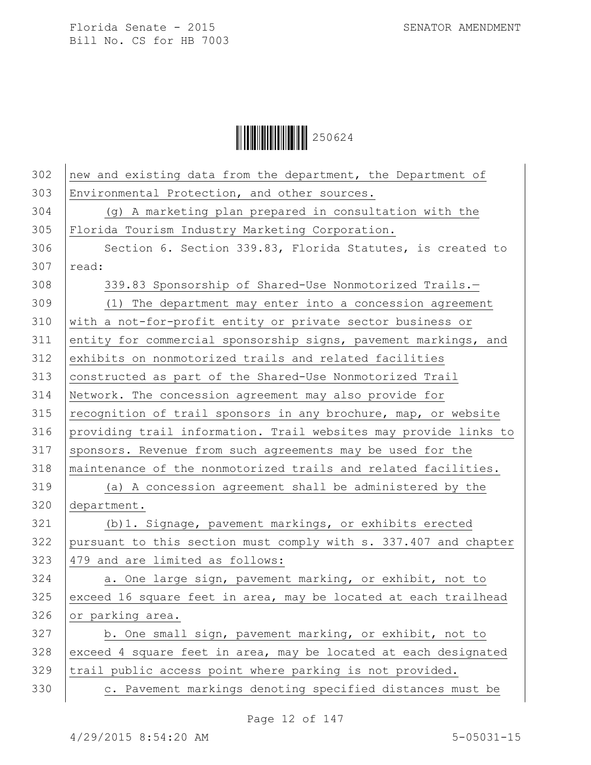new and existing data from the department, the Department of Environmental Protection, and other sources.

(g) A marketing plan prepared in consultation with the Florida Tourism Industry Marketing Corporation.

Section 6. Section 339.83, Florida Statutes, is created to read:

339.83 Sponsorship of Shared-Use Nonmotorized Trails.—

(1) The department may enter into a concession agreement with a not-for-profit entity or private sector business or entity for commercial sponsorship signs, pavement markings, and exhibits on nonmotorized trails and related facilities constructed as part of the Shared-Use Nonmotorized Trail Network. The concession agreement may also provide for recognition of trail sponsors in any brochure, map, or website providing trail information. Trail websites may provide links to sponsors. Revenue from such agreements may be used for the maintenance of the nonmotorized trails and related facilities.

(a) A concession agreement shall be administered by the department.

(b)1. Signage, pavement markings, or exhibits erected pursuant to this section must comply with s. 337.407 and chapter 479 and are limited as follows:

a. One large sign, pavement marking, or exhibit, not to exceed 16 square feet in area, may be located at each trailhead or parking area.

b. One small sign, pavement marking, or exhibit, not to exceed 4 square feet in area, may be located at each designated trail public access point where parking is not provided.

c. Pavement markings denoting specified distances must be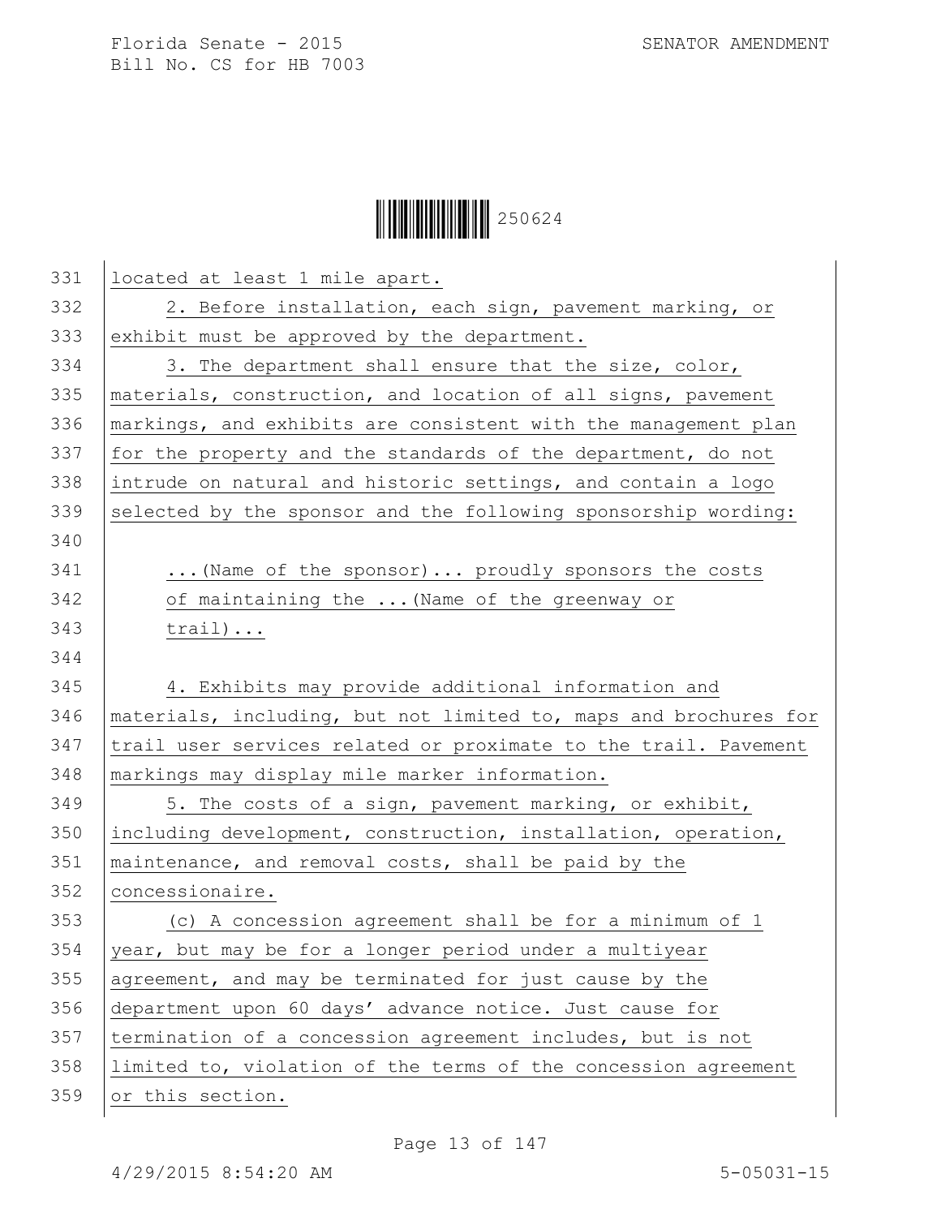located at least 1 mile apart.

2. Before installation, each sign, pavement marking, or exhibit must be approved by the department.

3. The department shall ensure that the size, color, materials, construction, and location of all signs, pavement markings, and exhibits are consistent with the management plan for the property and the standards of the department, do not intrude on natural and historic settings, and contain a logo selected by the sponsor and the following sponsorship wording:

> ...(Name of the sponsor)... proudly sponsors the costs of maintaining the ...(Name of the greenway or trail)...

4. Exhibits may provide additional information and materials, including, but not limited to, maps and brochures for trail user services related or proximate to the trail. Pavement markings may display mile marker information.

5. The costs of a sign, pavement marking, or exhibit, including development, construction, installation, operation, maintenance, and removal costs, shall be paid by the concessionaire.

(c) A concession agreement shall be for a minimum of 1 year, but may be for a longer period under a multiyear agreement, and may be terminated for just cause by the department upon 60 days' advance notice. Just cause for termination of a concession agreement includes, but is not limited to, violation of the terms of the concession agreement or this section.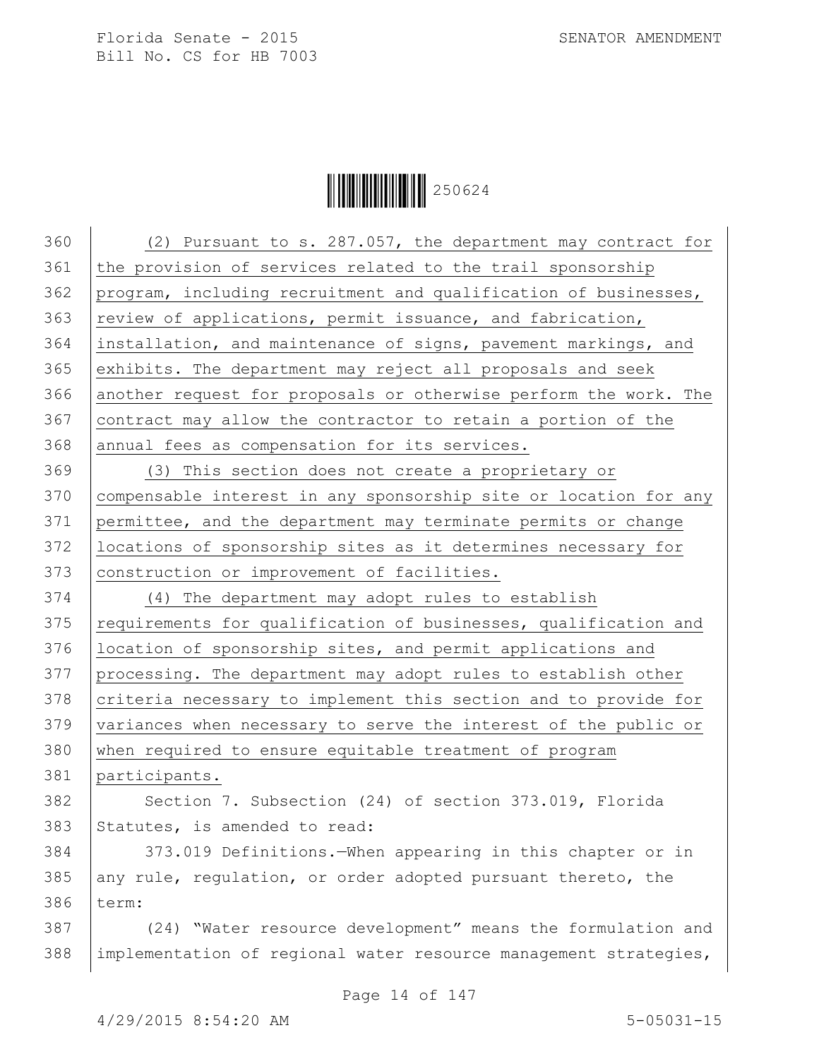(2) Pursuant to s. 287.057, the department may contract for the provision of services related to the trail sponsorship program, including recruitment and qualification of businesses, review of applications, permit issuance, and fabrication, installation, and maintenance of signs, pavement markings, and exhibits. The department may reject all proposals and seek another request for proposals or otherwise perform the work. The contract may allow the contractor to retain a portion of the annual fees as compensation for its services.

(3) This section does not create a proprietary or compensable interest in any sponsorship site or location for any permittee, and the department may terminate permits or change locations of sponsorship sites as it determines necessary for construction or improvement of facilities.

(4) The department may adopt rules to establish requirements for qualification of businesses, qualification and location of sponsorship sites, and permit applications and processing. The department may adopt rules to establish other criteria necessary to implement this section and to provide for variances when necessary to serve the interest of the public or when required to ensure equitable treatment of program participants.

Section 7. Subsection (24) of section 373.019, Florida Statutes, is amended to read:

373.019 Definitions.—When appearing in this chapter or in any rule, regulation, or order adopted pursuant thereto, the term:

(24) "Water resource development" means the formulation and implementation of regional water resource management strategies,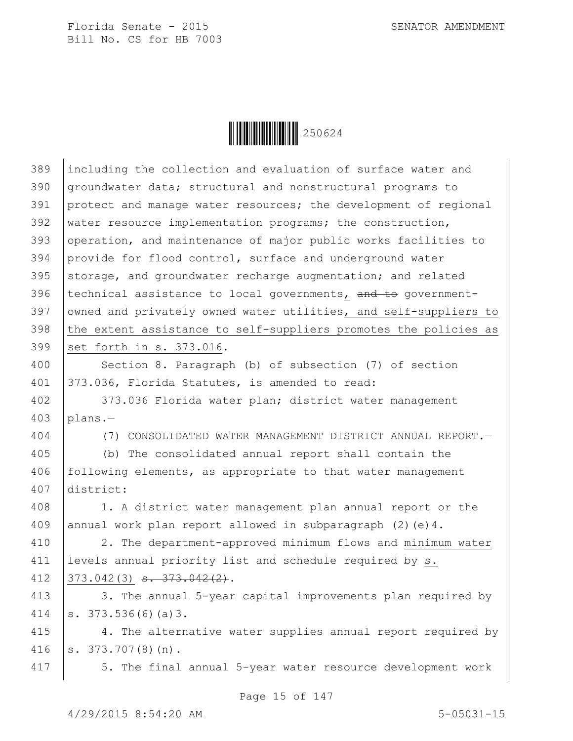including the collection and evaluation of surface water and groundwater data; structural and nonstructural programs to protect and manage water resources; the development of regional water resource implementation programs; the construction, operation, and maintenance of major public works facilities to provide for flood control, surface and underground water storage, and groundwater recharge augmentation; and related technical assistance to local governments, ~~and to~~ government-owned and privately owned water utilities, and self-suppliers to the extent assistance to self-suppliers promotes the policies as set forth in s. 373.016.

Section 8. Paragraph (b) of subsection (7) of section 373.036, Florida Statutes, is amended to read:

373.036 Florida water plan; district water management plans.—

(7) CONSOLIDATED WATER MANAGEMENT DISTRICT ANNUAL REPORT.—

(b) The consolidated annual report shall contain the following elements, as appropriate to that water management district:

1. A district water management plan annual report or the annual work plan report allowed in subparagraph (2)(e)4.

2. The department-approved minimum flows and minimum water levels annual priority list and schedule required by s. 373.042(3) ~~s. 373.042(2)~~.

3. The annual 5-year capital improvements plan required by s. 373.536(6)(a)3.

4. The alternative water supplies annual report required by s. 373.707(8)(n).

5. The final annual 5-year water resource development work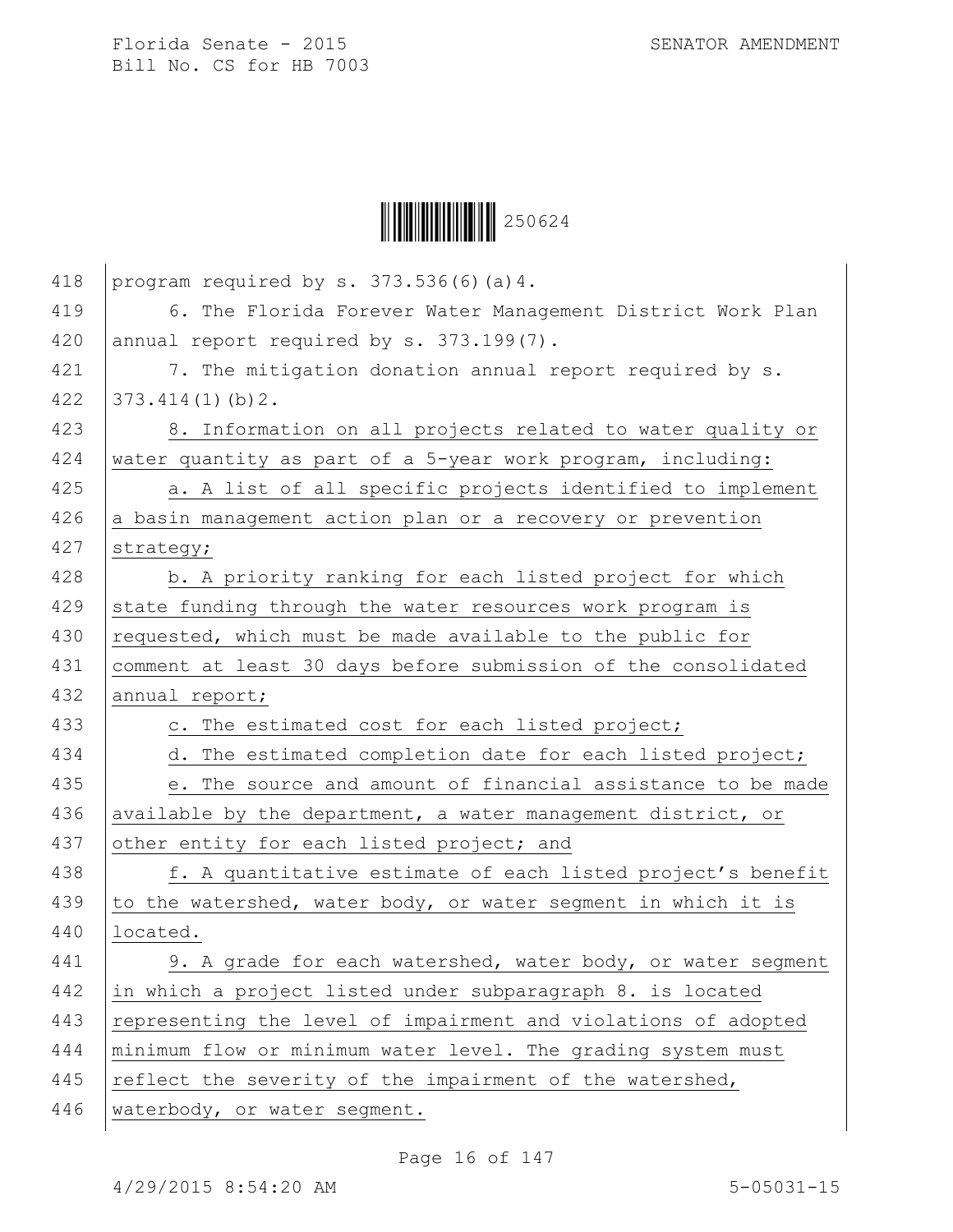program required by s. 373.536(6)(a)4.

6. The Florida Forever Water Management District Work Plan annual report required by s. 373.199(7).

7. The mitigation donation annual report required by s. 373.414(1)(b)2.

8. Information on all projects related to water quality or water quantity as part of a 5-year work program, including:

a. A list of all specific projects identified to implement a basin management action plan or a recovery or prevention strategy;

b. A priority ranking for each listed project for which state funding through the water resources work program is requested, which must be made available to the public for comment at least 30 days before submission of the consolidated annual report;

c. The estimated cost for each listed project;

d. The estimated completion date for each listed project;

e. The source and amount of financial assistance to be made available by the department, a water management district, or other entity for each listed project; and

f. A quantitative estimate of each listed project's benefit to the watershed, water body, or water segment in which it is located.

9. A grade for each watershed, water body, or water segment in which a project listed under subparagraph 8. is located representing the level of impairment and violations of adopted minimum flow or minimum water level. The grading system must reflect the severity of the impairment of the watershed, waterbody, or water segment.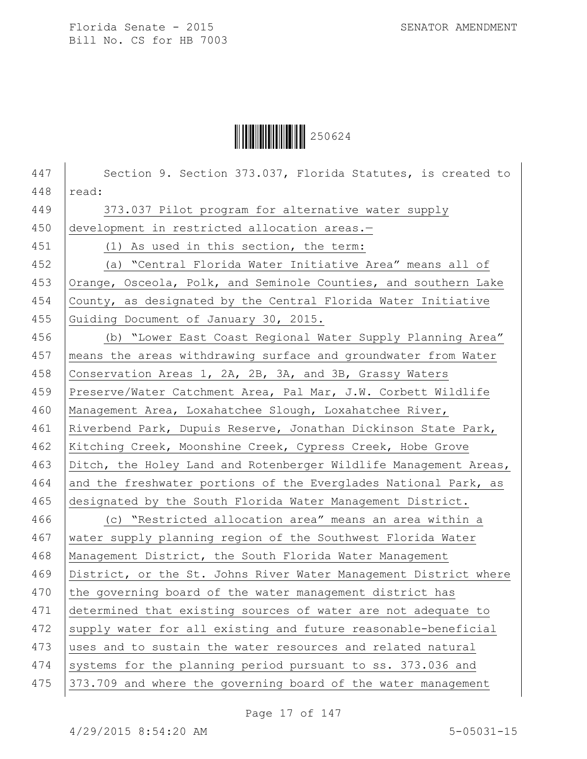Section 9. Section 373.037, Florida Statutes, is created to read:

373.037 Pilot program for alternative water supply development in restricted allocation areas.—

(1) As used in this section, the term:

(a) "Central Florida Water Initiative Area" means all of Orange, Osceola, Polk, and Seminole Counties, and southern Lake County, as designated by the Central Florida Water Initiative Guiding Document of January 30, 2015.

(b) "Lower East Coast Regional Water Supply Planning Area" means the areas withdrawing surface and groundwater from Water Conservation Areas 1, 2A, 2B, 3A, and 3B, Grassy Waters Preserve/Water Catchment Area, Pal Mar, J.W. Corbett Wildlife Management Area, Loxahatchee Slough, Loxahatchee River, Riverbend Park, Dupuis Reserve, Jonathan Dickinson State Park, Kitching Creek, Moonshine Creek, Cypress Creek, Hobe Grove Ditch, the Holey Land and Rotenberger Wildlife Management Areas, and the freshwater portions of the Everglades National Park, as designated by the South Florida Water Management District.

(c) "Restricted allocation area" means an area within a water supply planning region of the Southwest Florida Water Management District, the South Florida Water Management District, or the St. Johns River Water Management District where the governing board of the water management district has determined that existing sources of water are not adequate to supply water for all existing and future reasonable-beneficial uses and to sustain the water resources and related natural systems for the planning period pursuant to ss. 373.036 and 373.709 and where the governing board of the water management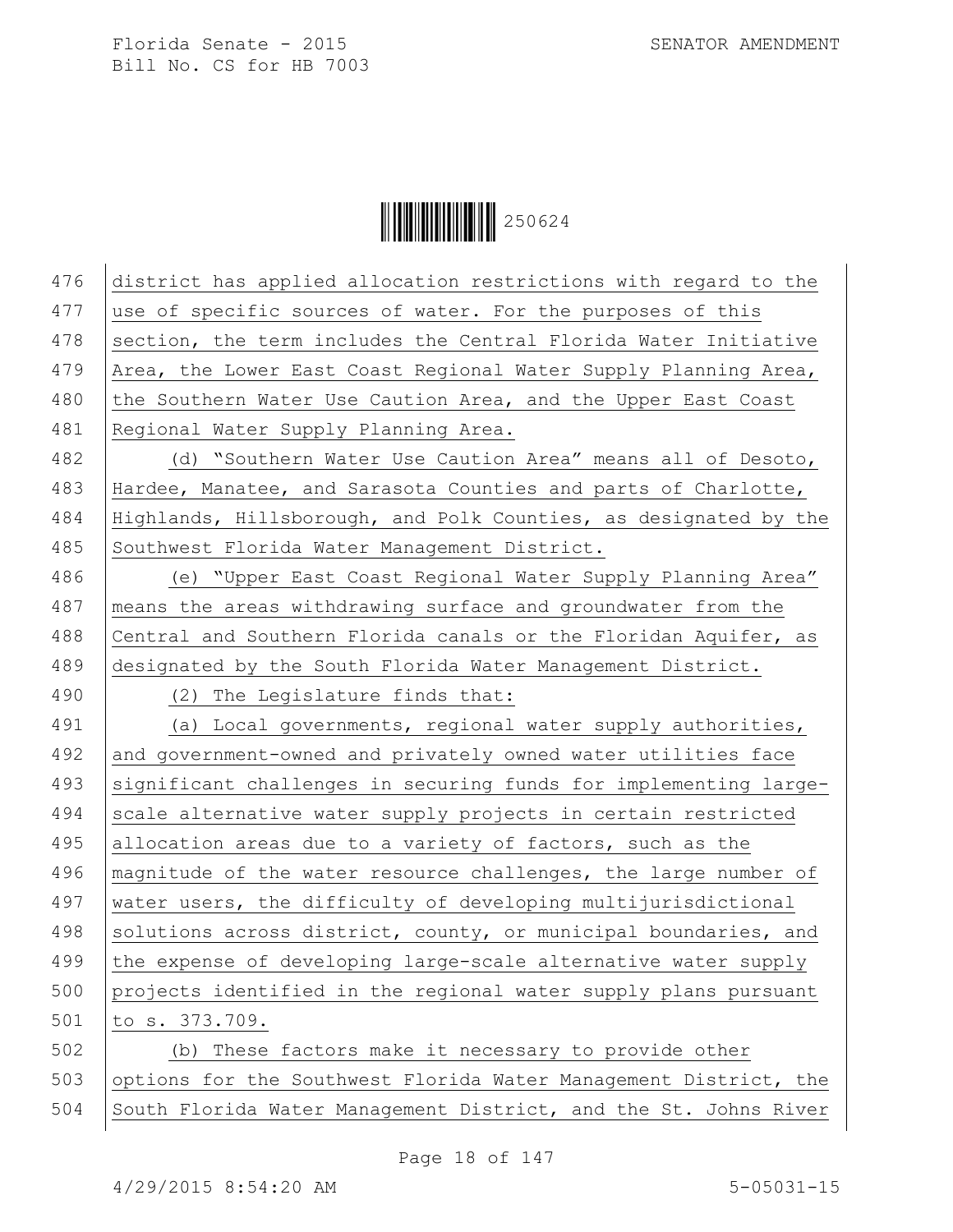district has applied allocation restrictions with regard to the use of specific sources of water. For the purposes of this section, the term includes the Central Florida Water Initiative Area, the Lower East Coast Regional Water Supply Planning Area, the Southern Water Use Caution Area, and the Upper East Coast Regional Water Supply Planning Area.

(d) "Southern Water Use Caution Area" means all of Desoto, Hardee, Manatee, and Sarasota Counties and parts of Charlotte, Highlands, Hillsborough, and Polk Counties, as designated by the Southwest Florida Water Management District.

(e) "Upper East Coast Regional Water Supply Planning Area" means the areas withdrawing surface and groundwater from the Central and Southern Florida canals or the Floridan Aquifer, as designated by the South Florida Water Management District.

(2) The Legislature finds that:

(a) Local governments, regional water supply authorities, and government-owned and privately owned water utilities face significant challenges in securing funds for implementing large-scale alternative water supply projects in certain restricted allocation areas due to a variety of factors, such as the magnitude of the water resource challenges, the large number of water users, the difficulty of developing multijurisdictional solutions across district, county, or municipal boundaries, and the expense of developing large-scale alternative water supply projects identified in the regional water supply plans pursuant to s. 373.709.

(b) These factors make it necessary to provide other options for the Southwest Florida Water Management District, the South Florida Water Management District, and the St. Johns River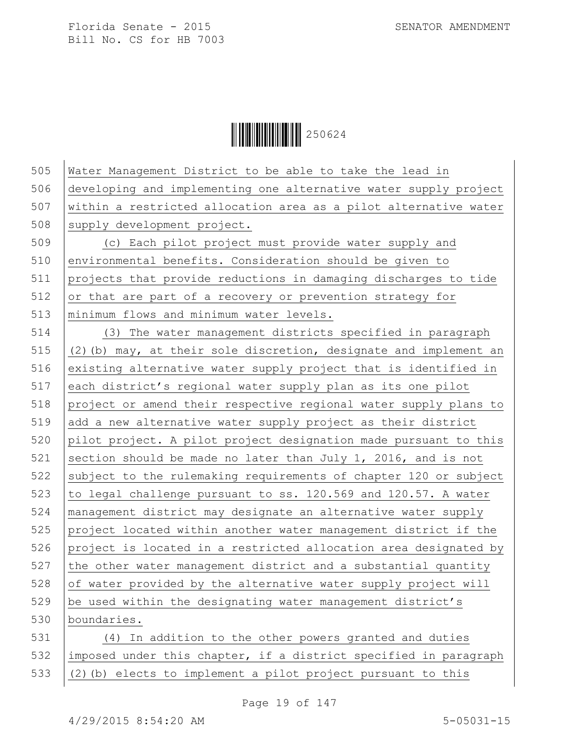Water Management District to be able to take the lead in developing and implementing one alternative water supply project within a restricted allocation area as a pilot alternative water supply development project.

(c) Each pilot project must provide water supply and environmental benefits. Consideration should be given to projects that provide reductions in damaging discharges to tide or that are part of a recovery or prevention strategy for minimum flows and minimum water levels.

(3) The water management districts specified in paragraph (2)(b) may, at their sole discretion, designate and implement an existing alternative water supply project that is identified in each district's regional water supply plan as its one pilot project or amend their respective regional water supply plans to add a new alternative water supply project as their district pilot project. A pilot project designation made pursuant to this section should be made no later than July 1, 2016, and is not subject to the rulemaking requirements of chapter 120 or subject to legal challenge pursuant to ss. 120.569 and 120.57. A water management district may designate an alternative water supply project located within another water management district if the project is located in a restricted allocation area designated by the other water management district and a substantial quantity of water provided by the alternative water supply project will be used within the designating water management district's boundaries.

(4) In addition to the other powers granted and duties imposed under this chapter, if a district specified in paragraph (2)(b) elects to implement a pilot project pursuant to this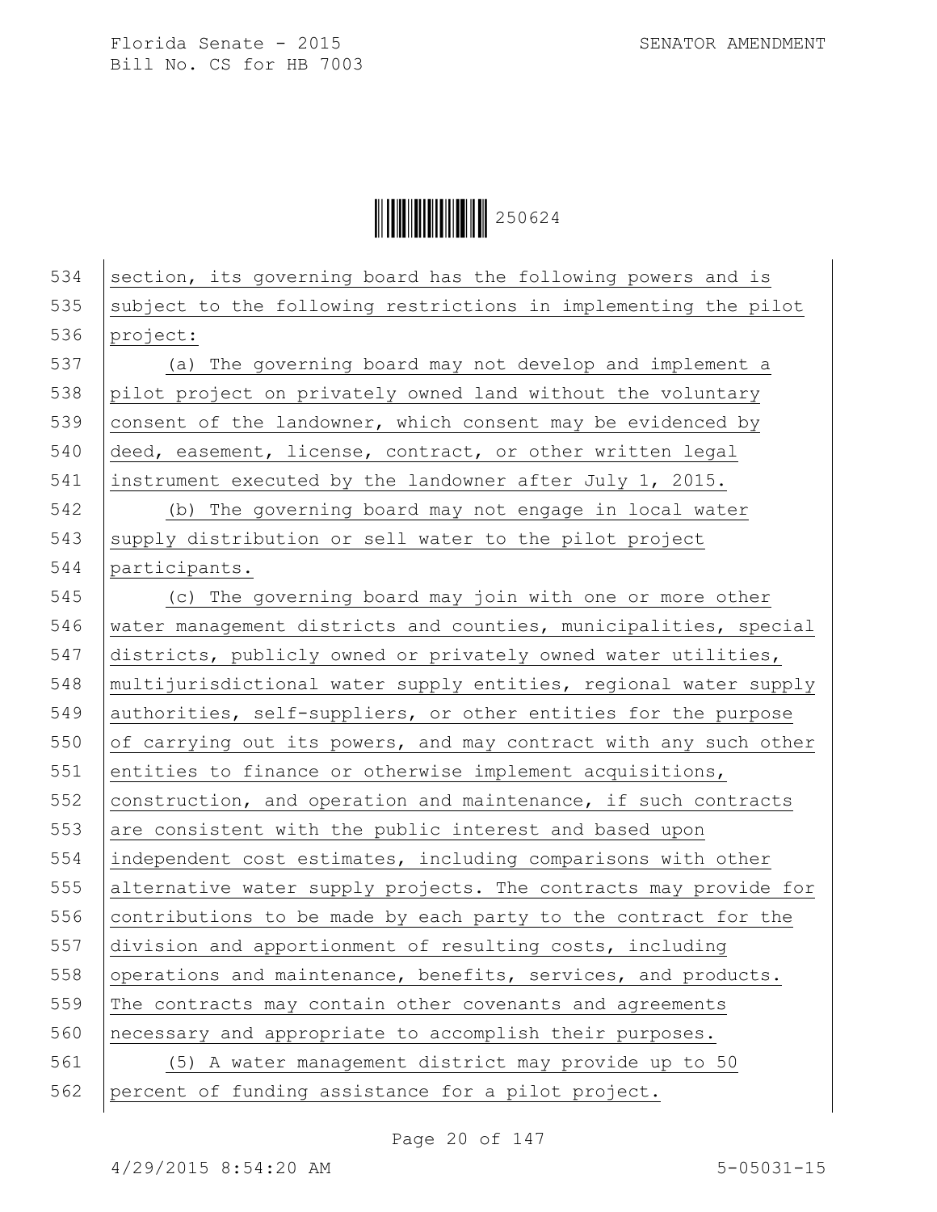section, its governing board has the following powers and is subject to the following restrictions in implementing the pilot project:

(a) The governing board may not develop and implement a pilot project on privately owned land without the voluntary consent of the landowner, which consent may be evidenced by deed, easement, license, contract, or other written legal instrument executed by the landowner after July 1, 2015.

(b) The governing board may not engage in local water supply distribution or sell water to the pilot project participants.

(c) The governing board may join with one or more other water management districts and counties, municipalities, special districts, publicly owned or privately owned water utilities, multijurisdictional water supply entities, regional water supply authorities, self-suppliers, or other entities for the purpose of carrying out its powers, and may contract with any such other entities to finance or otherwise implement acquisitions, construction, and operation and maintenance, if such contracts are consistent with the public interest and based upon independent cost estimates, including comparisons with other alternative water supply projects. The contracts may provide for contributions to be made by each party to the contract for the division and apportionment of resulting costs, including operations and maintenance, benefits, services, and products. The contracts may contain other covenants and agreements necessary and appropriate to accomplish their purposes.

(5) A water management district may provide up to 50 percent of funding assistance for a pilot project.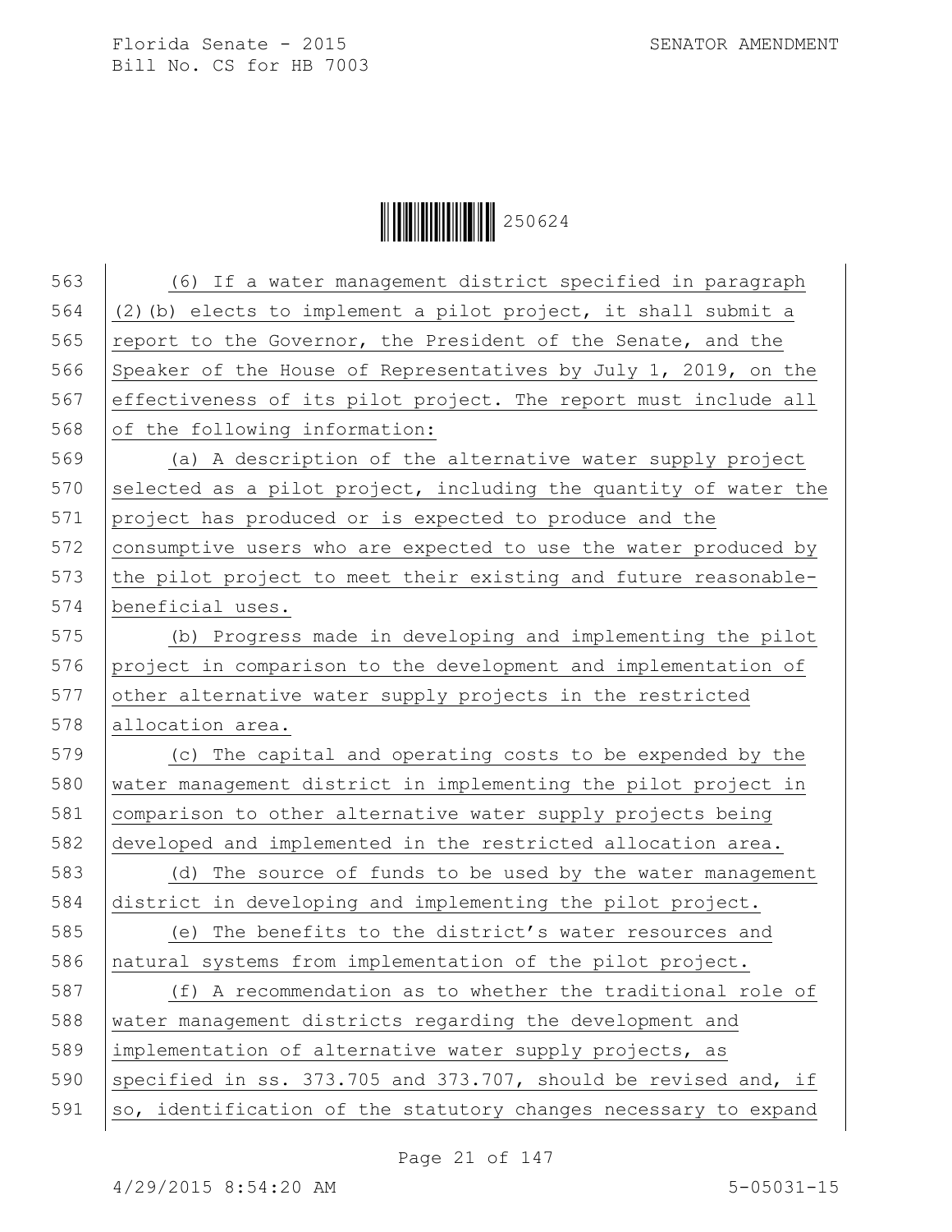(6) If a water management district specified in paragraph (2)(b) elects to implement a pilot project, it shall submit a report to the Governor, the President of the Senate, and the Speaker of the House of Representatives by July 1, 2019, on the effectiveness of its pilot project. The report must include all of the following information:

(a) A description of the alternative water supply project selected as a pilot project, including the quantity of water the project has produced or is expected to produce and the consumptive users who are expected to use the water produced by the pilot project to meet their existing and future reasonable-beneficial uses.

(b) Progress made in developing and implementing the pilot project in comparison to the development and implementation of other alternative water supply projects in the restricted allocation area.

(c) The capital and operating costs to be expended by the water management district in implementing the pilot project in comparison to other alternative water supply projects being developed and implemented in the restricted allocation area.

(d) The source of funds to be used by the water management district in developing and implementing the pilot project.

(e) The benefits to the district's water resources and natural systems from implementation of the pilot project.

(f) A recommendation as to whether the traditional role of water management districts regarding the development and implementation of alternative water supply projects, as specified in ss. 373.705 and 373.707, should be revised and, if so, identification of the statutory changes necessary to expand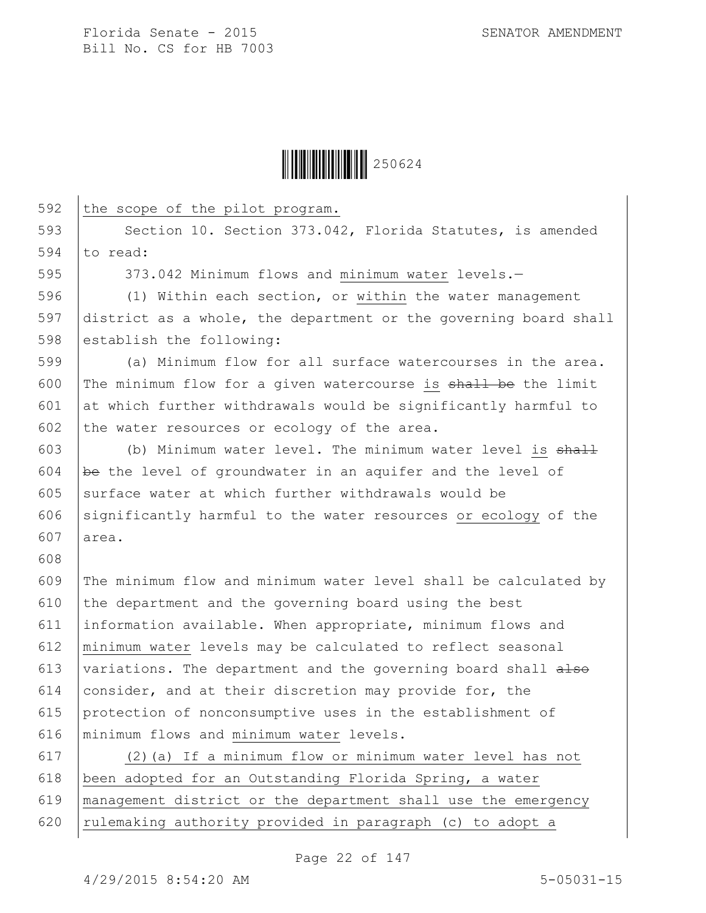the scope of the pilot program.

Section 10. Section 373.042, Florida Statutes, is amended to read:

373.042 Minimum flows and minimum water levels.—

(1) Within each section, or within the water management district as a whole, the department or the governing board shall establish the following:

(a) Minimum flow for all surface watercourses in the area. The minimum flow for a given watercourse is ~~shall be~~ the limit at which further withdrawals would be significantly harmful to the water resources or ecology of the area.

(b) Minimum water level. The minimum water level is ~~shall be~~ the level of groundwater in an aquifer and the level of surface water at which further withdrawals would be significantly harmful to the water resources or ecology of the area.

The minimum flow and minimum water level shall be calculated by the department and the governing board using the best information available. When appropriate, minimum flows and minimum water levels may be calculated to reflect seasonal variations. The department and the governing board shall ~~also~~ consider, and at their discretion may provide for, the protection of nonconsumptive uses in the establishment of minimum flows and minimum water levels.

(2)(a) If a minimum flow or minimum water level has not been adopted for an Outstanding Florida Spring, a water management district or the department shall use the emergency rulemaking authority provided in paragraph (c) to adopt a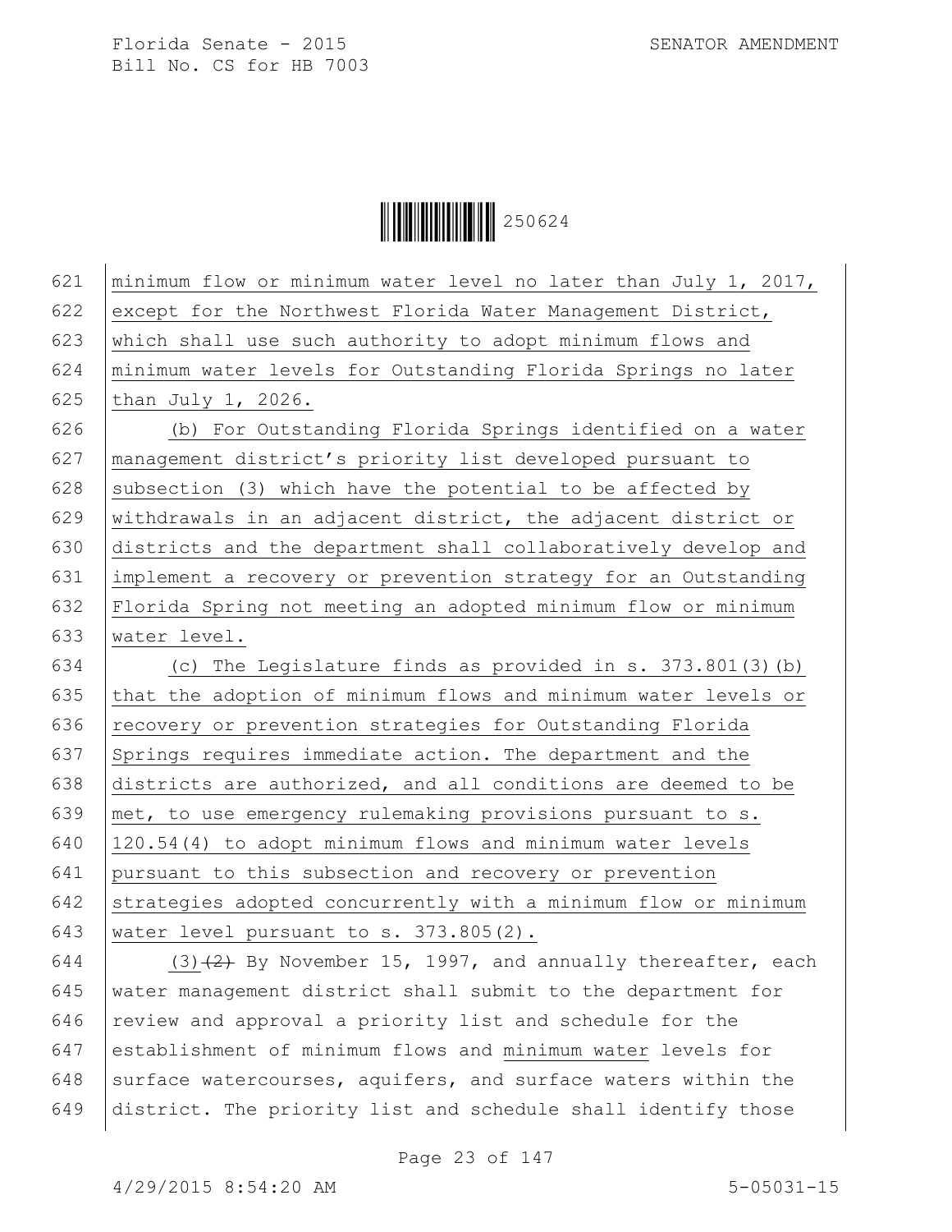minimum flow or minimum water level no later than July 1, 2017, except for the Northwest Florida Water Management District, which shall use such authority to adopt minimum flows and minimum water levels for Outstanding Florida Springs no later than July 1, 2026.

(b) For Outstanding Florida Springs identified on a water management district's priority list developed pursuant to subsection (3) which have the potential to be affected by withdrawals in an adjacent district, the adjacent district or districts and the department shall collaboratively develop and implement a recovery or prevention strategy for an Outstanding Florida Spring not meeting an adopted minimum flow or minimum water level.

(c) The Legislature finds as provided in s. 373.801(3)(b) that the adoption of minimum flows and minimum water levels or recovery or prevention strategies for Outstanding Florida Springs requires immediate action. The department and the districts are authorized, and all conditions are deemed to be met, to use emergency rulemaking provisions pursuant to s. 120.54(4) to adopt minimum flows and minimum water levels pursuant to this subsection and recovery or prevention strategies adopted concurrently with a minimum flow or minimum water level pursuant to s. 373.805(2).

(3)~~(2)~~ By November 15, 1997, and annually thereafter, each water management district shall submit to the department for review and approval a priority list and schedule for the establishment of minimum flows and minimum water levels for surface watercourses, aquifers, and surface waters within the district. The priority list and schedule shall identify those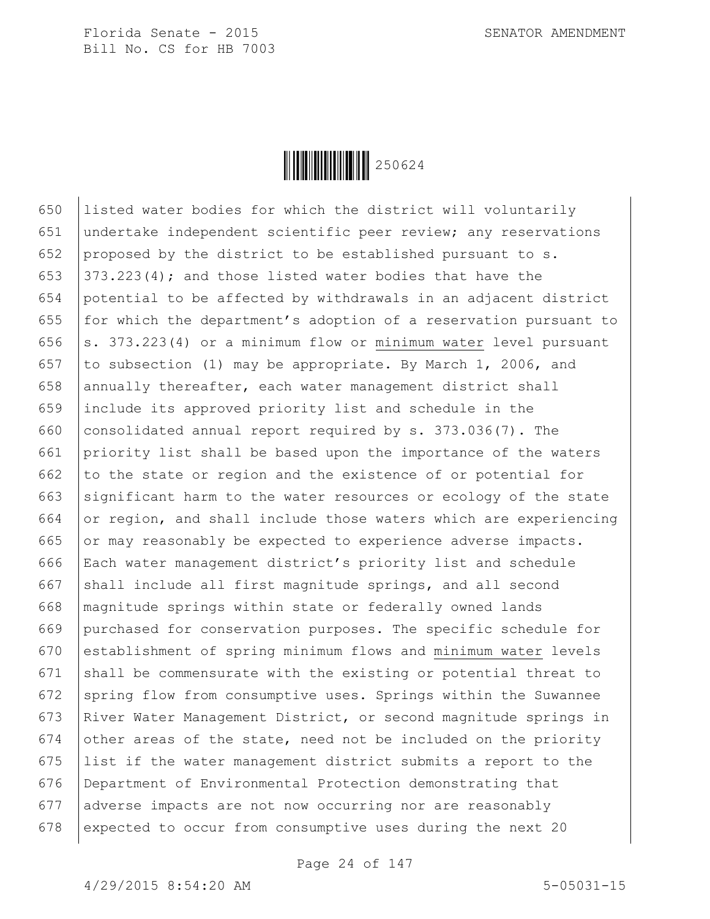listed water bodies for which the district will voluntarily undertake independent scientific peer review; any reservations proposed by the district to be established pursuant to s. 373.223(4); and those listed water bodies that have the potential to be affected by withdrawals in an adjacent district for which the department's adoption of a reservation pursuant to s. 373.223(4) or a minimum flow or minimum water level pursuant to subsection (1) may be appropriate. By March 1, 2006, and annually thereafter, each water management district shall include its approved priority list and schedule in the consolidated annual report required by s. 373.036(7). The priority list shall be based upon the importance of the waters to the state or region and the existence of or potential for significant harm to the water resources or ecology of the state or region, and shall include those waters which are experiencing or may reasonably be expected to experience adverse impacts. Each water management district's priority list and schedule shall include all first magnitude springs, and all second magnitude springs within state or federally owned lands purchased for conservation purposes. The specific schedule for establishment of spring minimum flows and minimum water levels shall be commensurate with the existing or potential threat to spring flow from consumptive uses. Springs within the Suwannee River Water Management District, or second magnitude springs in other areas of the state, need not be included on the priority list if the water management district submits a report to the Department of Environmental Protection demonstrating that adverse impacts are not now occurring nor are reasonably expected to occur from consumptive uses during the next 20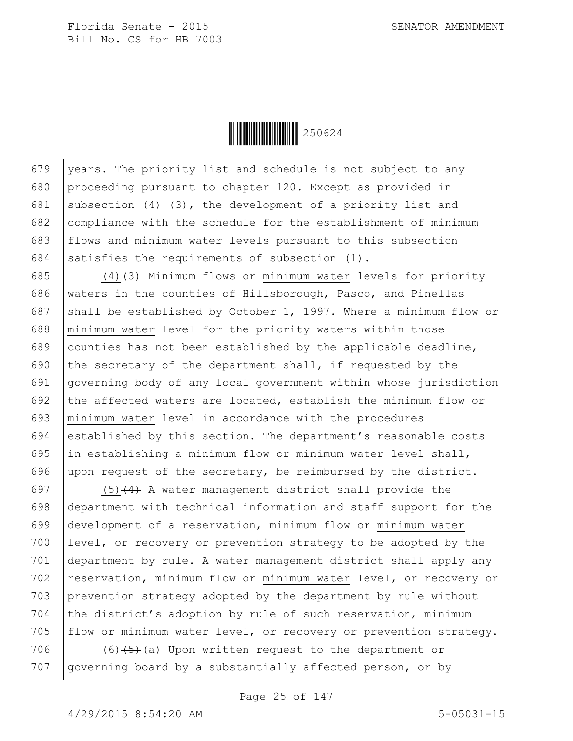years. The priority list and schedule is not subject to any proceeding pursuant to chapter 120. Except as provided in subsection (4) ~~(3)~~, the development of a priority list and compliance with the schedule for the establishment of minimum flows and minimum water levels pursuant to this subsection satisfies the requirements of subsection (1).

(4)~~(3)~~ Minimum flows or minimum water levels for priority waters in the counties of Hillsborough, Pasco, and Pinellas shall be established by October 1, 1997. Where a minimum flow or minimum water level for the priority waters within those counties has not been established by the applicable deadline, the secretary of the department shall, if requested by the governing body of any local government within whose jurisdiction the affected waters are located, establish the minimum flow or minimum water level in accordance with the procedures established by this section. The department's reasonable costs in establishing a minimum flow or minimum water level shall, upon request of the secretary, be reimbursed by the district.

(5)~~(4)~~ A water management district shall provide the department with technical information and staff support for the development of a reservation, minimum flow or minimum water level, or recovery or prevention strategy to be adopted by the department by rule. A water management district shall apply any reservation, minimum flow or minimum water level, or recovery or prevention strategy adopted by the department by rule without the district's adoption by rule of such reservation, minimum flow or minimum water level, or recovery or prevention strategy.

(6)~~(5)~~(a) Upon written request to the department or governing board by a substantially affected person, or by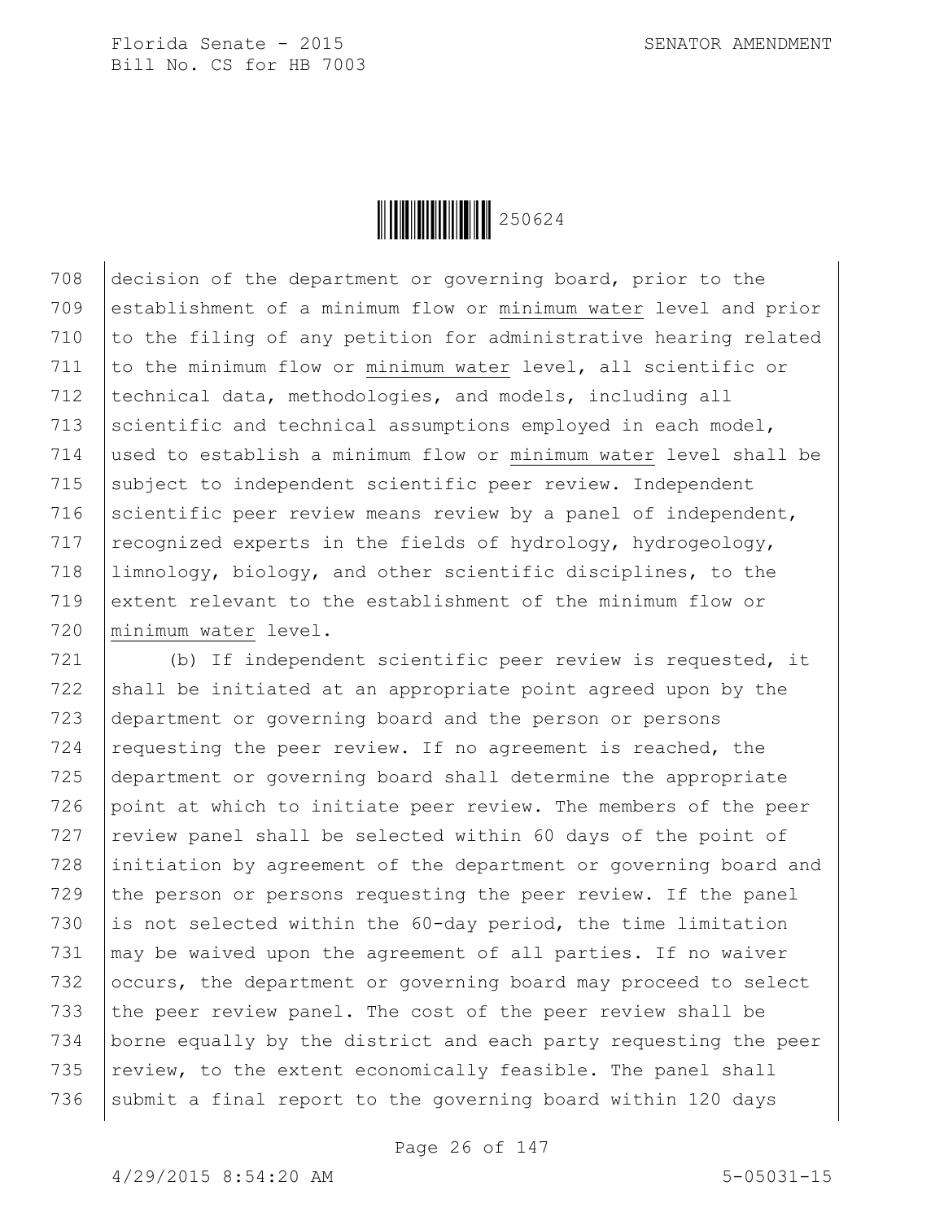decision of the department or governing board, prior to the establishment of a minimum flow or minimum water level and prior to the filing of any petition for administrative hearing related to the minimum flow or minimum water level, all scientific or technical data, methodologies, and models, including all scientific and technical assumptions employed in each model, used to establish a minimum flow or minimum water level shall be subject to independent scientific peer review. Independent scientific peer review means review by a panel of independent, recognized experts in the fields of hydrology, hydrogeology, limnology, biology, and other scientific disciplines, to the extent relevant to the establishment of the minimum flow or minimum water level.

(b) If independent scientific peer review is requested, it shall be initiated at an appropriate point agreed upon by the department or governing board and the person or persons requesting the peer review. If no agreement is reached, the department or governing board shall determine the appropriate point at which to initiate peer review. The members of the peer review panel shall be selected within 60 days of the point of initiation by agreement of the department or governing board and the person or persons requesting the peer review. If the panel is not selected within the 60-day period, the time limitation may be waived upon the agreement of all parties. If no waiver occurs, the department or governing board may proceed to select the peer review panel. The cost of the peer review shall be borne equally by the district and each party requesting the peer review, to the extent economically feasible. The panel shall submit a final report to the governing board within 120 days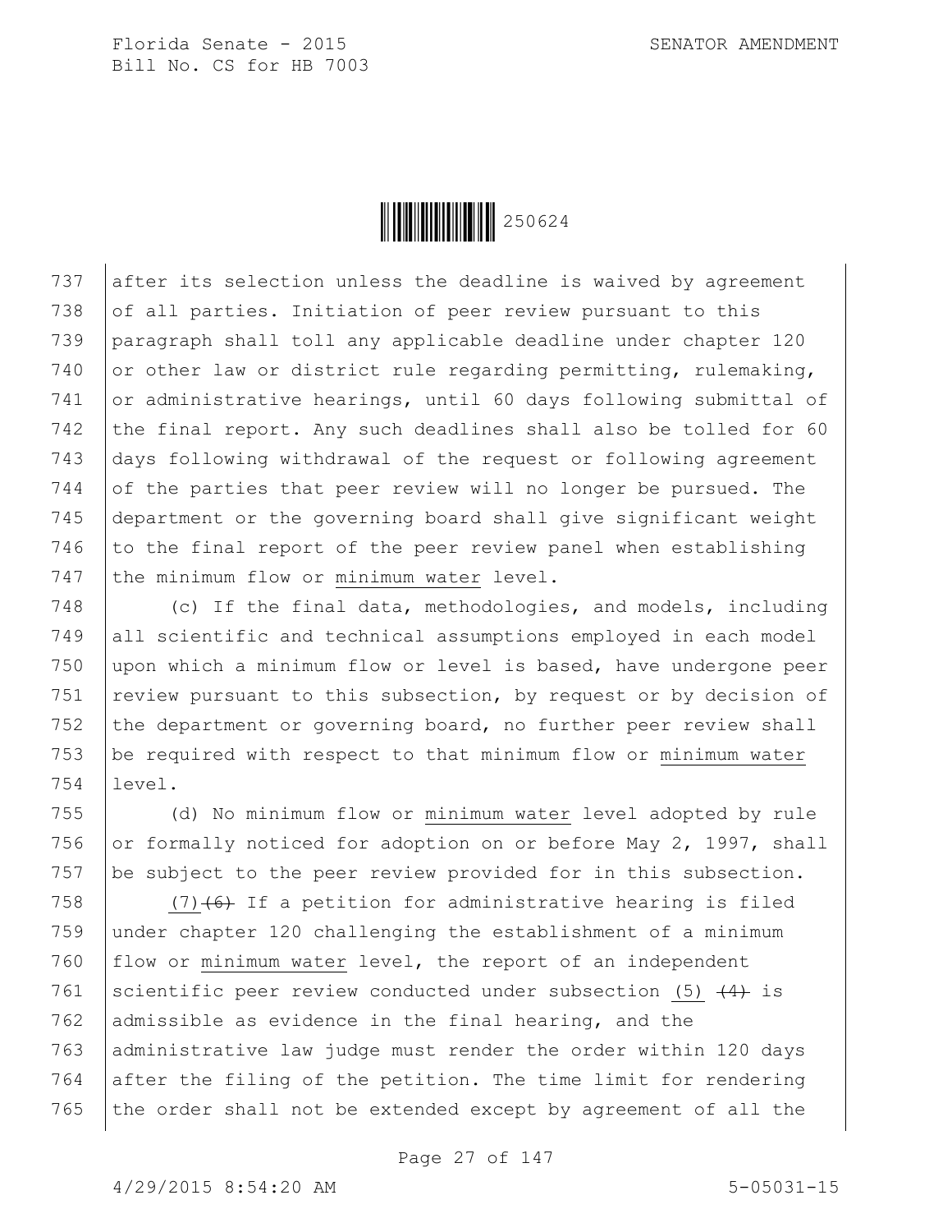after its selection unless the deadline is waived by agreement of all parties. Initiation of peer review pursuant to this paragraph shall toll any applicable deadline under chapter 120 or other law or district rule regarding permitting, rulemaking, or administrative hearings, until 60 days following submittal of the final report. Any such deadlines shall also be tolled for 60 days following withdrawal of the request or following agreement of the parties that peer review will no longer be pursued. The department or the governing board shall give significant weight to the final report of the peer review panel when establishing the minimum flow or minimum water level.

(c) If the final data, methodologies, and models, including all scientific and technical assumptions employed in each model upon which a minimum flow or level is based, have undergone peer review pursuant to this subsection, by request or by decision of the department or governing board, no further peer review shall be required with respect to that minimum flow or minimum water level.

(d) No minimum flow or minimum water level adopted by rule or formally noticed for adoption on or before May 2, 1997, shall be subject to the peer review provided for in this subsection.

(7) ~~(6)~~ If a petition for administrative hearing is filed under chapter 120 challenging the establishment of a minimum flow or minimum water level, the report of an independent scientific peer review conducted under subsection (5) ~~(4)~~ is admissible as evidence in the final hearing, and the administrative law judge must render the order within 120 days after the filing of the petition. The time limit for rendering the order shall not be extended except by agreement of all the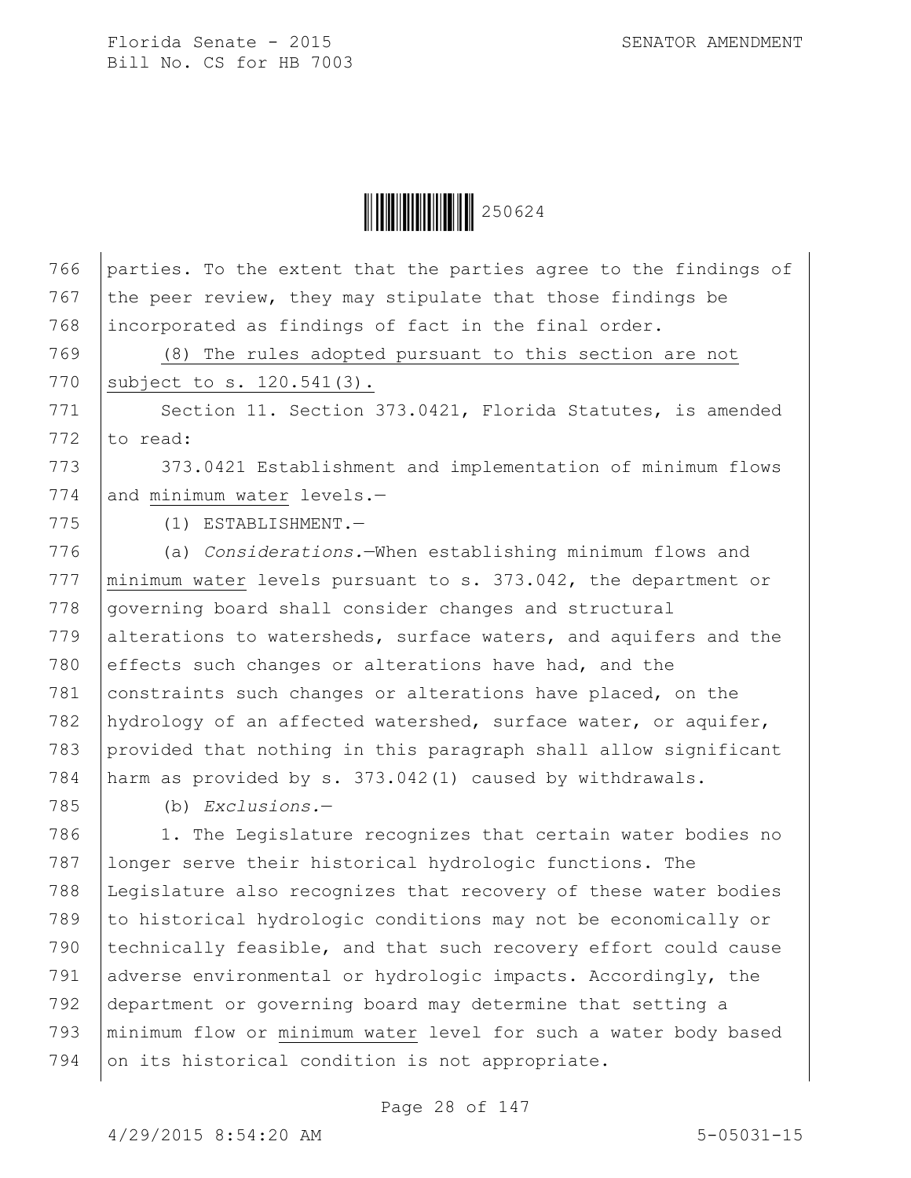parties. To the extent that the parties agree to the findings of the peer review, they may stipulate that those findings be incorporated as findings of fact in the final order.

(8) The rules adopted pursuant to this section are not subject to s. 120.541(3).

Section 11. Section 373.0421, Florida Statutes, is amended to read:

373.0421 Establishment and implementation of minimum flows and minimum water levels.—

(1) ESTABLISHMENT.—

(a) *Considerations.*—When establishing minimum flows and minimum water levels pursuant to s. 373.042, the department or governing board shall consider changes and structural alterations to watersheds, surface waters, and aquifers and the effects such changes or alterations have had, and the constraints such changes or alterations have placed, on the hydrology of an affected watershed, surface water, or aquifer, provided that nothing in this paragraph shall allow significant harm as provided by s. 373.042(1) caused by withdrawals.

(b) *Exclusions.*—

1. The Legislature recognizes that certain water bodies no longer serve their historical hydrologic functions. The Legislature also recognizes that recovery of these water bodies to historical hydrologic conditions may not be economically or technically feasible, and that such recovery effort could cause adverse environmental or hydrologic impacts. Accordingly, the department or governing board may determine that setting a minimum flow or minimum water level for such a water body based on its historical condition is not appropriate.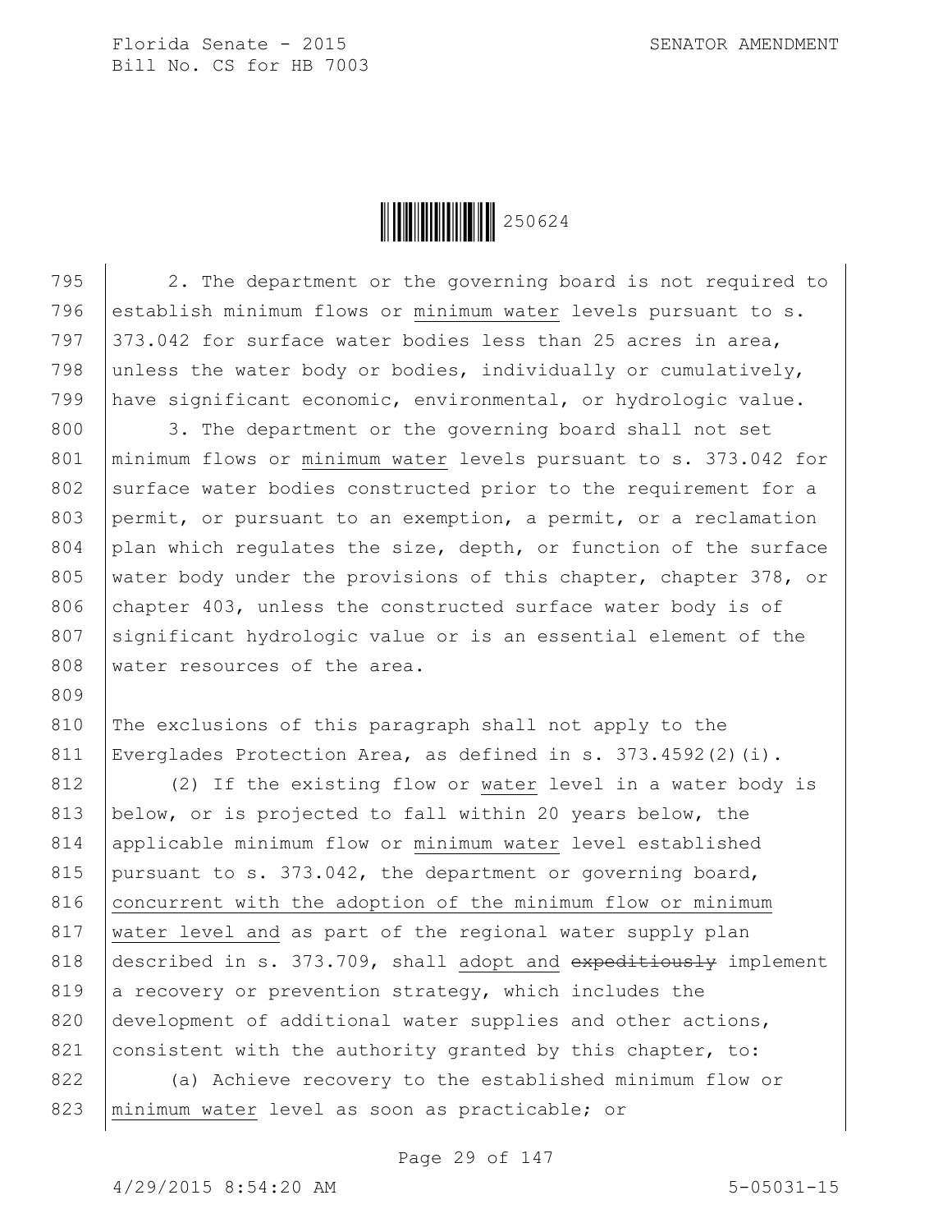795 2. The department or the governing board is not required to establish minimum flows or minimum water levels pursuant to s. 373.042 for surface water bodies less than 25 acres in area, unless the water body or bodies, individually or cumulatively, have significant economic, environmental, or hydrologic value.

800 3. The department or the governing board shall not set minimum flows or minimum water levels pursuant to s. 373.042 for surface water bodies constructed prior to the requirement for a permit, or pursuant to an exemption, a permit, or a reclamation plan which regulates the size, depth, or function of the surface water body under the provisions of this chapter, chapter 378, or chapter 403, unless the constructed surface water body is of significant hydrologic value or is an essential element of the water resources of the area.

810 The exclusions of this paragraph shall not apply to the Everglades Protection Area, as defined in s. 373.4592(2)(i).

812 (2) If the existing flow or water level in a water body is below, or is projected to fall within 20 years below, the applicable minimum flow or minimum water level established pursuant to s. 373.042, the department or governing board, concurrent with the adoption of the minimum flow or minimum water level and as part of the regional water supply plan described in s. 373.709, shall adopt and ~~expeditiously~~ implement a recovery or prevention strategy, which includes the development of additional water supplies and other actions, consistent with the authority granted by this chapter, to:

822 (a) Achieve recovery to the established minimum flow or minimum water level as soon as practicable; or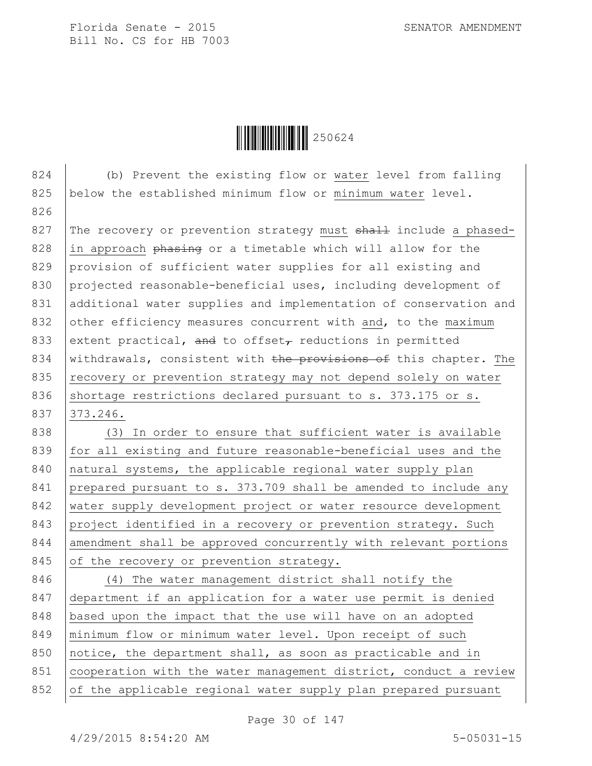(b) Prevent the existing flow or water level from falling below the established minimum flow or minimum water level.

The recovery or prevention strategy must ~~shall~~ include a phased-in approach ~~phasing~~ or a timetable which will allow for the provision of sufficient water supplies for all existing and projected reasonable-beneficial uses, including development of additional water supplies and implementation of conservation and other efficiency measures concurrent with and, to the maximum extent practical, ~~and~~ to offset~~,~~ reductions in permitted withdrawals, consistent with ~~the provisions of~~ this chapter. The recovery or prevention strategy may not depend solely on water shortage restrictions declared pursuant to s. 373.175 or s. 373.246.

(3) In order to ensure that sufficient water is available for all existing and future reasonable-beneficial uses and the natural systems, the applicable regional water supply plan prepared pursuant to s. 373.709 shall be amended to include any water supply development project or water resource development project identified in a recovery or prevention strategy. Such amendment shall be approved concurrently with relevant portions of the recovery or prevention strategy.

(4) The water management district shall notify the department if an application for a water use permit is denied based upon the impact that the use will have on an adopted minimum flow or minimum water level. Upon receipt of such notice, the department shall, as soon as practicable and in cooperation with the water management district, conduct a review of the applicable regional water supply plan prepared pursuant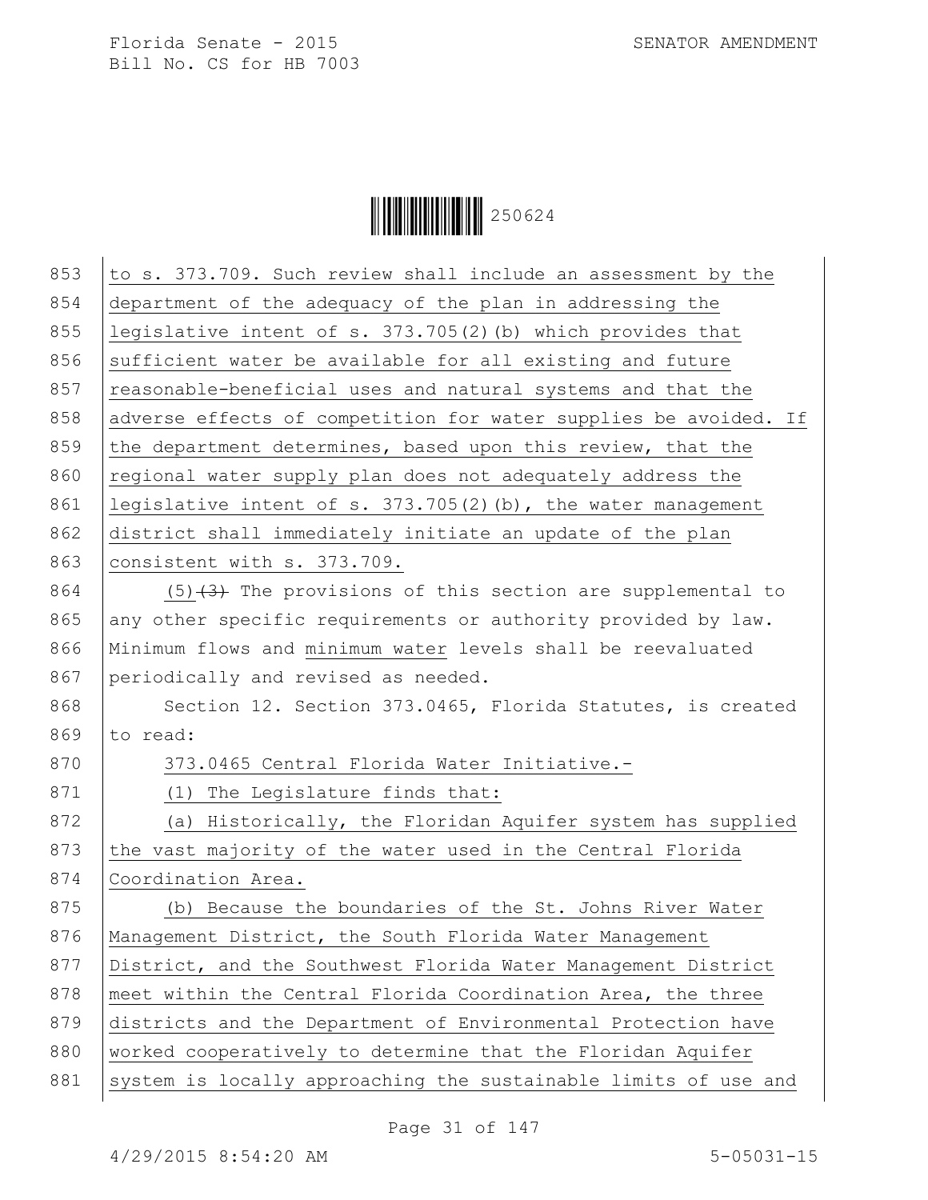to s. 373.709. Such review shall include an assessment by the department of the adequacy of the plan in addressing the legislative intent of s. 373.705(2)(b) which provides that sufficient water be available for all existing and future reasonable-beneficial uses and natural systems and that the adverse effects of competition for water supplies be avoided. If the department determines, based upon this review, that the regional water supply plan does not adequately address the legislative intent of s. 373.705(2)(b), the water management district shall immediately initiate an update of the plan consistent with s. 373.709.

(5) ~~(3)~~ The provisions of this section are supplemental to any other specific requirements or authority provided by law. Minimum flows and minimum water levels shall be reevaluated periodically and revised as needed.

Section 12. Section 373.0465, Florida Statutes, is created to read:

373.0465 Central Florida Water Initiative.-

(1) The Legislature finds that:

(a) Historically, the Floridan Aquifer system has supplied the vast majority of the water used in the Central Florida Coordination Area.

(b) Because the boundaries of the St. Johns River Water Management District, the South Florida Water Management District, and the Southwest Florida Water Management District meet within the Central Florida Coordination Area, the three districts and the Department of Environmental Protection have worked cooperatively to determine that the Floridan Aquifer system is locally approaching the sustainable limits of use and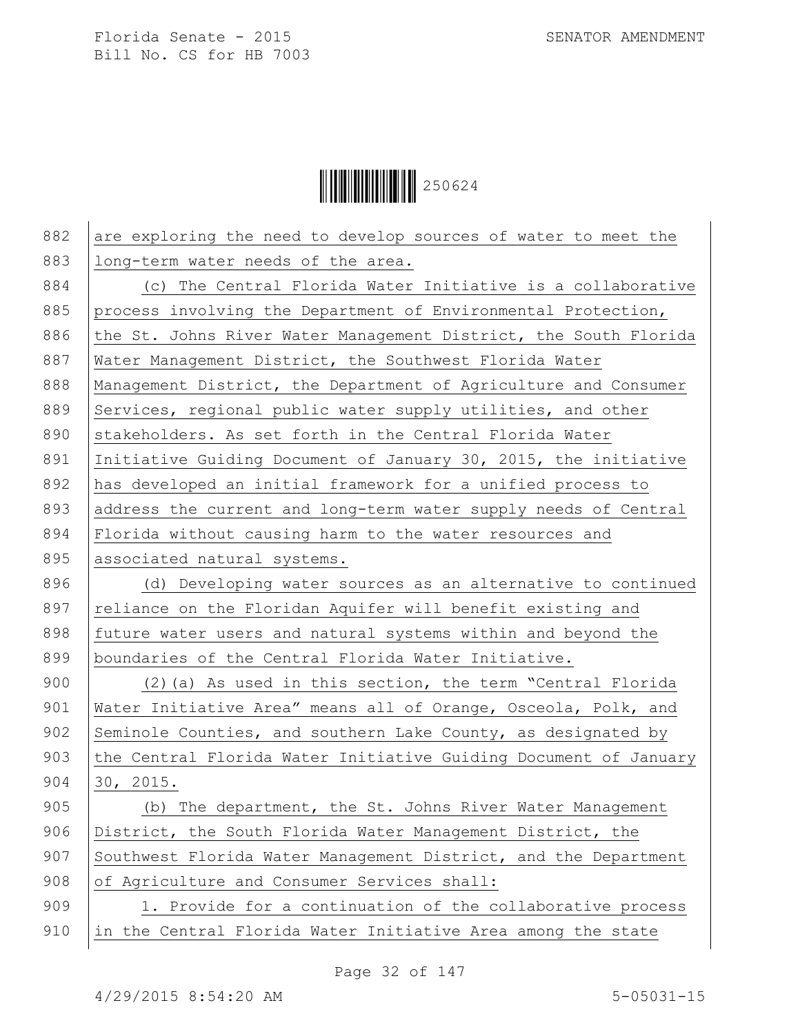are exploring the need to develop sources of water to meet the long-term water needs of the area.

(c) The Central Florida Water Initiative is a collaborative process involving the Department of Environmental Protection, the St. Johns River Water Management District, the South Florida Water Management District, the Southwest Florida Water Management District, the Department of Agriculture and Consumer Services, regional public water supply utilities, and other stakeholders. As set forth in the Central Florida Water Initiative Guiding Document of January 30, 2015, the initiative has developed an initial framework for a unified process to address the current and long-term water supply needs of Central Florida without causing harm to the water resources and associated natural systems.

(d) Developing water sources as an alternative to continued reliance on the Floridan Aquifer will benefit existing and future water users and natural systems within and beyond the boundaries of the Central Florida Water Initiative.

(2)(a) As used in this section, the term "Central Florida Water Initiative Area" means all of Orange, Osceola, Polk, and Seminole Counties, and southern Lake County, as designated by the Central Florida Water Initiative Guiding Document of January 30, 2015.

(b) The department, the St. Johns River Water Management District, the South Florida Water Management District, the Southwest Florida Water Management District, and the Department of Agriculture and Consumer Services shall:

1. Provide for a continuation of the collaborative process in the Central Florida Water Initiative Area among the state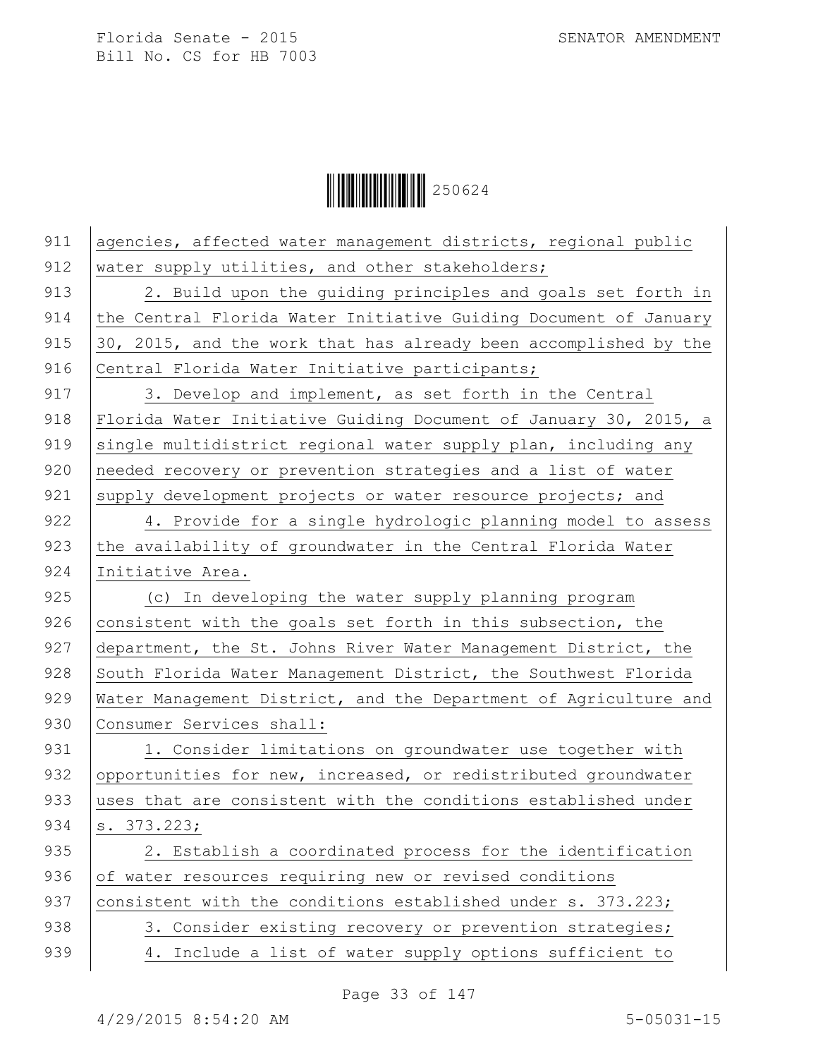agencies, affected water management districts, regional public water supply utilities, and other stakeholders;

2. Build upon the guiding principles and goals set forth in the Central Florida Water Initiative Guiding Document of January 30, 2015, and the work that has already been accomplished by the Central Florida Water Initiative participants;

3. Develop and implement, as set forth in the Central Florida Water Initiative Guiding Document of January 30, 2015, a single multidistrict regional water supply plan, including any needed recovery or prevention strategies and a list of water supply development projects or water resource projects; and

4. Provide for a single hydrologic planning model to assess the availability of groundwater in the Central Florida Water Initiative Area.

(c) In developing the water supply planning program consistent with the goals set forth in this subsection, the department, the St. Johns River Water Management District, the South Florida Water Management District, the Southwest Florida Water Management District, and the Department of Agriculture and Consumer Services shall:

1. Consider limitations on groundwater use together with opportunities for new, increased, or redistributed groundwater uses that are consistent with the conditions established under s. 373.223;

2. Establish a coordinated process for the identification of water resources requiring new or revised conditions consistent with the conditions established under s. 373.223;

3. Consider existing recovery or prevention strategies;

4. Include a list of water supply options sufficient to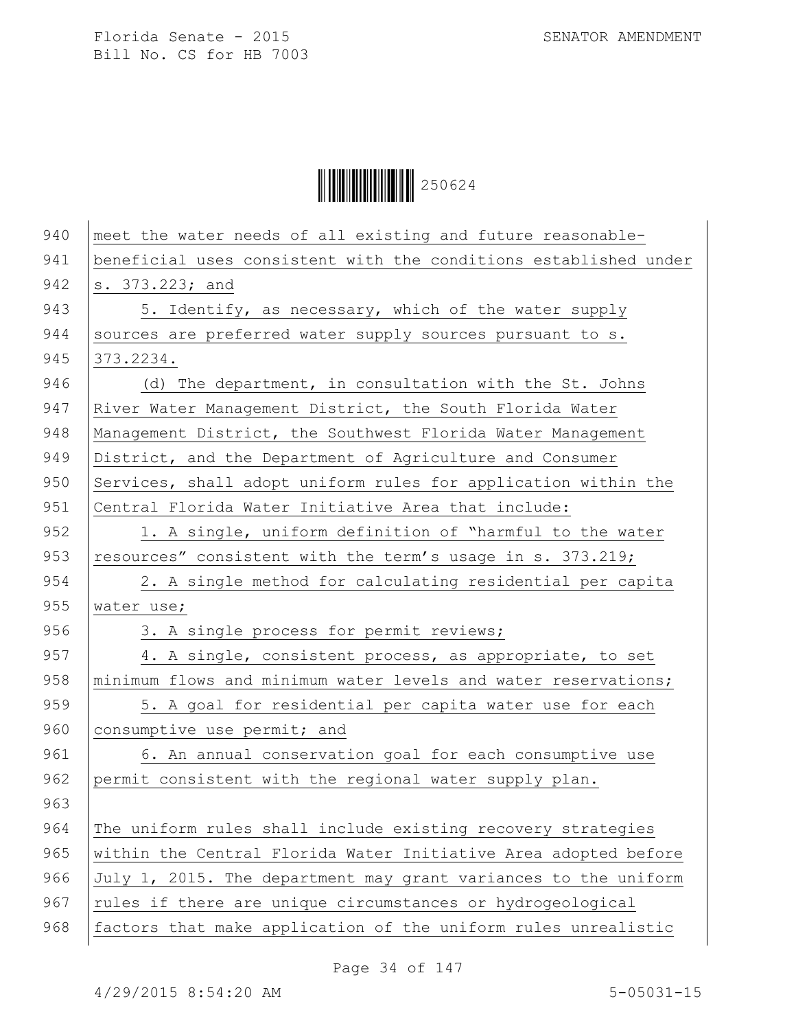meet the water needs of all existing and future reasonable-beneficial uses consistent with the conditions established under s. 373.223; and

5. Identify, as necessary, which of the water supply sources are preferred water supply sources pursuant to s. 373.2234.

(d) The department, in consultation with the St. Johns River Water Management District, the South Florida Water Management District, the Southwest Florida Water Management District, and the Department of Agriculture and Consumer Services, shall adopt uniform rules for application within the Central Florida Water Initiative Area that include:

1. A single, uniform definition of "harmful to the water resources" consistent with the term's usage in s. 373.219;

2. A single method for calculating residential per capita water use;

3. A single process for permit reviews;

4. A single, consistent process, as appropriate, to set minimum flows and minimum water levels and water reservations;

5. A goal for residential per capita water use for each consumptive use permit; and

6. An annual conservation goal for each consumptive use permit consistent with the regional water supply plan.

The uniform rules shall include existing recovery strategies within the Central Florida Water Initiative Area adopted before July 1, 2015. The department may grant variances to the uniform rules if there are unique circumstances or hydrogeological factors that make application of the uniform rules unrealistic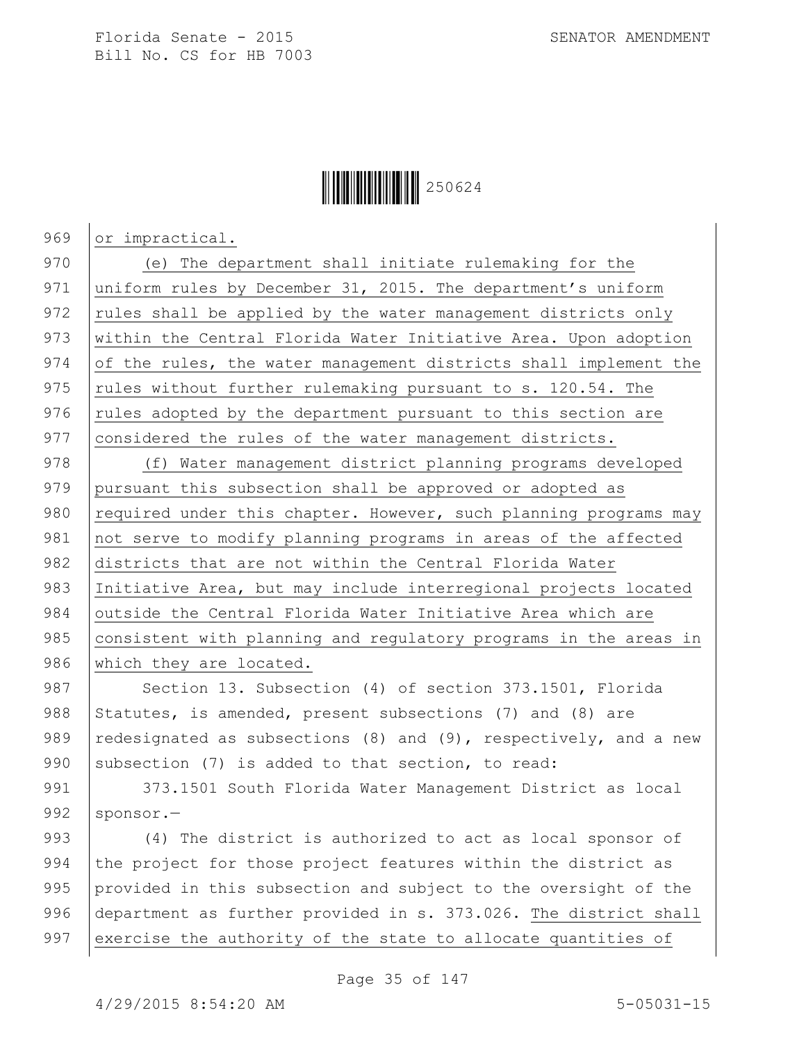969 or impractical.

970 (e) The department shall initiate rulemaking for the
971 uniform rules by December 31, 2015. The department's uniform
972 rules shall be applied by the water management districts only
973 within the Central Florida Water Initiative Area. Upon adoption
974 of the rules, the water management districts shall implement the
975 rules without further rulemaking pursuant to s. 120.54. The
976 rules adopted by the department pursuant to this section are
977 considered the rules of the water management districts.

978 (f) Water management district planning programs developed
979 pursuant this subsection shall be approved or adopted as
980 required under this chapter. However, such planning programs may
981 not serve to modify planning programs in areas of the affected
982 districts that are not within the Central Florida Water
983 Initiative Area, but may include interregional projects located
984 outside the Central Florida Water Initiative Area which are
985 consistent with planning and regulatory programs in the areas in
986 which they are located.

987 Section 13. Subsection (4) of section 373.1501, Florida
988 Statutes, is amended, present subsections (7) and (8) are
989 redesignated as subsections (8) and (9), respectively, and a new
990 subsection (7) is added to that section, to read:

991 373.1501 South Florida Water Management District as local
992 sponsor.—

993 (4) The district is authorized to act as local sponsor of
994 the project for those project features within the district as
995 provided in this subsection and subject to the oversight of the
996 department as further provided in s. 373.026. The district shall
997 exercise the authority of the state to allocate quantities of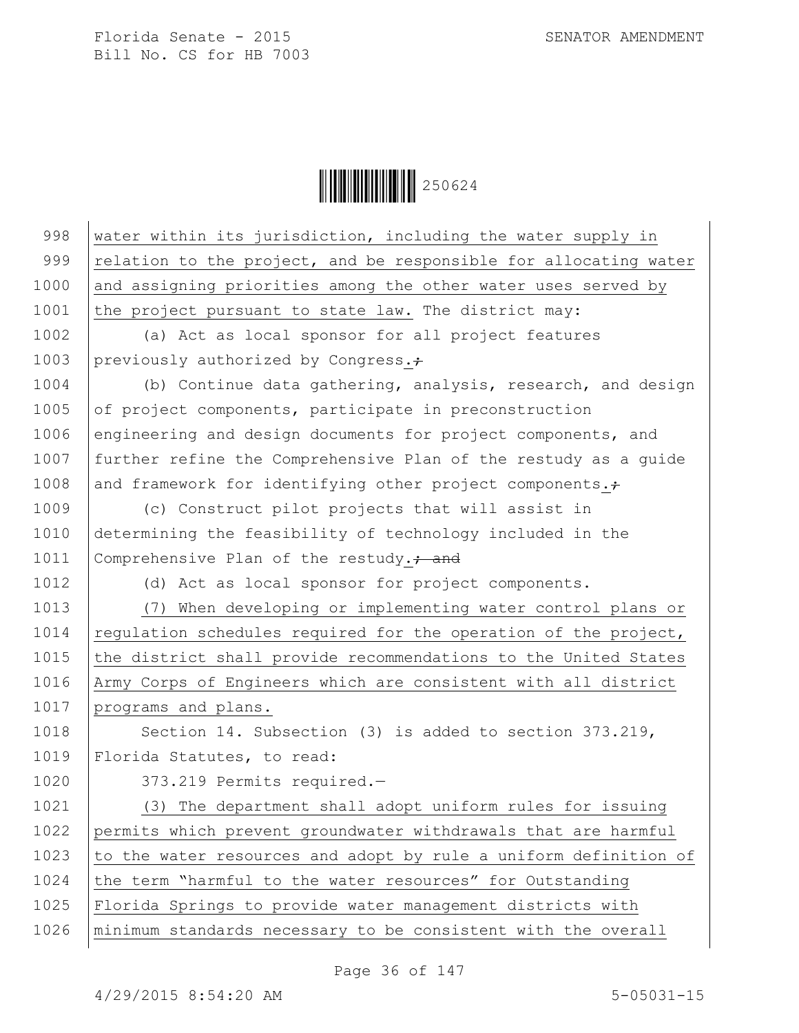water within its jurisdiction, including the water supply in relation to the project, and be responsible for allocating water and assigning priorities among the other water uses served by the project pursuant to state law. The district may:

(a) Act as local sponsor for all project features previously authorized by Congress.;

(b) Continue data gathering, analysis, research, and design of project components, participate in preconstruction engineering and design documents for project components, and further refine the Comprehensive Plan of the restudy as a guide and framework for identifying other project components.;

(c) Construct pilot projects that will assist in determining the feasibility of technology included in the Comprehensive Plan of the restudy.; and

(d) Act as local sponsor for project components.

(7) When developing or implementing water control plans or regulation schedules required for the operation of the project, the district shall provide recommendations to the United States Army Corps of Engineers which are consistent with all district programs and plans.

Section 14. Subsection (3) is added to section 373.219, Florida Statutes, to read:

373.219 Permits required.—

(3) The department shall adopt uniform rules for issuing permits which prevent groundwater withdrawals that are harmful to the water resources and adopt by rule a uniform definition of the term "harmful to the water resources" for Outstanding Florida Springs to provide water management districts with minimum standards necessary to be consistent with the overall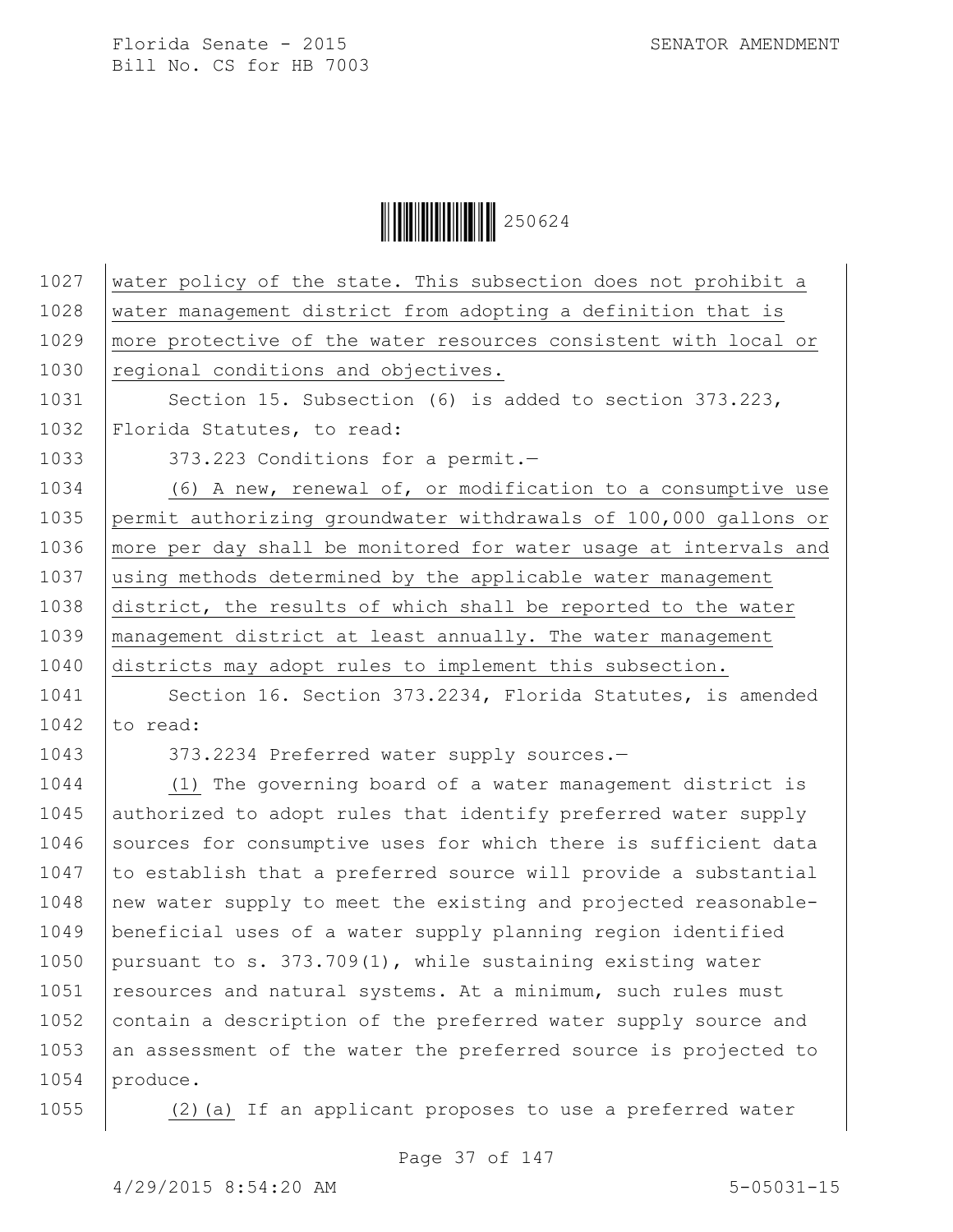water policy of the state. This subsection does not prohibit a water management district from adopting a definition that is more protective of the water resources consistent with local or regional conditions and objectives.

Section 15. Subsection (6) is added to section 373.223, Florida Statutes, to read:

373.223 Conditions for a permit.—

(6) A new, renewal of, or modification to a consumptive use permit authorizing groundwater withdrawals of 100,000 gallons or more per day shall be monitored for water usage at intervals and using methods determined by the applicable water management district, the results of which shall be reported to the water management district at least annually. The water management districts may adopt rules to implement this subsection.

Section 16. Section 373.2234, Florida Statutes, is amended to read:

373.2234 Preferred water supply sources.—

(1) The governing board of a water management district is authorized to adopt rules that identify preferred water supply sources for consumptive uses for which there is sufficient data to establish that a preferred source will provide a substantial new water supply to meet the existing and projected reasonable-beneficial uses of a water supply planning region identified pursuant to s. 373.709(1), while sustaining existing water resources and natural systems. At a minimum, such rules must contain a description of the preferred water supply source and an assessment of the water the preferred source is projected to produce.

(2)(a) If an applicant proposes to use a preferred water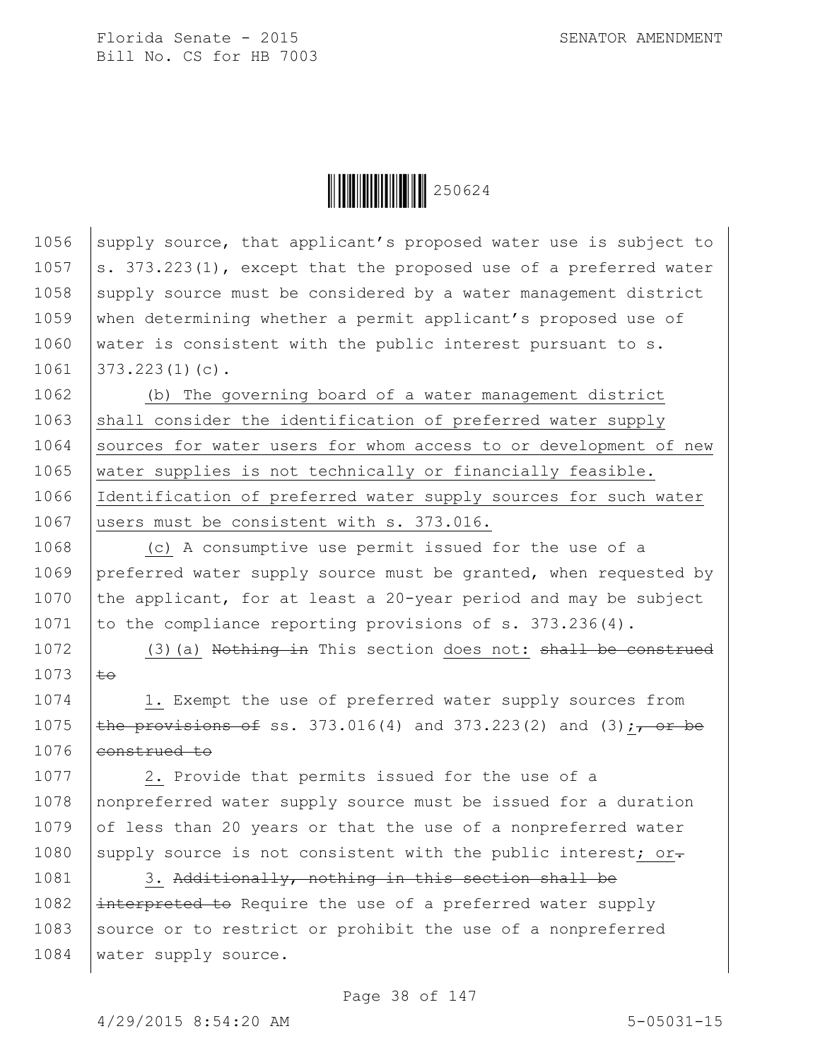1056 supply source, that applicant's proposed water use is subject to
1057 s. 373.223(1), except that the proposed use of a preferred water
1058 supply source must be considered by a water management district
1059 when determining whether a permit applicant's proposed use of
1060 water is consistent with the public interest pursuant to s.
1061 373.223(1)(c).

1062 (b) The governing board of a water management district
1063 shall consider the identification of preferred water supply
1064 sources for water users for whom access to or development of new
1065 water supplies is not technically or financially feasible.
1066 Identification of preferred water supply sources for such water
1067 users must be consistent with s. 373.016.

1068 (c) A consumptive use permit issued for the use of a
1069 preferred water supply source must be granted, when requested by
1070 the applicant, for at least a 20-year period and may be subject
1071 to the compliance reporting provisions of s. 373.236(4).

1072 (3)(a) ~~Nothing in~~ This section does not: ~~shall be construed~~
1073 ~~to~~

1074 1. Exempt the use of preferred water supply sources from
1075 ~~the provisions of~~ ss. 373.016(4) and 373.223(2) and (3);~~, or be~~
1076 ~~construed to~~

1077 2. Provide that permits issued for the use of a
1078 nonpreferred water supply source must be issued for a duration
1079 of less than 20 years or that the use of a nonpreferred water
1080 supply source is not consistent with the public interest; or~~.~~

1081 3. ~~Additionally, nothing in this section shall be~~
1082 ~~interpreted to~~ Require the use of a preferred water supply
1083 source or to restrict or prohibit the use of a nonpreferred
1084 water supply source.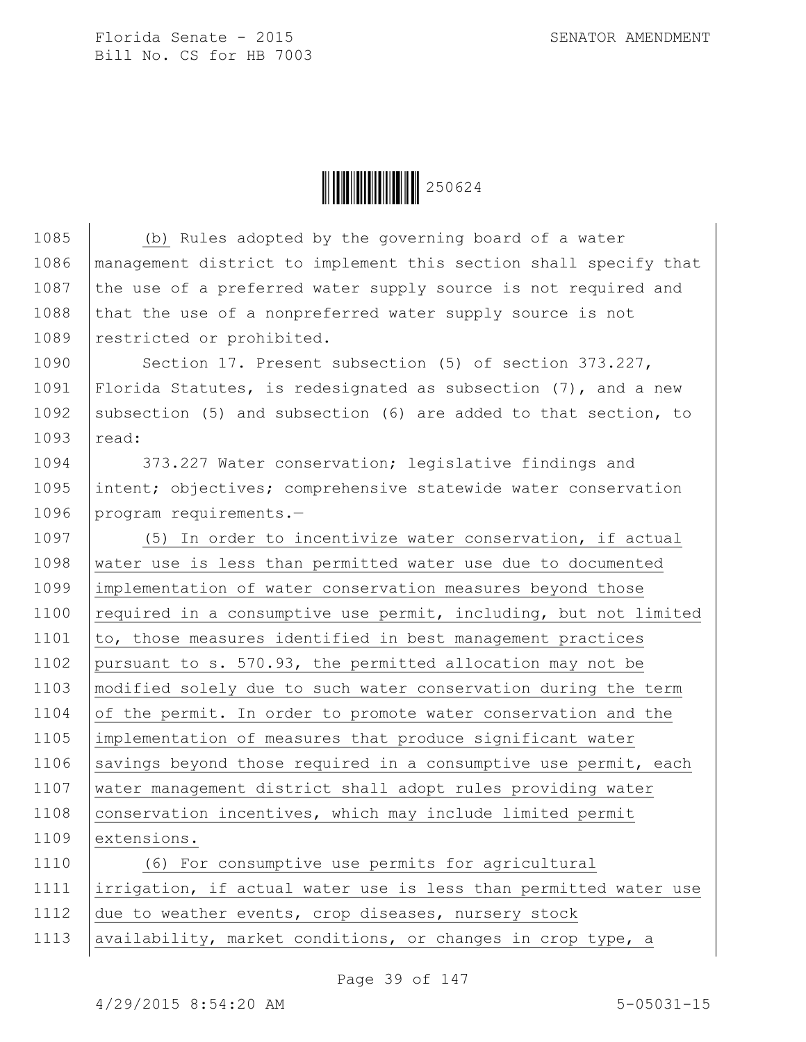(b) Rules adopted by the governing board of a water management district to implement this section shall specify that the use of a preferred water supply source is not required and that the use of a nonpreferred water supply source is not restricted or prohibited.

Section 17. Present subsection (5) of section 373.227, Florida Statutes, is redesignated as subsection (7), and a new subsection (5) and subsection (6) are added to that section, to read:

373.227 Water conservation; legislative findings and intent; objectives; comprehensive statewide water conservation program requirements.—

(5) In order to incentivize water conservation, if actual water use is less than permitted water use due to documented implementation of water conservation measures beyond those required in a consumptive use permit, including, but not limited to, those measures identified in best management practices pursuant to s. 570.93, the permitted allocation may not be modified solely due to such water conservation during the term of the permit. In order to promote water conservation and the implementation of measures that produce significant water savings beyond those required in a consumptive use permit, each water management district shall adopt rules providing water conservation incentives, which may include limited permit extensions.

(6) For consumptive use permits for agricultural irrigation, if actual water use is less than permitted water use due to weather events, crop diseases, nursery stock availability, market conditions, or changes in crop type, a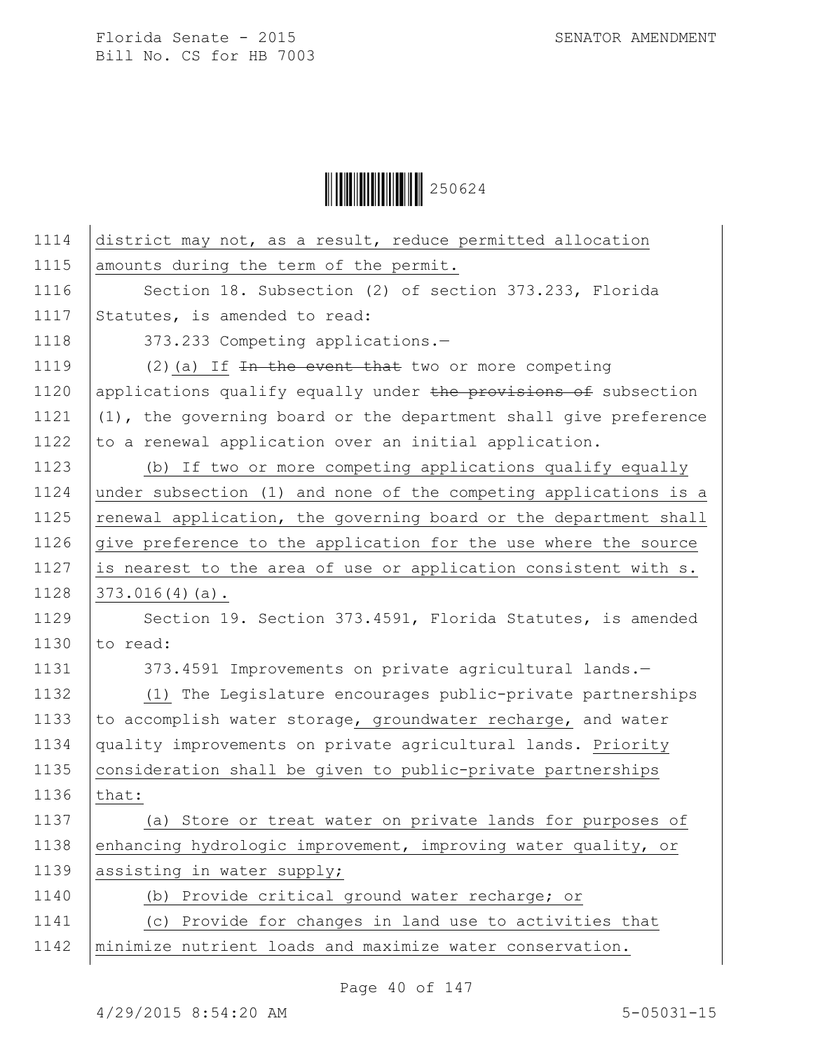district may not, as a result, reduce permitted allocation amounts during the term of the permit.

Section 18. Subsection (2) of section 373.233, Florida Statutes, is amended to read:

373.233 Competing applications.—

(2)(a) If ~~In the event that~~ two or more competing applications qualify equally under ~~the provisions of~~ subsection (1), the governing board or the department shall give preference to a renewal application over an initial application.

(b) If two or more competing applications qualify equally under subsection (1) and none of the competing applications is a renewal application, the governing board or the department shall give preference to the application for the use where the source is nearest to the area of use or application consistent with s. 373.016(4)(a).

Section 19. Section 373.4591, Florida Statutes, is amended to read:

373.4591 Improvements on private agricultural lands.—

(1) The Legislature encourages public-private partnerships to accomplish water storage, groundwater recharge, and water quality improvements on private agricultural lands. Priority consideration shall be given to public-private partnerships that:

(a) Store or treat water on private lands for purposes of enhancing hydrologic improvement, improving water quality, or assisting in water supply;

(b) Provide critical ground water recharge; or

(c) Provide for changes in land use to activities that minimize nutrient loads and maximize water conservation.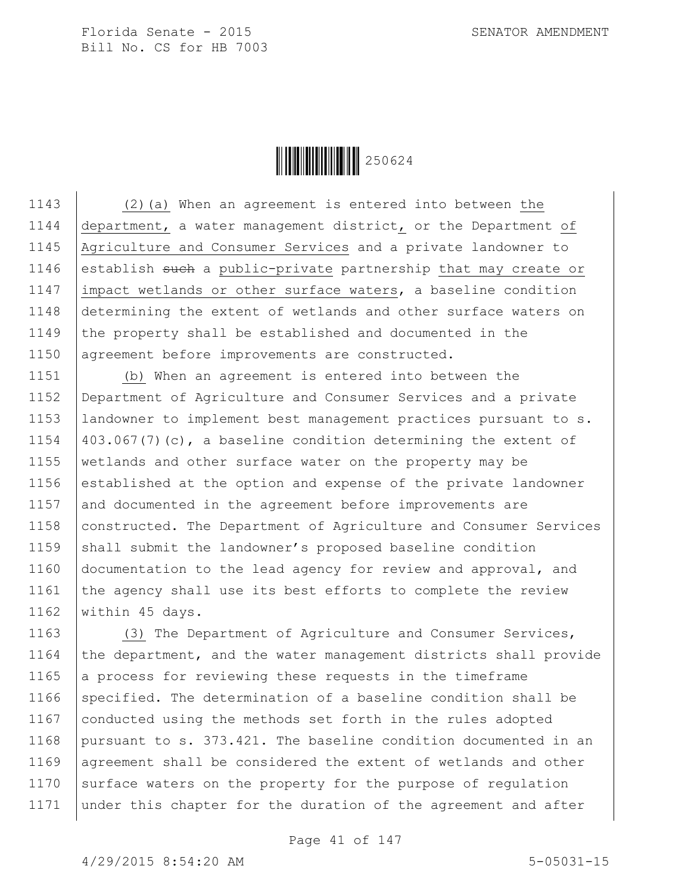(2)(a) When an agreement is entered into between the department, a water management district, or the Department of Agriculture and Consumer Services and a private landowner to establish ~~such~~ a public-private partnership that may create or impact wetlands or other surface waters, a baseline condition determining the extent of wetlands and other surface waters on the property shall be established and documented in the agreement before improvements are constructed.

(b) When an agreement is entered into between the Department of Agriculture and Consumer Services and a private landowner to implement best management practices pursuant to s. 403.067(7)(c), a baseline condition determining the extent of wetlands and other surface water on the property may be established at the option and expense of the private landowner and documented in the agreement before improvements are constructed. The Department of Agriculture and Consumer Services shall submit the landowner's proposed baseline condition documentation to the lead agency for review and approval, and the agency shall use its best efforts to complete the review within 45 days.

(3) The Department of Agriculture and Consumer Services, the department, and the water management districts shall provide a process for reviewing these requests in the timeframe specified. The determination of a baseline condition shall be conducted using the methods set forth in the rules adopted pursuant to s. 373.421. The baseline condition documented in an agreement shall be considered the extent of wetlands and other surface waters on the property for the purpose of regulation under this chapter for the duration of the agreement and after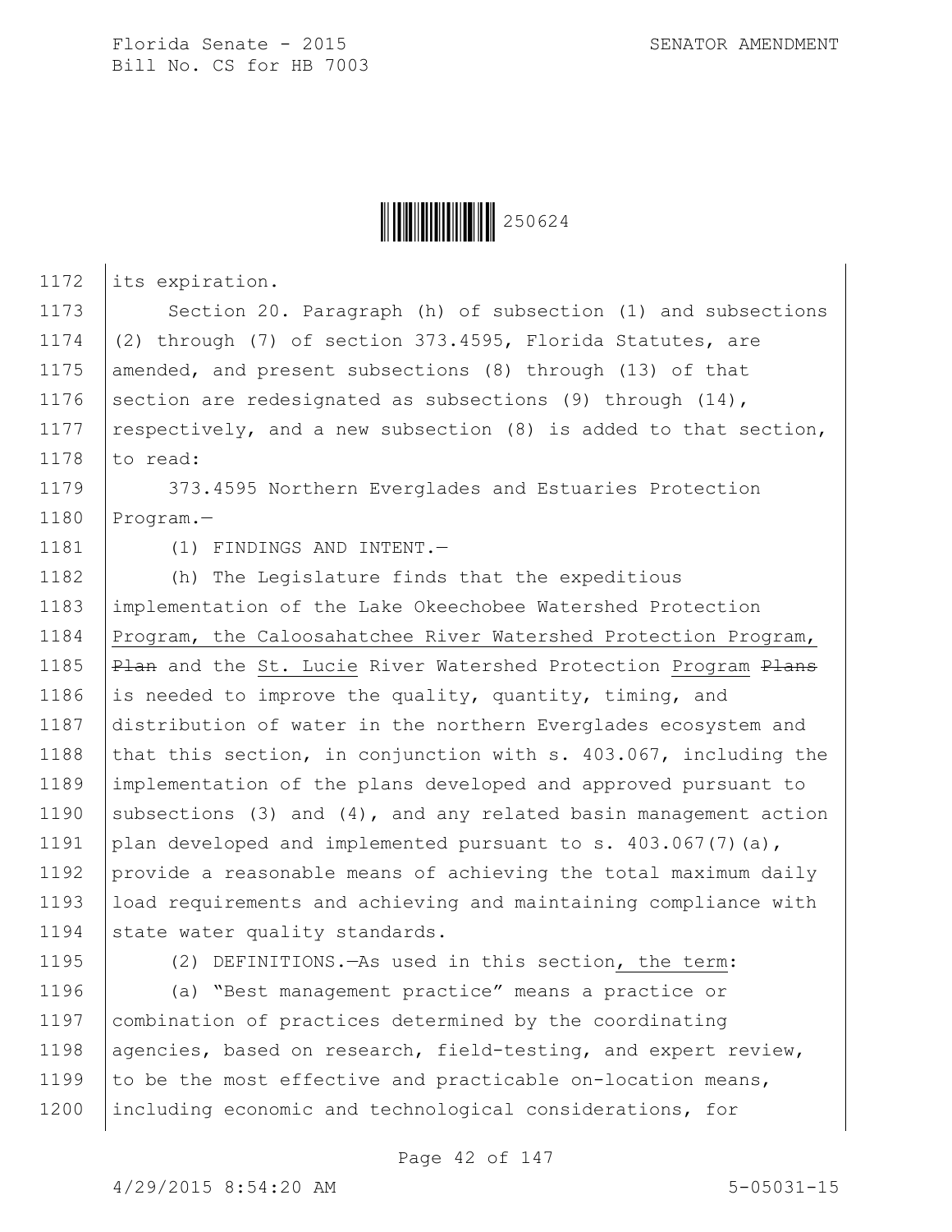its expiration.

Section 20. Paragraph (h) of subsection (1) and subsections (2) through (7) of section 373.4595, Florida Statutes, are amended, and present subsections (8) through (13) of that section are redesignated as subsections (9) through (14), respectively, and a new subsection (8) is added to that section, to read:

373.4595 Northern Everglades and Estuaries Protection Program.—

(1) FINDINGS AND INTENT.—

(h) The Legislature finds that the expeditious implementation of the Lake Okeechobee Watershed Protection Program, the Caloosahatchee River Watershed Protection Program, ~~Plan~~ and the St. Lucie River Watershed Protection Program ~~Plans~~ is needed to improve the quality, quantity, timing, and distribution of water in the northern Everglades ecosystem and that this section, in conjunction with s. 403.067, including the implementation of the plans developed and approved pursuant to subsections (3) and (4), and any related basin management action plan developed and implemented pursuant to s. 403.067(7)(a), provide a reasonable means of achieving the total maximum daily load requirements and achieving and maintaining compliance with state water quality standards.

(2) DEFINITIONS.—As used in this section, the term:

(a) "Best management practice" means a practice or combination of practices determined by the coordinating agencies, based on research, field-testing, and expert review, to be the most effective and practicable on-location means, including economic and technological considerations, for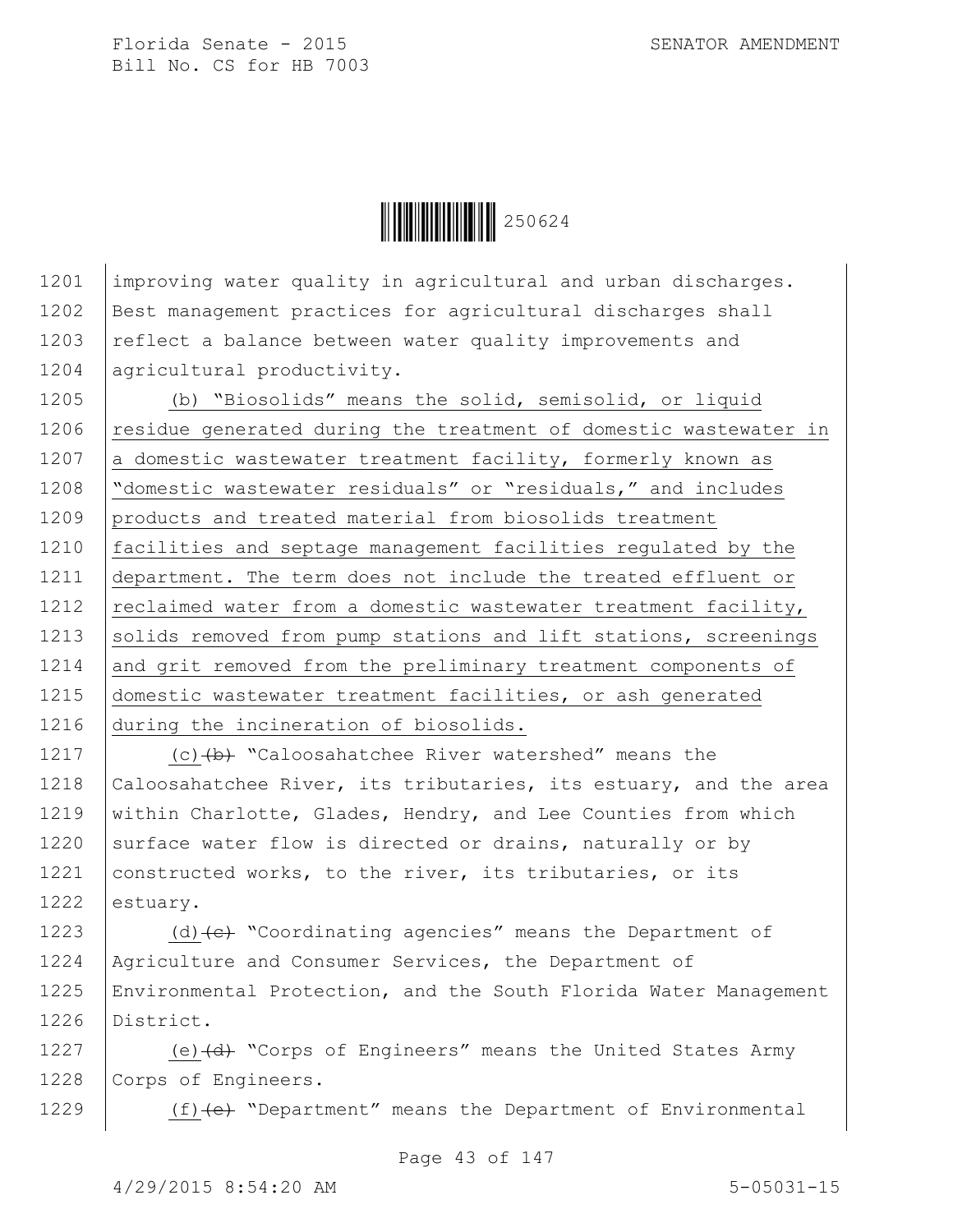improving water quality in agricultural and urban discharges. Best management practices for agricultural discharges shall reflect a balance between water quality improvements and agricultural productivity.

(b) "Biosolids" means the solid, semisolid, or liquid residue generated during the treatment of domestic wastewater in a domestic wastewater treatment facility, formerly known as "domestic wastewater residuals" or "residuals," and includes products and treated material from biosolids treatment facilities and septage management facilities regulated by the department. The term does not include the treated effluent or reclaimed water from a domestic wastewater treatment facility, solids removed from pump stations and lift stations, screenings and grit removed from the preliminary treatment components of domestic wastewater treatment facilities, or ash generated during the incineration of biosolids.

(c)~~(b)~~ "Caloosahatchee River watershed" means the Caloosahatchee River, its tributaries, its estuary, and the area within Charlotte, Glades, Hendry, and Lee Counties from which surface water flow is directed or drains, naturally or by constructed works, to the river, its tributaries, or its estuary.

(d)~~(c)~~ "Coordinating agencies" means the Department of Agriculture and Consumer Services, the Department of Environmental Protection, and the South Florida Water Management District.

(e)~~(d)~~ "Corps of Engineers" means the United States Army Corps of Engineers.

(f)~~(e)~~ "Department" means the Department of Environmental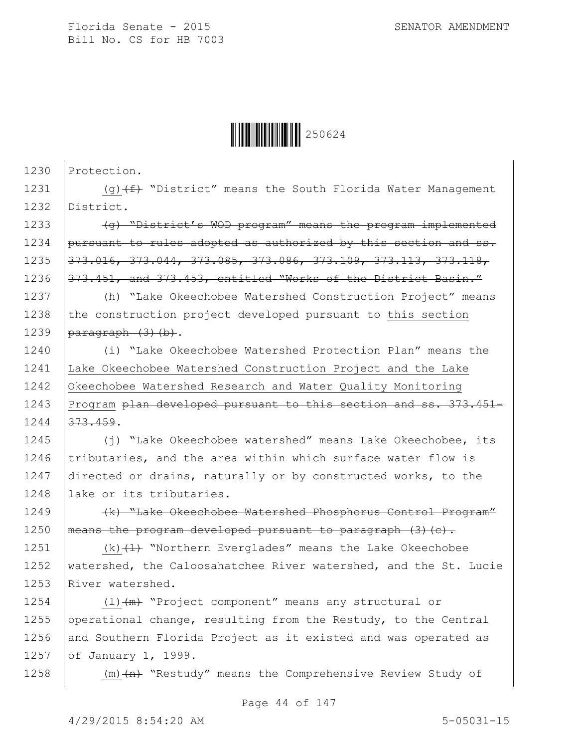Protection.

(g) ~~(f)~~ "District" means the South Florida Water Management District.

~~(g) "District's WOD program" means the program implemented pursuant to rules adopted as authorized by this section and ss. 373.016, 373.044, 373.085, 373.086, 373.109, 373.113, 373.118, 373.451, and 373.453, entitled "Works of the District Basin."~~

(h) "Lake Okeechobee Watershed Construction Project" means the construction project developed pursuant to <u>this section</u> ~~paragraph (3)(b)~~.

(i) "Lake Okeechobee Watershed Protection Plan" means the <u>Lake Okeechobee Watershed Construction Project and the Lake Okeechobee Watershed Research and Water Quality Monitoring Program</u> ~~plan developed pursuant to this section and ss. 373.451-373.459~~.

(j) "Lake Okeechobee watershed" means Lake Okeechobee, its tributaries, and the area within which surface water flow is directed or drains, naturally or by constructed works, to the lake or its tributaries.

~~(k) "Lake Okeechobee Watershed Phosphorus Control Program" means the program developed pursuant to paragraph (3)(c).~~

<u>(k)</u> ~~(l)~~ "Northern Everglades" means the Lake Okeechobee watershed, the Caloosahatchee River watershed, and the St. Lucie River watershed.

<u>(l)</u> ~~(m)~~ "Project component" means any structural or operational change, resulting from the Restudy, to the Central and Southern Florida Project as it existed and was operated as of January 1, 1999.

<u>(m)</u> ~~(n)~~ "Restudy" means the Comprehensive Review Study of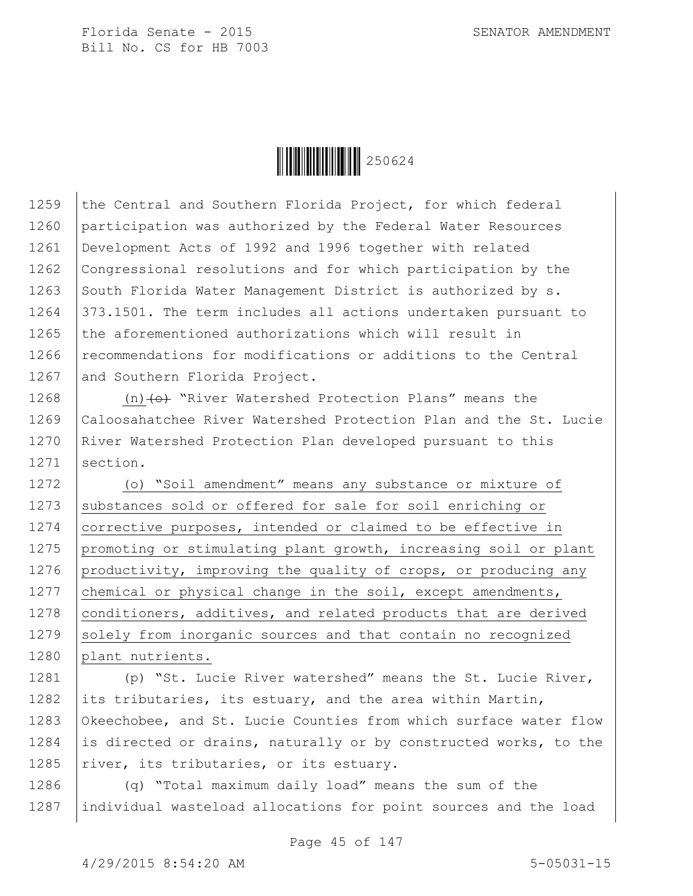the Central and Southern Florida Project, for which federal participation was authorized by the Federal Water Resources Development Acts of 1992 and 1996 together with related Congressional resolutions and for which participation by the South Florida Water Management District is authorized by s. 373.1501. The term includes all actions undertaken pursuant to the aforementioned authorizations which will result in recommendations for modifications or additions to the Central and Southern Florida Project.

(n) ~~(o)~~ "River Watershed Protection Plans" means the Caloosahatchee River Watershed Protection Plan and the St. Lucie River Watershed Protection Plan developed pursuant to this section.

(o) "Soil amendment" means any substance or mixture of substances sold or offered for sale for soil enriching or corrective purposes, intended or claimed to be effective in promoting or stimulating plant growth, increasing soil or plant productivity, improving the quality of crops, or producing any chemical or physical change in the soil, except amendments, conditioners, additives, and related products that are derived solely from inorganic sources and that contain no recognized plant nutrients.

(p) "St. Lucie River watershed" means the St. Lucie River, its tributaries, its estuary, and the area within Martin, Okeechobee, and St. Lucie Counties from which surface water flow is directed or drains, naturally or by constructed works, to the river, its tributaries, or its estuary.

(q) "Total maximum daily load" means the sum of the individual wasteload allocations for point sources and the load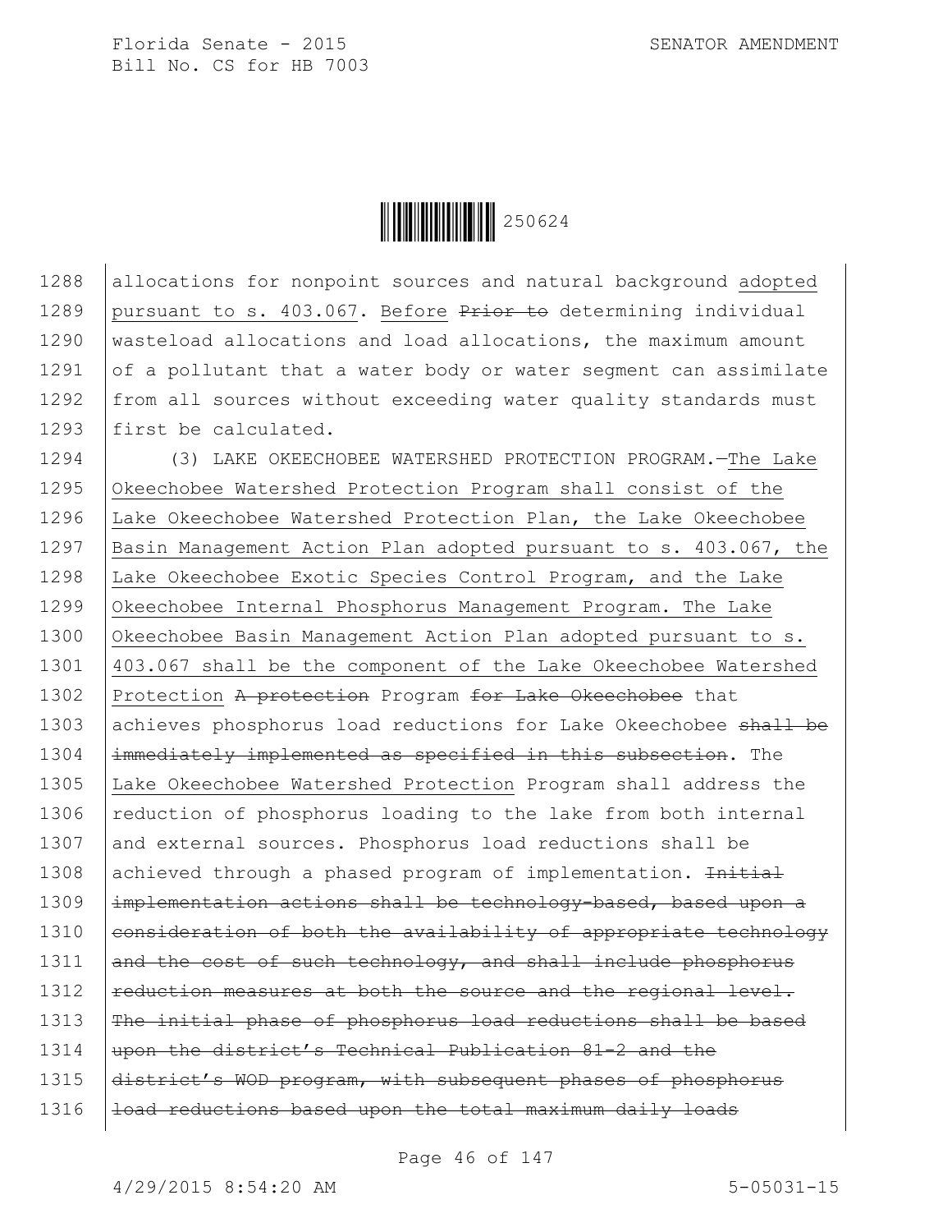allocations for nonpoint sources and natural background adopted pursuant to s. 403.067. Before ~~Prior to~~ determining individual wasteload allocations and load allocations, the maximum amount of a pollutant that a water body or water segment can assimilate from all sources without exceeding water quality standards must first be calculated.

(3) LAKE OKEECHOBEE WATERSHED PROTECTION PROGRAM.—The Lake Okeechobee Watershed Protection Program shall consist of the Lake Okeechobee Watershed Protection Plan, the Lake Okeechobee Basin Management Action Plan adopted pursuant to s. 403.067, the Lake Okeechobee Exotic Species Control Program, and the Lake Okeechobee Internal Phosphorus Management Program. The Lake Okeechobee Basin Management Action Plan adopted pursuant to s. 403.067 shall be the component of the Lake Okeechobee Watershed Protection ~~A protection~~ Program ~~for Lake Okeechobee~~ that achieves phosphorus load reductions for Lake Okeechobee ~~shall be immediately implemented as specified in this subsection~~. The Lake Okeechobee Watershed Protection Program shall address the reduction of phosphorus loading to the lake from both internal and external sources. Phosphorus load reductions shall be achieved through a phased program of implementation. ~~Initial implementation actions shall be technology-based, based upon a consideration of both the availability of appropriate technology and the cost of such technology, and shall include phosphorus reduction measures at both the source and the regional level. The initial phase of phosphorus load reductions shall be based upon the district's Technical Publication 81-2 and the district's WOD program, with subsequent phases of phosphorus load reductions based upon the total maximum daily loads~~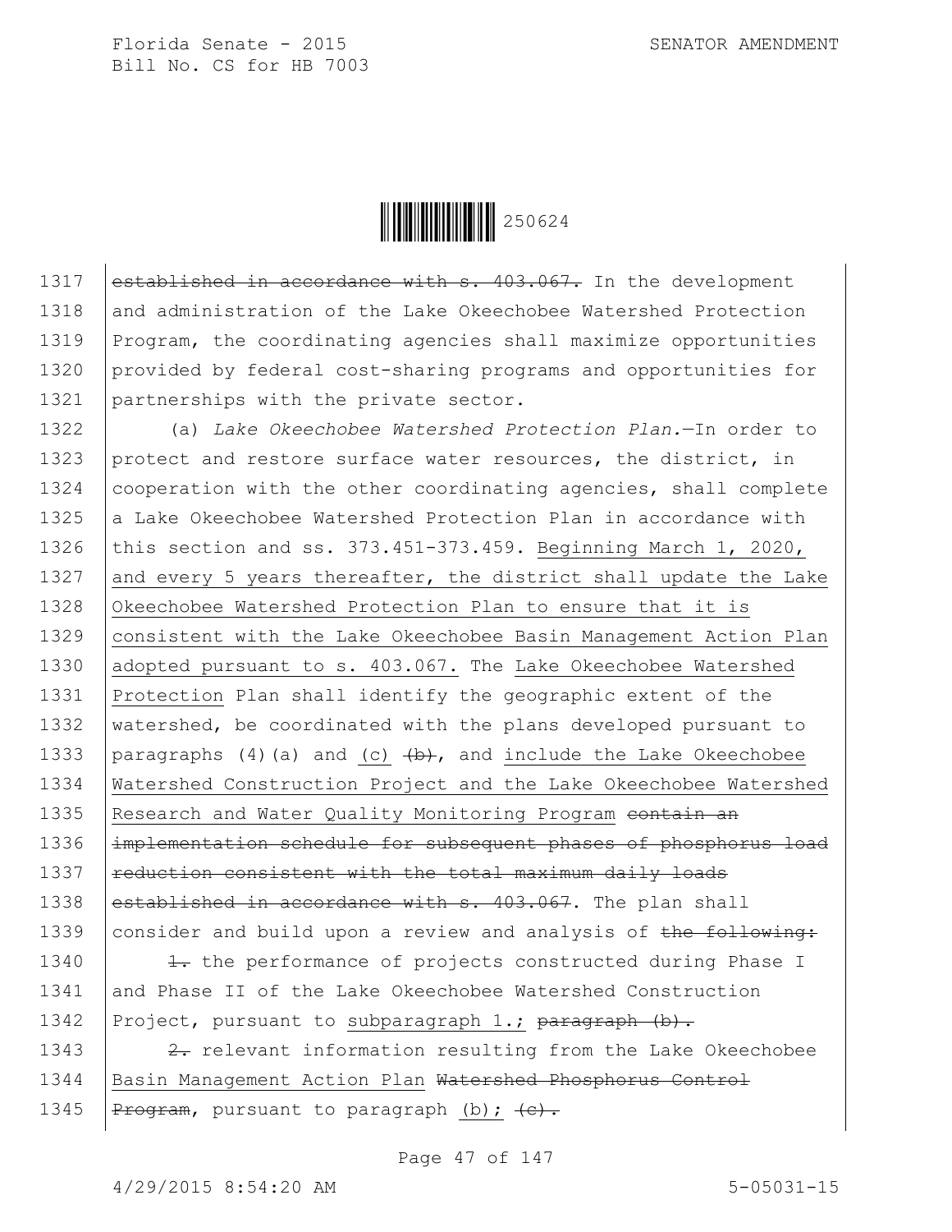1317 ~~established in accordance with s. 403.067.~~ In the development
1318 and administration of the Lake Okeechobee Watershed Protection
1319 Program, the coordinating agencies shall maximize opportunities
1320 provided by federal cost-sharing programs and opportunities for
1321 partnerships with the private sector.

1322 (a) *Lake Okeechobee Watershed Protection Plan.*—In order to
1323 protect and restore surface water resources, the district, in
1324 cooperation with the other coordinating agencies, shall complete
1325 a Lake Okeechobee Watershed Protection Plan in accordance with
1326 this section and ss. 373.451-373.459. <u>Beginning March 1, 2020,</u>
1327 <u>and every 5 years thereafter, the district shall update the Lake</u>
1328 <u>Okeechobee Watershed Protection Plan to ensure that it is</u>
1329 <u>consistent with the Lake Okeechobee Basin Management Action Plan</u>
1330 <u>adopted pursuant to s. 403.067.</u> The <u>Lake Okeechobee Watershed</u>
1331 <u>Protection</u> Plan shall identify the geographic extent of the
1332 watershed, be coordinated with the plans developed pursuant to
1333 paragraphs (4)(a) and <u>(c)</u> ~~(b)~~, and <u>include the Lake Okeechobee</u>
1334 <u>Watershed Construction Project and the Lake Okeechobee Watershed</u>
1335 <u>Research and Water Quality Monitoring Program</u> ~~contain an~~
1336 ~~implementation schedule for subsequent phases of phosphorus load~~
1337 ~~reduction consistent with the total maximum daily loads~~
1338 ~~established in accordance with s. 403.067~~. The plan shall
1339 consider and build upon a review and analysis of ~~the following:~~

1340 ~~1.~~ the performance of projects constructed during Phase I
1341 and Phase II of the Lake Okeechobee Watershed Construction
1342 Project, pursuant to <u>subparagraph 1.;</u> ~~paragraph (b).~~

1343 ~~2.~~ relevant information resulting from the Lake Okeechobee
1344 <u>Basin Management Action Plan</u> ~~Watershed Phosphorus Control~~
1345 ~~Program~~, pursuant to paragraph <u>(b);</u> ~~(c).~~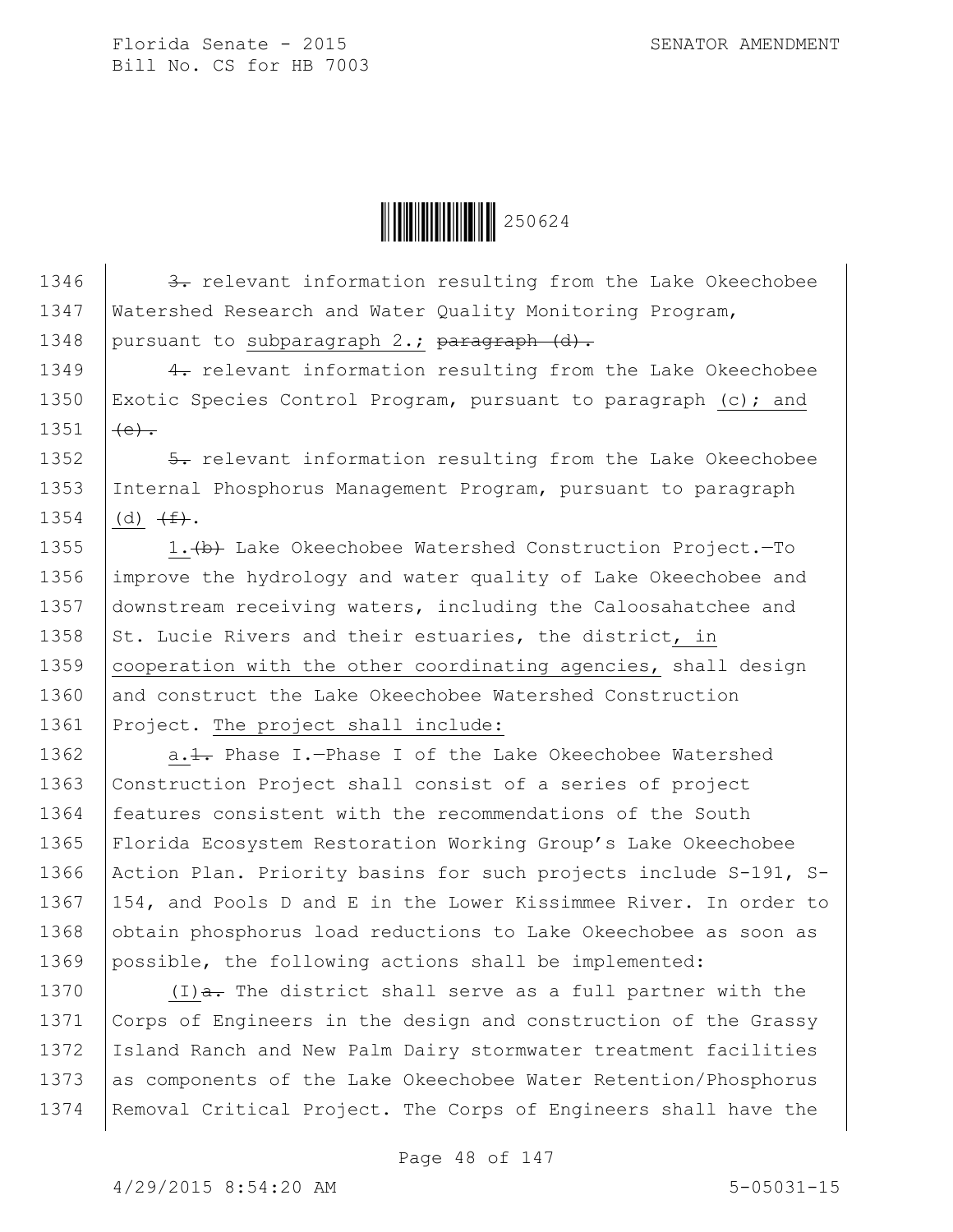~~3.~~ relevant information resulting from the Lake Okeechobee Watershed Research and Water Quality Monitoring Program, pursuant to subparagraph 2.; ~~paragraph (d).~~

~~4.~~ relevant information resulting from the Lake Okeechobee Exotic Species Control Program, pursuant to paragraph (c); and ~~(e).~~

~~5.~~ relevant information resulting from the Lake Okeechobee Internal Phosphorus Management Program, pursuant to paragraph (d) ~~(f)~~.

1.~~(b)~~ Lake Okeechobee Watershed Construction Project.—To improve the hydrology and water quality of Lake Okeechobee and downstream receiving waters, including the Caloosahatchee and St. Lucie Rivers and their estuaries, the district, in cooperation with the other coordinating agencies, shall design and construct the Lake Okeechobee Watershed Construction Project. The project shall include:

a.~~1.~~ Phase I.—Phase I of the Lake Okeechobee Watershed Construction Project shall consist of a series of project features consistent with the recommendations of the South Florida Ecosystem Restoration Working Group's Lake Okeechobee Action Plan. Priority basins for such projects include S-191, S-154, and Pools D and E in the Lower Kissimmee River. In order to obtain phosphorus load reductions to Lake Okeechobee as soon as possible, the following actions shall be implemented:

(I)~~a.~~ The district shall serve as a full partner with the Corps of Engineers in the design and construction of the Grassy Island Ranch and New Palm Dairy stormwater treatment facilities as components of the Lake Okeechobee Water Retention/Phosphorus Removal Critical Project. The Corps of Engineers shall have the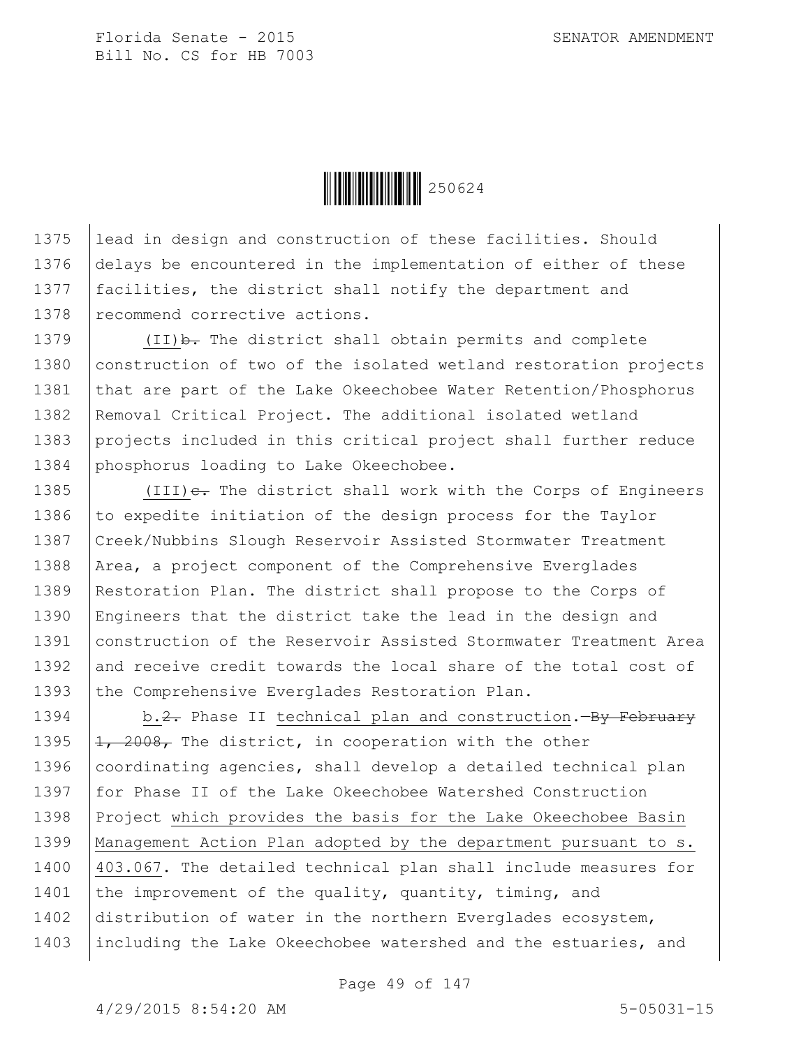lead in design and construction of these facilities. Should delays be encountered in the implementation of either of these facilities, the district shall notify the department and recommend corrective actions.

(II)~~b.~~ The district shall obtain permits and complete construction of two of the isolated wetland restoration projects that are part of the Lake Okeechobee Water Retention/Phosphorus Removal Critical Project. The additional isolated wetland projects included in this critical project shall further reduce phosphorus loading to Lake Okeechobee.

(III)~~c.~~ The district shall work with the Corps of Engineers to expedite initiation of the design process for the Taylor Creek/Nubbins Slough Reservoir Assisted Stormwater Treatment Area, a project component of the Comprehensive Everglades Restoration Plan. The district shall propose to the Corps of Engineers that the district take the lead in the design and construction of the Reservoir Assisted Stormwater Treatment Area and receive credit towards the local share of the total cost of the Comprehensive Everglades Restoration Plan.

b.~~2.~~ Phase II technical plan and construction.~~—By February 1, 2008,~~ The district, in cooperation with the other coordinating agencies, shall develop a detailed technical plan for Phase II of the Lake Okeechobee Watershed Construction Project which provides the basis for the Lake Okeechobee Basin Management Action Plan adopted by the department pursuant to s. 403.067. The detailed technical plan shall include measures for the improvement of the quality, quantity, timing, and distribution of water in the northern Everglades ecosystem, including the Lake Okeechobee watershed and the estuaries, and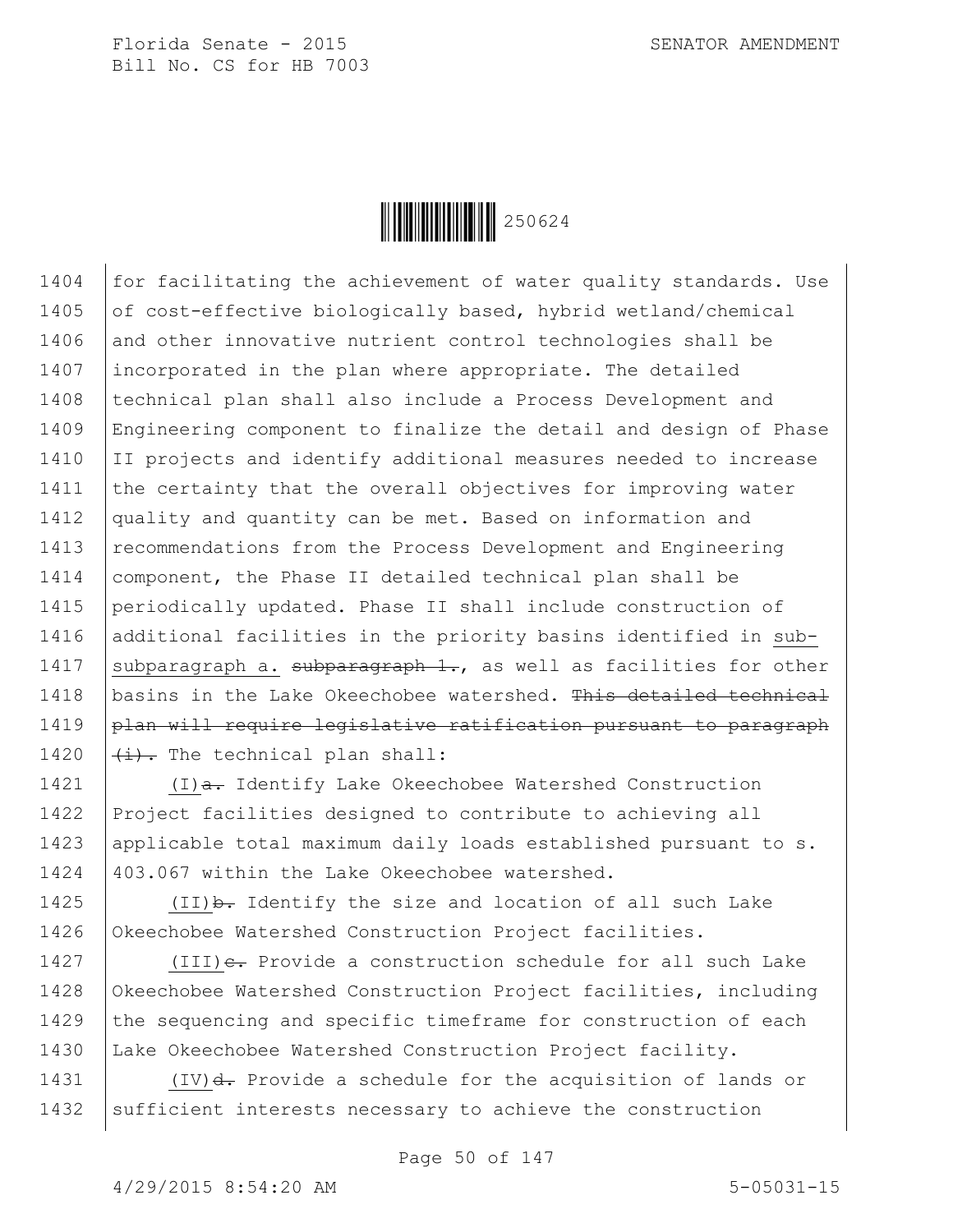for facilitating the achievement of water quality standards. Use of cost-effective biologically based, hybrid wetland/chemical and other innovative nutrient control technologies shall be incorporated in the plan where appropriate. The detailed technical plan shall also include a Process Development and Engineering component to finalize the detail and design of Phase II projects and identify additional measures needed to increase the certainty that the overall objectives for improving water quality and quantity can be met. Based on information and recommendations from the Process Development and Engineering component, the Phase II detailed technical plan shall be periodically updated. Phase II shall include construction of additional facilities in the priority basins identified in sub-subparagraph a. ~~subparagraph 1.~~, as well as facilities for other basins in the Lake Okeechobee watershed. ~~This detailed technical plan will require legislative ratification pursuant to paragraph (i).~~ The technical plan shall:

(I)~~a.~~ Identify Lake Okeechobee Watershed Construction Project facilities designed to contribute to achieving all applicable total maximum daily loads established pursuant to s. 403.067 within the Lake Okeechobee watershed.

(II)~~b.~~ Identify the size and location of all such Lake Okeechobee Watershed Construction Project facilities.

(III)~~c.~~ Provide a construction schedule for all such Lake Okeechobee Watershed Construction Project facilities, including the sequencing and specific timeframe for construction of each Lake Okeechobee Watershed Construction Project facility.

(IV)~~d.~~ Provide a schedule for the acquisition of lands or sufficient interests necessary to achieve the construction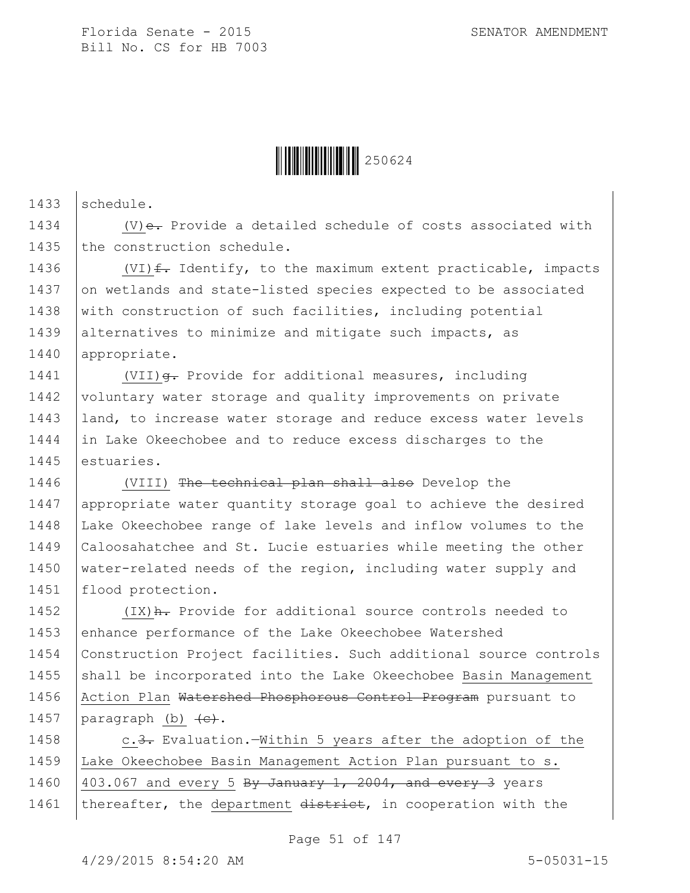1433 schedule.

1434 (V)e. Provide a detailed schedule of costs associated with
1435 the construction schedule.

1436 (VI)f. Identify, to the maximum extent practicable, impacts
1437 on wetlands and state-listed species expected to be associated
1438 with construction of such facilities, including potential
1439 alternatives to minimize and mitigate such impacts, as
1440 appropriate.

1441 (VII)g. Provide for additional measures, including
1442 voluntary water storage and quality improvements on private
1443 land, to increase water storage and reduce excess water levels
1444 in Lake Okeechobee and to reduce excess discharges to the
1445 estuaries.

1446 (VIII) ~~The technical plan shall also~~ Develop the
1447 appropriate water quantity storage goal to achieve the desired
1448 Lake Okeechobee range of lake levels and inflow volumes to the
1449 Caloosahatchee and St. Lucie estuaries while meeting the other
1450 water-related needs of the region, including water supply and
1451 flood protection.

1452 (IX)h. Provide for additional source controls needed to
1453 enhance performance of the Lake Okeechobee Watershed
1454 Construction Project facilities. Such additional source controls
1455 shall be incorporated into the Lake Okeechobee Basin Management
1456 Action Plan ~~Watershed Phosphorous Control Program~~ pursuant to
1457 paragraph (b) ~~(c)~~.

1458 c.~~3.~~ Evaluation.—Within 5 years after the adoption of the
1459 Lake Okeechobee Basin Management Action Plan pursuant to s.
1460 403.067 and every 5 ~~By January 1, 2004, and every 3~~ years
1461 thereafter, the department ~~district~~, in cooperation with the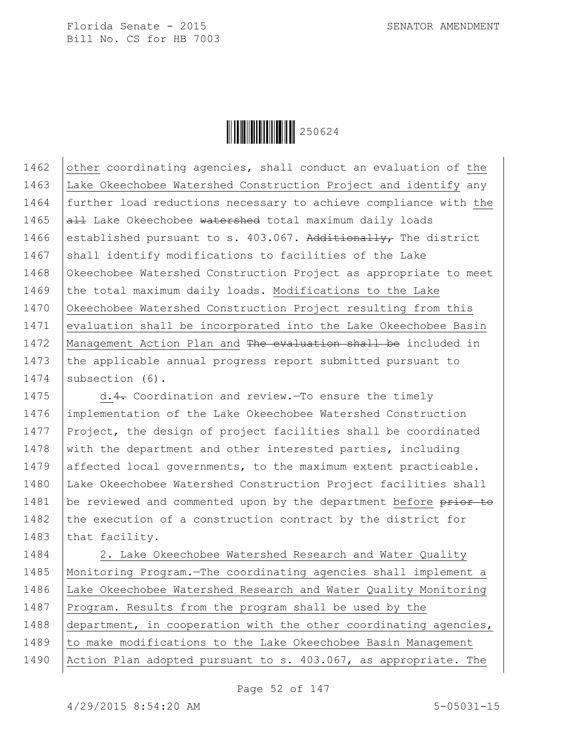other coordinating agencies, shall conduct an evaluation of the Lake Okeechobee Watershed Construction Project and identify any further load reductions necessary to achieve compliance with the ~~all~~ Lake Okeechobee ~~watershed~~ total maximum daily loads established pursuant to s. 403.067. ~~Additionally,~~ The district shall identify modifications to facilities of the Lake Okeechobee Watershed Construction Project as appropriate to meet the total maximum daily loads. Modifications to the Lake Okeechobee Watershed Construction Project resulting from this evaluation shall be incorporated into the Lake Okeechobee Basin Management Action Plan and ~~The evaluation shall be~~ included in the applicable annual progress report submitted pursuant to subsection (6).

d.~~4.~~ Coordination and review.—To ensure the timely implementation of the Lake Okeechobee Watershed Construction Project, the design of project facilities shall be coordinated with the department and other interested parties, including affected local governments, to the maximum extent practicable. Lake Okeechobee Watershed Construction Project facilities shall be reviewed and commented upon by the department before ~~prior to~~ the execution of a construction contract by the district for that facility.

2. Lake Okeechobee Watershed Research and Water Quality Monitoring Program.—The coordinating agencies shall implement a Lake Okeechobee Watershed Research and Water Quality Monitoring Program. Results from the program shall be used by the department, in cooperation with the other coordinating agencies, to make modifications to the Lake Okeechobee Basin Management Action Plan adopted pursuant to s. 403.067, as appropriate. The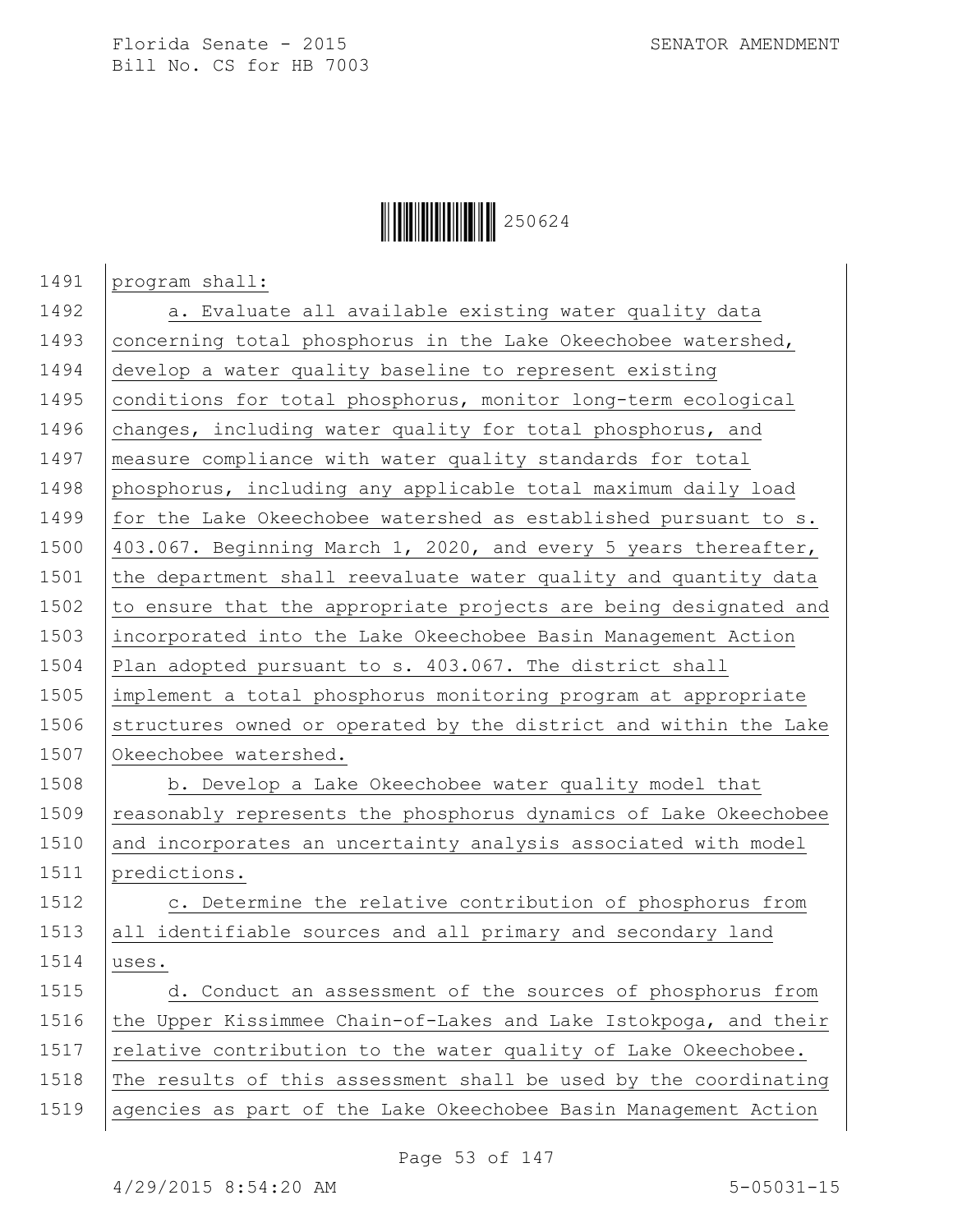program shall:

a. Evaluate all available existing water quality data concerning total phosphorus in the Lake Okeechobee watershed, develop a water quality baseline to represent existing conditions for total phosphorus, monitor long-term ecological changes, including water quality for total phosphorus, and measure compliance with water quality standards for total phosphorus, including any applicable total maximum daily load for the Lake Okeechobee watershed as established pursuant to s. 403.067. Beginning March 1, 2020, and every 5 years thereafter, the department shall reevaluate water quality and quantity data to ensure that the appropriate projects are being designated and incorporated into the Lake Okeechobee Basin Management Action Plan adopted pursuant to s. 403.067. The district shall implement a total phosphorus monitoring program at appropriate structures owned or operated by the district and within the Lake Okeechobee watershed.

b. Develop a Lake Okeechobee water quality model that reasonably represents the phosphorus dynamics of Lake Okeechobee and incorporates an uncertainty analysis associated with model predictions.

c. Determine the relative contribution of phosphorus from all identifiable sources and all primary and secondary land uses.

d. Conduct an assessment of the sources of phosphorus from the Upper Kissimmee Chain-of-Lakes and Lake Istokpoga, and their relative contribution to the water quality of Lake Okeechobee. The results of this assessment shall be used by the coordinating agencies as part of the Lake Okeechobee Basin Management Action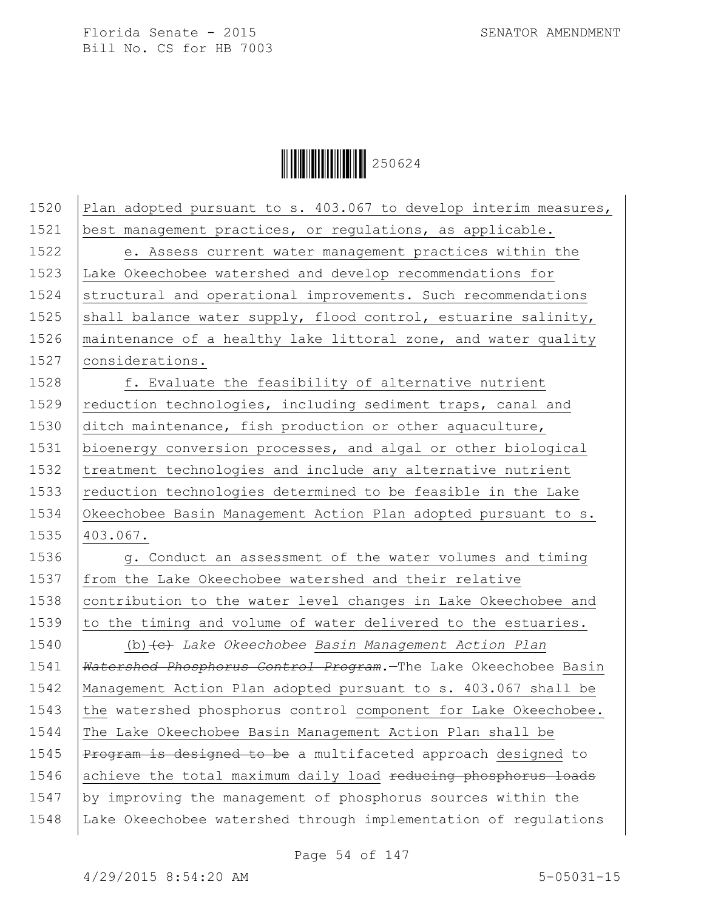Plan adopted pursuant to s. 403.067 to develop interim measures, best management practices, or regulations, as applicable.

e. Assess current water management practices within the Lake Okeechobee watershed and develop recommendations for structural and operational improvements. Such recommendations shall balance water supply, flood control, estuarine salinity, maintenance of a healthy lake littoral zone, and water quality considerations.

f. Evaluate the feasibility of alternative nutrient reduction technologies, including sediment traps, canal and ditch maintenance, fish production or other aquaculture, bioenergy conversion processes, and algal or other biological treatment technologies and include any alternative nutrient reduction technologies determined to be feasible in the Lake Okeechobee Basin Management Action Plan adopted pursuant to s. 403.067.

g. Conduct an assessment of the water volumes and timing from the Lake Okeechobee watershed and their relative contribution to the water level changes in Lake Okeechobee and to the timing and volume of water delivered to the estuaries.

(b)~~(c)~~ *Lake Okeechobee Basin Management Action Plan* ~~*Watershed Phosphorus Control Program*~~.—The Lake Okeechobee Basin Management Action Plan adopted pursuant to s. 403.067 shall be the watershed phosphorus control component for Lake Okeechobee. The Lake Okeechobee Basin Management Action Plan shall be ~~Program is designed to be~~ a multifaceted approach designed to achieve the total maximum daily load ~~reducing phosphorus loads~~ by improving the management of phosphorus sources within the Lake Okeechobee watershed through implementation of regulations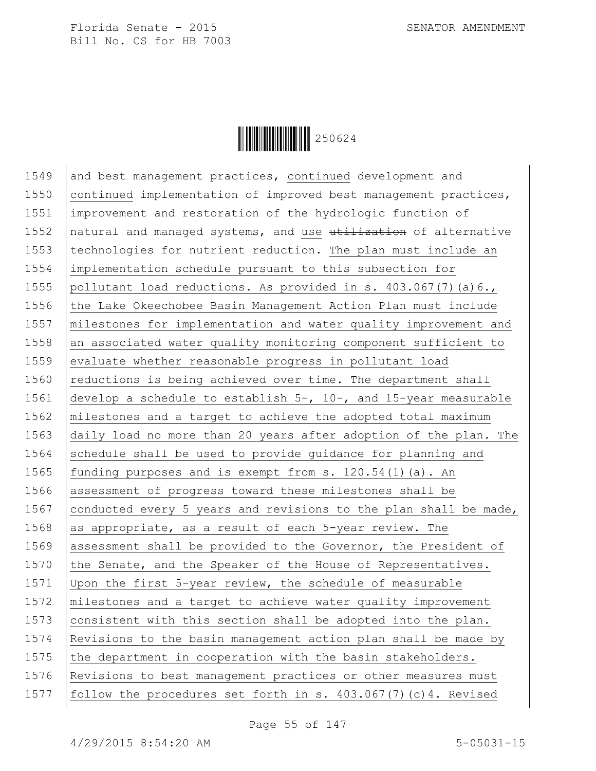and best management practices, continued development and continued implementation of improved best management practices, improvement and restoration of the hydrologic function of natural and managed systems, and use ~~utilization~~ of alternative technologies for nutrient reduction. The plan must include an implementation schedule pursuant to this subsection for pollutant load reductions. As provided in s. 403.067(7)(a)6., the Lake Okeechobee Basin Management Action Plan must include milestones for implementation and water quality improvement and an associated water quality monitoring component sufficient to evaluate whether reasonable progress in pollutant load reductions is being achieved over time. The department shall develop a schedule to establish 5-, 10-, and 15-year measurable milestones and a target to achieve the adopted total maximum daily load no more than 20 years after adoption of the plan. The schedule shall be used to provide guidance for planning and funding purposes and is exempt from s. 120.54(1)(a). An assessment of progress toward these milestones shall be conducted every 5 years and revisions to the plan shall be made, as appropriate, as a result of each 5-year review. The assessment shall be provided to the Governor, the President of the Senate, and the Speaker of the House of Representatives. Upon the first 5-year review, the schedule of measurable milestones and a target to achieve water quality improvement consistent with this section shall be adopted into the plan. Revisions to the basin management action plan shall be made by the department in cooperation with the basin stakeholders. Revisions to best management practices or other measures must follow the procedures set forth in s. 403.067(7)(c)4. Revised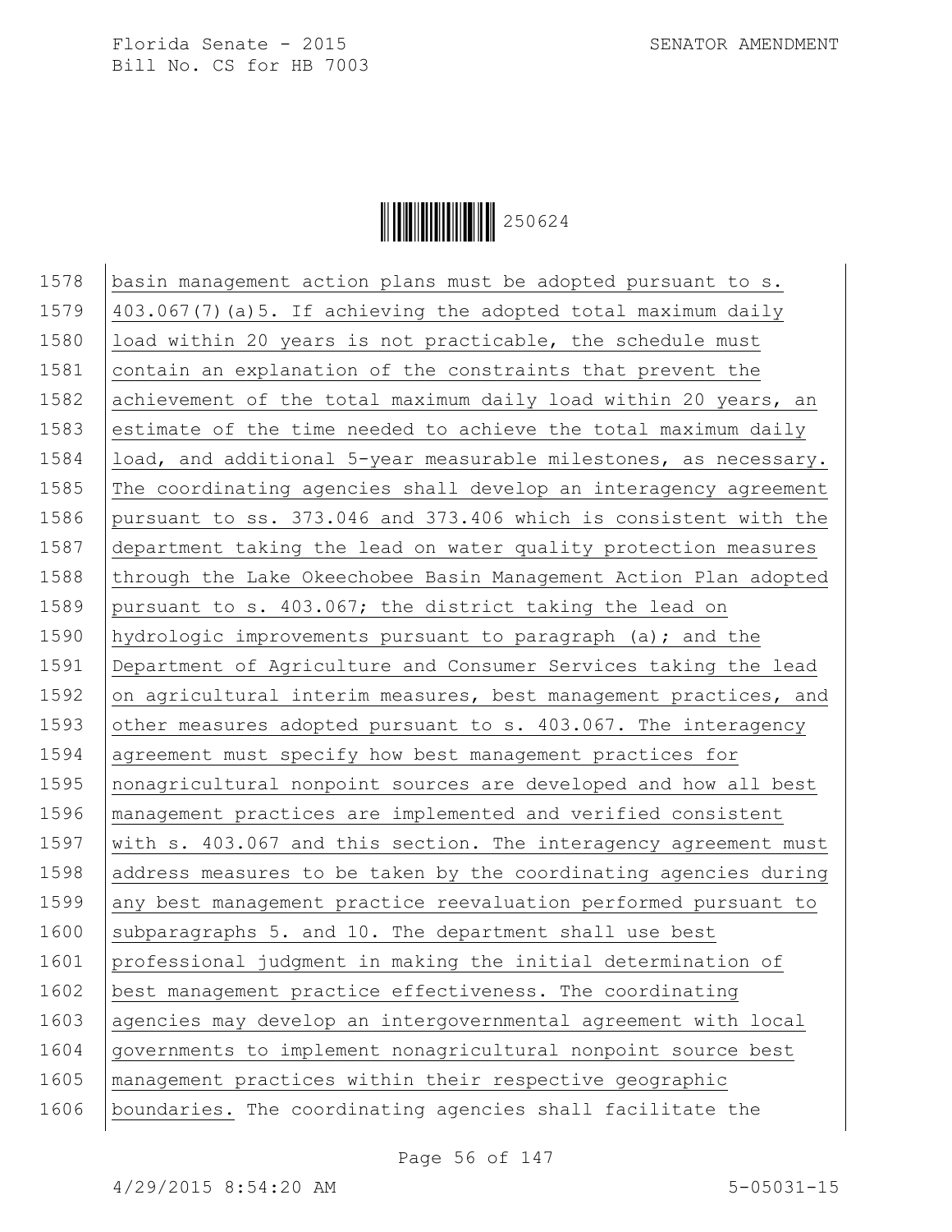basin management action plans must be adopted pursuant to s. 403.067(7)(a)5. If achieving the adopted total maximum daily load within 20 years is not practicable, the schedule must contain an explanation of the constraints that prevent the achievement of the total maximum daily load within 20 years, an estimate of the time needed to achieve the total maximum daily load, and additional 5-year measurable milestones, as necessary. The coordinating agencies shall develop an interagency agreement pursuant to ss. 373.046 and 373.406 which is consistent with the department taking the lead on water quality protection measures through the Lake Okeechobee Basin Management Action Plan adopted pursuant to s. 403.067; the district taking the lead on hydrologic improvements pursuant to paragraph (a); and the Department of Agriculture and Consumer Services taking the lead on agricultural interim measures, best management practices, and other measures adopted pursuant to s. 403.067. The interagency agreement must specify how best management practices for nonagricultural nonpoint sources are developed and how all best management practices are implemented and verified consistent with s. 403.067 and this section. The interagency agreement must address measures to be taken by the coordinating agencies during any best management practice reevaluation performed pursuant to subparagraphs 5. and 10. The department shall use best professional judgment in making the initial determination of best management practice effectiveness. The coordinating agencies may develop an intergovernmental agreement with local governments to implement nonagricultural nonpoint source best management practices within their respective geographic boundaries. The coordinating agencies shall facilitate the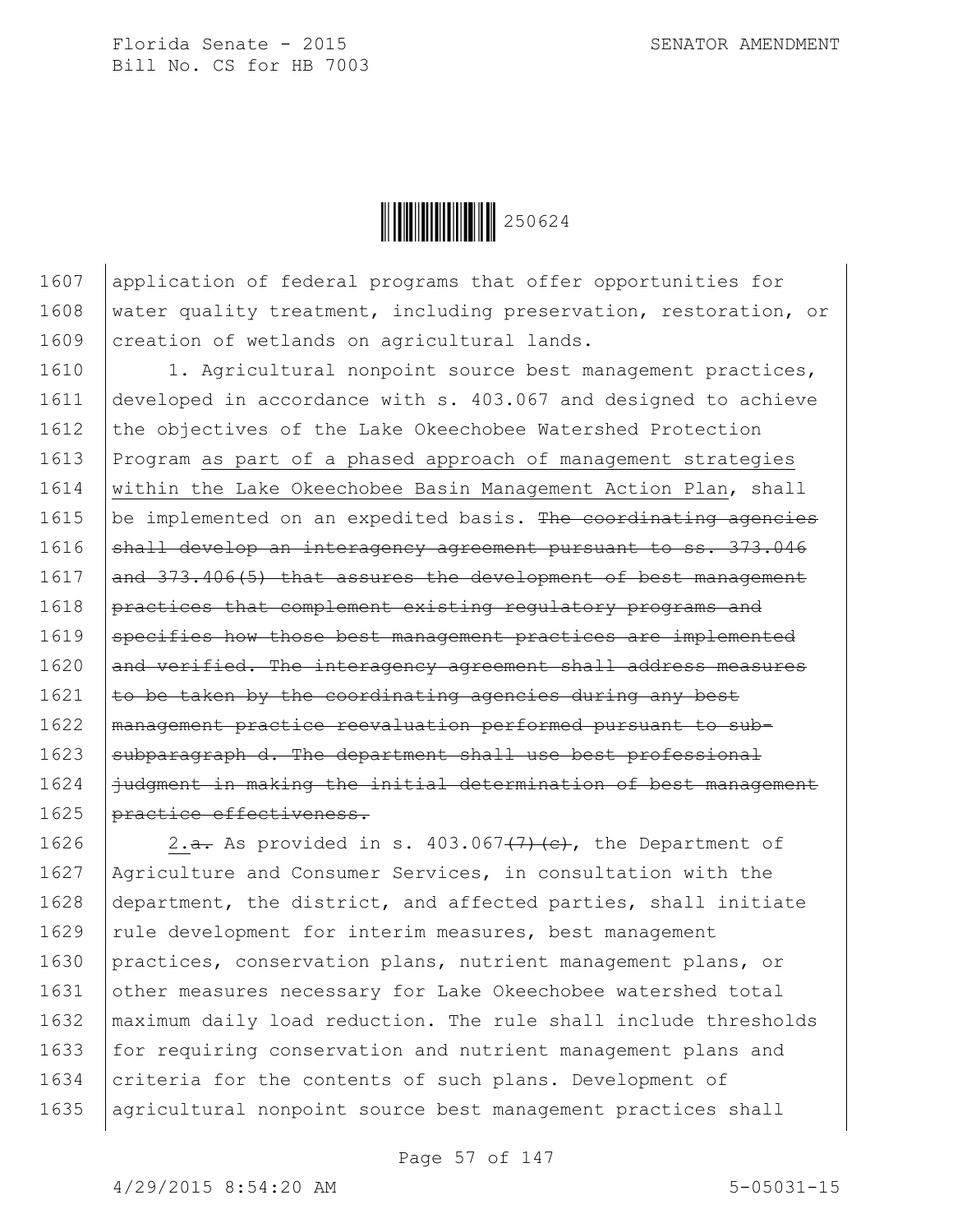application of federal programs that offer opportunities for water quality treatment, including preservation, restoration, or creation of wetlands on agricultural lands.

1. Agricultural nonpoint source best management practices, developed in accordance with s. 403.067 and designed to achieve the objectives of the Lake Okeechobee Watershed Protection Program as part of a phased approach of management strategies within the Lake Okeechobee Basin Management Action Plan, shall be implemented on an expedited basis. ~~The coordinating agencies shall develop an interagency agreement pursuant to ss. 373.046 and 373.406(5) that assures the development of best management practices that complement existing regulatory programs and specifies how those best management practices are implemented and verified. The interagency agreement shall address measures to be taken by the coordinating agencies during any best management practice reevaluation performed pursuant to sub-subparagraph d. The department shall use best professional judgment in making the initial determination of best management practice effectiveness.~~

2.~~a.~~ As provided in s. 403.067~~(7)(c)~~, the Department of Agriculture and Consumer Services, in consultation with the department, the district, and affected parties, shall initiate rule development for interim measures, best management practices, conservation plans, nutrient management plans, or other measures necessary for Lake Okeechobee watershed total maximum daily load reduction. The rule shall include thresholds for requiring conservation and nutrient management plans and criteria for the contents of such plans. Development of agricultural nonpoint source best management practices shall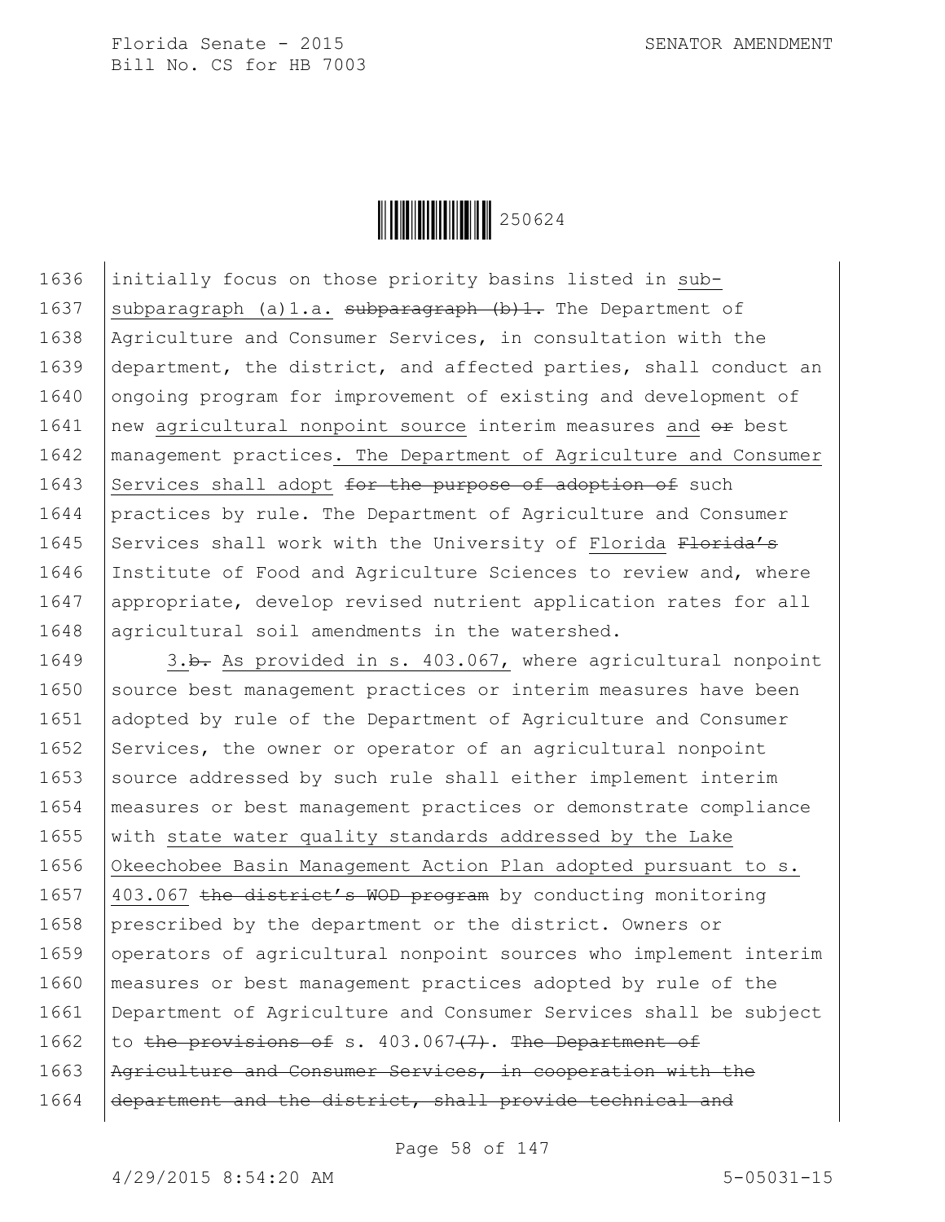1636 initially focus on those priority basins listed in sub-
1637 subparagraph (a)1.a. ~~subparagraph (b)1.~~ The Department of
1638 Agriculture and Consumer Services, in consultation with the
1639 department, the district, and affected parties, shall conduct an
1640 ongoing program for improvement of existing and development of
1641 new agricultural nonpoint source interim measures and ~~or~~ best
1642 management practices. The Department of Agriculture and Consumer
1643 Services shall adopt ~~for the purpose of adoption of~~ such
1644 practices by rule. The Department of Agriculture and Consumer
1645 Services shall work with the University of Florida ~~Florida's~~
1646 Institute of Food and Agriculture Sciences to review and, where
1647 appropriate, develop revised nutrient application rates for all
1648 agricultural soil amendments in the watershed.

1649 3.~~b.~~ As provided in s. 403.067, where agricultural nonpoint
1650 source best management practices or interim measures have been
1651 adopted by rule of the Department of Agriculture and Consumer
1652 Services, the owner or operator of an agricultural nonpoint
1653 source addressed by such rule shall either implement interim
1654 measures or best management practices or demonstrate compliance
1655 with state water quality standards addressed by the Lake
1656 Okeechobee Basin Management Action Plan adopted pursuant to s.
1657 403.067 ~~the district's WOD program~~ by conducting monitoring
1658 prescribed by the department or the district. Owners or
1659 operators of agricultural nonpoint sources who implement interim
1660 measures or best management practices adopted by rule of the
1661 Department of Agriculture and Consumer Services shall be subject
1662 to ~~the provisions of~~ s. 403.067~~(7)~~. ~~The Department of~~
1663 ~~Agriculture and Consumer Services, in cooperation with the~~
1664 ~~department and the district, shall provide technical and~~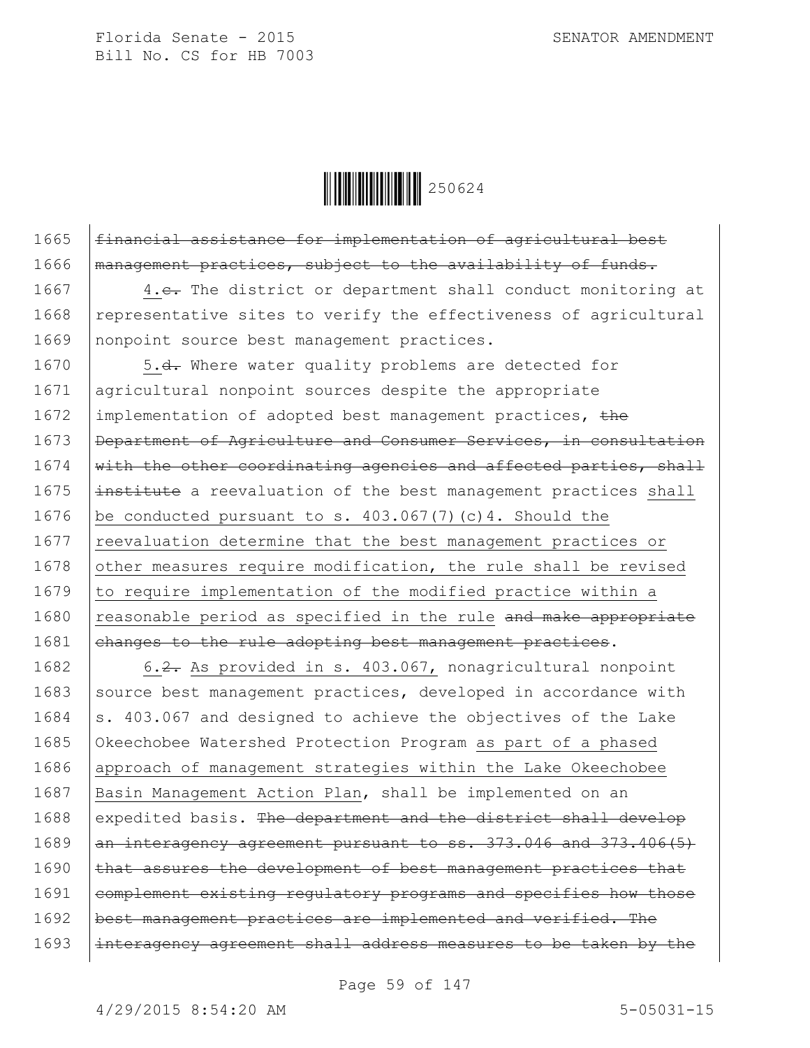1665 ~~financial assistance for implementation of agricultural best~~
1666 ~~management practices, subject to the availability of funds.~~

1667 4.~~c.~~ The district or department shall conduct monitoring at
1668 representative sites to verify the effectiveness of agricultural
1669 nonpoint source best management practices.

1670 5.~~d.~~ Where water quality problems are detected for
1671 agricultural nonpoint sources despite the appropriate
1672 implementation of adopted best management practices, ~~the~~
1673 ~~Department of Agriculture and Consumer Services, in consultation~~
1674 ~~with the other coordinating agencies and affected parties, shall~~
1675 ~~institute~~ a reevaluation of the best management practices shall
1676 be conducted pursuant to s. 403.067(7)(c)4. Should the
1677 reevaluation determine that the best management practices or
1678 other measures require modification, the rule shall be revised
1679 to require implementation of the modified practice within a
1680 reasonable period as specified in the rule ~~and make appropriate~~
1681 ~~changes to the rule adopting best management practices~~.

1682 6.~~2.~~ As provided in s. 403.067, nonagricultural nonpoint
1683 source best management practices, developed in accordance with
1684 s. 403.067 and designed to achieve the objectives of the Lake
1685 Okeechobee Watershed Protection Program as part of a phased
1686 approach of management strategies within the Lake Okeechobee
1687 Basin Management Action Plan, shall be implemented on an
1688 expedited basis. ~~The department and the district shall develop~~
1689 ~~an interagency agreement pursuant to ss. 373.046 and 373.406(5)~~
1690 ~~that assures the development of best management practices that~~
1691 ~~complement existing regulatory programs and specifies how those~~
1692 ~~best management practices are implemented and verified. The~~
1693 ~~interagency agreement shall address measures to be taken by the~~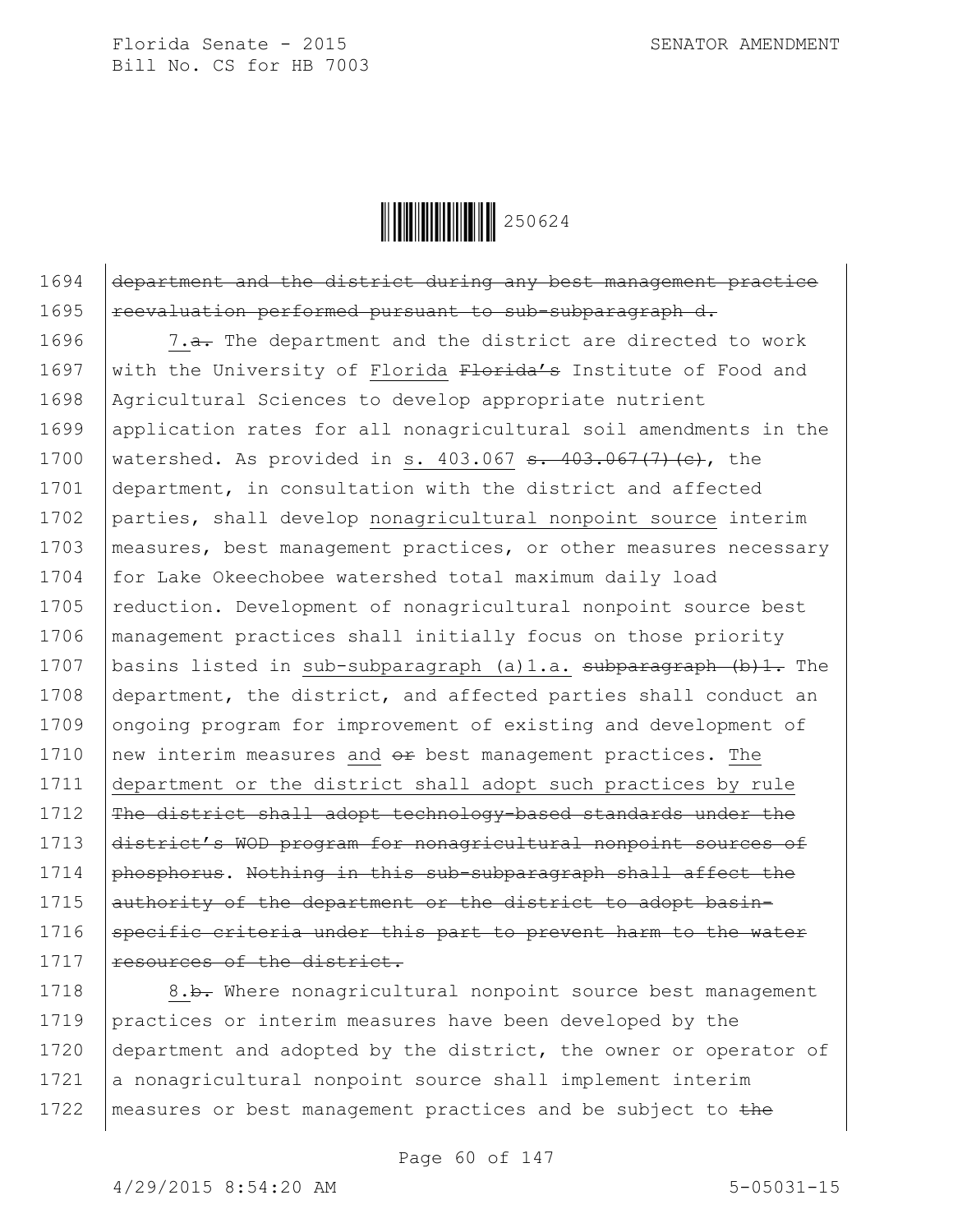1694 department and the district during any best management practice
1695 reevaluation performed pursuant to sub-subparagraph d.

1696 7.a. The department and the district are directed to work
1697 with the University of Florida Florida's Institute of Food and
1698 Agricultural Sciences to develop appropriate nutrient
1699 application rates for all nonagricultural soil amendments in the
1700 watershed. As provided in s. 403.067 s. 403.067(7)(c), the
1701 department, in consultation with the district and affected
1702 parties, shall develop nonagricultural nonpoint source interim
1703 measures, best management practices, or other measures necessary
1704 for Lake Okeechobee watershed total maximum daily load
1705 reduction. Development of nonagricultural nonpoint source best
1706 management practices shall initially focus on those priority
1707 basins listed in sub-subparagraph (a)1.a. subparagraph (b)1. The
1708 department, the district, and affected parties shall conduct an
1709 ongoing program for improvement of existing and development of
1710 new interim measures and or best management practices. The
1711 department or the district shall adopt such practices by rule
1712 The district shall adopt technology-based standards under the
1713 district's WOD program for nonagricultural nonpoint sources of
1714 phosphorus. Nothing in this sub-subparagraph shall affect the
1715 authority of the department or the district to adopt basin-
1716 specific criteria under this part to prevent harm to the water
1717 resources of the district.

1718 8.b. Where nonagricultural nonpoint source best management
1719 practices or interim measures have been developed by the
1720 department and adopted by the district, the owner or operator of
1721 a nonagricultural nonpoint source shall implement interim
1722 measures or best management practices and be subject to the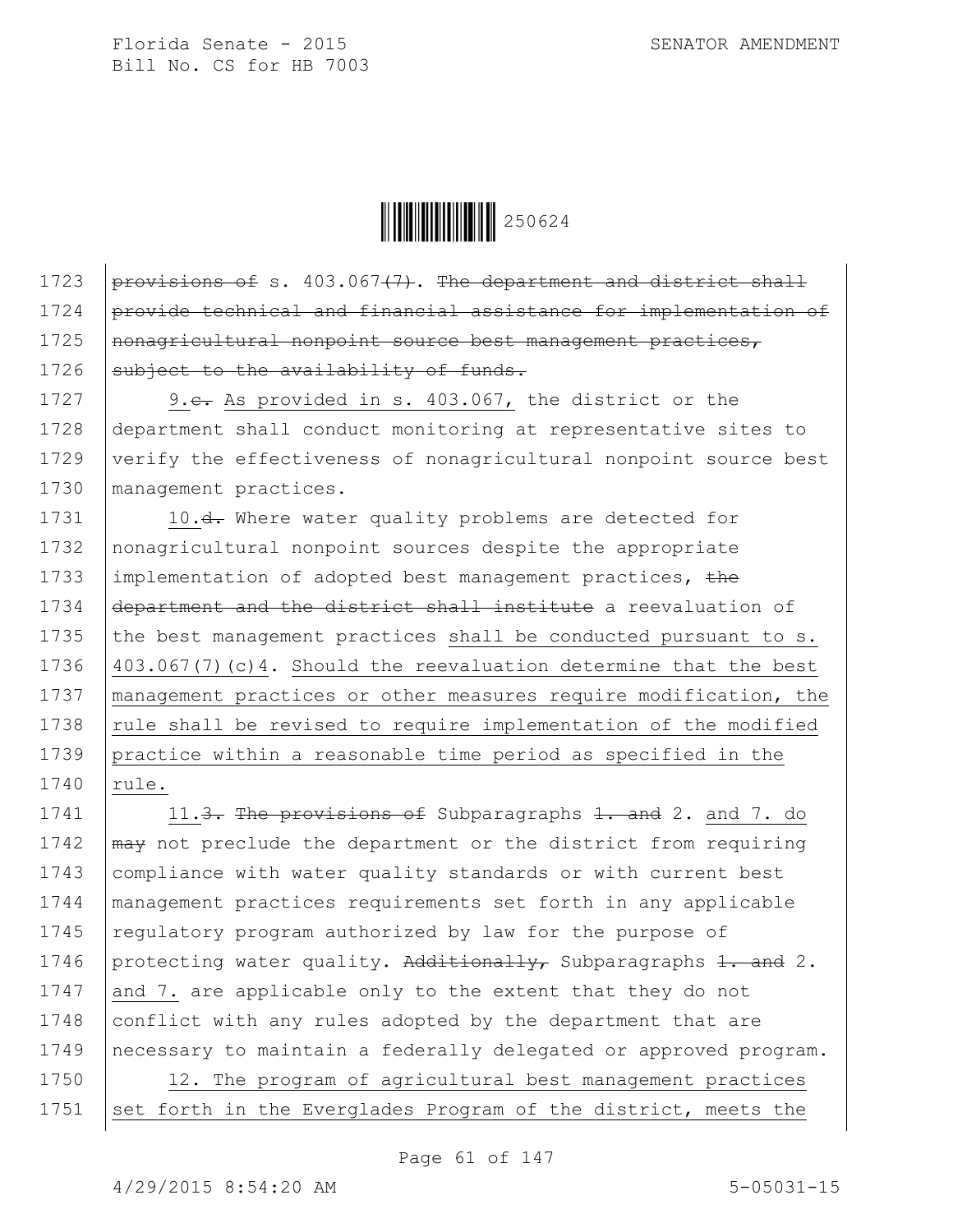1723 ~~provisions of~~ s. 403.067~~(7)~~. ~~The department and district shall~~
1724 ~~provide technical and financial assistance for implementation of~~
1725 ~~nonagricultural nonpoint source best management practices,~~
1726 ~~subject to the availability of funds.~~

1727 9.~~c.~~ As provided in s. 403.067, the district or the
1728 department shall conduct monitoring at representative sites to
1729 verify the effectiveness of nonagricultural nonpoint source best
1730 management practices.

1731 10.~~d.~~ Where water quality problems are detected for
1732 nonagricultural nonpoint sources despite the appropriate
1733 implementation of adopted best management practices, ~~the~~
1734 ~~department and the district shall institute~~ a reevaluation of
1735 the best management practices shall be conducted pursuant to s.
1736 403.067(7)(c)4. Should the reevaluation determine that the best
1737 management practices or other measures require modification, the
1738 rule shall be revised to require implementation of the modified
1739 practice within a reasonable time period as specified in the
1740 rule.

1741 11.~~3.~~ ~~The provisions of~~ Subparagraphs ~~1. and~~ 2. and 7. do
1742 ~~may~~ not preclude the department or the district from requiring
1743 compliance with water quality standards or with current best
1744 management practices requirements set forth in any applicable
1745 regulatory program authorized by law for the purpose of
1746 protecting water quality. ~~Additionally,~~ Subparagraphs ~~1. and~~ 2.
1747 and 7. are applicable only to the extent that they do not
1748 conflict with any rules adopted by the department that are
1749 necessary to maintain a federally delegated or approved program.

1750 12. The program of agricultural best management practices
1751 set forth in the Everglades Program of the district, meets the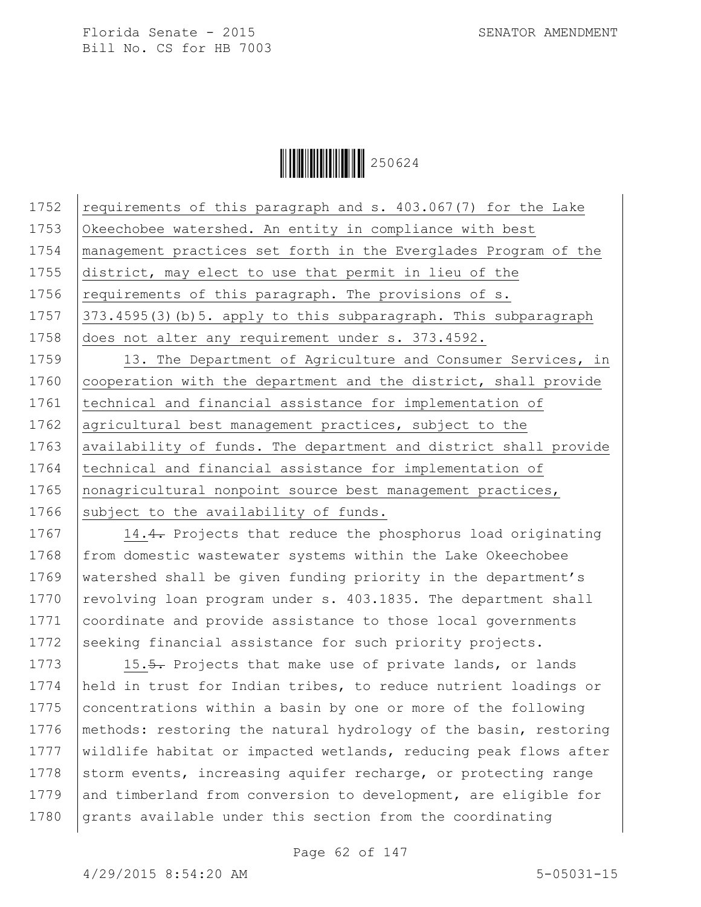1752 requirements of this paragraph and s. 403.067(7) for the Lake
1753 Okeechobee watershed. An entity in compliance with best
1754 management practices set forth in the Everglades Program of the
1755 district, may elect to use that permit in lieu of the
1756 requirements of this paragraph. The provisions of s.
1757 373.4595(3)(b)5. apply to this subparagraph. This subparagraph
1758 does not alter any requirement under s. 373.4592.

1759 13. The Department of Agriculture and Consumer Services, in
1760 cooperation with the department and the district, shall provide
1761 technical and financial assistance for implementation of
1762 agricultural best management practices, subject to the
1763 availability of funds. The department and district shall provide
1764 technical and financial assistance for implementation of
1765 nonagricultural nonpoint source best management practices,
1766 subject to the availability of funds.

1767 14.~~4.~~ Projects that reduce the phosphorus load originating
1768 from domestic wastewater systems within the Lake Okeechobee
1769 watershed shall be given funding priority in the department's
1770 revolving loan program under s. 403.1835. The department shall
1771 coordinate and provide assistance to those local governments
1772 seeking financial assistance for such priority projects.

1773 15.~~5.~~ Projects that make use of private lands, or lands
1774 held in trust for Indian tribes, to reduce nutrient loadings or
1775 concentrations within a basin by one or more of the following
1776 methods: restoring the natural hydrology of the basin, restoring
1777 wildlife habitat or impacted wetlands, reducing peak flows after
1778 storm events, increasing aquifer recharge, or protecting range
1779 and timberland from conversion to development, are eligible for
1780 grants available under this section from the coordinating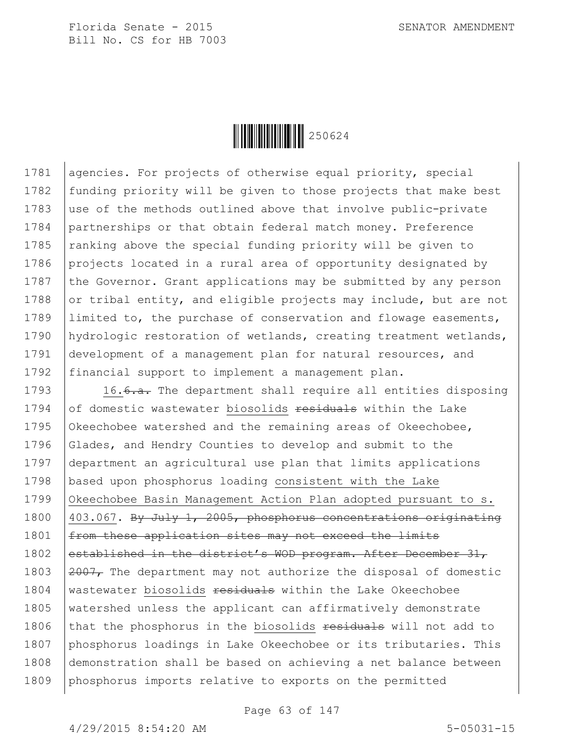agencies. For projects of otherwise equal priority, special funding priority will be given to those projects that make best use of the methods outlined above that involve public-private partnerships or that obtain federal match money. Preference ranking above the special funding priority will be given to projects located in a rural area of opportunity designated by the Governor. Grant applications may be submitted by any person or tribal entity, and eligible projects may include, but are not limited to, the purchase of conservation and flowage easements, hydrologic restoration of wetlands, creating treatment wetlands, development of a management plan for natural resources, and financial support to implement a management plan.

16.~~6.a.~~ The department shall require all entities disposing of domestic wastewater biosolids ~~residuals~~ within the Lake Okeechobee watershed and the remaining areas of Okeechobee, Glades, and Hendry Counties to develop and submit to the department an agricultural use plan that limits applications based upon phosphorus loading consistent with the Lake Okeechobee Basin Management Action Plan adopted pursuant to s. 403.067. ~~By July 1, 2005, phosphorus concentrations originating from these application sites may not exceed the limits established in the district's WOD program. After December 31, 2007,~~ The department may not authorize the disposal of domestic wastewater biosolids ~~residuals~~ within the Lake Okeechobee watershed unless the applicant can affirmatively demonstrate that the phosphorus in the biosolids ~~residuals~~ will not add to phosphorus loadings in Lake Okeechobee or its tributaries. This demonstration shall be based on achieving a net balance between phosphorus imports relative to exports on the permitted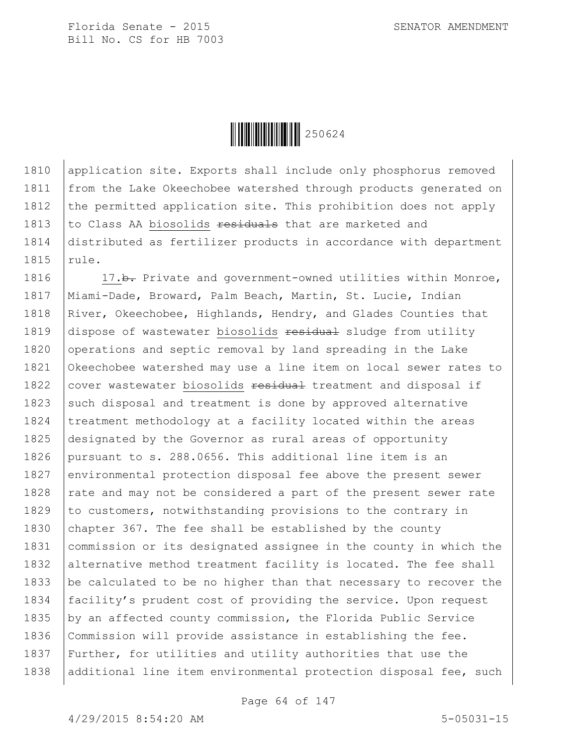application site. Exports shall include only phosphorus removed from the Lake Okeechobee watershed through products generated on the permitted application site. This prohibition does not apply to Class AA biosolids ~~residuals~~ that are marketed and distributed as fertilizer products in accordance with department rule.

17.~~b.~~ Private and government-owned utilities within Monroe, Miami-Dade, Broward, Palm Beach, Martin, St. Lucie, Indian River, Okeechobee, Highlands, Hendry, and Glades Counties that dispose of wastewater biosolids ~~residual~~ sludge from utility operations and septic removal by land spreading in the Lake Okeechobee watershed may use a line item on local sewer rates to cover wastewater biosolids ~~residual~~ treatment and disposal if such disposal and treatment is done by approved alternative treatment methodology at a facility located within the areas designated by the Governor as rural areas of opportunity pursuant to s. 288.0656. This additional line item is an environmental protection disposal fee above the present sewer rate and may not be considered a part of the present sewer rate to customers, notwithstanding provisions to the contrary in chapter 367. The fee shall be established by the county commission or its designated assignee in the county in which the alternative method treatment facility is located. The fee shall be calculated to be no higher than that necessary to recover the facility's prudent cost of providing the service. Upon request by an affected county commission, the Florida Public Service Commission will provide assistance in establishing the fee. Further, for utilities and utility authorities that use the additional line item environmental protection disposal fee, such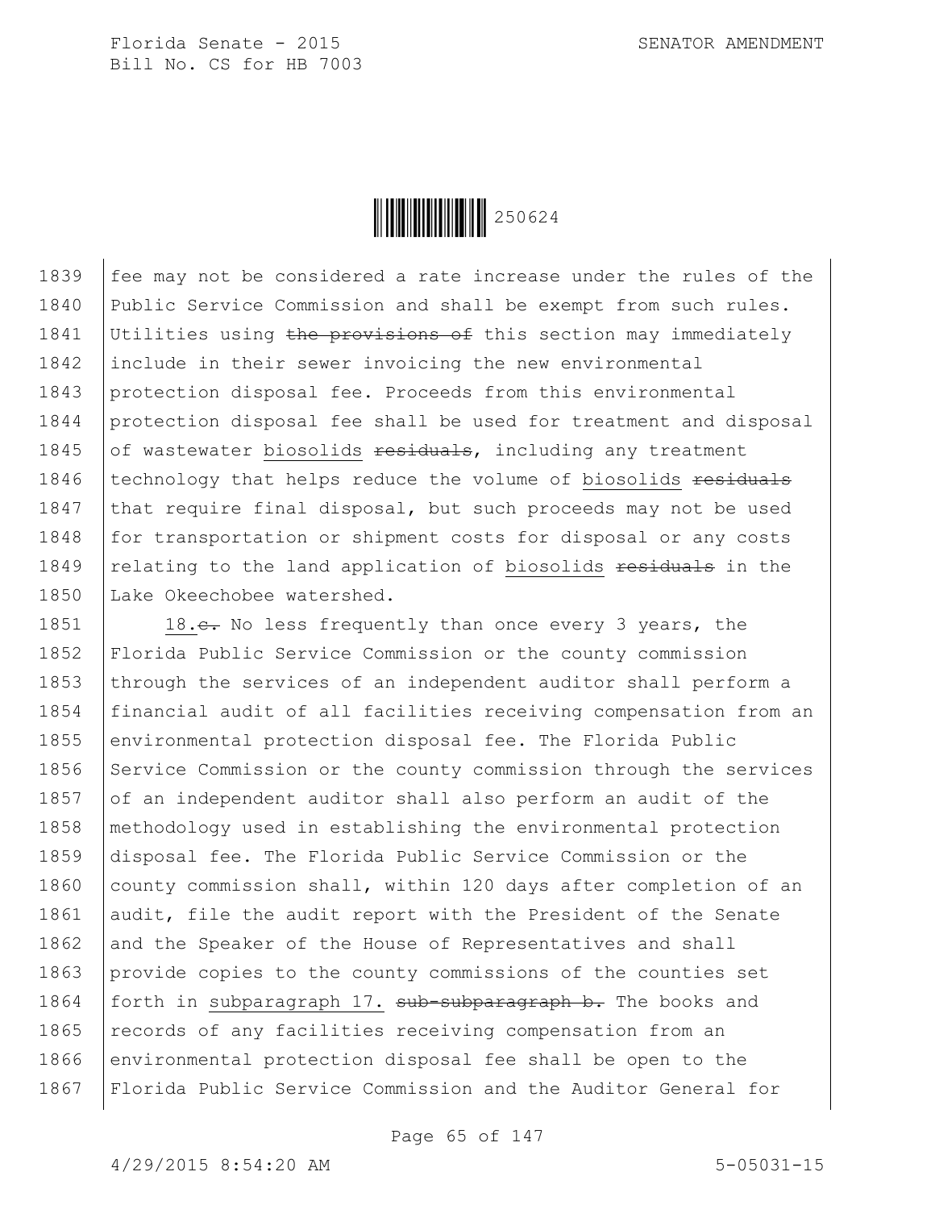1839 fee may not be considered a rate increase under the rules of the
1840 Public Service Commission and shall be exempt from such rules.
1841 Utilities using ~~the provisions of~~ this section may immediately
1842 include in their sewer invoicing the new environmental
1843 protection disposal fee. Proceeds from this environmental
1844 protection disposal fee shall be used for treatment and disposal
1845 of wastewater biosolids ~~residuals~~, including any treatment
1846 technology that helps reduce the volume of biosolids ~~residuals~~
1847 that require final disposal, but such proceeds may not be used
1848 for transportation or shipment costs for disposal or any costs
1849 relating to the land application of biosolids ~~residuals~~ in the
1850 Lake Okeechobee watershed.

1851 18.~~c.~~ No less frequently than once every 3 years, the
1852 Florida Public Service Commission or the county commission
1853 through the services of an independent auditor shall perform a
1854 financial audit of all facilities receiving compensation from an
1855 environmental protection disposal fee. The Florida Public
1856 Service Commission or the county commission through the services
1857 of an independent auditor shall also perform an audit of the
1858 methodology used in establishing the environmental protection
1859 disposal fee. The Florida Public Service Commission or the
1860 county commission shall, within 120 days after completion of an
1861 audit, file the audit report with the President of the Senate
1862 and the Speaker of the House of Representatives and shall
1863 provide copies to the county commissions of the counties set
1864 forth in subparagraph 17. ~~sub-subparagraph b.~~ The books and
1865 records of any facilities receiving compensation from an
1866 environmental protection disposal fee shall be open to the
1867 Florida Public Service Commission and the Auditor General for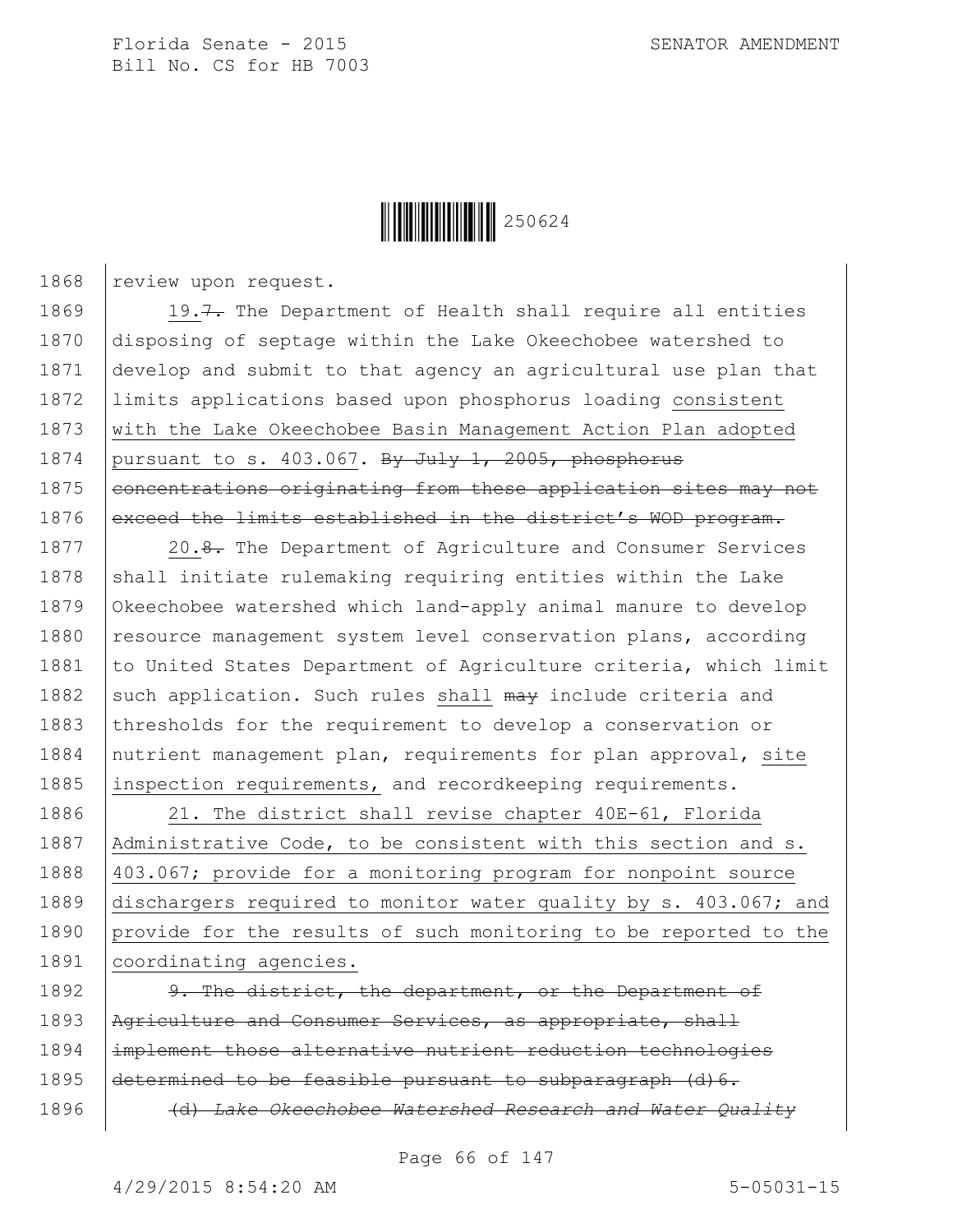review upon request.

19.~~7.~~ The Department of Health shall require all entities disposing of septage within the Lake Okeechobee watershed to develop and submit to that agency an agricultural use plan that limits applications based upon phosphorus loading consistent with the Lake Okeechobee Basin Management Action Plan adopted pursuant to s. 403.067. ~~By July 1, 2005, phosphorus concentrations originating from these application sites may not exceed the limits established in the district's WOD program.~~

20.~~8.~~ The Department of Agriculture and Consumer Services shall initiate rulemaking requiring entities within the Lake Okeechobee watershed which land-apply animal manure to develop resource management system level conservation plans, according to United States Department of Agriculture criteria, which limit such application. Such rules shall ~~may~~ include criteria and thresholds for the requirement to develop a conservation or nutrient management plan, requirements for plan approval, site inspection requirements, and recordkeeping requirements.

21. The district shall revise chapter 40E-61, Florida Administrative Code, to be consistent with this section and s. 403.067; provide for a monitoring program for nonpoint source dischargers required to monitor water quality by s. 403.067; and provide for the results of such monitoring to be reported to the coordinating agencies.

~~9. The district, the department, or the Department of Agriculture and Consumer Services, as appropriate, shall implement those alternative nutrient reduction technologies determined to be feasible pursuant to subparagraph (d)6.~~

~~(d) *Lake Okeechobee Watershed Research and Water Quality*~~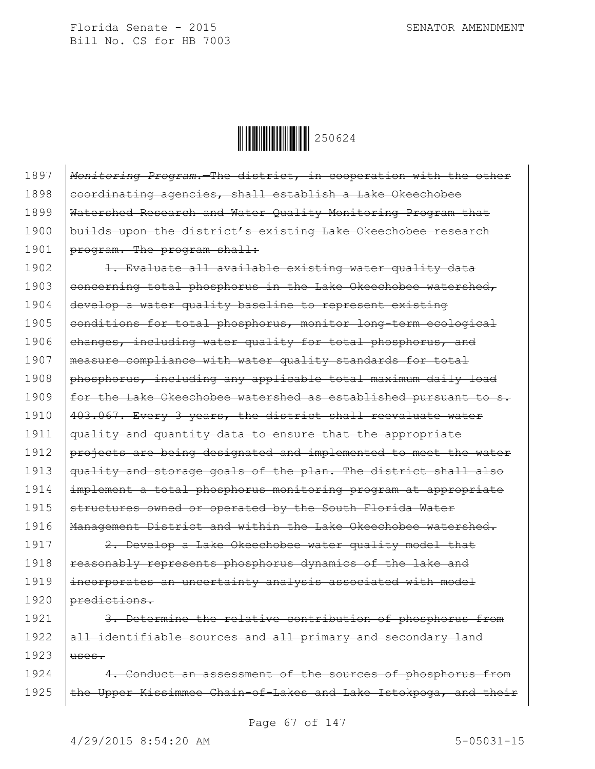1897 *Monitoring Program.*—The district, in cooperation with the other
1898 coordinating agencies, shall establish a Lake Okeechobee
1899 Watershed Research and Water Quality Monitoring Program that
1900 builds upon the district's existing Lake Okeechobee research
1901 program. The program shall:

1902 1. Evaluate all available existing water quality data
1903 concerning total phosphorus in the Lake Okeechobee watershed,
1904 develop a water quality baseline to represent existing
1905 conditions for total phosphorus, monitor long-term ecological
1906 changes, including water quality for total phosphorus, and
1907 measure compliance with water quality standards for total
1908 phosphorus, including any applicable total maximum daily load
1909 for the Lake Okeechobee watershed as established pursuant to s.
1910 403.067. Every 3 years, the district shall reevaluate water
1911 quality and quantity data to ensure that the appropriate
1912 projects are being designated and implemented to meet the water
1913 quality and storage goals of the plan. The district shall also
1914 implement a total phosphorus monitoring program at appropriate
1915 structures owned or operated by the South Florida Water
1916 Management District and within the Lake Okeechobee watershed.

1917 2. Develop a Lake Okeechobee water quality model that
1918 reasonably represents phosphorus dynamics of the lake and
1919 incorporates an uncertainty analysis associated with model
1920 predictions.

1921 3. Determine the relative contribution of phosphorus from
1922 all identifiable sources and all primary and secondary land
1923 uses.

1924 4. Conduct an assessment of the sources of phosphorus from
1925 the Upper Kissimmee Chain-of-Lakes and Lake Istokpoga, and their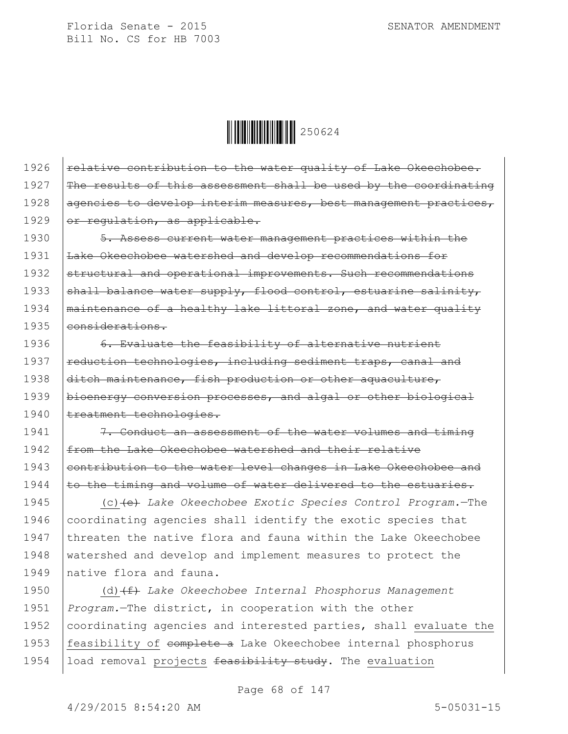1926 ~~relative contribution to the water quality of Lake Okeechobee.~~
1927 ~~The results of this assessment shall be used by the coordinating~~
1928 ~~agencies to develop interim measures, best management practices,~~
1929 ~~or regulation, as applicable.~~

1930 ~~5. Assess current water management practices within the~~
1931 ~~Lake Okeechobee watershed and develop recommendations for~~
1932 ~~structural and operational improvements. Such recommendations~~
1933 ~~shall balance water supply, flood control, estuarine salinity,~~
1934 ~~maintenance of a healthy lake littoral zone, and water quality~~
1935 ~~considerations.~~

1936 ~~6. Evaluate the feasibility of alternative nutrient~~
1937 ~~reduction technologies, including sediment traps, canal and~~
1938 ~~ditch maintenance, fish production or other aquaculture,~~
1939 ~~bioenergy conversion processes, and algal or other biological~~
1940 ~~treatment technologies.~~

1941 ~~7. Conduct an assessment of the water volumes and timing~~
1942 ~~from the Lake Okeechobee watershed and their relative~~
1943 ~~contribution to the water level changes in Lake Okeechobee and~~
1944 ~~to the timing and volume of water delivered to the estuaries.~~

1945 <u>(c)</u>~~(e)~~ *Lake Okeechobee Exotic Species Control Program.*—The
1946 coordinating agencies shall identify the exotic species that
1947 threaten the native flora and fauna within the Lake Okeechobee
1948 watershed and develop and implement measures to protect the
1949 native flora and fauna.

1950 <u>(d)</u>~~(f)~~ *Lake Okeechobee Internal Phosphorus Management*
1951 *Program.*—The district, in cooperation with the other
1952 coordinating agencies and interested parties, shall <u>evaluate the</u>
1953 <u>feasibility of</u> ~~complete a~~ Lake Okeechobee internal phosphorus
1954 load removal <u>projects</u> ~~feasibility study~~. The <u>evaluation</u>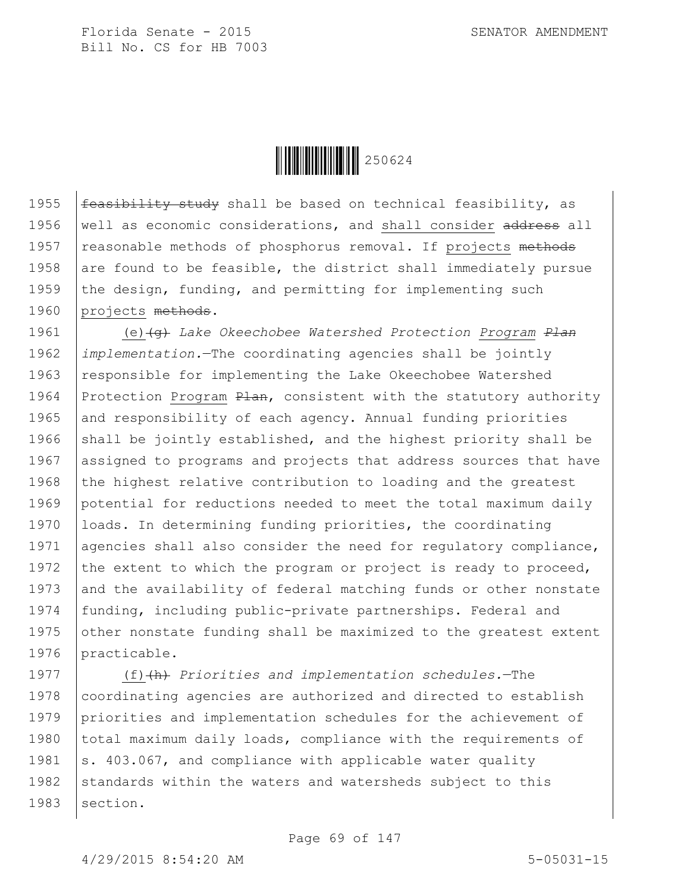feasibility study shall be based on technical feasibility, as well as economic considerations, and shall consider address all reasonable methods of phosphorus removal. If projects methods are found to be feasible, the district shall immediately pursue the design, funding, and permitting for implementing such projects methods.

(e)(g) *Lake Okeechobee Watershed Protection Program Plan implementation.*—The coordinating agencies shall be jointly responsible for implementing the Lake Okeechobee Watershed Protection Program Plan, consistent with the statutory authority and responsibility of each agency. Annual funding priorities shall be jointly established, and the highest priority shall be assigned to programs and projects that address sources that have the highest relative contribution to loading and the greatest potential for reductions needed to meet the total maximum daily loads. In determining funding priorities, the coordinating agencies shall also consider the need for regulatory compliance, the extent to which the program or project is ready to proceed, and the availability of federal matching funds or other nonstate funding, including public-private partnerships. Federal and other nonstate funding shall be maximized to the greatest extent practicable.

(f)(h) *Priorities and implementation schedules.*—The coordinating agencies are authorized and directed to establish priorities and implementation schedules for the achievement of total maximum daily loads, compliance with the requirements of s. 403.067, and compliance with applicable water quality standards within the waters and watersheds subject to this section.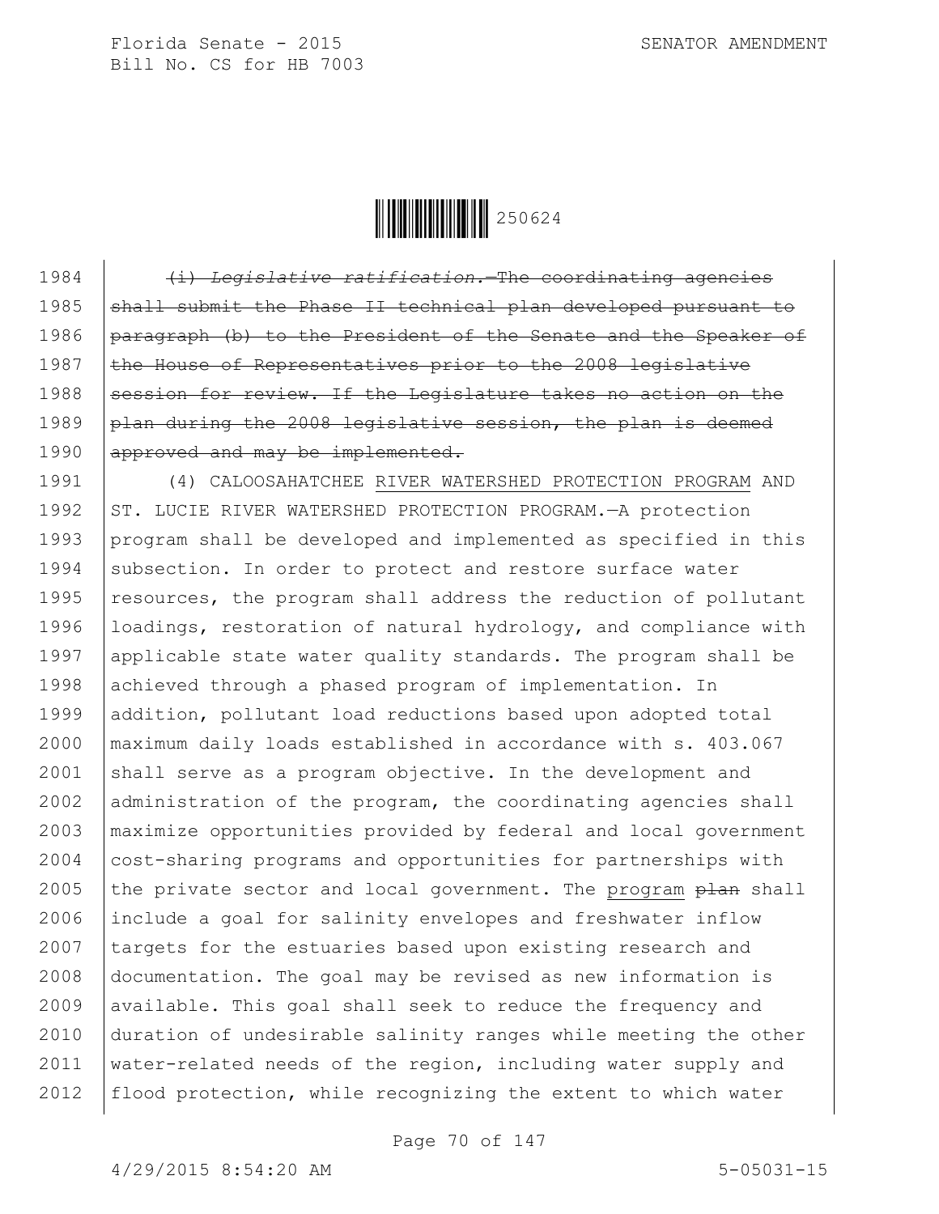1984 ~~(i) *Legislative ratification.*—The coordinating agencies~~
1985 ~~shall submit the Phase II technical plan developed pursuant to~~
1986 ~~paragraph (b) to the President of the Senate and the Speaker of~~
1987 ~~the House of Representatives prior to the 2008 legislative~~
1988 ~~session for review. If the Legislature takes no action on the~~
1989 ~~plan during the 2008 legislative session, the plan is deemed~~
1990 ~~approved and may be implemented.~~
1991 (4) CALOOSAHATCHEE <u>RIVER WATERSHED PROTECTION PROGRAM</u> AND
1992 ST. LUCIE RIVER WATERSHED PROTECTION PROGRAM.—A protection
1993 program shall be developed and implemented as specified in this
1994 subsection. In order to protect and restore surface water
1995 resources, the program shall address the reduction of pollutant
1996 loadings, restoration of natural hydrology, and compliance with
1997 applicable state water quality standards. The program shall be
1998 achieved through a phased program of implementation. In
1999 addition, pollutant load reductions based upon adopted total
2000 maximum daily loads established in accordance with s. 403.067
2001 shall serve as a program objective. In the development and
2002 administration of the program, the coordinating agencies shall
2003 maximize opportunities provided by federal and local government
2004 cost-sharing programs and opportunities for partnerships with
2005 the private sector and local government. The <u>program</u> ~~plan~~ shall
2006 include a goal for salinity envelopes and freshwater inflow
2007 targets for the estuaries based upon existing research and
2008 documentation. The goal may be revised as new information is
2009 available. This goal shall seek to reduce the frequency and
2010 duration of undesirable salinity ranges while meeting the other
2011 water-related needs of the region, including water supply and
2012 flood protection, while recognizing the extent to which water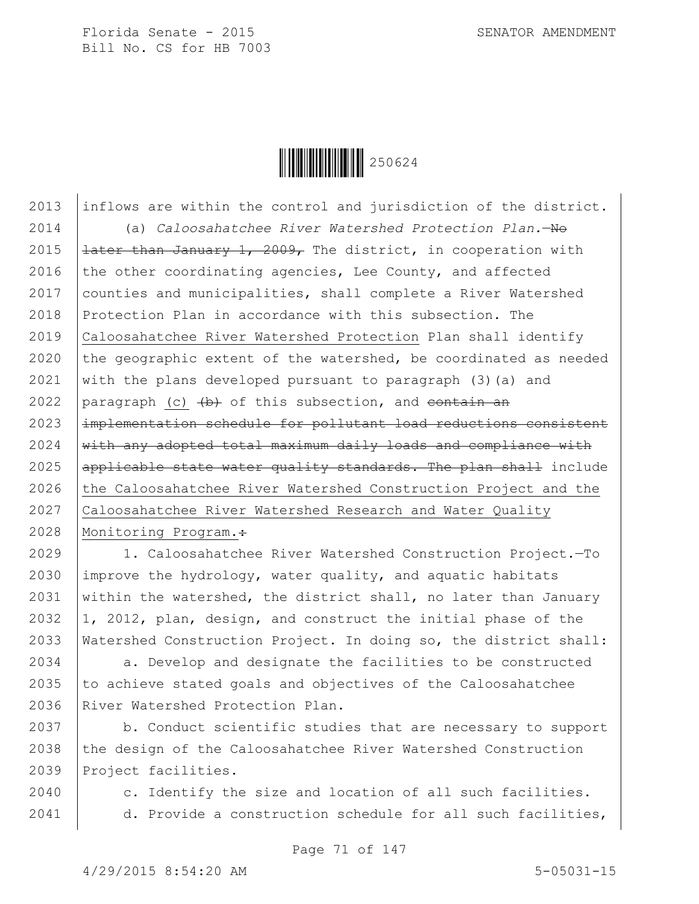2013 inflows are within the control and jurisdiction of the district.

2014 (a) *Caloosahatchee River Watershed Protection Plan.*—~~No~~
2015 ~~later than January 1, 2009,~~ The district, in cooperation with
2016 the other coordinating agencies, Lee County, and affected
2017 counties and municipalities, shall complete a River Watershed
2018 Protection Plan in accordance with this subsection. The
2019 <u>Caloosahatchee River Watershed Protection</u> Plan shall identify
2020 the geographic extent of the watershed, be coordinated as needed
2021 with the plans developed pursuant to paragraph (3)(a) and
2022 paragraph <u>(c)</u> ~~(b)~~ of this subsection, and ~~contain an~~
2023 ~~implementation schedule for pollutant load reductions consistent~~
2024 ~~with any adopted total maximum daily loads and compliance with~~
2025 ~~applicable state water quality standards. The plan shall~~ include
2026 <u>the Caloosahatchee River Watershed Construction Project and the</u>
2027 <u>Caloosahatchee River Watershed Research and Water Quality</u>
2028 <u>Monitoring Program.</u>~~:~~

2029 1. Caloosahatchee River Watershed Construction Project.—To
2030 improve the hydrology, water quality, and aquatic habitats
2031 within the watershed, the district shall, no later than January
2032 1, 2012, plan, design, and construct the initial phase of the
2033 Watershed Construction Project. In doing so, the district shall:

2034 a. Develop and designate the facilities to be constructed
2035 to achieve stated goals and objectives of the Caloosahatchee
2036 River Watershed Protection Plan.

2037 b. Conduct scientific studies that are necessary to support
2038 the design of the Caloosahatchee River Watershed Construction
2039 Project facilities.

2040 c. Identify the size and location of all such facilities.

2041 d. Provide a construction schedule for all such facilities,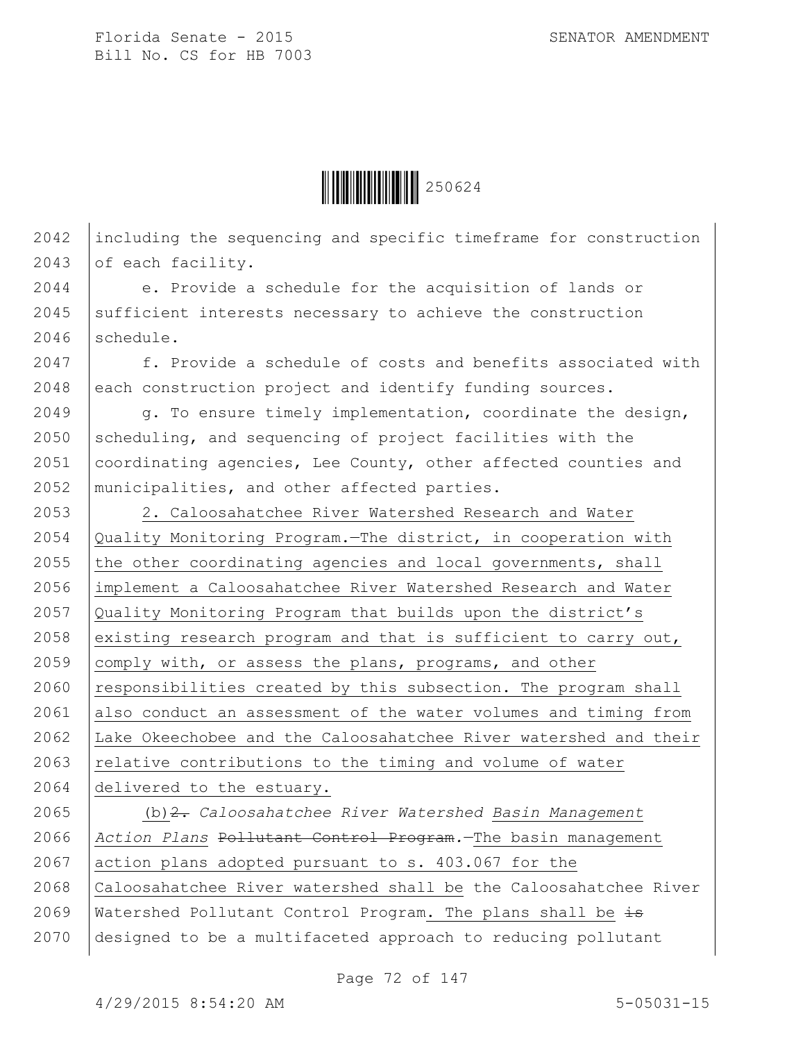including the sequencing and specific timeframe for construction of each facility.

e. Provide a schedule for the acquisition of lands or sufficient interests necessary to achieve the construction schedule.

f. Provide a schedule of costs and benefits associated with each construction project and identify funding sources.

g. To ensure timely implementation, coordinate the design, scheduling, and sequencing of project facilities with the coordinating agencies, Lee County, other affected counties and municipalities, and other affected parties.

2. Caloosahatchee River Watershed Research and Water Quality Monitoring Program.—The district, in cooperation with the other coordinating agencies and local governments, shall implement a Caloosahatchee River Watershed Research and Water Quality Monitoring Program that builds upon the district's existing research program and that is sufficient to carry out, comply with, or assess the plans, programs, and other responsibilities created by this subsection. The program shall also conduct an assessment of the water volumes and timing from Lake Okeechobee and the Caloosahatchee River watershed and their relative contributions to the timing and volume of water delivered to the estuary.

(b)~~2.~~ *Caloosahatchee River Watershed Basin Management Action Plans* ~~Pollutant Control Program~~.—The basin management action plans adopted pursuant to s. 403.067 for the Caloosahatchee River watershed shall be the Caloosahatchee River Watershed Pollutant Control Program. The plans shall be ~~is~~ designed to be a multifaceted approach to reducing pollutant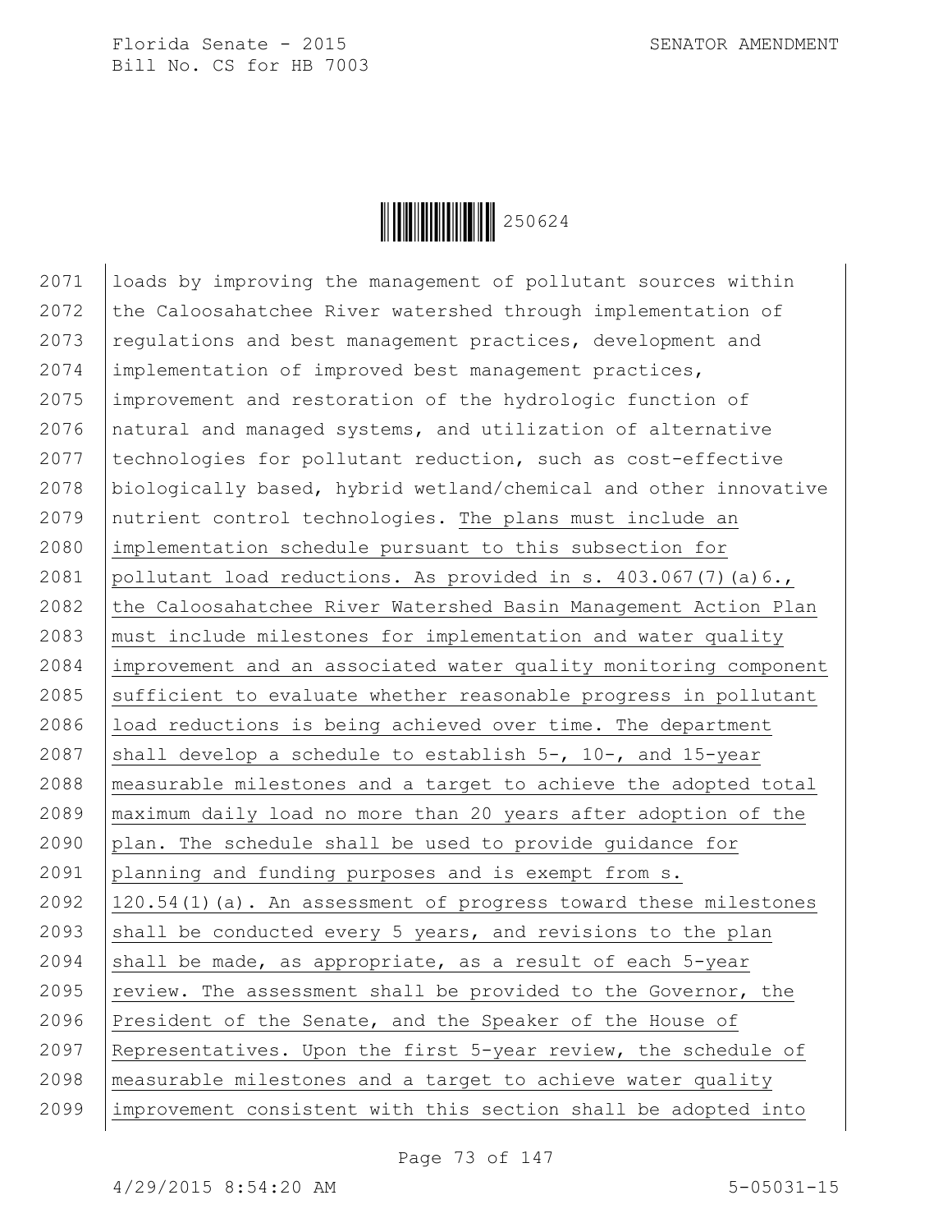loads by improving the management of pollutant sources within the Caloosahatchee River watershed through implementation of regulations and best management practices, development and implementation of improved best management practices, improvement and restoration of the hydrologic function of natural and managed systems, and utilization of alternative technologies for pollutant reduction, such as cost-effective biologically based, hybrid wetland/chemical and other innovative nutrient control technologies. The plans must include an implementation schedule pursuant to this subsection for pollutant load reductions. As provided in s. 403.067(7)(a)6., the Caloosahatchee River Watershed Basin Management Action Plan must include milestones for implementation and water quality improvement and an associated water quality monitoring component sufficient to evaluate whether reasonable progress in pollutant load reductions is being achieved over time. The department shall develop a schedule to establish 5-, 10-, and 15-year measurable milestones and a target to achieve the adopted total maximum daily load no more than 20 years after adoption of the plan. The schedule shall be used to provide guidance for planning and funding purposes and is exempt from s. 120.54(1)(a). An assessment of progress toward these milestones shall be conducted every 5 years, and revisions to the plan shall be made, as appropriate, as a result of each 5-year review. The assessment shall be provided to the Governor, the President of the Senate, and the Speaker of the House of Representatives. Upon the first 5-year review, the schedule of measurable milestones and a target to achieve water quality improvement consistent with this section shall be adopted into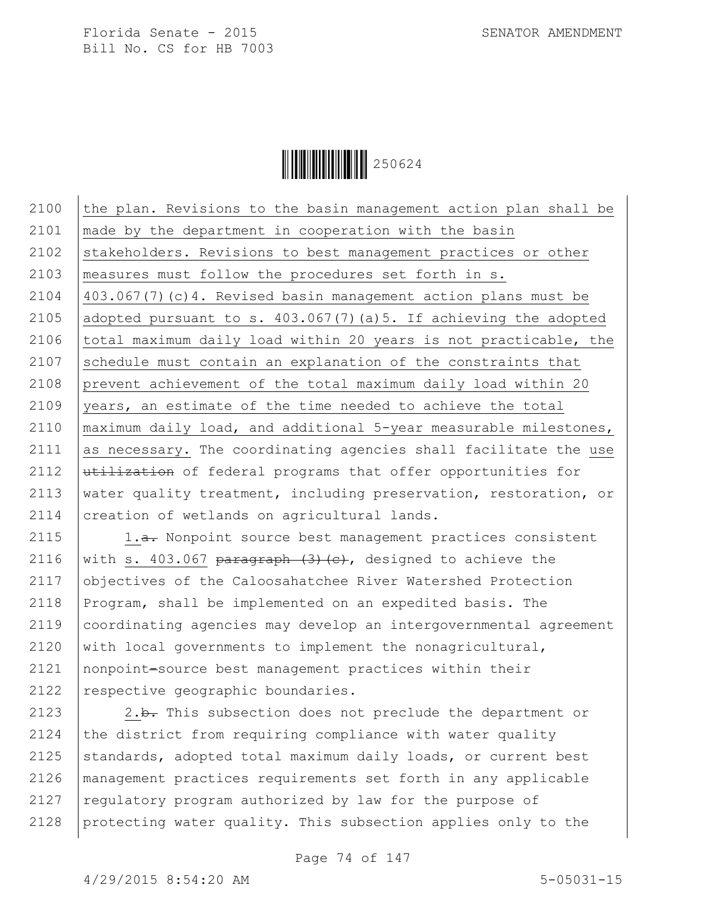the plan. Revisions to the basin management action plan shall be made by the department in cooperation with the basin stakeholders. Revisions to best management practices or other measures must follow the procedures set forth in s. 403.067(7)(c)4. Revised basin management action plans must be adopted pursuant to s. 403.067(7)(a)5. If achieving the adopted total maximum daily load within 20 years is not practicable, the schedule must contain an explanation of the constraints that prevent achievement of the total maximum daily load within 20 years, an estimate of the time needed to achieve the total maximum daily load, and additional 5-year measurable milestones, as necessary. The coordinating agencies shall facilitate the use ~~utilization~~ of federal programs that offer opportunities for water quality treatment, including preservation, restoration, or creation of wetlands on agricultural lands.

1.~~a.~~ Nonpoint source best management practices consistent with s. 403.067 ~~paragraph (3)(c)~~, designed to achieve the objectives of the Caloosahatchee River Watershed Protection Program, shall be implemented on an expedited basis. The coordinating agencies may develop an intergovernmental agreement with local governments to implement the nonagricultural, nonpoint~~-~~source best management practices within their respective geographic boundaries.

2.~~b.~~ This subsection does not preclude the department or the district from requiring compliance with water quality standards, adopted total maximum daily loads, or current best management practices requirements set forth in any applicable regulatory program authorized by law for the purpose of protecting water quality. This subsection applies only to the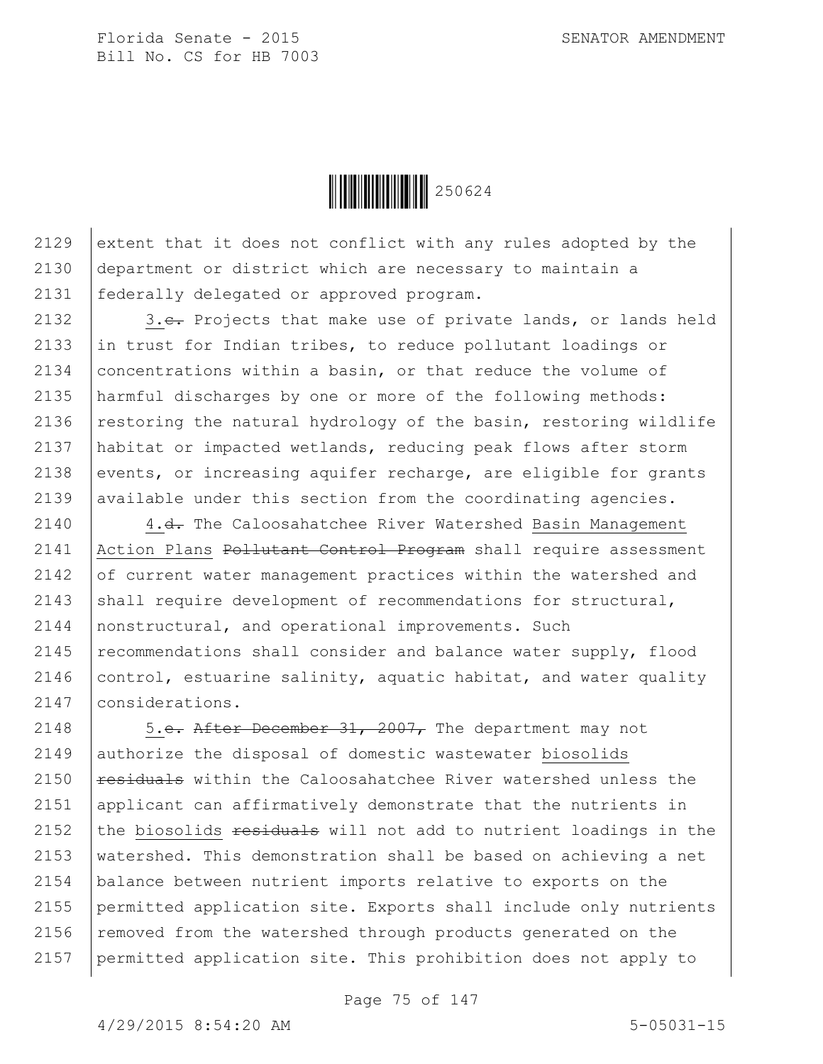2129 extent that it does not conflict with any rules adopted by the
2130 department or district which are necessary to maintain a
2131 federally delegated or approved program.

2132 3.~~c.~~ Projects that make use of private lands, or lands held
2133 in trust for Indian tribes, to reduce pollutant loadings or
2134 concentrations within a basin, or that reduce the volume of
2135 harmful discharges by one or more of the following methods:
2136 restoring the natural hydrology of the basin, restoring wildlife
2137 habitat or impacted wetlands, reducing peak flows after storm
2138 events, or increasing aquifer recharge, are eligible for grants
2139 available under this section from the coordinating agencies.

2140 4.~~d.~~ The Caloosahatchee River Watershed Basin Management
2141 Action Plans ~~Pollutant Control Program~~ shall require assessment
2142 of current water management practices within the watershed and
2143 shall require development of recommendations for structural,
2144 nonstructural, and operational improvements. Such
2145 recommendations shall consider and balance water supply, flood
2146 control, estuarine salinity, aquatic habitat, and water quality
2147 considerations.

2148 5.~~e.~~ ~~After December 31, 2007,~~ The department may not
2149 authorize the disposal of domestic wastewater biosolids
2150 ~~residuals~~ within the Caloosahatchee River watershed unless the
2151 applicant can affirmatively demonstrate that the nutrients in
2152 the biosolids ~~residuals~~ will not add to nutrient loadings in the
2153 watershed. This demonstration shall be based on achieving a net
2154 balance between nutrient imports relative to exports on the
2155 permitted application site. Exports shall include only nutrients
2156 removed from the watershed through products generated on the
2157 permitted application site. This prohibition does not apply to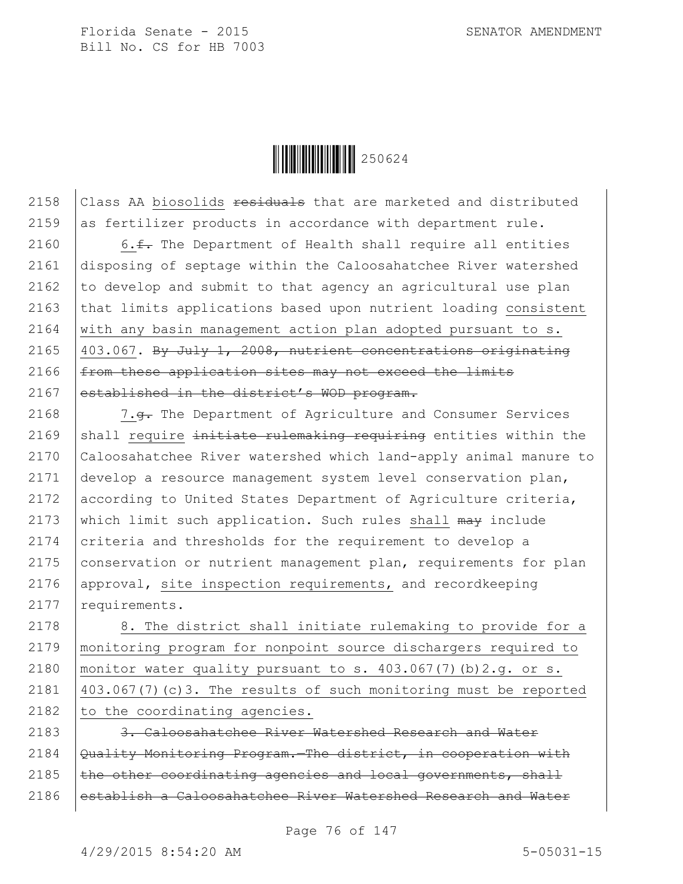2158 Class AA biosolids ~~residuals~~ that are marketed and distributed
2159 as fertilizer products in accordance with department rule.

2160 6.~~f.~~ The Department of Health shall require all entities
2161 disposing of septage within the Caloosahatchee River watershed
2162 to develop and submit to that agency an agricultural use plan
2163 that limits applications based upon nutrient loading consistent
2164 with any basin management action plan adopted pursuant to s.
2165 403.067. ~~By July 1, 2008, nutrient concentrations originating~~
2166 ~~from these application sites may not exceed the limits~~
2167 ~~established in the district's WOD program.~~

2168 7.~~g.~~ The Department of Agriculture and Consumer Services
2169 shall require ~~initiate rulemaking requiring~~ entities within the
2170 Caloosahatchee River watershed which land-apply animal manure to
2171 develop a resource management system level conservation plan,
2172 according to United States Department of Agriculture criteria,
2173 which limit such application. Such rules shall ~~may~~ include
2174 criteria and thresholds for the requirement to develop a
2175 conservation or nutrient management plan, requirements for plan
2176 approval, site inspection requirements, and recordkeeping
2177 requirements.

2178 8. The district shall initiate rulemaking to provide for a
2179 monitoring program for nonpoint source dischargers required to
2180 monitor water quality pursuant to s. 403.067(7)(b)2.g. or s.
2181 403.067(7)(c)3. The results of such monitoring must be reported
2182 to the coordinating agencies.

2183 ~~3. Caloosahatchee River Watershed Research and Water~~
2184 ~~Quality Monitoring Program.—The district, in cooperation with~~
2185 ~~the other coordinating agencies and local governments, shall~~
2186 ~~establish a Caloosahatchee River Watershed Research and Water~~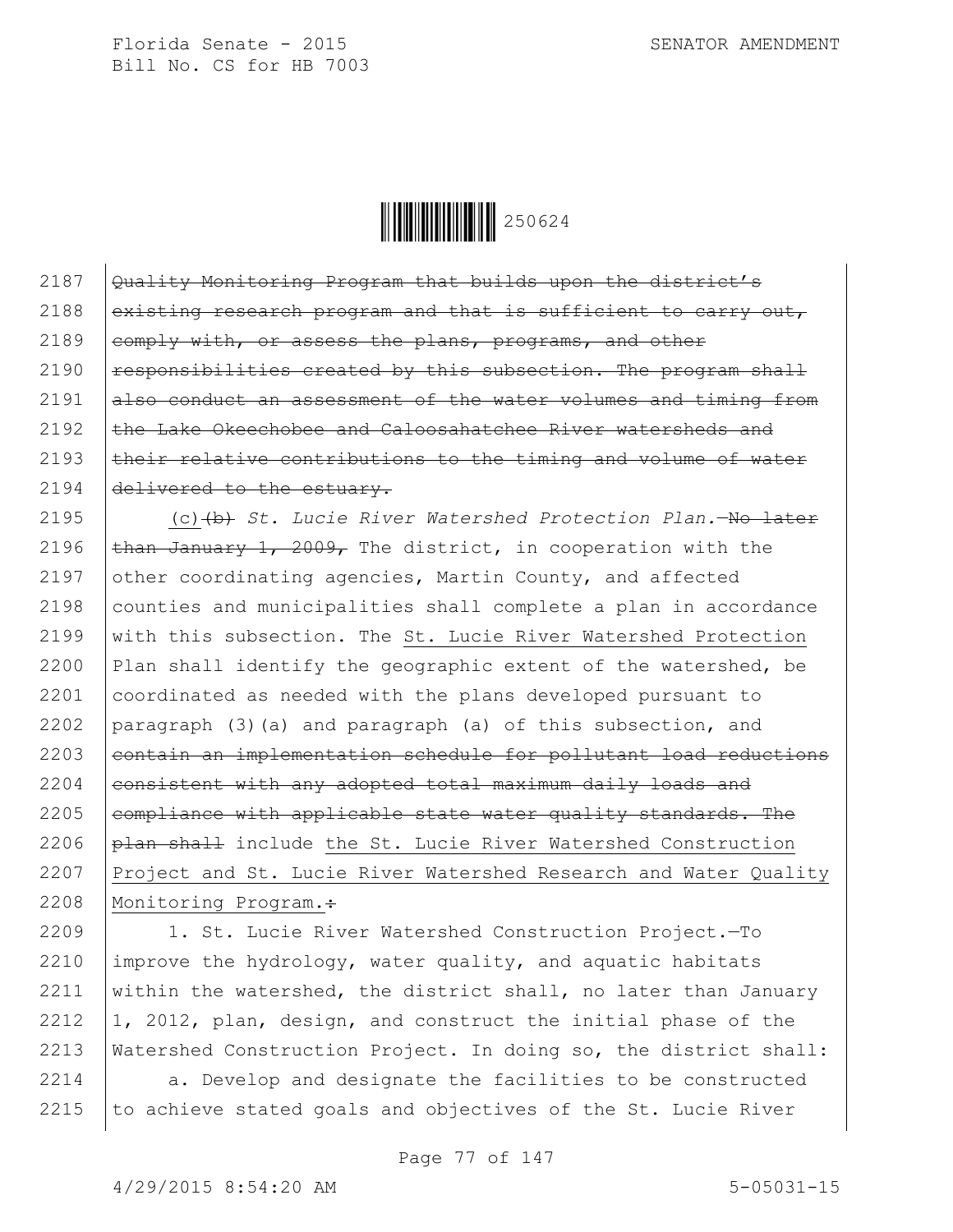2187 ~~Quality Monitoring Program that builds upon the district's~~
2188 ~~existing research program and that is sufficient to carry out,~~
2189 ~~comply with, or assess the plans, programs, and other~~
2190 ~~responsibilities created by this subsection. The program shall~~
2191 ~~also conduct an assessment of the water volumes and timing from~~
2192 ~~the Lake Okeechobee and Caloosahatchee River watersheds and~~
2193 ~~their relative contributions to the timing and volume of water~~
2194 ~~delivered to the estuary.~~

2195 (c)~~(b)~~ *St. Lucie River Watershed Protection Plan.*—~~No later~~
2196 ~~than January 1, 2009,~~ The district, in cooperation with the
2197 other coordinating agencies, Martin County, and affected
2198 counties and municipalities shall complete a plan in accordance
2199 with this subsection. The St. Lucie River Watershed Protection
2200 Plan shall identify the geographic extent of the watershed, be
2201 coordinated as needed with the plans developed pursuant to
2202 paragraph (3)(a) and paragraph (a) of this subsection, and
2203 ~~contain an implementation schedule for pollutant load reductions~~
2204 ~~consistent with any adopted total maximum daily loads and~~
2205 ~~compliance with applicable state water quality standards. The~~
2206 ~~plan shall~~ include the St. Lucie River Watershed Construction
2207 Project and St. Lucie River Watershed Research and Water Quality
2208 Monitoring Program.~~:~~

2209 1. St. Lucie River Watershed Construction Project.—To
2210 improve the hydrology, water quality, and aquatic habitats
2211 within the watershed, the district shall, no later than January
2212 1, 2012, plan, design, and construct the initial phase of the
2213 Watershed Construction Project. In doing so, the district shall:

2214 a. Develop and designate the facilities to be constructed
2215 to achieve stated goals and objectives of the St. Lucie River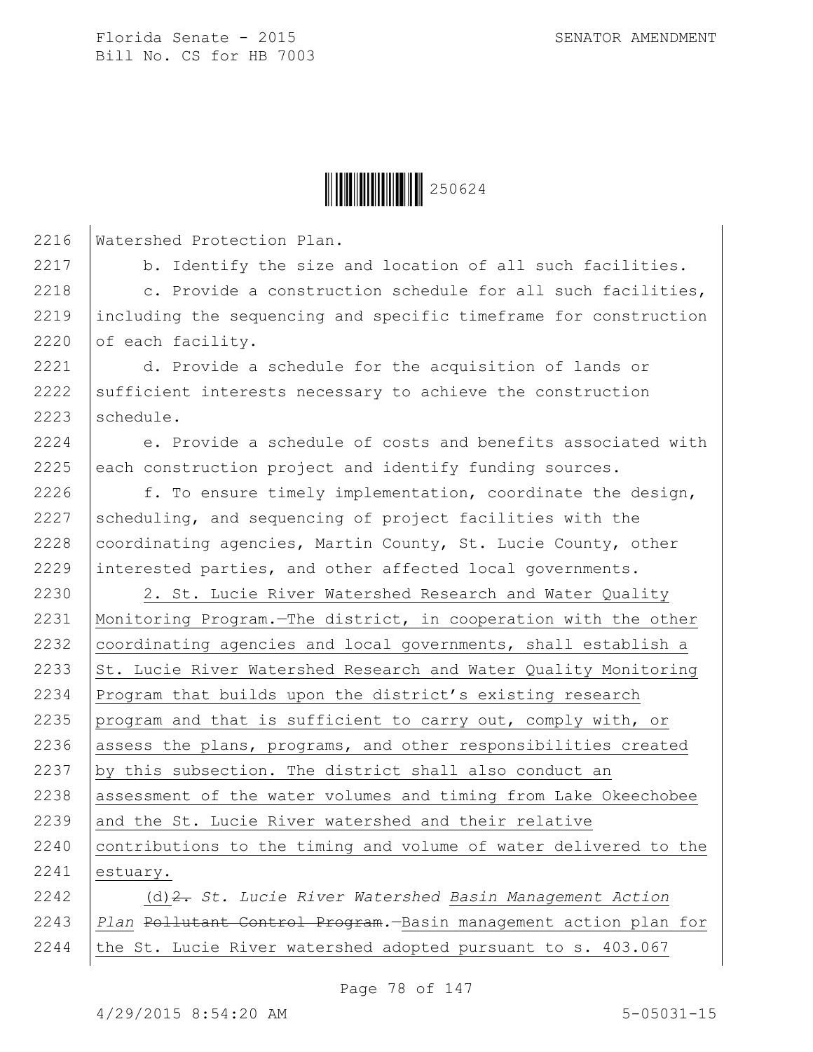Watershed Protection Plan.

b. Identify the size and location of all such facilities.

c. Provide a construction schedule for all such facilities, including the sequencing and specific timeframe for construction of each facility.

d. Provide a schedule for the acquisition of lands or sufficient interests necessary to achieve the construction schedule.

e. Provide a schedule of costs and benefits associated with each construction project and identify funding sources.

f. To ensure timely implementation, coordinate the design, scheduling, and sequencing of project facilities with the coordinating agencies, Martin County, St. Lucie County, other interested parties, and other affected local governments.

2. St. Lucie River Watershed Research and Water Quality Monitoring Program.—The district, in cooperation with the other coordinating agencies and local governments, shall establish a St. Lucie River Watershed Research and Water Quality Monitoring Program that builds upon the district's existing research program and that is sufficient to carry out, comply with, or assess the plans, programs, and other responsibilities created by this subsection. The district shall also conduct an assessment of the water volumes and timing from Lake Okeechobee and the St. Lucie River watershed and their relative contributions to the timing and volume of water delivered to the estuary.

(d)~~2.~~ *St. Lucie River Watershed Basin Management Action Plan* ~~Pollutant Control Program~~.—Basin management action plan for the St. Lucie River watershed adopted pursuant to s. 403.067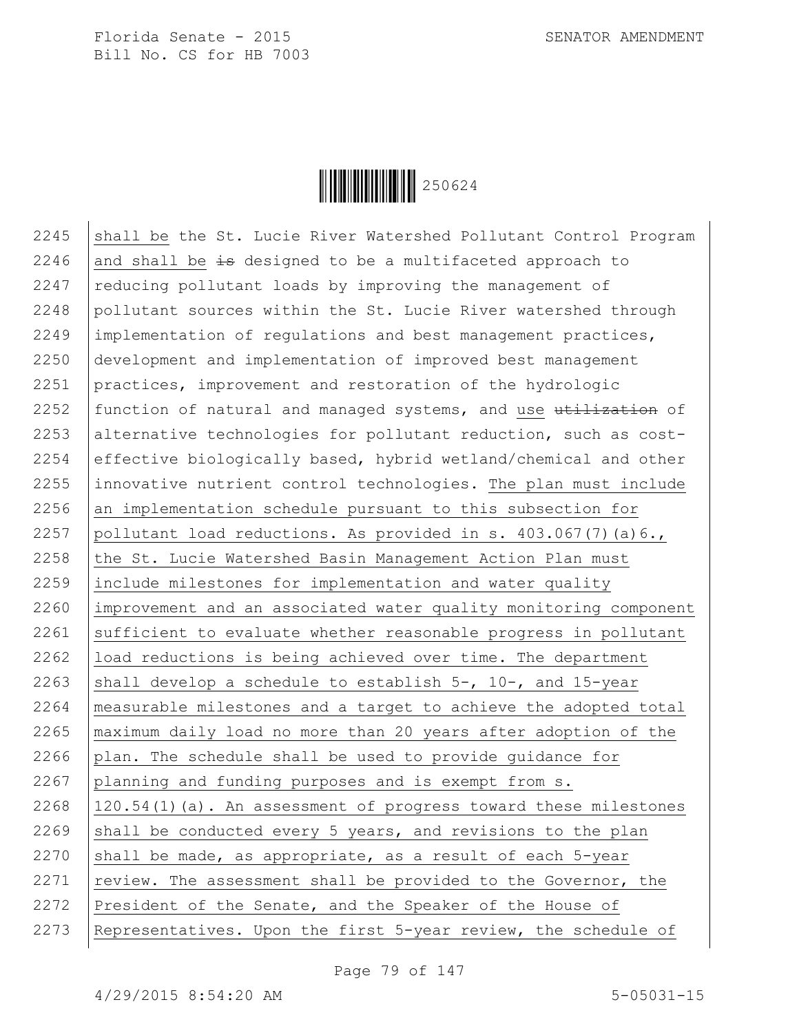2245 shall be the St. Lucie River Watershed Pollutant Control Program
2246 and shall be ~~is~~ designed to be a multifaceted approach to
2247 reducing pollutant loads by improving the management of
2248 pollutant sources within the St. Lucie River watershed through
2249 implementation of regulations and best management practices,
2250 development and implementation of improved best management
2251 practices, improvement and restoration of the hydrologic
2252 function of natural and managed systems, and use ~~utilization~~ of
2253 alternative technologies for pollutant reduction, such as cost-
2254 effective biologically based, hybrid wetland/chemical and other
2255 innovative nutrient control technologies. The plan must include
2256 an implementation schedule pursuant to this subsection for
2257 pollutant load reductions. As provided in s. 403.067(7)(a)6.,
2258 the St. Lucie Watershed Basin Management Action Plan must
2259 include milestones for implementation and water quality
2260 improvement and an associated water quality monitoring component
2261 sufficient to evaluate whether reasonable progress in pollutant
2262 load reductions is being achieved over time. The department
2263 shall develop a schedule to establish 5-, 10-, and 15-year
2264 measurable milestones and a target to achieve the adopted total
2265 maximum daily load no more than 20 years after adoption of the
2266 plan. The schedule shall be used to provide guidance for
2267 planning and funding purposes and is exempt from s.
2268 120.54(1)(a). An assessment of progress toward these milestones
2269 shall be conducted every 5 years, and revisions to the plan
2270 shall be made, as appropriate, as a result of each 5-year
2271 review. The assessment shall be provided to the Governor, the
2272 President of the Senate, and the Speaker of the House of
2273 Representatives. Upon the first 5-year review, the schedule of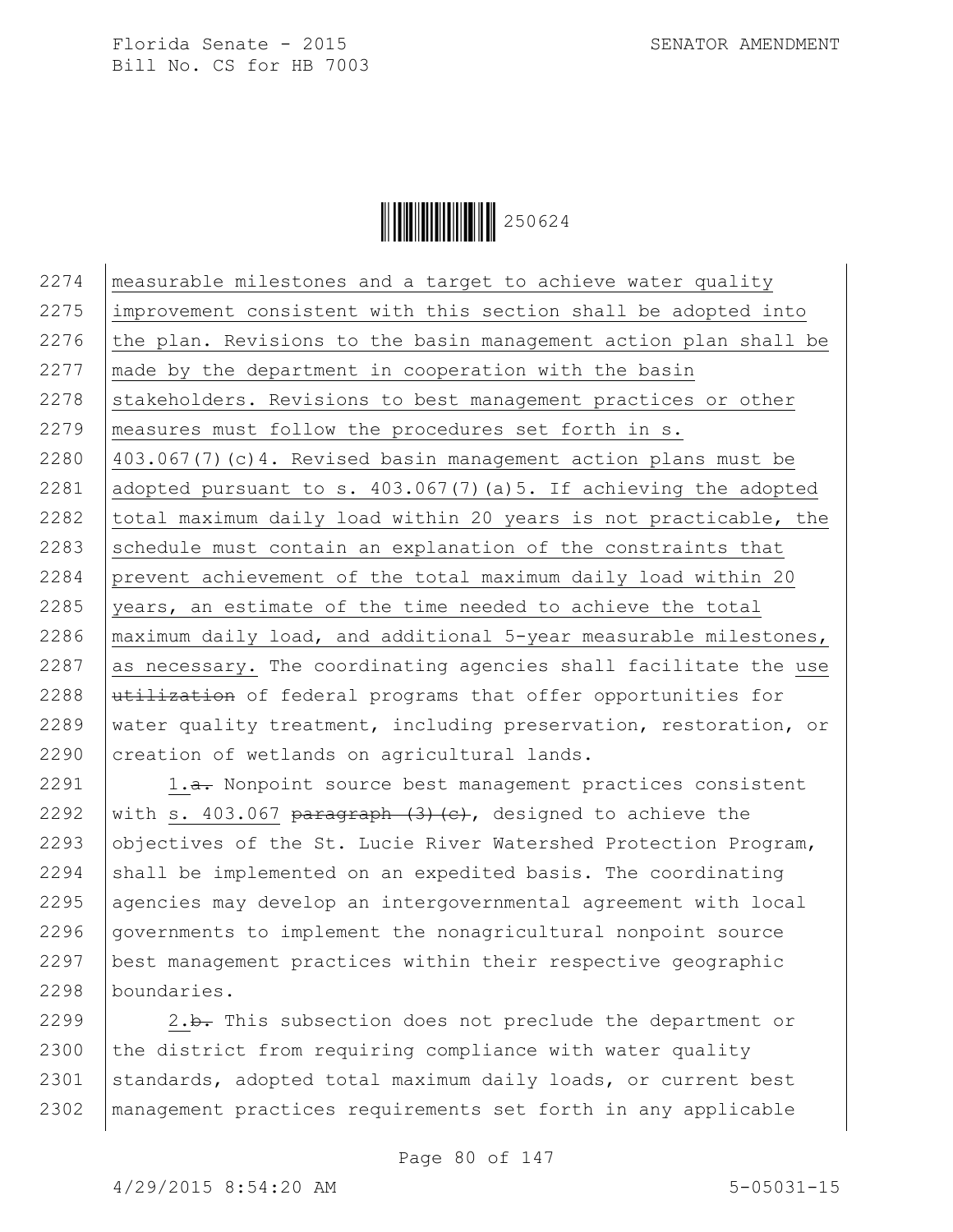measurable milestones and a target to achieve water quality improvement consistent with this section shall be adopted into the plan. Revisions to the basin management action plan shall be made by the department in cooperation with the basin stakeholders. Revisions to best management practices or other measures must follow the procedures set forth in s. 403.067(7)(c)4. Revised basin management action plans must be adopted pursuant to s. 403.067(7)(a)5. If achieving the adopted total maximum daily load within 20 years is not practicable, the schedule must contain an explanation of the constraints that prevent achievement of the total maximum daily load within 20 years, an estimate of the time needed to achieve the total maximum daily load, and additional 5-year measurable milestones, as necessary. The coordinating agencies shall facilitate the use ~~utilization~~ of federal programs that offer opportunities for water quality treatment, including preservation, restoration, or creation of wetlands on agricultural lands.

1.~~a.~~ Nonpoint source best management practices consistent with s. 403.067 ~~paragraph (3)(c)~~, designed to achieve the objectives of the St. Lucie River Watershed Protection Program, shall be implemented on an expedited basis. The coordinating agencies may develop an intergovernmental agreement with local governments to implement the nonagricultural nonpoint source best management practices within their respective geographic boundaries.

2.~~b.~~ This subsection does not preclude the department or the district from requiring compliance with water quality standards, adopted total maximum daily loads, or current best management practices requirements set forth in any applicable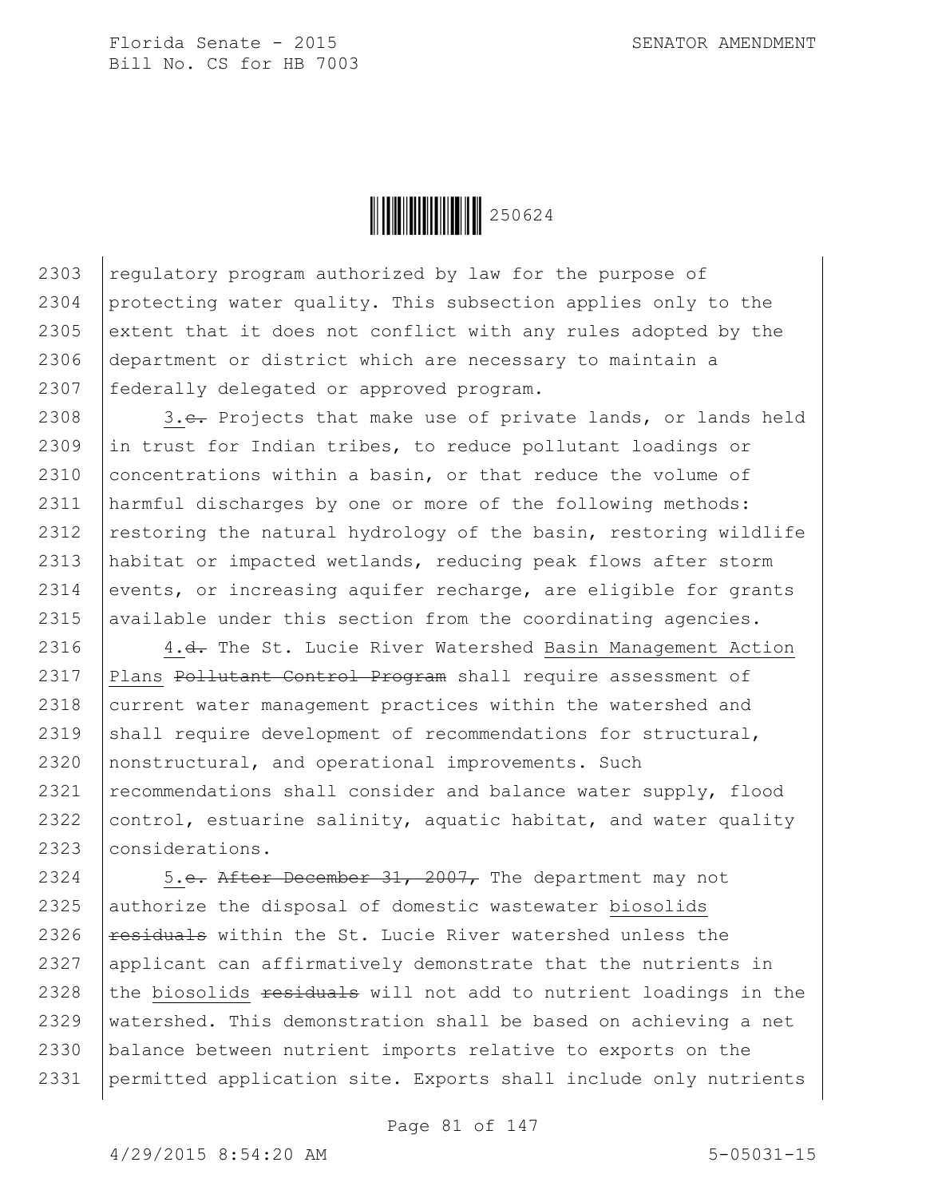regulatory program authorized by law for the purpose of protecting water quality. This subsection applies only to the extent that it does not conflict with any rules adopted by the department or district which are necessary to maintain a federally delegated or approved program.

3.~~c.~~ Projects that make use of private lands, or lands held in trust for Indian tribes, to reduce pollutant loadings or concentrations within a basin, or that reduce the volume of harmful discharges by one or more of the following methods: restoring the natural hydrology of the basin, restoring wildlife habitat or impacted wetlands, reducing peak flows after storm events, or increasing aquifer recharge, are eligible for grants available under this section from the coordinating agencies.

4.~~d.~~ The St. Lucie River Watershed Basin Management Action Plans ~~Pollutant Control Program~~ shall require assessment of current water management practices within the watershed and shall require development of recommendations for structural, nonstructural, and operational improvements. Such recommendations shall consider and balance water supply, flood control, estuarine salinity, aquatic habitat, and water quality considerations.

5.~~e.~~ ~~After December 31, 2007,~~ The department may not authorize the disposal of domestic wastewater biosolids ~~residuals~~ within the St. Lucie River watershed unless the applicant can affirmatively demonstrate that the nutrients in the biosolids ~~residuals~~ will not add to nutrient loadings in the watershed. This demonstration shall be based on achieving a net balance between nutrient imports relative to exports on the permitted application site. Exports shall include only nutrients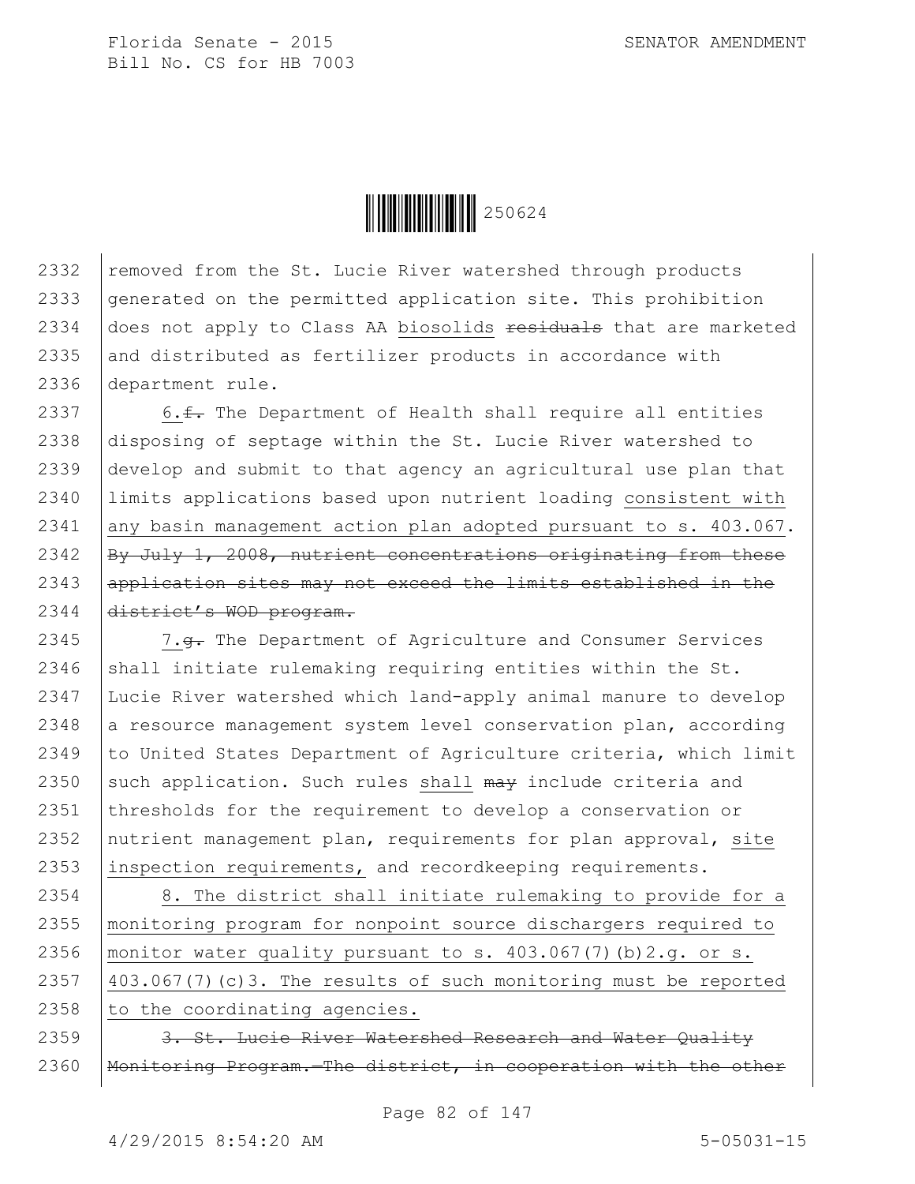removed from the St. Lucie River watershed through products generated on the permitted application site. This prohibition does not apply to Class AA biosolids ~~residuals~~ that are marketed and distributed as fertilizer products in accordance with department rule.

6.~~f.~~ The Department of Health shall require all entities disposing of septage within the St. Lucie River watershed to develop and submit to that agency an agricultural use plan that limits applications based upon nutrient loading consistent with any basin management action plan adopted pursuant to s. 403.067. ~~By July 1, 2008, nutrient concentrations originating from these application sites may not exceed the limits established in the district's WOD program.~~

7.~~g.~~ The Department of Agriculture and Consumer Services shall initiate rulemaking requiring entities within the St. Lucie River watershed which land-apply animal manure to develop a resource management system level conservation plan, according to United States Department of Agriculture criteria, which limit such application. Such rules shall ~~may~~ include criteria and thresholds for the requirement to develop a conservation or nutrient management plan, requirements for plan approval, site inspection requirements, and recordkeeping requirements.

8. The district shall initiate rulemaking to provide for a monitoring program for nonpoint source dischargers required to monitor water quality pursuant to s. 403.067(7)(b)2.g. or s. 403.067(7)(c)3. The results of such monitoring must be reported to the coordinating agencies.

~~3. St. Lucie River Watershed Research and Water Quality Monitoring Program.—The district, in cooperation with the other~~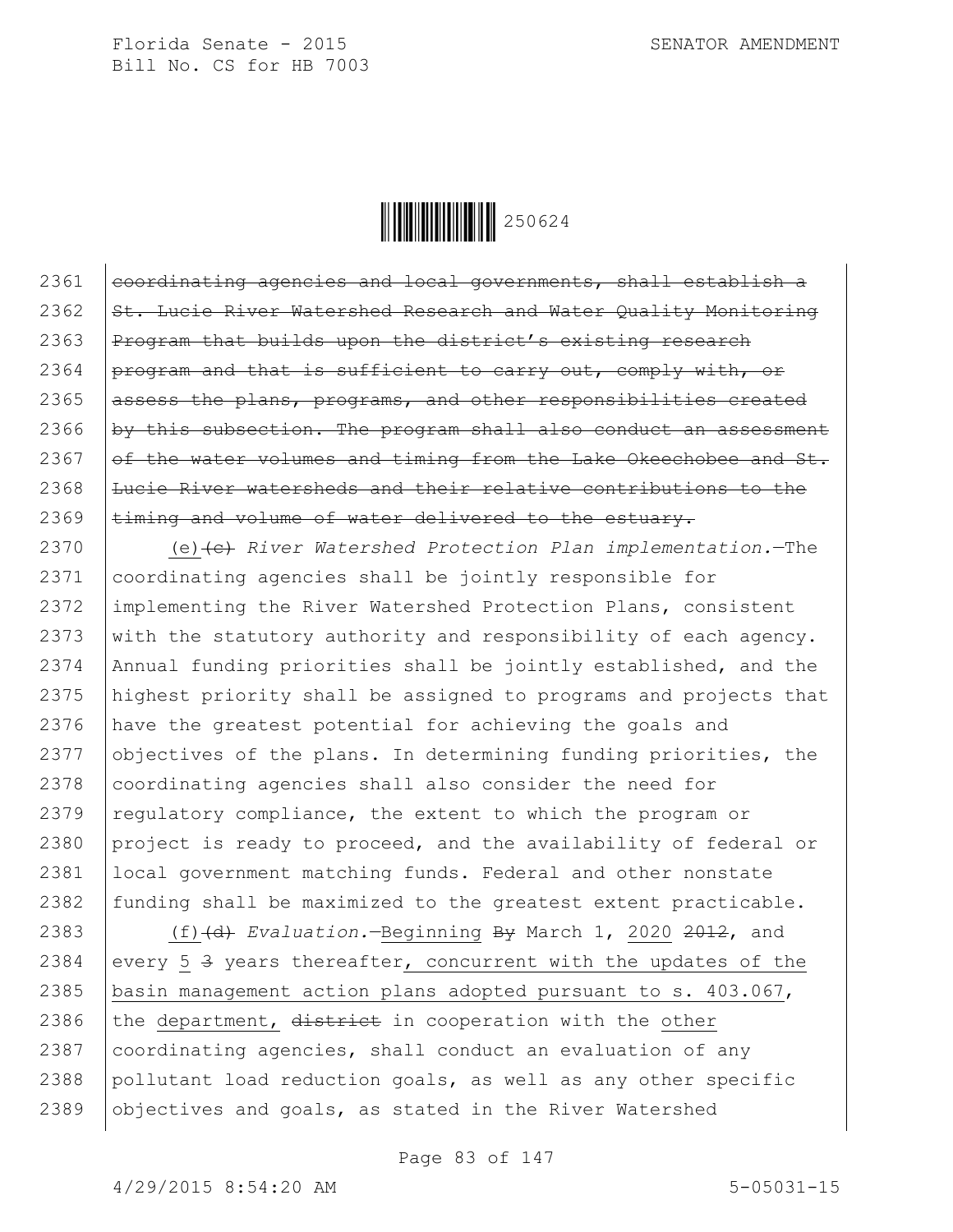~~coordinating agencies and local governments, shall establish a St. Lucie River Watershed Research and Water Quality Monitoring Program that builds upon the district's existing research program and that is sufficient to carry out, comply with, or assess the plans, programs, and other responsibilities created by this subsection. The program shall also conduct an assessment of the water volumes and timing from the Lake Okeechobee and St. Lucie River watersheds and their relative contributions to the timing and volume of water delivered to the estuary.~~

(e)~~(c)~~ *River Watershed Protection Plan implementation.*—The coordinating agencies shall be jointly responsible for implementing the River Watershed Protection Plans, consistent with the statutory authority and responsibility of each agency. Annual funding priorities shall be jointly established, and the highest priority shall be assigned to programs and projects that have the greatest potential for achieving the goals and objectives of the plans. In determining funding priorities, the coordinating agencies shall also consider the need for regulatory compliance, the extent to which the program or project is ready to proceed, and the availability of federal or local government matching funds. Federal and other nonstate funding shall be maximized to the greatest extent practicable.

(f)~~(d)~~ *Evaluation.*—<u>Beginning</u> ~~By~~ March 1, <u>2020</u> ~~2012~~, and every <u>5</u> ~~3~~ years thereafter<u>, concurrent with the updates of the basin management action plans adopted pursuant to s. 403.067</u>, the <u>department,</u> ~~district~~ in cooperation with the <u>other</u> coordinating agencies, shall conduct an evaluation of any pollutant load reduction goals, as well as any other specific objectives and goals, as stated in the River Watershed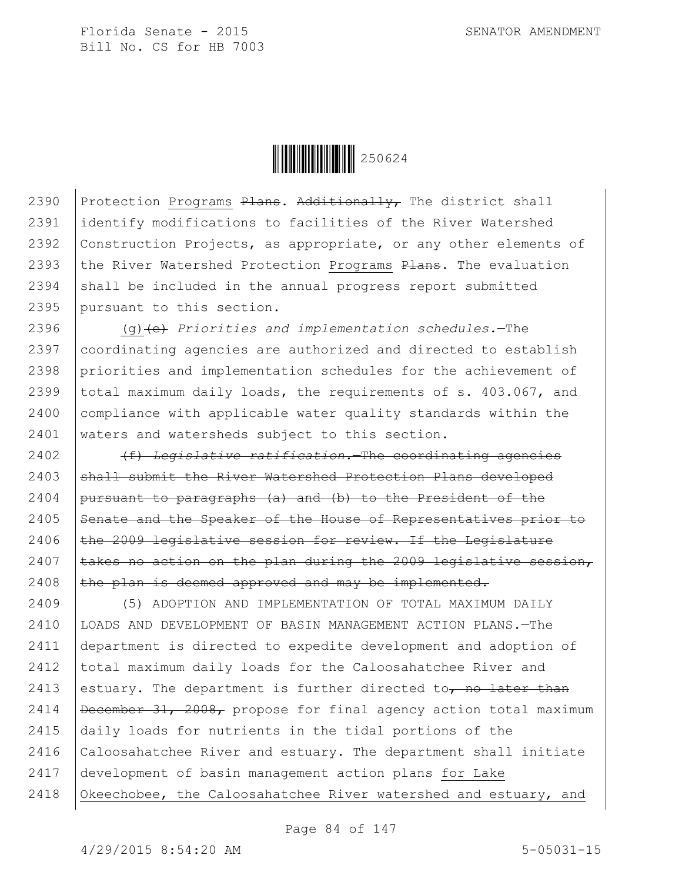Protection Programs ~~Plans~~. ~~Additionally,~~ The district shall identify modifications to facilities of the River Watershed Construction Projects, as appropriate, or any other elements of the River Watershed Protection Programs ~~Plans~~. The evaluation shall be included in the annual progress report submitted pursuant to this section.

(g)~~(e)~~ *Priorities and implementation schedules.*—The coordinating agencies are authorized and directed to establish priorities and implementation schedules for the achievement of total maximum daily loads, the requirements of s. 403.067, and compliance with applicable water quality standards within the waters and watersheds subject to this section.

~~(f) *Legislative ratification.*—The coordinating agencies shall submit the River Watershed Protection Plans developed pursuant to paragraphs (a) and (b) to the President of the Senate and the Speaker of the House of Representatives prior to the 2009 legislative session for review. If the Legislature takes no action on the plan during the 2009 legislative session, the plan is deemed approved and may be implemented.~~

(5) ADOPTION AND IMPLEMENTATION OF TOTAL MAXIMUM DAILY LOADS AND DEVELOPMENT OF BASIN MANAGEMENT ACTION PLANS.—The department is directed to expedite development and adoption of total maximum daily loads for the Caloosahatchee River and estuary. The department is further directed to~~, no later than December 31, 2008,~~ propose for final agency action total maximum daily loads for nutrients in the tidal portions of the Caloosahatchee River and estuary. The department shall initiate development of basin management action plans for Lake Okeechobee, the Caloosahatchee River watershed and estuary, and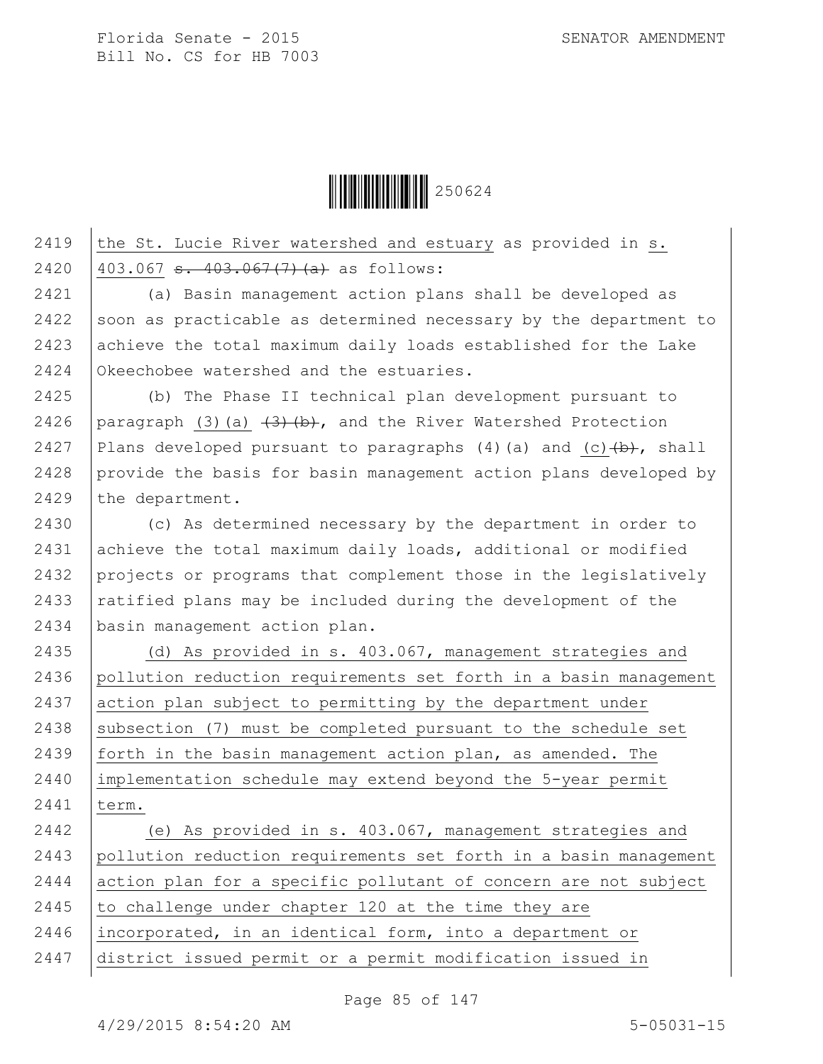the St. Lucie River watershed and estuary as provided in s. 403.067 ~~s. 403.067(7)(a)~~ as follows:

(a) Basin management action plans shall be developed as soon as practicable as determined necessary by the department to achieve the total maximum daily loads established for the Lake Okeechobee watershed and the estuaries.

(b) The Phase II technical plan development pursuant to paragraph (3)(a) ~~(3)(b)~~, and the River Watershed Protection Plans developed pursuant to paragraphs (4)(a) and (c)~~(b)~~, shall provide the basis for basin management action plans developed by the department.

(c) As determined necessary by the department in order to achieve the total maximum daily loads, additional or modified projects or programs that complement those in the legislatively ratified plans may be included during the development of the basin management action plan.

(d) As provided in s. 403.067, management strategies and pollution reduction requirements set forth in a basin management action plan subject to permitting by the department under subsection (7) must be completed pursuant to the schedule set forth in the basin management action plan, as amended. The implementation schedule may extend beyond the 5-year permit term.

(e) As provided in s. 403.067, management strategies and pollution reduction requirements set forth in a basin management action plan for a specific pollutant of concern are not subject to challenge under chapter 120 at the time they are incorporated, in an identical form, into a department or district issued permit or a permit modification issued in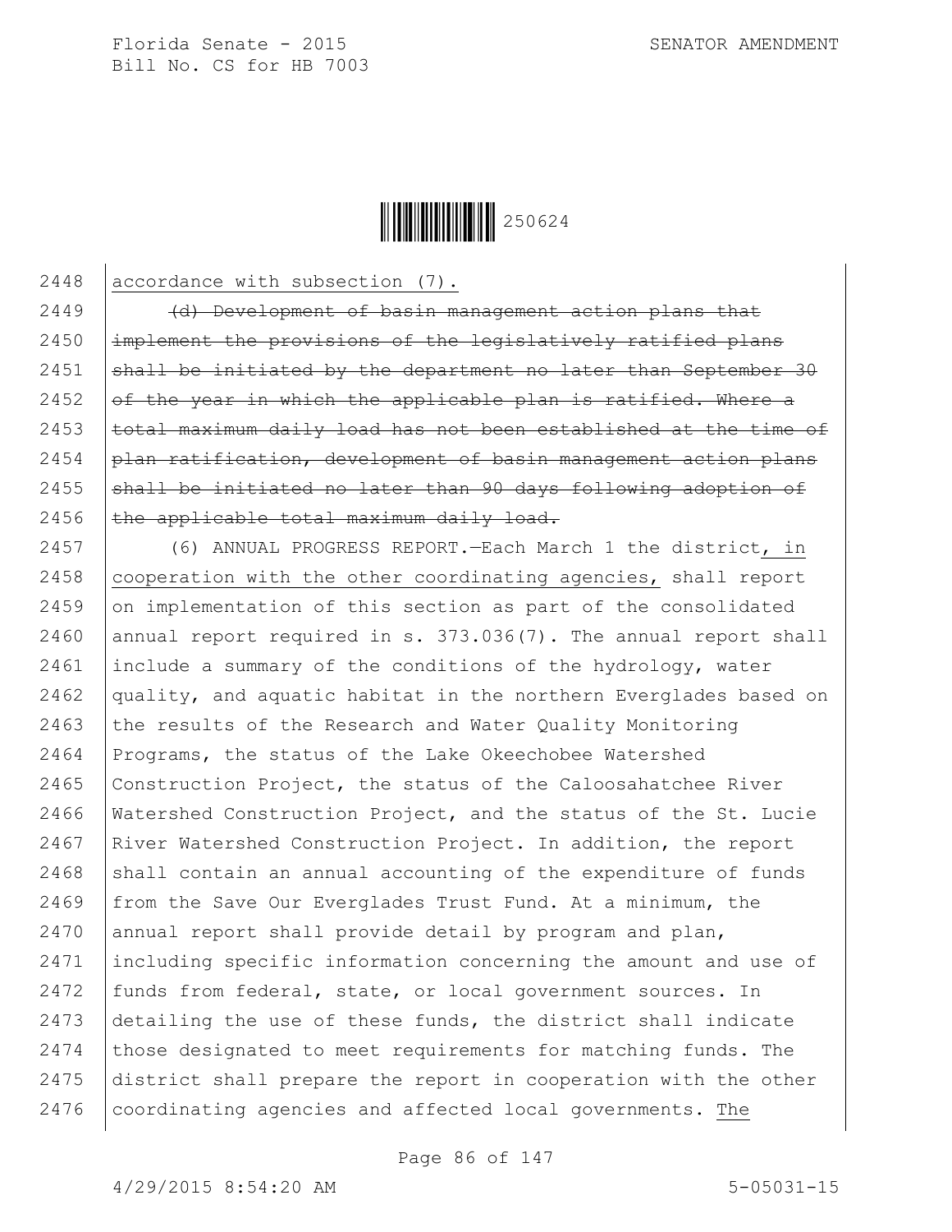2448 accordance with subsection (7).

2449 ~~(d) Development of basin management action plans that~~
2450 ~~implement the provisions of the legislatively ratified plans~~
2451 ~~shall be initiated by the department no later than September 30~~
2452 ~~of the year in which the applicable plan is ratified. Where a~~
2453 ~~total maximum daily load has not been established at the time of~~
2454 ~~plan ratification, development of basin management action plans~~
2455 ~~shall be initiated no later than 90 days following adoption of~~
2456 ~~the applicable total maximum daily load.~~

2457 (6) ANNUAL PROGRESS REPORT.—Each March 1 the district, in
2458 cooperation with the other coordinating agencies, shall report
2459 on implementation of this section as part of the consolidated
2460 annual report required in s. 373.036(7). The annual report shall
2461 include a summary of the conditions of the hydrology, water
2462 quality, and aquatic habitat in the northern Everglades based on
2463 the results of the Research and Water Quality Monitoring
2464 Programs, the status of the Lake Okeechobee Watershed
2465 Construction Project, the status of the Caloosahatchee River
2466 Watershed Construction Project, and the status of the St. Lucie
2467 River Watershed Construction Project. In addition, the report
2468 shall contain an annual accounting of the expenditure of funds
2469 from the Save Our Everglades Trust Fund. At a minimum, the
2470 annual report shall provide detail by program and plan,
2471 including specific information concerning the amount and use of
2472 funds from federal, state, or local government sources. In
2473 detailing the use of these funds, the district shall indicate
2474 those designated to meet requirements for matching funds. The
2475 district shall prepare the report in cooperation with the other
2476 coordinating agencies and affected local governments. The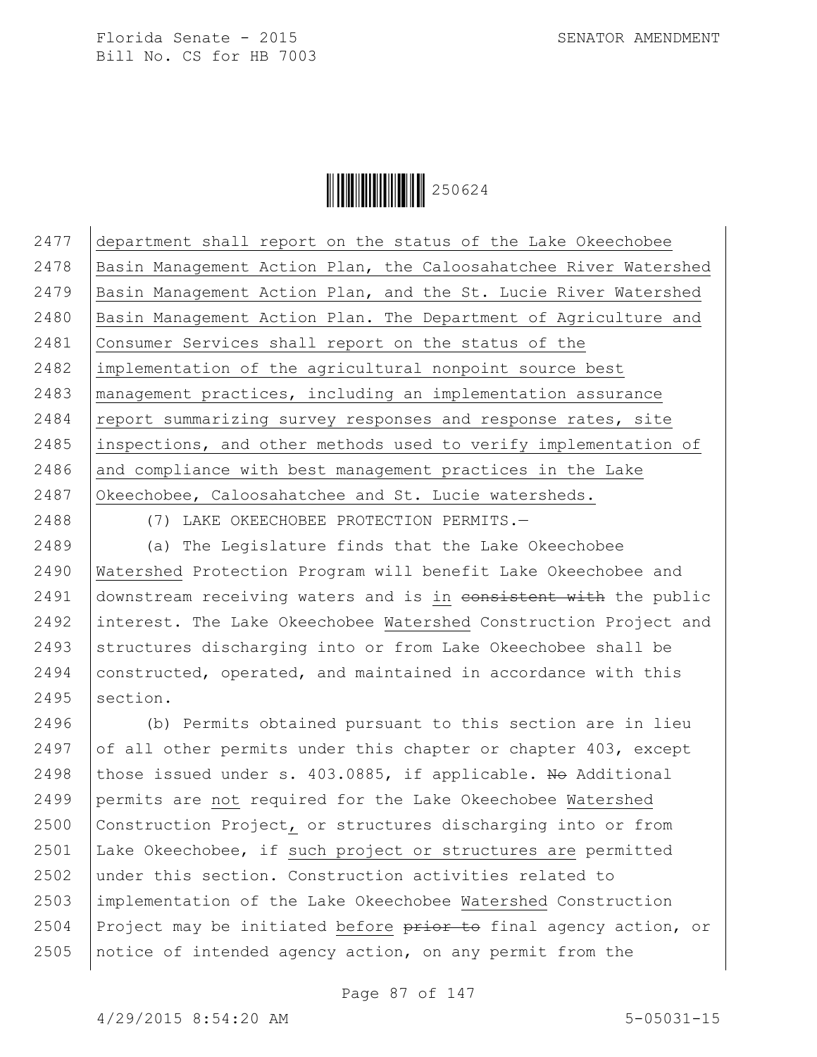department shall report on the status of the Lake Okeechobee Basin Management Action Plan, the Caloosahatchee River Watershed Basin Management Action Plan, and the St. Lucie River Watershed Basin Management Action Plan. The Department of Agriculture and Consumer Services shall report on the status of the implementation of the agricultural nonpoint source best management practices, including an implementation assurance report summarizing survey responses and response rates, site inspections, and other methods used to verify implementation of and compliance with best management practices in the Lake Okeechobee, Caloosahatchee and St. Lucie watersheds.

(7) LAKE OKEECHOBEE PROTECTION PERMITS.—

(a) The Legislature finds that the Lake Okeechobee Watershed Protection Program will benefit Lake Okeechobee and downstream receiving waters and is in ~~consistent with~~ the public interest. The Lake Okeechobee Watershed Construction Project and structures discharging into or from Lake Okeechobee shall be constructed, operated, and maintained in accordance with this section.

(b) Permits obtained pursuant to this section are in lieu of all other permits under this chapter or chapter 403, except those issued under s. 403.0885, if applicable. ~~No~~ Additional permits are not required for the Lake Okeechobee Watershed Construction Project, or structures discharging into or from Lake Okeechobee, if such project or structures are permitted under this section. Construction activities related to implementation of the Lake Okeechobee Watershed Construction Project may be initiated before ~~prior to~~ final agency action, or notice of intended agency action, on any permit from the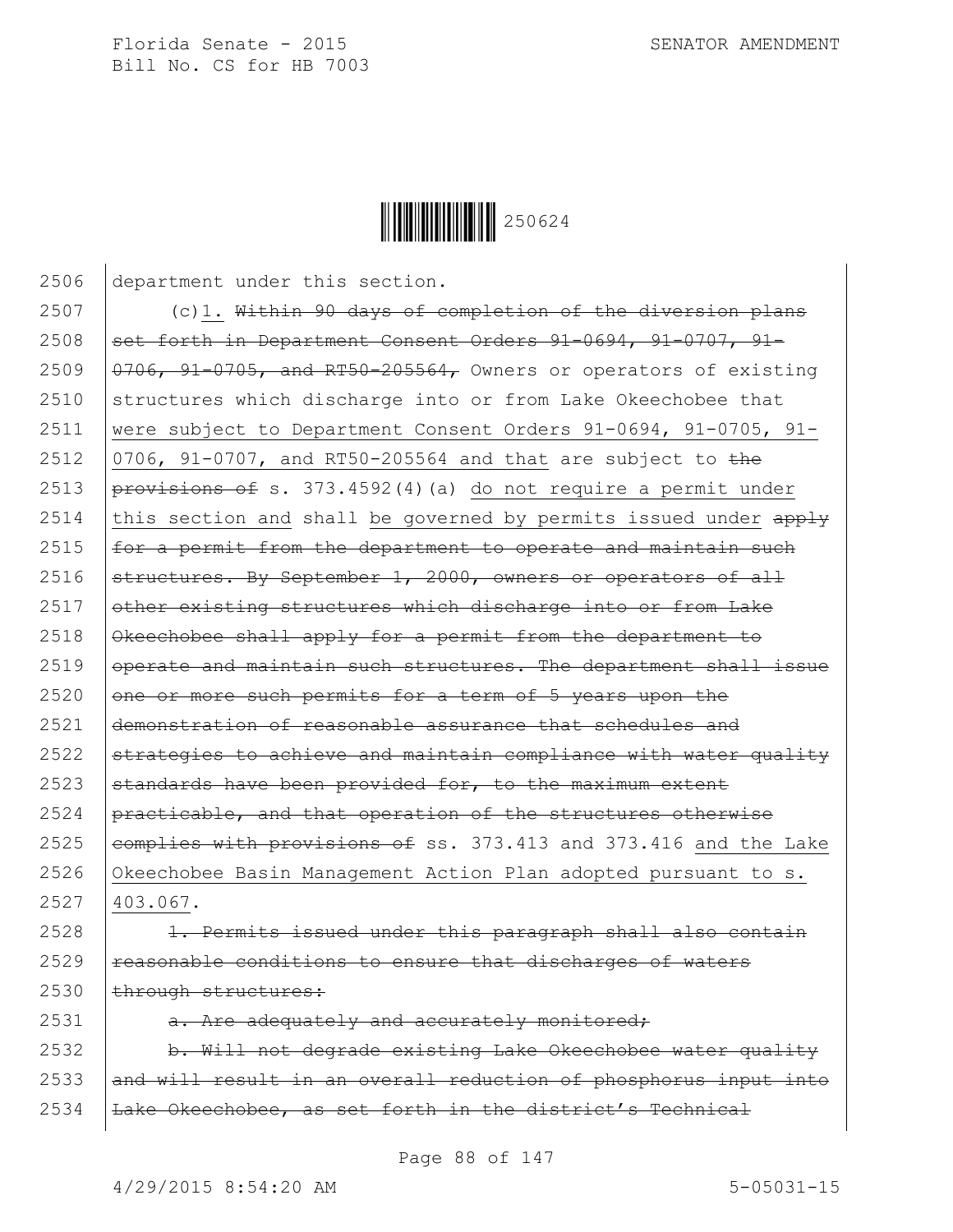2506 department under this section.

2507 (c)1. ~~Within 90 days of completion of the diversion plans~~
2508 ~~set forth in Department Consent Orders 91-0694, 91-0707, 91-~~
2509 ~~0706, 91-0705, and RT50-205564,~~ Owners or operators of existing
2510 structures which discharge into or from Lake Okeechobee that
2511 were subject to Department Consent Orders 91-0694, 91-0705, 91-
2512 0706, 91-0707, and RT50-205564 and that are subject to ~~the~~
2513 ~~provisions of~~ s. 373.4592(4)(a) do not require a permit under
2514 this section and shall be governed by permits issued under ~~apply~~
2515 ~~for a permit from the department to operate and maintain such~~
2516 ~~structures. By September 1, 2000, owners or operators of all~~
2517 ~~other existing structures which discharge into or from Lake~~
2518 ~~Okeechobee shall apply for a permit from the department to~~
2519 ~~operate and maintain such structures. The department shall issue~~
2520 ~~one or more such permits for a term of 5 years upon the~~
2521 ~~demonstration of reasonable assurance that schedules and~~
2522 ~~strategies to achieve and maintain compliance with water quality~~
2523 ~~standards have been provided for, to the maximum extent~~
2524 ~~practicable, and that operation of the structures otherwise~~
2525 ~~complies with provisions of~~ ss. 373.413 and 373.416 and the Lake
2526 Okeechobee Basin Management Action Plan adopted pursuant to s.
2527 403.067.

2528 ~~1. Permits issued under this paragraph shall also contain~~
2529 ~~reasonable conditions to ensure that discharges of waters~~
2530 ~~through structures:~~

2531 ~~a. Are adequately and accurately monitored;~~

2532 ~~b. Will not degrade existing Lake Okeechobee water quality~~
2533 ~~and will result in an overall reduction of phosphorus input into~~
2534 ~~Lake Okeechobee, as set forth in the district's Technical~~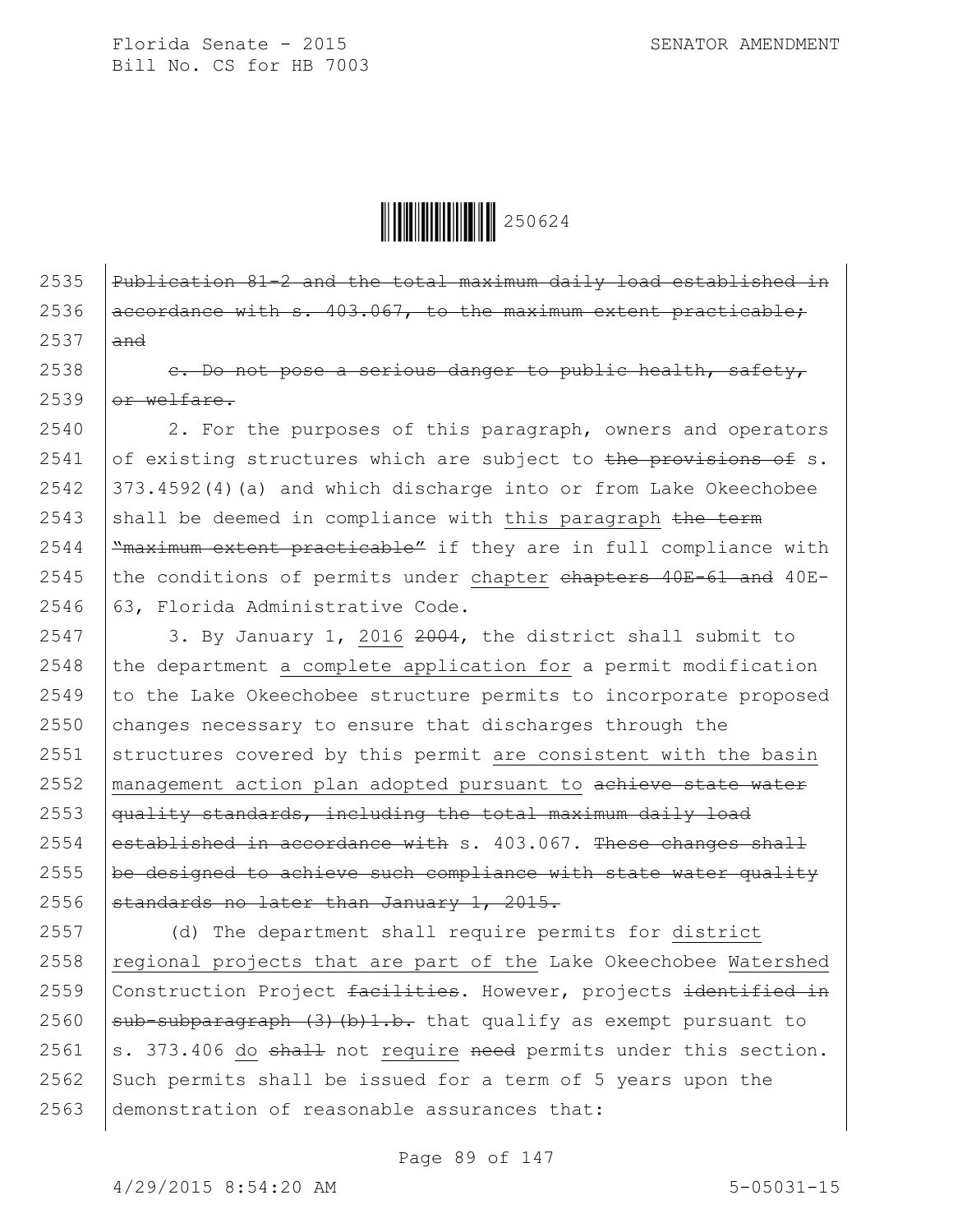2535 ~~Publication 81-2 and the total maximum daily load established in~~
2536 ~~accordance with s. 403.067, to the maximum extent practicable;~~
2537 ~~and~~

2538 ~~c. Do not pose a serious danger to public health, safety,~~
2539 ~~or welfare.~~

2540 2. For the purposes of this paragraph, owners and operators
2541 of existing structures which are subject to ~~the provisions of~~ s.
2542 373.4592(4)(a) and which discharge into or from Lake Okeechobee
2543 shall be deemed in compliance with this paragraph ~~the term~~
2544 ~~"maximum extent practicable"~~ if they are in full compliance with
2545 the conditions of permits under chapter ~~chapters 40E-61 and~~ 40E-
2546 63, Florida Administrative Code.

2547 3. By January 1, 2016 ~~2004~~, the district shall submit to
2548 the department a complete application for a permit modification
2549 to the Lake Okeechobee structure permits to incorporate proposed
2550 changes necessary to ensure that discharges through the
2551 structures covered by this permit are consistent with the basin
2552 management action plan adopted pursuant to ~~achieve state water~~
2553 ~~quality standards, including the total maximum daily load~~
2554 ~~established in accordance with~~ s. 403.067. ~~These changes shall~~
2555 ~~be designed to achieve such compliance with state water quality~~
2556 ~~standards no later than January 1, 2015.~~

2557 (d) The department shall require permits for district
2558 regional projects that are part of the Lake Okeechobee Watershed
2559 Construction Project ~~facilities~~. However, projects ~~identified in~~
2560 ~~sub-subparagraph (3)(b)1.b.~~ that qualify as exempt pursuant to
2561 s. 373.406 do ~~shall~~ not require ~~need~~ permits under this section.
2562 Such permits shall be issued for a term of 5 years upon the
2563 demonstration of reasonable assurances that: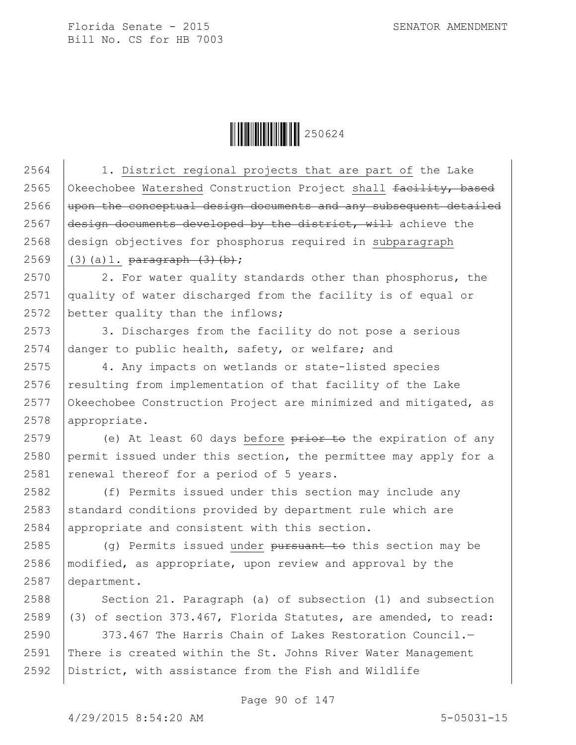2564 1. District regional projects that are part of the Lake
2565 Okeechobee Watershed Construction Project shall ~~facility, based~~
2566 ~~upon the conceptual design documents and any subsequent detailed~~
2567 ~~design documents developed by the district, will~~ achieve the
2568 design objectives for phosphorus required in subparagraph
2569 (3)(a)1. ~~paragraph (3)(b)~~;

2570 2. For water quality standards other than phosphorus, the
2571 quality of water discharged from the facility is of equal or
2572 better quality than the inflows;

2573 3. Discharges from the facility do not pose a serious
2574 danger to public health, safety, or welfare; and

2575 4. Any impacts on wetlands or state-listed species
2576 resulting from implementation of that facility of the Lake
2577 Okeechobee Construction Project are minimized and mitigated, as
2578 appropriate.

2579 (e) At least 60 days before ~~prior to~~ the expiration of any
2580 permit issued under this section, the permittee may apply for a
2581 renewal thereof for a period of 5 years.

2582 (f) Permits issued under this section may include any
2583 standard conditions provided by department rule which are
2584 appropriate and consistent with this section.

2585 (g) Permits issued under ~~pursuant to~~ this section may be
2586 modified, as appropriate, upon review and approval by the
2587 department.

2588 Section 21. Paragraph (a) of subsection (1) and subsection
2589 (3) of section 373.467, Florida Statutes, are amended, to read:

2590 373.467 The Harris Chain of Lakes Restoration Council.—
2591 There is created within the St. Johns River Water Management
2592 District, with assistance from the Fish and Wildlife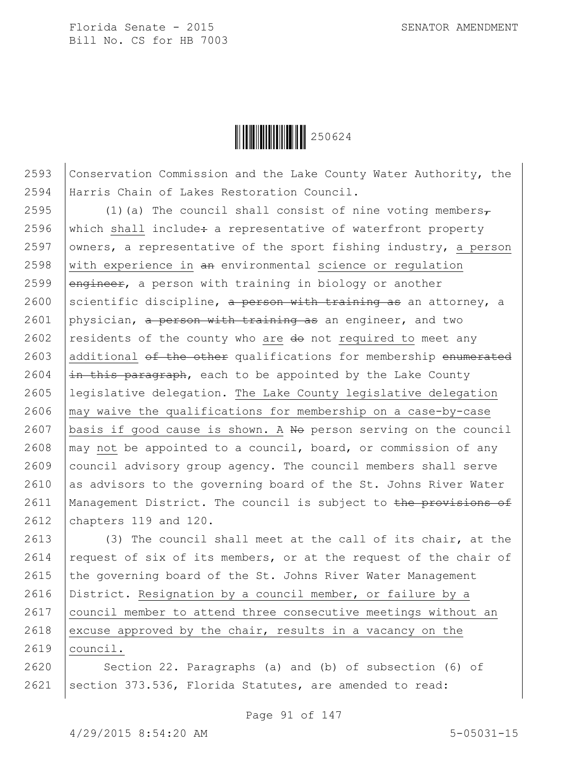2593 Conservation Commission and the Lake County Water Authority, the
2594 Harris Chain of Lakes Restoration Council.

2595 (1)(a) The council shall consist of nine voting members, ~~,~~
2596 which shall include~~:~~ a representative of waterfront property
2597 owners, a representative of the sport fishing industry, a person
2598 with experience in ~~an~~ environmental science or regulation
2599 ~~engineer~~, a person with training in biology or another
2600 scientific discipline, ~~a person with training as~~ an attorney, a
2601 physician, ~~a person with training as~~ an engineer, and two
2602 residents of the county who are ~~do~~ not required to meet any
2603 additional ~~of the other~~ qualifications for membership ~~enumerated~~
2604 ~~in this paragraph~~, each to be appointed by the Lake County
2605 legislative delegation. The Lake County legislative delegation
2606 may waive the qualifications for membership on a case-by-case
2607 basis if good cause is shown. A ~~No~~ person serving on the council
2608 may not be appointed to a council, board, or commission of any
2609 council advisory group agency. The council members shall serve
2610 as advisors to the governing board of the St. Johns River Water
2611 Management District. The council is subject to ~~the provisions of~~
2612 chapters 119 and 120.

2613 (3) The council shall meet at the call of its chair, at the
2614 request of six of its members, or at the request of the chair of
2615 the governing board of the St. Johns River Water Management
2616 District. Resignation by a council member, or failure by a
2617 council member to attend three consecutive meetings without an
2618 excuse approved by the chair, results in a vacancy on the
2619 council.

2620 Section 22. Paragraphs (a) and (b) of subsection (6) of
2621 section 373.536, Florida Statutes, are amended to read: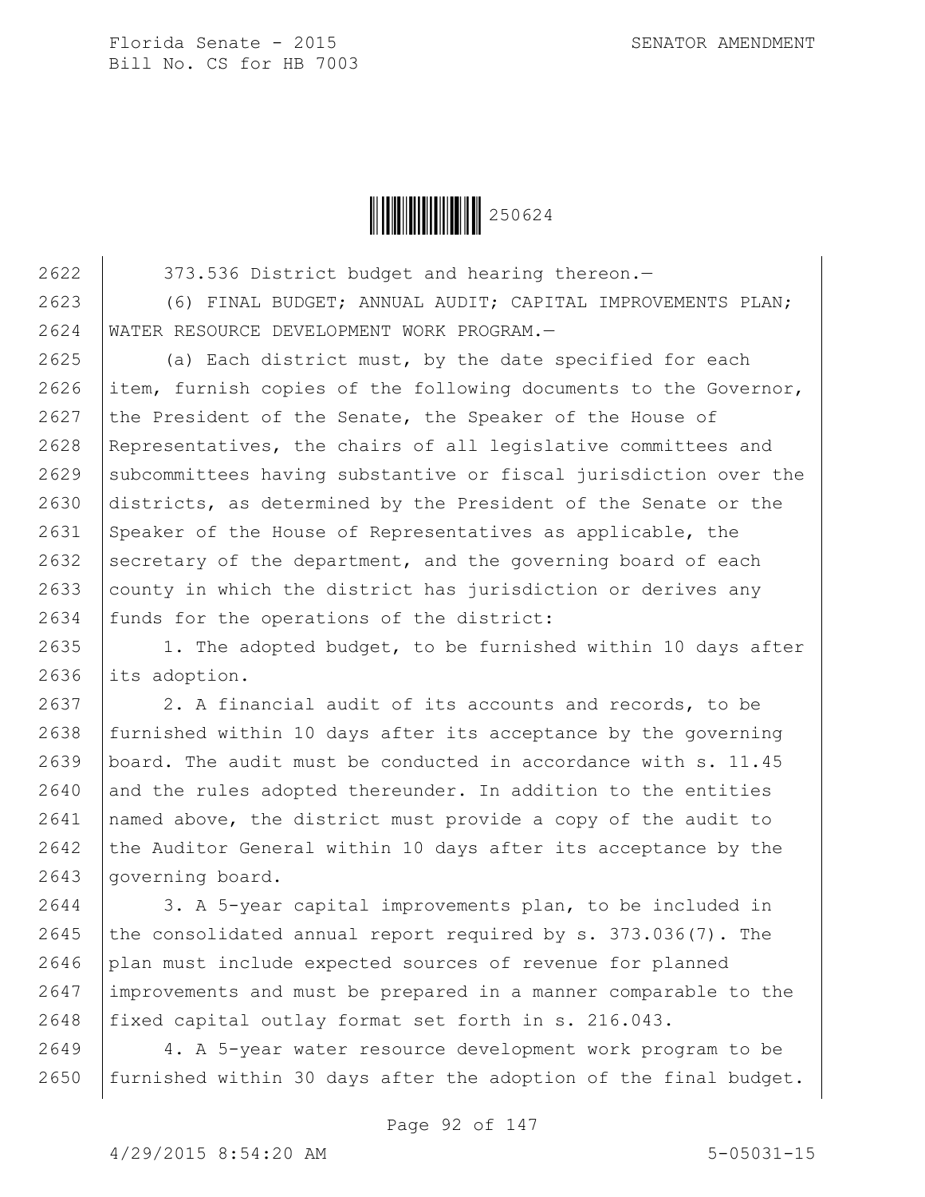373.536 District budget and hearing thereon.—

(6) FINAL BUDGET; ANNUAL AUDIT; CAPITAL IMPROVEMENTS PLAN; WATER RESOURCE DEVELOPMENT WORK PROGRAM.—

(a) Each district must, by the date specified for each item, furnish copies of the following documents to the Governor, the President of the Senate, the Speaker of the House of Representatives, the chairs of all legislative committees and subcommittees having substantive or fiscal jurisdiction over the districts, as determined by the President of the Senate or the Speaker of the House of Representatives as applicable, the secretary of the department, and the governing board of each county in which the district has jurisdiction or derives any funds for the operations of the district:

1. The adopted budget, to be furnished within 10 days after its adoption.

2. A financial audit of its accounts and records, to be furnished within 10 days after its acceptance by the governing board. The audit must be conducted in accordance with s. 11.45 and the rules adopted thereunder. In addition to the entities named above, the district must provide a copy of the audit to the Auditor General within 10 days after its acceptance by the governing board.

3. A 5-year capital improvements plan, to be included in the consolidated annual report required by s. 373.036(7). The plan must include expected sources of revenue for planned improvements and must be prepared in a manner comparable to the fixed capital outlay format set forth in s. 216.043.

4. A 5-year water resource development work program to be furnished within 30 days after the adoption of the final budget.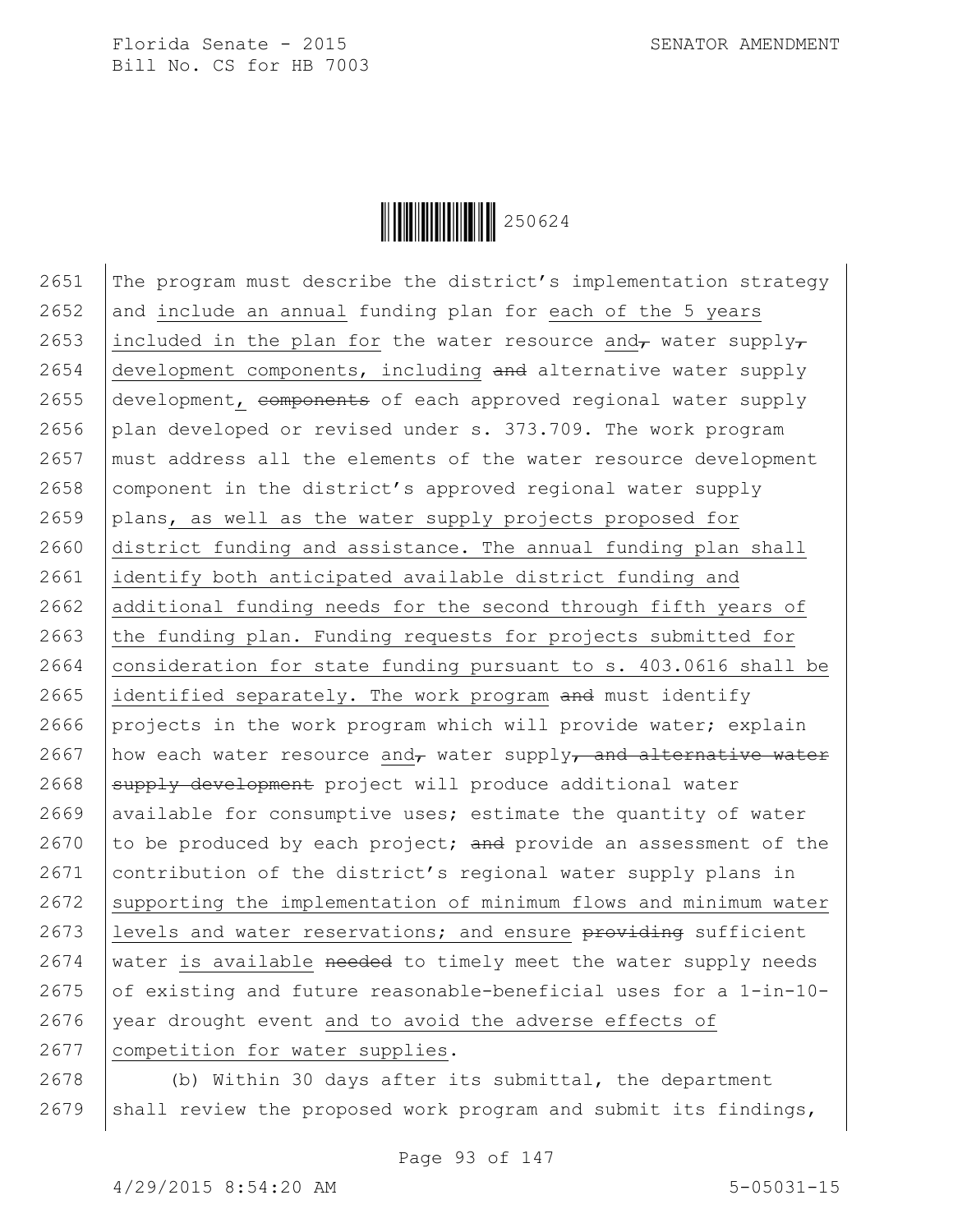2651 The program must describe the district's implementation strategy
2652 and include an annual funding plan for each of the 5 years
2653 included in the plan for the water resource and, water supply,
2654 development components, including and alternative water supply
2655 development, components of each approved regional water supply
2656 plan developed or revised under s. 373.709. The work program
2657 must address all the elements of the water resource development
2658 component in the district's approved regional water supply
2659 plans, as well as the water supply projects proposed for
2660 district funding and assistance. The annual funding plan shall
2661 identify both anticipated available district funding and
2662 additional funding needs for the second through fifth years of
2663 the funding plan. Funding requests for projects submitted for
2664 consideration for state funding pursuant to s. 403.0616 shall be
2665 identified separately. The work program and must identify
2666 projects in the work program which will provide water; explain
2667 how each water resource and, water supply, and alternative water
2668 supply development project will produce additional water
2669 available for consumptive uses; estimate the quantity of water
2670 to be produced by each project; and provide an assessment of the
2671 contribution of the district's regional water supply plans in
2672 supporting the implementation of minimum flows and minimum water
2673 levels and water reservations; and ensure providing sufficient
2674 water is available needed to timely meet the water supply needs
2675 of existing and future reasonable-beneficial uses for a 1-in-10-
2676 year drought event and to avoid the adverse effects of
2677 competition for water supplies.

2678 (b) Within 30 days after its submittal, the department
2679 shall review the proposed work program and submit its findings,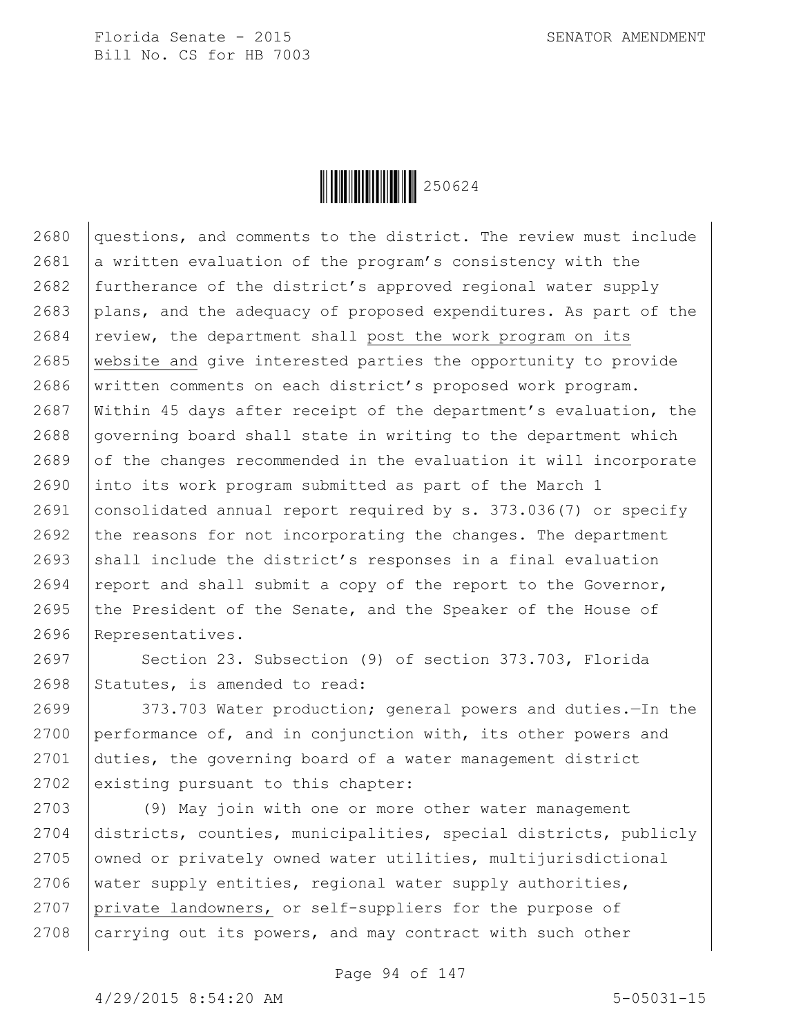questions, and comments to the district. The review must include a written evaluation of the program's consistency with the furtherance of the district's approved regional water supply plans, and the adequacy of proposed expenditures. As part of the review, the department shall <u>post the work program on its website and</u> give interested parties the opportunity to provide written comments on each district's proposed work program. Within 45 days after receipt of the department's evaluation, the governing board shall state in writing to the department which of the changes recommended in the evaluation it will incorporate into its work program submitted as part of the March 1 consolidated annual report required by s. 373.036(7) or specify the reasons for not incorporating the changes. The department shall include the district's responses in a final evaluation report and shall submit a copy of the report to the Governor, the President of the Senate, and the Speaker of the House of Representatives.

Section 23. Subsection (9) of section 373.703, Florida Statutes, is amended to read:

373.703 Water production; general powers and duties.—In the performance of, and in conjunction with, its other powers and duties, the governing board of a water management district existing pursuant to this chapter:

(9) May join with one or more other water management districts, counties, municipalities, special districts, publicly owned or privately owned water utilities, multijurisdictional water supply entities, regional water supply authorities, <u>private landowners,</u> or self-suppliers for the purpose of carrying out its powers, and may contract with such other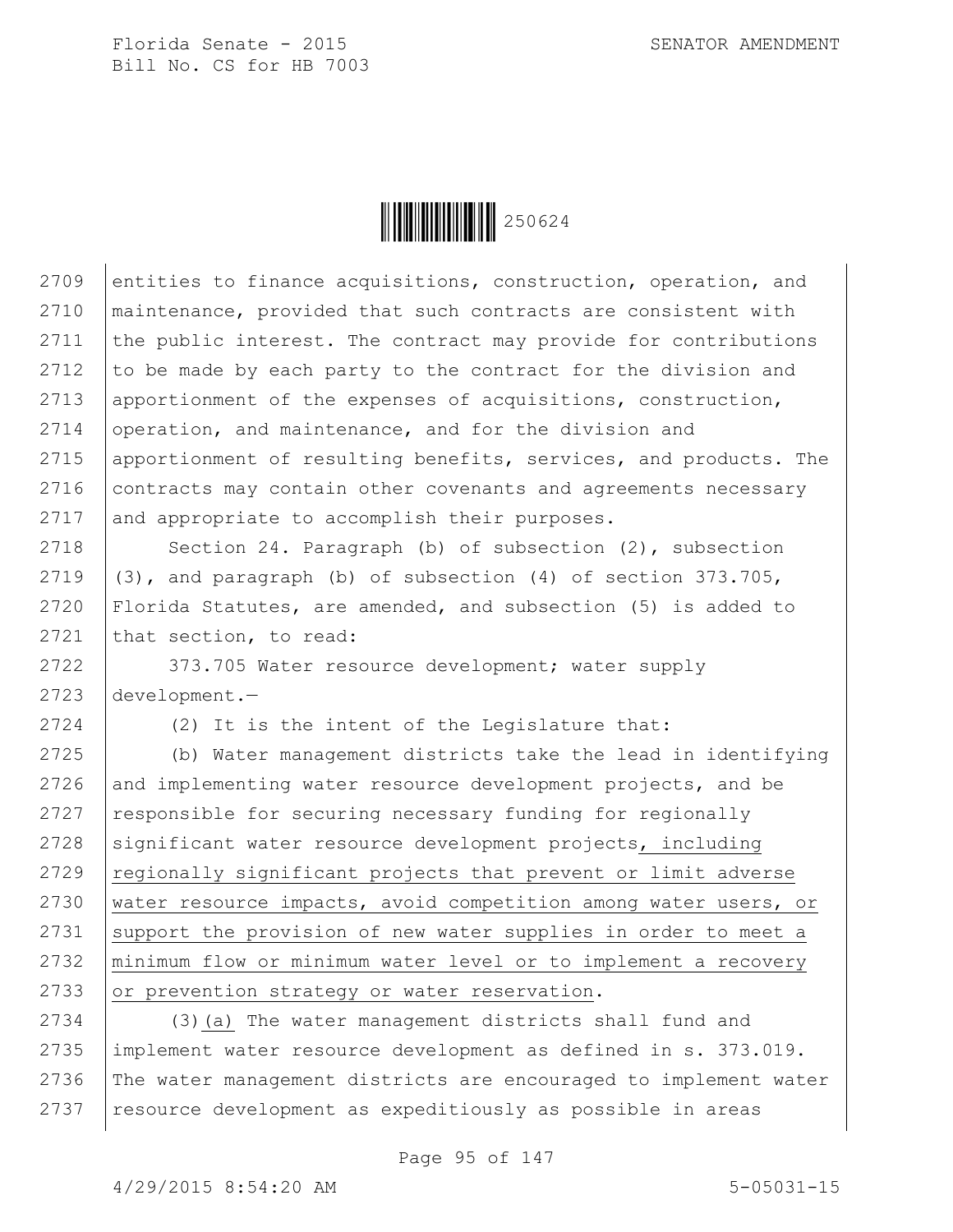entities to finance acquisitions, construction, operation, and maintenance, provided that such contracts are consistent with the public interest. The contract may provide for contributions to be made by each party to the contract for the division and apportionment of the expenses of acquisitions, construction, operation, and maintenance, and for the division and apportionment of resulting benefits, services, and products. The contracts may contain other covenants and agreements necessary and appropriate to accomplish their purposes.

Section 24. Paragraph (b) of subsection (2), subsection (3), and paragraph (b) of subsection (4) of section 373.705, Florida Statutes, are amended, and subsection (5) is added to that section, to read:

373.705 Water resource development; water supply development.—

(2) It is the intent of the Legislature that:

(b) Water management districts take the lead in identifying and implementing water resource development projects, and be responsible for securing necessary funding for regionally significant water resource development projects, including regionally significant projects that prevent or limit adverse water resource impacts, avoid competition among water users, or support the provision of new water supplies in order to meet a minimum flow or minimum water level or to implement a recovery or prevention strategy or water reservation.

(3)(a) The water management districts shall fund and implement water resource development as defined in s. 373.019. The water management districts are encouraged to implement water resource development as expeditiously as possible in areas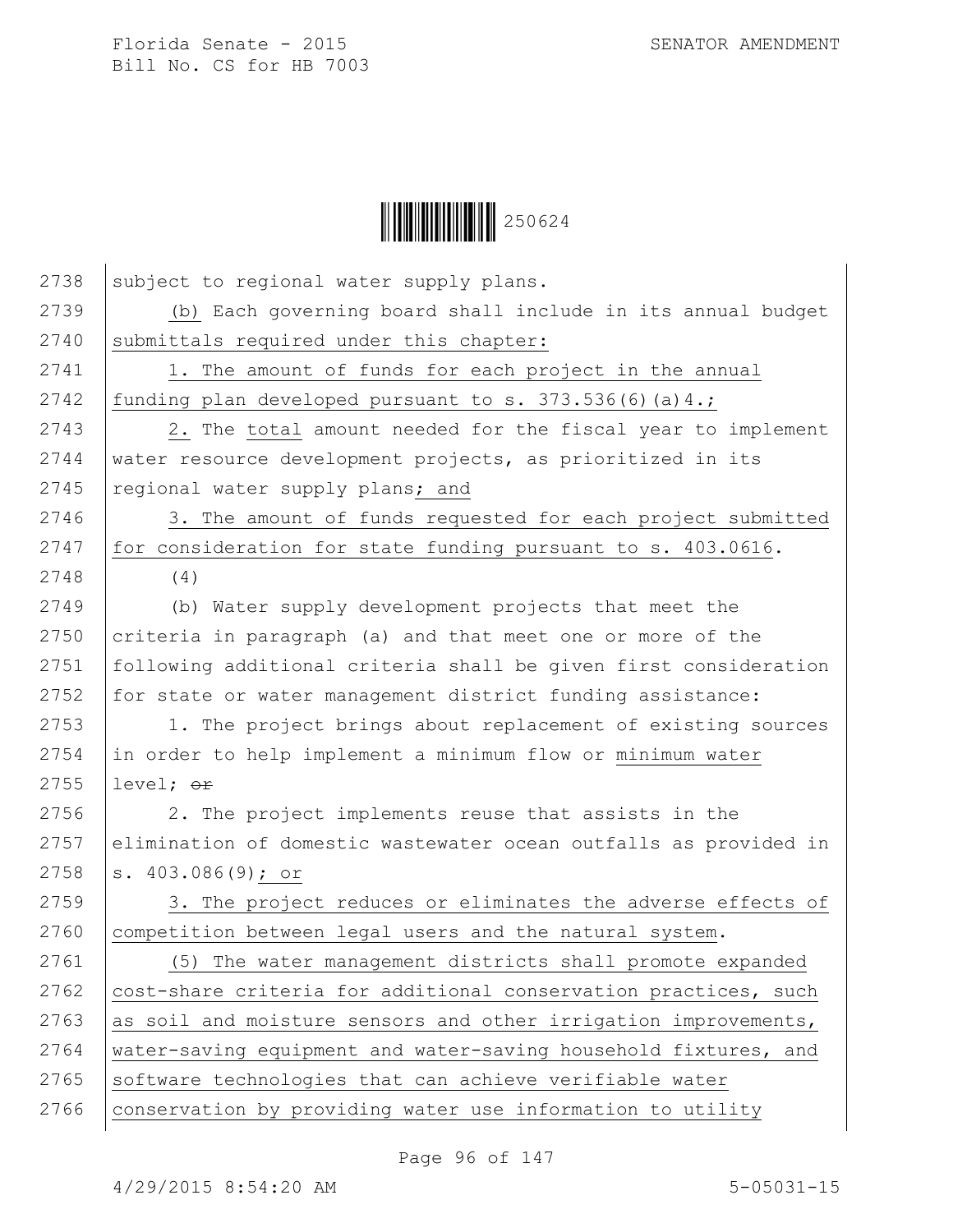2738 subject to regional water supply plans.

2739 (b) Each governing board shall include in its annual budget
2740 submittals required under this chapter:

2741 1. The amount of funds for each project in the annual
2742 funding plan developed pursuant to s. 373.536(6)(a)4.;

2743 2. The total amount needed for the fiscal year to implement
2744 water resource development projects, as prioritized in its
2745 regional water supply plans; and

2746 3. The amount of funds requested for each project submitted
2747 for consideration for state funding pursuant to s. 403.0616.

2748 (4)

2749 (b) Water supply development projects that meet the
2750 criteria in paragraph (a) and that meet one or more of the
2751 following additional criteria shall be given first consideration
2752 for state or water management district funding assistance:

2753 1. The project brings about replacement of existing sources
2754 in order to help implement a minimum flow or minimum water
2755 level; ~~or~~

2756 2. The project implements reuse that assists in the
2757 elimination of domestic wastewater ocean outfalls as provided in
2758 s. 403.086(9); or

2759 3. The project reduces or eliminates the adverse effects of
2760 competition between legal users and the natural system.

2761 (5) The water management districts shall promote expanded
2762 cost-share criteria for additional conservation practices, such
2763 as soil and moisture sensors and other irrigation improvements,
2764 water-saving equipment and water-saving household fixtures, and
2765 software technologies that can achieve verifiable water
2766 conservation by providing water use information to utility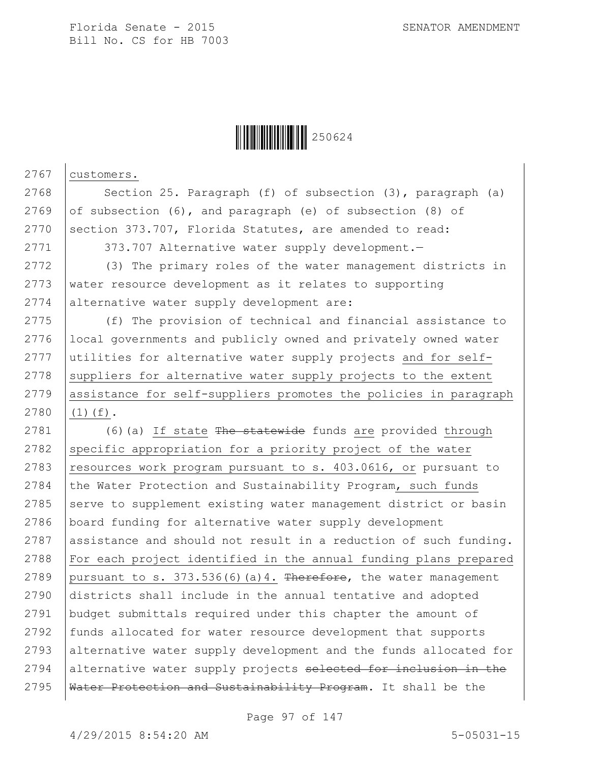customers.

Section 25. Paragraph (f) of subsection (3), paragraph (a) of subsection (6), and paragraph (e) of subsection (8) of section 373.707, Florida Statutes, are amended to read:

373.707 Alternative water supply development.—

(3) The primary roles of the water management districts in water resource development as it relates to supporting alternative water supply development are:

(f) The provision of technical and financial assistance to local governments and publicly owned and privately owned water utilities for alternative water supply projects <u>and for self-suppliers for alternative water supply projects to the extent assistance for self-suppliers promotes the policies in paragraph (1)(f)</u>.

(6)(a) <u>If state</u> ~~The statewide~~ funds <u>are</u> provided <u>through specific appropriation for a priority project of the water resources work program pursuant to s. 403.0616, or</u> pursuant to the Water Protection and Sustainability Program<u>, such funds</u> serve to supplement existing water management district or basin board funding for alternative water supply development assistance and should not result in a reduction of such funding. <u>For each project identified in the annual funding plans prepared pursuant to s. 373.536(6)(a)4.</u> ~~Therefore~~, the water management districts shall include in the annual tentative and adopted budget submittals required under this chapter the amount of funds allocated for water resource development that supports alternative water supply development and the funds allocated for alternative water supply projects ~~selected for inclusion in the Water Protection and Sustainability Program~~. It shall be the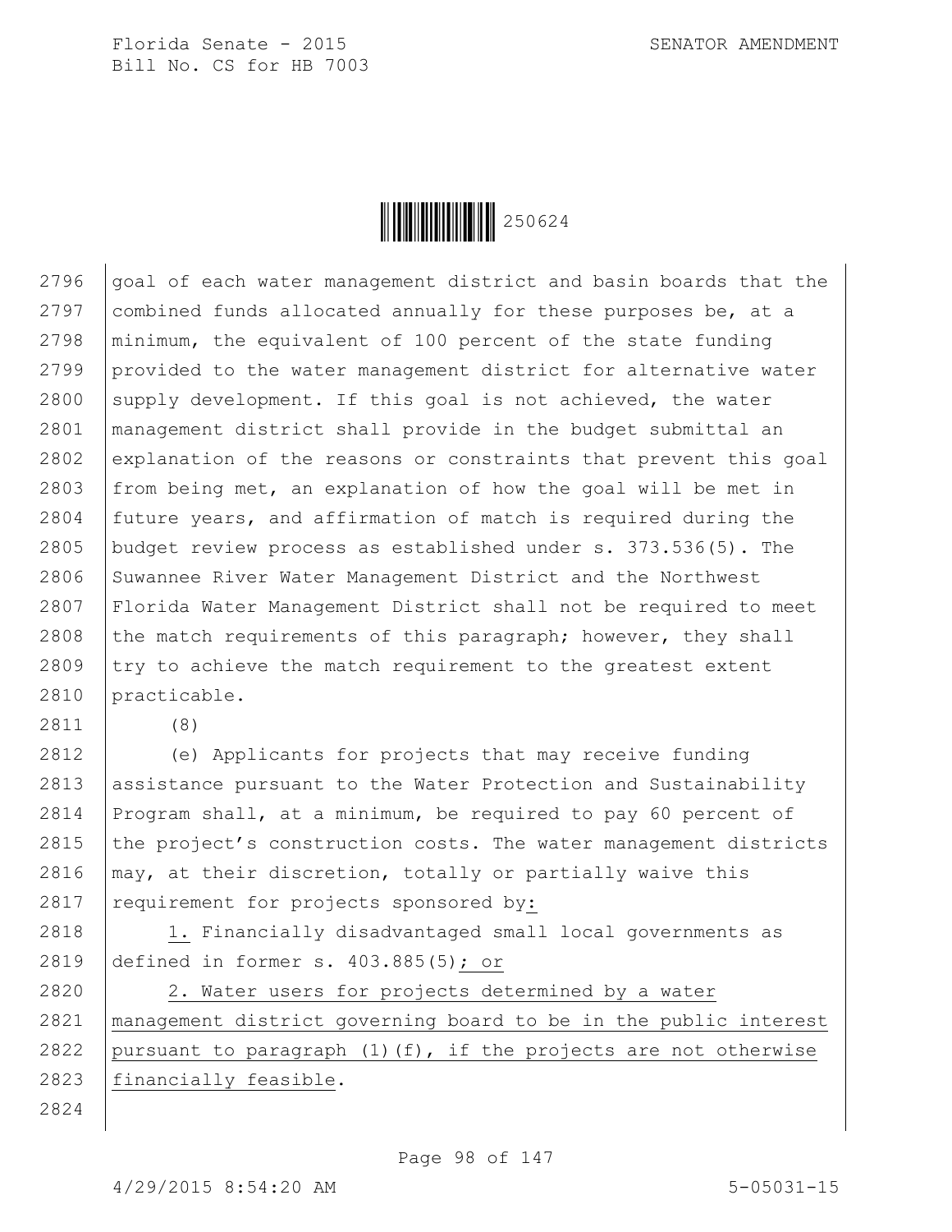goal of each water management district and basin boards that the combined funds allocated annually for these purposes be, at a minimum, the equivalent of 100 percent of the state funding provided to the water management district for alternative water supply development. If this goal is not achieved, the water management district shall provide in the budget submittal an explanation of the reasons or constraints that prevent this goal from being met, an explanation of how the goal will be met in future years, and affirmation of match is required during the budget review process as established under s. 373.536(5). The Suwannee River Water Management District and the Northwest Florida Water Management District shall not be required to meet the match requirements of this paragraph; however, they shall try to achieve the match requirement to the greatest extent practicable.

(8)

(e) Applicants for projects that may receive funding assistance pursuant to the Water Protection and Sustainability Program shall, at a minimum, be required to pay 60 percent of the project's construction costs. The water management districts may, at their discretion, totally or partially waive this requirement for projects sponsored by:

1. Financially disadvantaged small local governments as defined in former s. 403.885(5); or

2. Water users for projects determined by a water management district governing board to be in the public interest pursuant to paragraph (1)(f), if the projects are not otherwise financially feasible.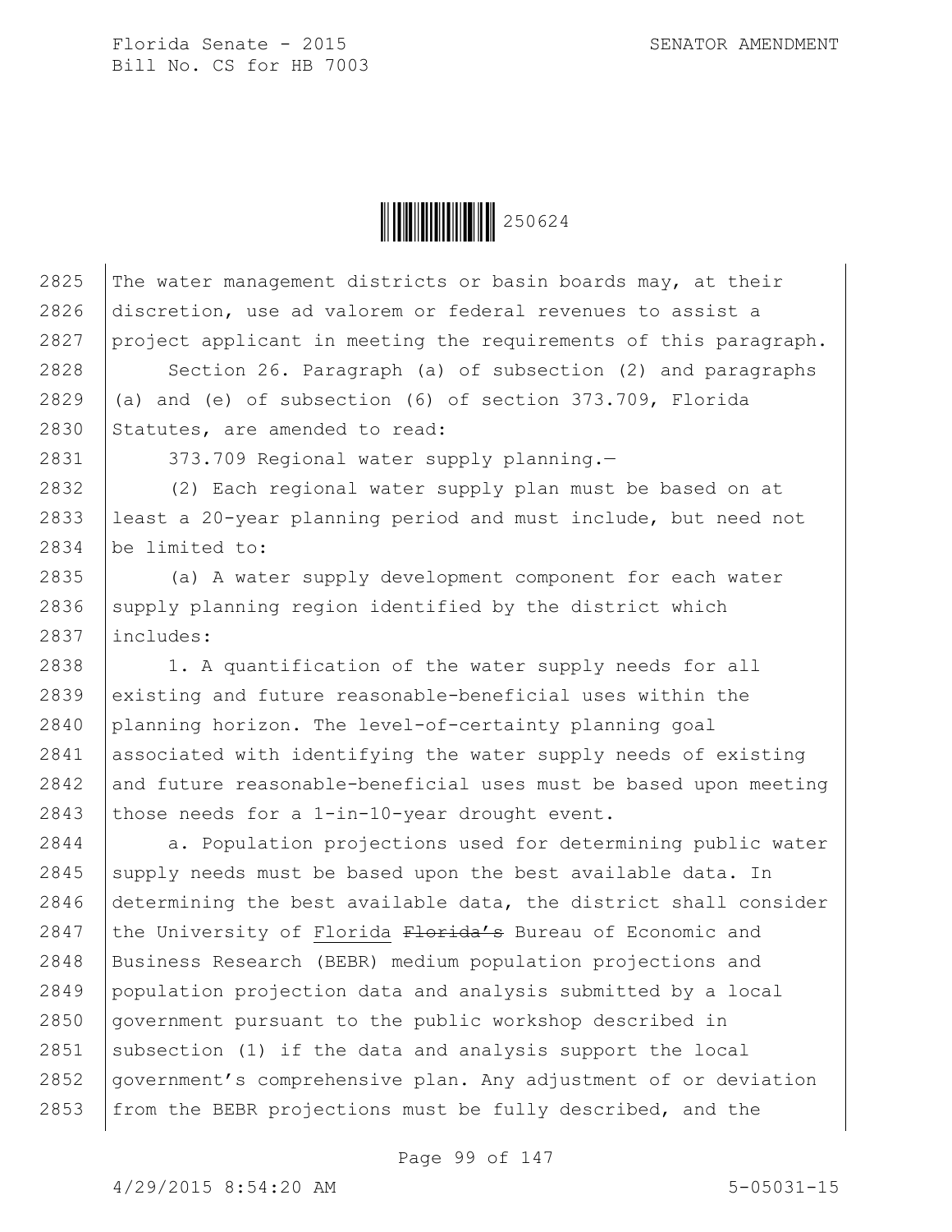The water management districts or basin boards may, at their discretion, use ad valorem or federal revenues to assist a project applicant in meeting the requirements of this paragraph.

Section 26. Paragraph (a) of subsection (2) and paragraphs (a) and (e) of subsection (6) of section 373.709, Florida Statutes, are amended to read:

373.709 Regional water supply planning.—

(2) Each regional water supply plan must be based on at least a 20-year planning period and must include, but need not be limited to:

(a) A water supply development component for each water supply planning region identified by the district which includes:

1. A quantification of the water supply needs for all existing and future reasonable-beneficial uses within the planning horizon. The level-of-certainty planning goal associated with identifying the water supply needs of existing and future reasonable-beneficial uses must be based upon meeting those needs for a 1-in-10-year drought event.

a. Population projections used for determining public water supply needs must be based upon the best available data. In determining the best available data, the district shall consider the University of Florida ~~Florida's~~ Bureau of Economic and Business Research (BEBR) medium population projections and population projection data and analysis submitted by a local government pursuant to the public workshop described in subsection (1) if the data and analysis support the local government's comprehensive plan. Any adjustment of or deviation from the BEBR projections must be fully described, and the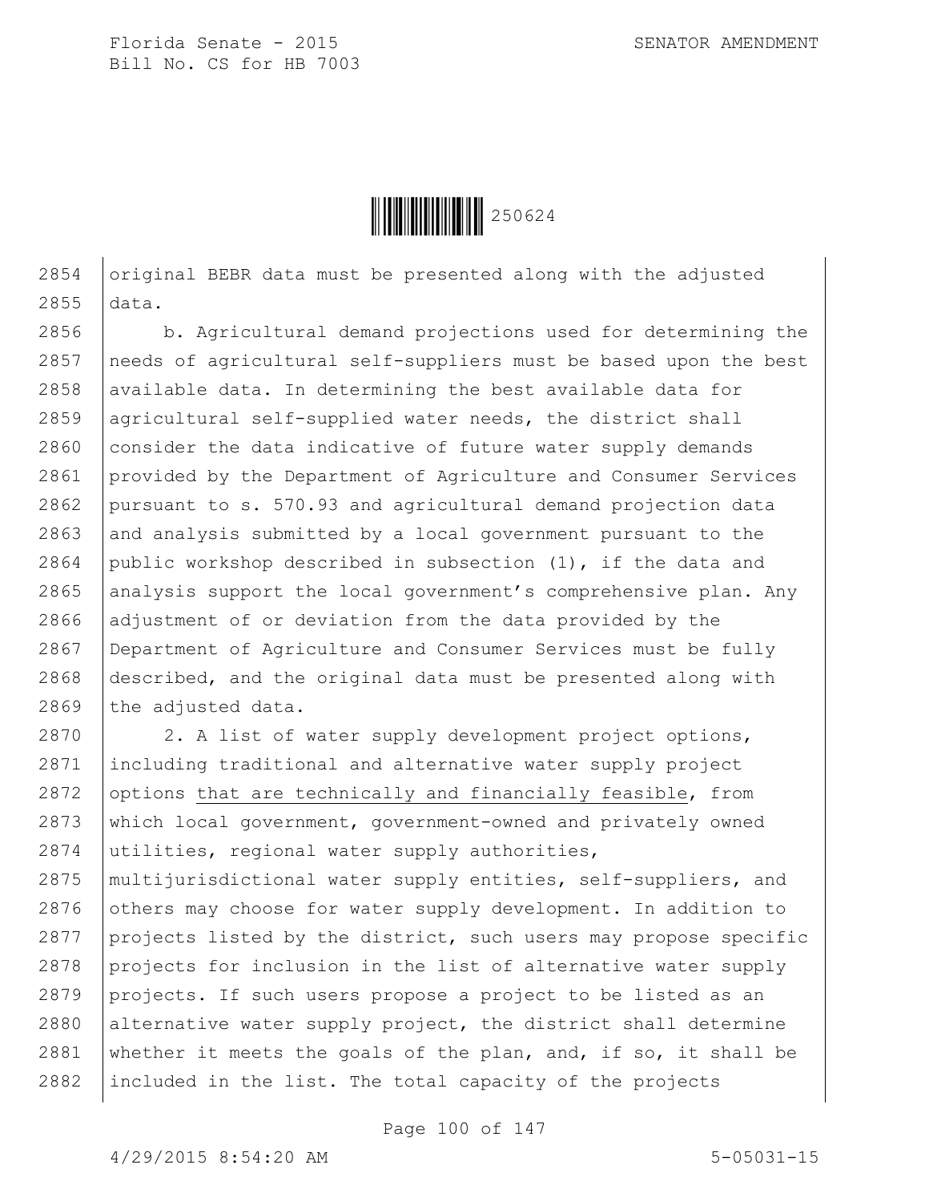original BEBR data must be presented along with the adjusted data.

b. Agricultural demand projections used for determining the needs of agricultural self-suppliers must be based upon the best available data. In determining the best available data for agricultural self-supplied water needs, the district shall consider the data indicative of future water supply demands provided by the Department of Agriculture and Consumer Services pursuant to s. 570.93 and agricultural demand projection data and analysis submitted by a local government pursuant to the public workshop described in subsection (1), if the data and analysis support the local government's comprehensive plan. Any adjustment of or deviation from the data provided by the Department of Agriculture and Consumer Services must be fully described, and the original data must be presented along with the adjusted data.

2. A list of water supply development project options, including traditional and alternative water supply project options that are technically and financially feasible, from which local government, government-owned and privately owned utilities, regional water supply authorities, multijurisdictional water supply entities, self-suppliers, and others may choose for water supply development. In addition to projects listed by the district, such users may propose specific projects for inclusion in the list of alternative water supply projects. If such users propose a project to be listed as an alternative water supply project, the district shall determine whether it meets the goals of the plan, and, if so, it shall be included in the list. The total capacity of the projects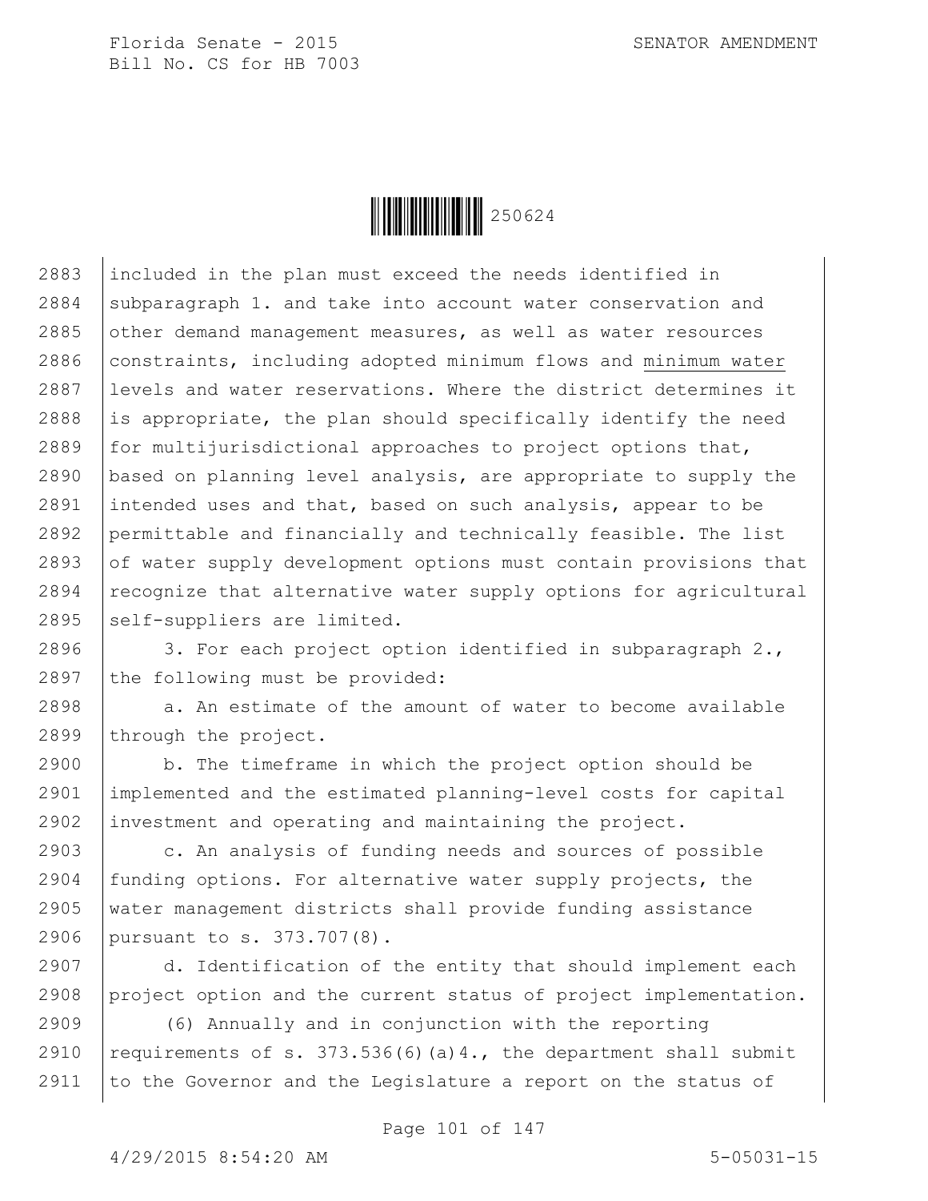included in the plan must exceed the needs identified in subparagraph 1. and take into account water conservation and other demand management measures, as well as water resources constraints, including adopted minimum flows and minimum water levels and water reservations. Where the district determines it is appropriate, the plan should specifically identify the need for multijurisdictional approaches to project options that, based on planning level analysis, are appropriate to supply the intended uses and that, based on such analysis, appear to be permittable and financially and technically feasible. The list of water supply development options must contain provisions that recognize that alternative water supply options for agricultural self-suppliers are limited.

3. For each project option identified in subparagraph 2., the following must be provided:

a. An estimate of the amount of water to become available through the project.

b. The timeframe in which the project option should be implemented and the estimated planning-level costs for capital investment and operating and maintaining the project.

c. An analysis of funding needs and sources of possible funding options. For alternative water supply projects, the water management districts shall provide funding assistance pursuant to s. 373.707(8).

d. Identification of the entity that should implement each project option and the current status of project implementation.

(6) Annually and in conjunction with the reporting requirements of s. 373.536(6)(a)4., the department shall submit to the Governor and the Legislature a report on the status of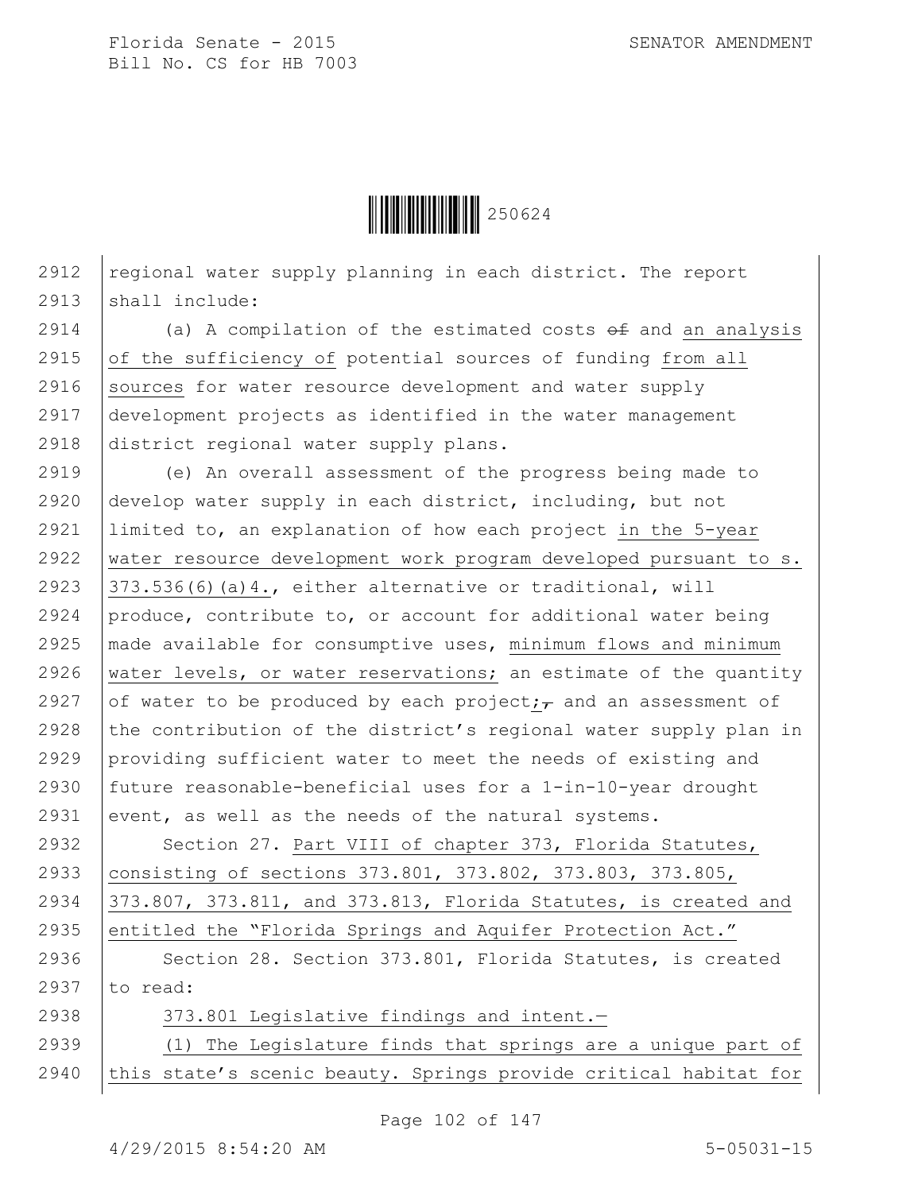regional water supply planning in each district. The report shall include:

(a) A compilation of the estimated costs ~~of~~ and an analysis of the sufficiency of potential sources of funding from all sources for water resource development and water supply development projects as identified in the water management district regional water supply plans.

(e) An overall assessment of the progress being made to develop water supply in each district, including, but not limited to, an explanation of how each project in the 5-year water resource development work program developed pursuant to s. 373.536(6)(a)4., either alternative or traditional, will produce, contribute to, or account for additional water being made available for consumptive uses, minimum flows and minimum water levels, or water reservations; an estimate of the quantity of water to be produced by each project;~~,~~ and an assessment of the contribution of the district's regional water supply plan in providing sufficient water to meet the needs of existing and future reasonable-beneficial uses for a 1-in-10-year drought event, as well as the needs of the natural systems.

Section 27. Part VIII of chapter 373, Florida Statutes, consisting of sections 373.801, 373.802, 373.803, 373.805, 373.807, 373.811, and 373.813, Florida Statutes, is created and entitled the "Florida Springs and Aquifer Protection Act."

Section 28. Section 373.801, Florida Statutes, is created to read:

373.801 Legislative findings and intent.—

(1) The Legislature finds that springs are a unique part of this state's scenic beauty. Springs provide critical habitat for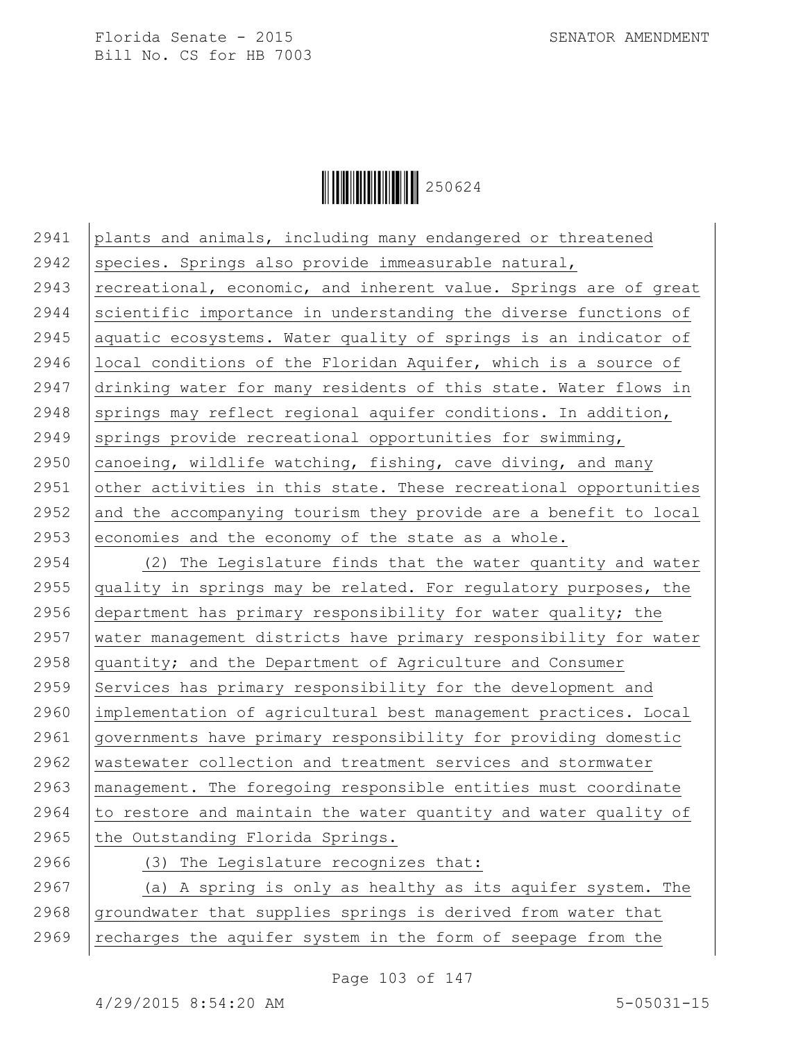plants and animals, including many endangered or threatened species. Springs also provide immeasurable natural, recreational, economic, and inherent value. Springs are of great scientific importance in understanding the diverse functions of aquatic ecosystems. Water quality of springs is an indicator of local conditions of the Floridan Aquifer, which is a source of drinking water for many residents of this state. Water flows in springs may reflect regional aquifer conditions. In addition, springs provide recreational opportunities for swimming, canoeing, wildlife watching, fishing, cave diving, and many other activities in this state. These recreational opportunities and the accompanying tourism they provide are a benefit to local economies and the economy of the state as a whole.

(2) The Legislature finds that the water quantity and water quality in springs may be related. For regulatory purposes, the department has primary responsibility for water quality; the water management districts have primary responsibility for water quantity; and the Department of Agriculture and Consumer Services has primary responsibility for the development and implementation of agricultural best management practices. Local governments have primary responsibility for providing domestic wastewater collection and treatment services and stormwater management. The foregoing responsible entities must coordinate to restore and maintain the water quantity and water quality of the Outstanding Florida Springs.

(3) The Legislature recognizes that:

(a) A spring is only as healthy as its aquifer system. The groundwater that supplies springs is derived from water that recharges the aquifer system in the form of seepage from the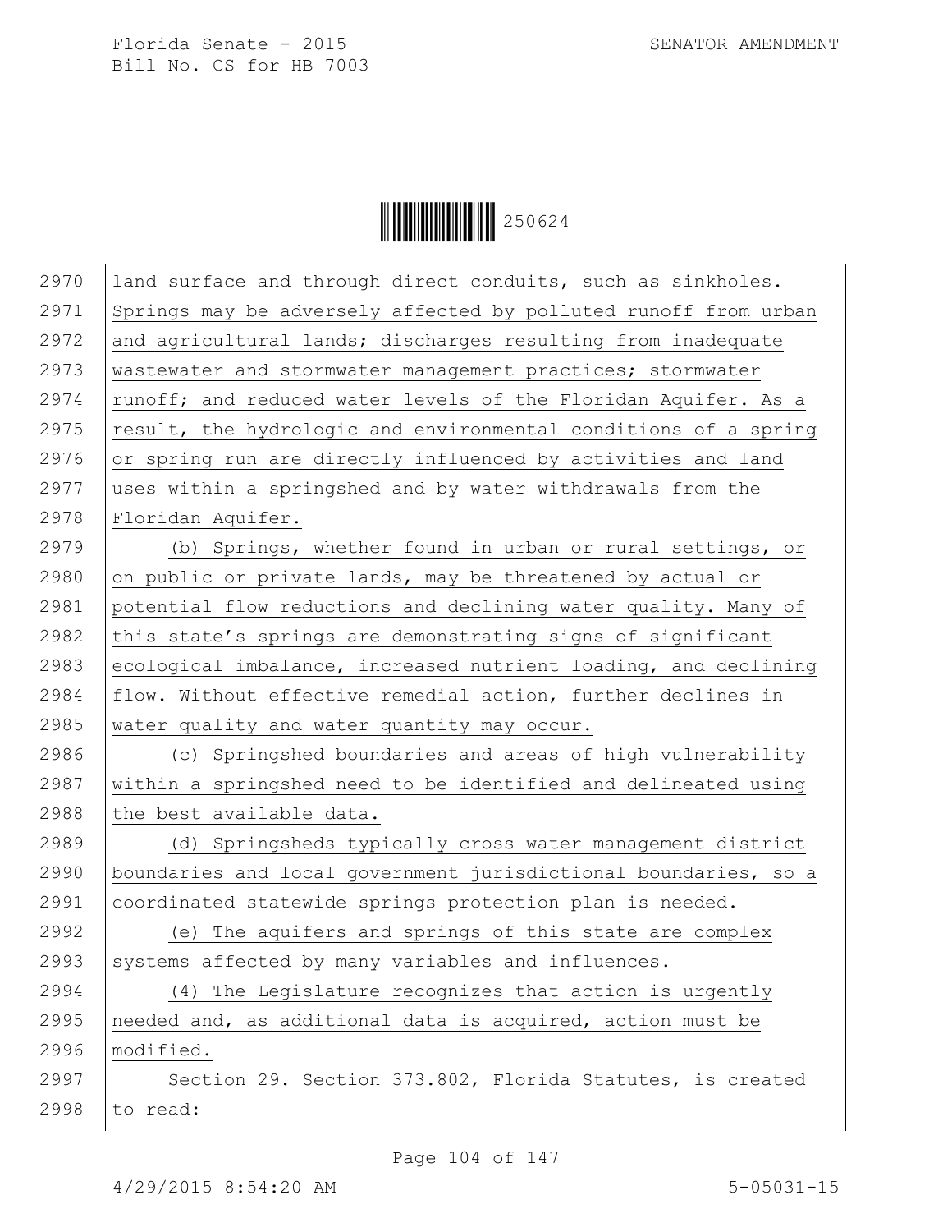land surface and through direct conduits, such as sinkholes. Springs may be adversely affected by polluted runoff from urban and agricultural lands; discharges resulting from inadequate wastewater and stormwater management practices; stormwater runoff; and reduced water levels of the Floridan Aquifer. As a result, the hydrologic and environmental conditions of a spring or spring run are directly influenced by activities and land uses within a springshed and by water withdrawals from the Floridan Aquifer.

(b) Springs, whether found in urban or rural settings, or on public or private lands, may be threatened by actual or potential flow reductions and declining water quality. Many of this state's springs are demonstrating signs of significant ecological imbalance, increased nutrient loading, and declining flow. Without effective remedial action, further declines in water quality and water quantity may occur.

(c) Springshed boundaries and areas of high vulnerability within a springshed need to be identified and delineated using the best available data.

(d) Springsheds typically cross water management district boundaries and local government jurisdictional boundaries, so a coordinated statewide springs protection plan is needed.

(e) The aquifers and springs of this state are complex systems affected by many variables and influences.

(4) The Legislature recognizes that action is urgently needed and, as additional data is acquired, action must be modified.

Section 29. Section 373.802, Florida Statutes, is created to read: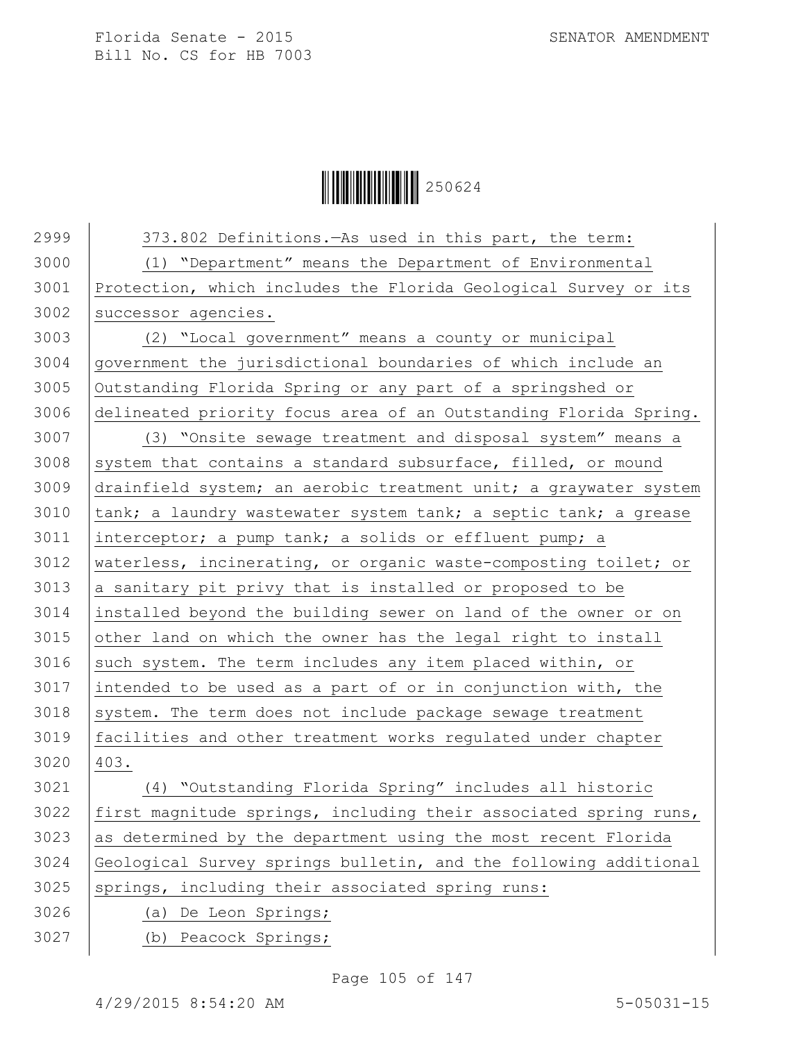373.802 Definitions.—As used in this part, the term:

(1) "Department" means the Department of Environmental Protection, which includes the Florida Geological Survey or its successor agencies.

(2) "Local government" means a county or municipal government the jurisdictional boundaries of which include an Outstanding Florida Spring or any part of a springshed or delineated priority focus area of an Outstanding Florida Spring.

(3) "Onsite sewage treatment and disposal system" means a system that contains a standard subsurface, filled, or mound drainfield system; an aerobic treatment unit; a graywater system tank; a laundry wastewater system tank; a septic tank; a grease interceptor; a pump tank; a solids or effluent pump; a waterless, incinerating, or organic waste-composting toilet; or a sanitary pit privy that is installed or proposed to be installed beyond the building sewer on land of the owner or on other land on which the owner has the legal right to install such system. The term includes any item placed within, or intended to be used as a part of or in conjunction with, the system. The term does not include package sewage treatment facilities and other treatment works regulated under chapter 403.

(4) "Outstanding Florida Spring" includes all historic first magnitude springs, including their associated spring runs, as determined by the department using the most recent Florida Geological Survey springs bulletin, and the following additional springs, including their associated spring runs:

(a) De Leon Springs;

(b) Peacock Springs;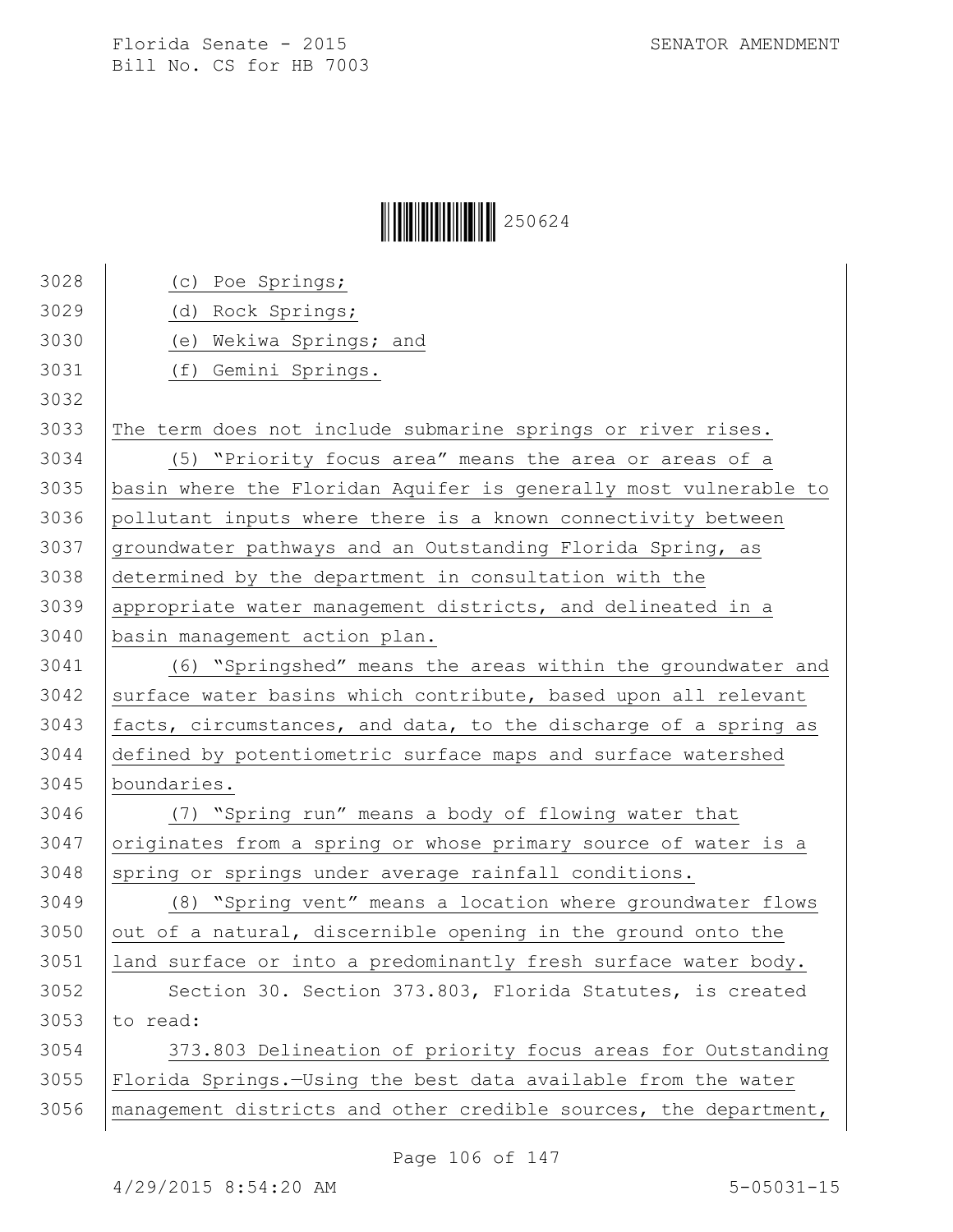(c) Poe Springs;

(d) Rock Springs;

(e) Wekiwa Springs; and

(f) Gemini Springs.

The term does not include submarine springs or river rises.

(5) "Priority focus area" means the area or areas of a basin where the Floridan Aquifer is generally most vulnerable to pollutant inputs where there is a known connectivity between groundwater pathways and an Outstanding Florida Spring, as determined by the department in consultation with the appropriate water management districts, and delineated in a basin management action plan.

(6) "Springshed" means the areas within the groundwater and surface water basins which contribute, based upon all relevant facts, circumstances, and data, to the discharge of a spring as defined by potentiometric surface maps and surface watershed boundaries.

(7) "Spring run" means a body of flowing water that originates from a spring or whose primary source of water is a spring or springs under average rainfall conditions.

(8) "Spring vent" means a location where groundwater flows out of a natural, discernible opening in the ground onto the land surface or into a predominantly fresh surface water body.

Section 30. Section 373.803, Florida Statutes, is created to read:

373.803 Delineation of priority focus areas for Outstanding Florida Springs.—Using the best data available from the water management districts and other credible sources, the department,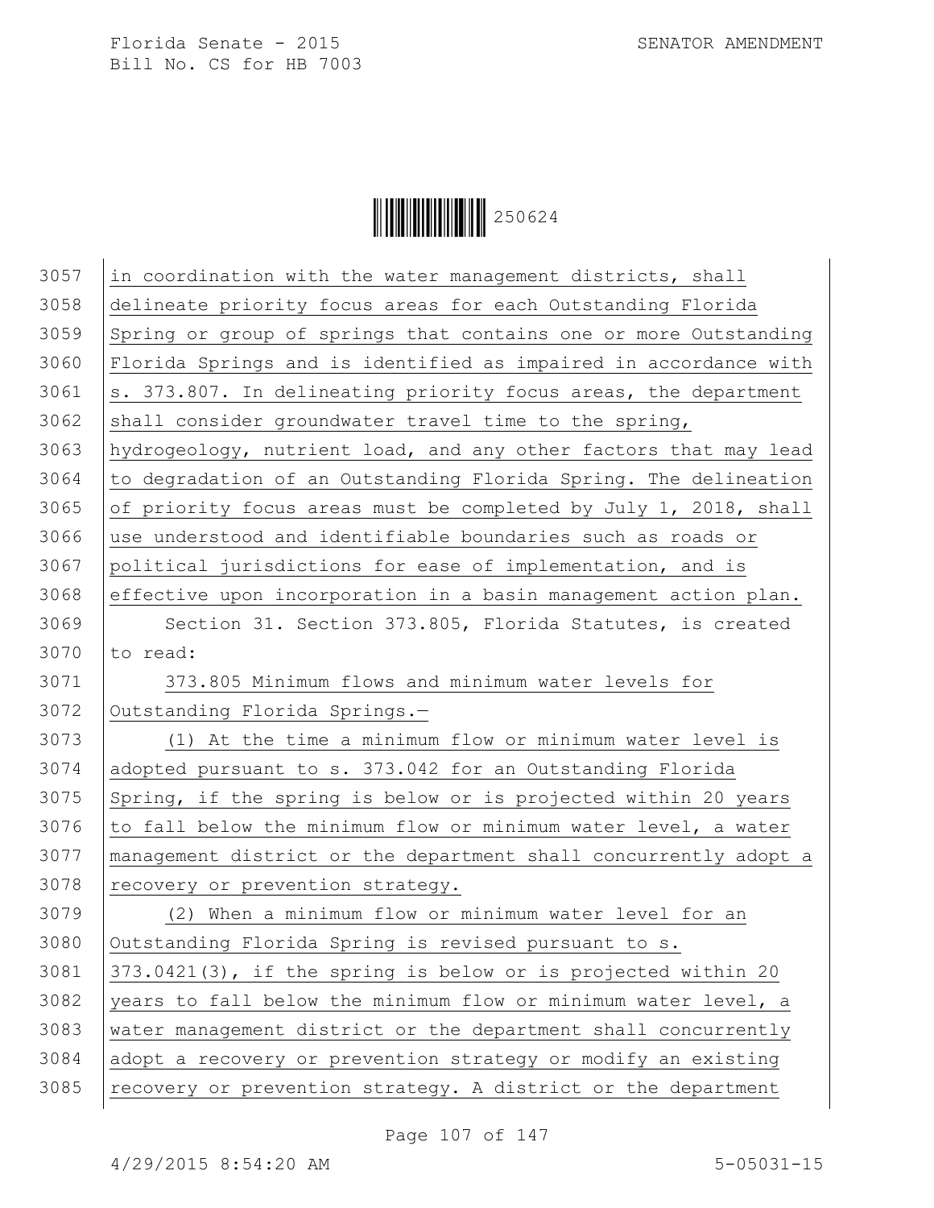in coordination with the water management districts, shall delineate priority focus areas for each Outstanding Florida Spring or group of springs that contains one or more Outstanding Florida Springs and is identified as impaired in accordance with s. 373.807. In delineating priority focus areas, the department shall consider groundwater travel time to the spring, hydrogeology, nutrient load, and any other factors that may lead to degradation of an Outstanding Florida Spring. The delineation of priority focus areas must be completed by July 1, 2018, shall use understood and identifiable boundaries such as roads or political jurisdictions for ease of implementation, and is effective upon incorporation in a basin management action plan.

Section 31. Section 373.805, Florida Statutes, is created to read:

373.805 Minimum flows and minimum water levels for Outstanding Florida Springs.—

(1) At the time a minimum flow or minimum water level is adopted pursuant to s. 373.042 for an Outstanding Florida Spring, if the spring is below or is projected within 20 years to fall below the minimum flow or minimum water level, a water management district or the department shall concurrently adopt a recovery or prevention strategy.

(2) When a minimum flow or minimum water level for an Outstanding Florida Spring is revised pursuant to s. 373.0421(3), if the spring is below or is projected within 20 years to fall below the minimum flow or minimum water level, a water management district or the department shall concurrently adopt a recovery or prevention strategy or modify an existing recovery or prevention strategy. A district or the department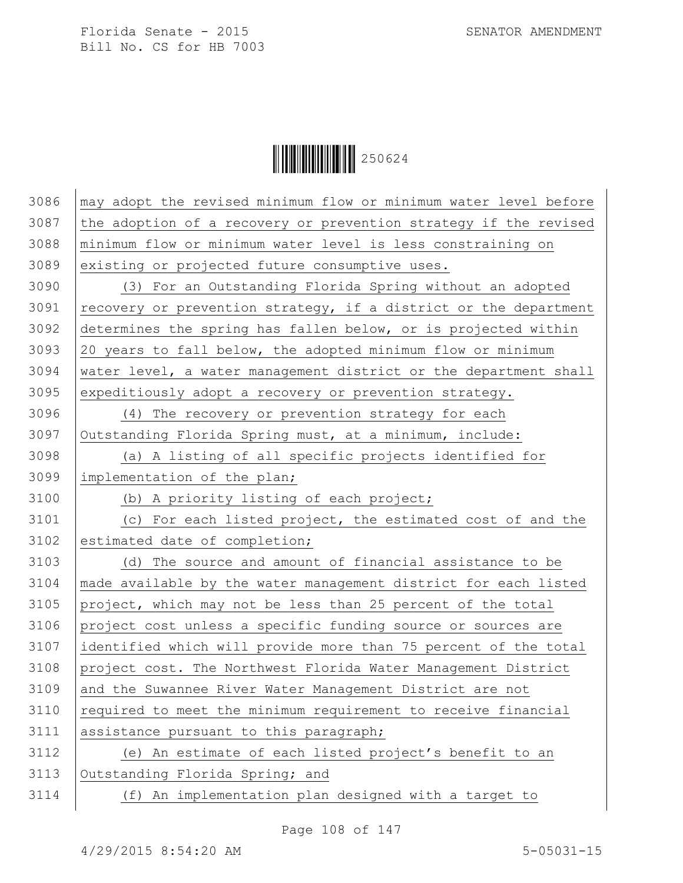may adopt the revised minimum flow or minimum water level before the adoption of a recovery or prevention strategy if the revised minimum flow or minimum water level is less constraining on existing or projected future consumptive uses.

(3) For an Outstanding Florida Spring without an adopted recovery or prevention strategy, if a district or the department determines the spring has fallen below, or is projected within 20 years to fall below, the adopted minimum flow or minimum water level, a water management district or the department shall expeditiously adopt a recovery or prevention strategy.

(4) The recovery or prevention strategy for each Outstanding Florida Spring must, at a minimum, include:

(a) A listing of all specific projects identified for implementation of the plan;

(b) A priority listing of each project;

(c) For each listed project, the estimated cost of and the estimated date of completion;

(d) The source and amount of financial assistance to be made available by the water management district for each listed project, which may not be less than 25 percent of the total project cost unless a specific funding source or sources are identified which will provide more than 75 percent of the total project cost. The Northwest Florida Water Management District and the Suwannee River Water Management District are not required to meet the minimum requirement to receive financial assistance pursuant to this paragraph;

(e) An estimate of each listed project's benefit to an Outstanding Florida Spring; and

(f) An implementation plan designed with a target to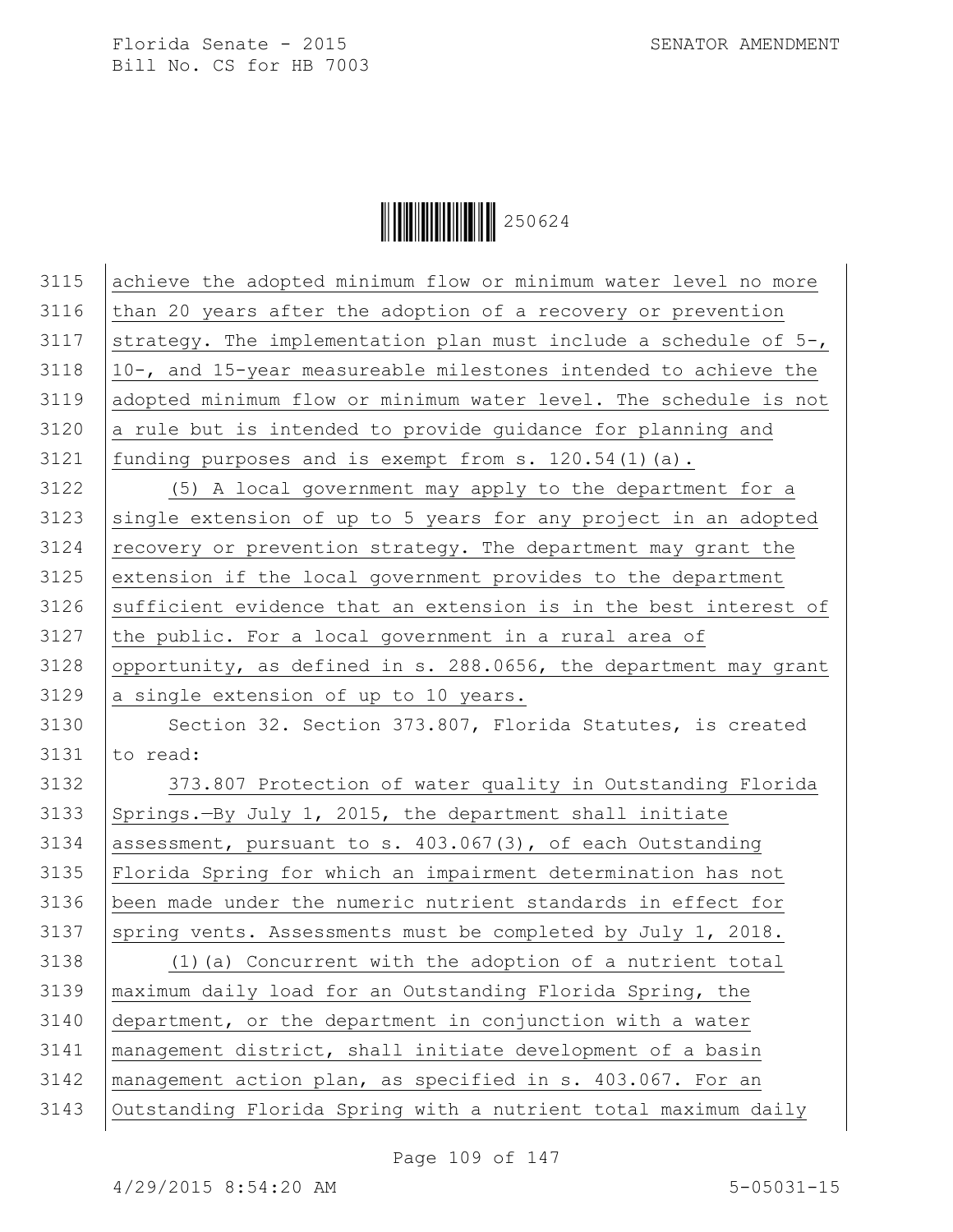achieve the adopted minimum flow or minimum water level no more than 20 years after the adoption of a recovery or prevention strategy. The implementation plan must include a schedule of 5-, 10-, and 15-year measureable milestones intended to achieve the adopted minimum flow or minimum water level. The schedule is not a rule but is intended to provide guidance for planning and funding purposes and is exempt from s. 120.54(1)(a).

(5) A local government may apply to the department for a single extension of up to 5 years for any project in an adopted recovery or prevention strategy. The department may grant the extension if the local government provides to the department sufficient evidence that an extension is in the best interest of the public. For a local government in a rural area of opportunity, as defined in s. 288.0656, the department may grant a single extension of up to 10 years.

Section 32. Section 373.807, Florida Statutes, is created to read:

373.807 Protection of water quality in Outstanding Florida Springs.—By July 1, 2015, the department shall initiate assessment, pursuant to s. 403.067(3), of each Outstanding Florida Spring for which an impairment determination has not been made under the numeric nutrient standards in effect for spring vents. Assessments must be completed by July 1, 2018.

(1)(a) Concurrent with the adoption of a nutrient total maximum daily load for an Outstanding Florida Spring, the department, or the department in conjunction with a water management district, shall initiate development of a basin management action plan, as specified in s. 403.067. For an Outstanding Florida Spring with a nutrient total maximum daily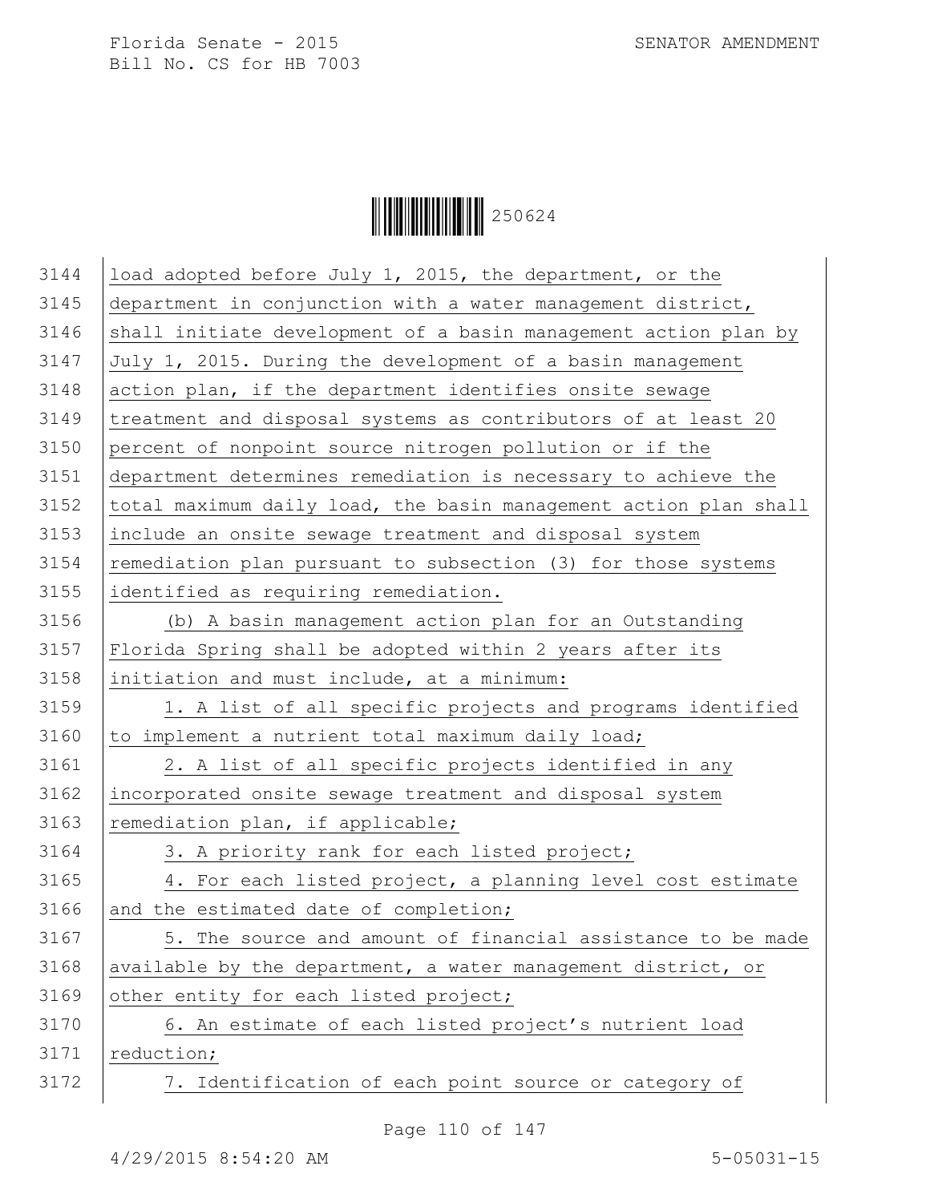load adopted before July 1, 2015, the department, or the department in conjunction with a water management district, shall initiate development of a basin management action plan by July 1, 2015. During the development of a basin management action plan, if the department identifies onsite sewage treatment and disposal systems as contributors of at least 20 percent of nonpoint source nitrogen pollution or if the department determines remediation is necessary to achieve the total maximum daily load, the basin management action plan shall include an onsite sewage treatment and disposal system remediation plan pursuant to subsection (3) for those systems identified as requiring remediation.

(b) A basin management action plan for an Outstanding Florida Spring shall be adopted within 2 years after its initiation and must include, at a minimum:

1. A list of all specific projects and programs identified to implement a nutrient total maximum daily load;

2. A list of all specific projects identified in any incorporated onsite sewage treatment and disposal system remediation plan, if applicable;

3. A priority rank for each listed project;

4. For each listed project, a planning level cost estimate and the estimated date of completion;

5. The source and amount of financial assistance to be made available by the department, a water management district, or other entity for each listed project;

6. An estimate of each listed project's nutrient load reduction;

7. Identification of each point source or category of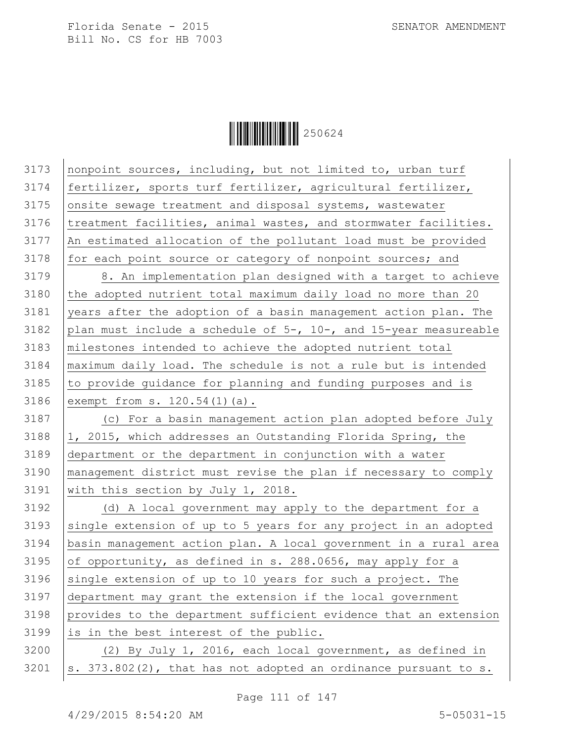nonpoint sources, including, but not limited to, urban turf fertilizer, sports turf fertilizer, agricultural fertilizer, onsite sewage treatment and disposal systems, wastewater treatment facilities, animal wastes, and stormwater facilities. An estimated allocation of the pollutant load must be provided for each point source or category of nonpoint sources; and

8. An implementation plan designed with a target to achieve the adopted nutrient total maximum daily load no more than 20 years after the adoption of a basin management action plan. The plan must include a schedule of 5-, 10-, and 15-year measureable milestones intended to achieve the adopted nutrient total maximum daily load. The schedule is not a rule but is intended to provide guidance for planning and funding purposes and is exempt from s. 120.54(1)(a).

(c) For a basin management action plan adopted before July 1, 2015, which addresses an Outstanding Florida Spring, the department or the department in conjunction with a water management district must revise the plan if necessary to comply with this section by July 1, 2018.

(d) A local government may apply to the department for a single extension of up to 5 years for any project in an adopted basin management action plan. A local government in a rural area of opportunity, as defined in s. 288.0656, may apply for a single extension of up to 10 years for such a project. The department may grant the extension if the local government provides to the department sufficient evidence that an extension is in the best interest of the public.

(2) By July 1, 2016, each local government, as defined in s. 373.802(2), that has not adopted an ordinance pursuant to s.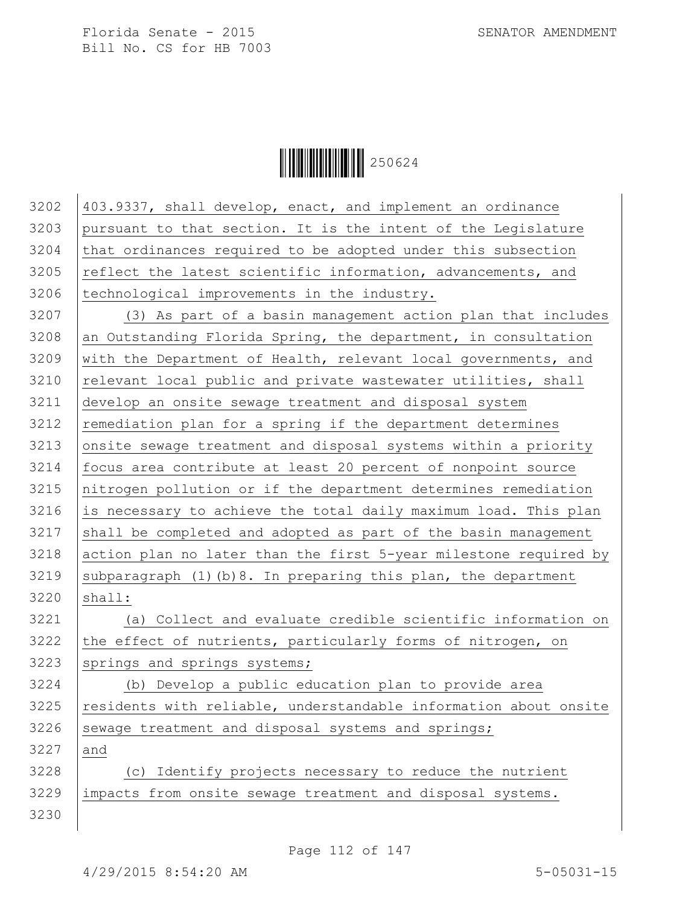403.9337, shall develop, enact, and implement an ordinance pursuant to that section. It is the intent of the Legislature that ordinances required to be adopted under this subsection reflect the latest scientific information, advancements, and technological improvements in the industry.

(3) As part of a basin management action plan that includes an Outstanding Florida Spring, the department, in consultation with the Department of Health, relevant local governments, and relevant local public and private wastewater utilities, shall develop an onsite sewage treatment and disposal system remediation plan for a spring if the department determines onsite sewage treatment and disposal systems within a priority focus area contribute at least 20 percent of nonpoint source nitrogen pollution or if the department determines remediation is necessary to achieve the total daily maximum load. This plan shall be completed and adopted as part of the basin management action plan no later than the first 5-year milestone required by subparagraph (1)(b)8. In preparing this plan, the department shall:

(a) Collect and evaluate credible scientific information on the effect of nutrients, particularly forms of nitrogen, on springs and springs systems;

(b) Develop a public education plan to provide area residents with reliable, understandable information about onsite sewage treatment and disposal systems and springs; and

(c) Identify projects necessary to reduce the nutrient impacts from onsite sewage treatment and disposal systems.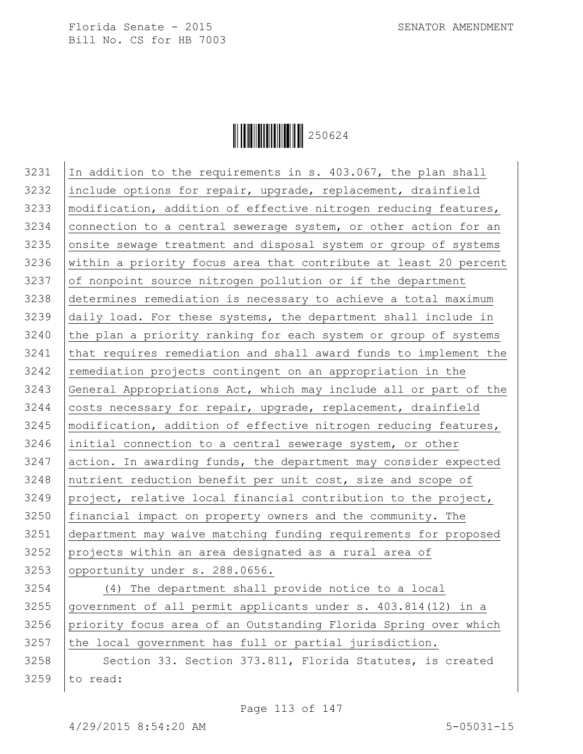In addition to the requirements in s. 403.067, the plan shall include options for repair, upgrade, replacement, drainfield modification, addition of effective nitrogen reducing features, connection to a central sewerage system, or other action for an onsite sewage treatment and disposal system or group of systems within a priority focus area that contribute at least 20 percent of nonpoint source nitrogen pollution or if the department determines remediation is necessary to achieve a total maximum daily load. For these systems, the department shall include in the plan a priority ranking for each system or group of systems that requires remediation and shall award funds to implement the remediation projects contingent on an appropriation in the General Appropriations Act, which may include all or part of the costs necessary for repair, upgrade, replacement, drainfield modification, addition of effective nitrogen reducing features, initial connection to a central sewerage system, or other action. In awarding funds, the department may consider expected nutrient reduction benefit per unit cost, size and scope of project, relative local financial contribution to the project, financial impact on property owners and the community. The department may waive matching funding requirements for proposed projects within an area designated as a rural area of opportunity under s. 288.0656.

(4) The department shall provide notice to a local government of all permit applicants under s. 403.814(12) in a priority focus area of an Outstanding Florida Spring over which the local government has full or partial jurisdiction.

Section 33. Section 373.811, Florida Statutes, is created to read: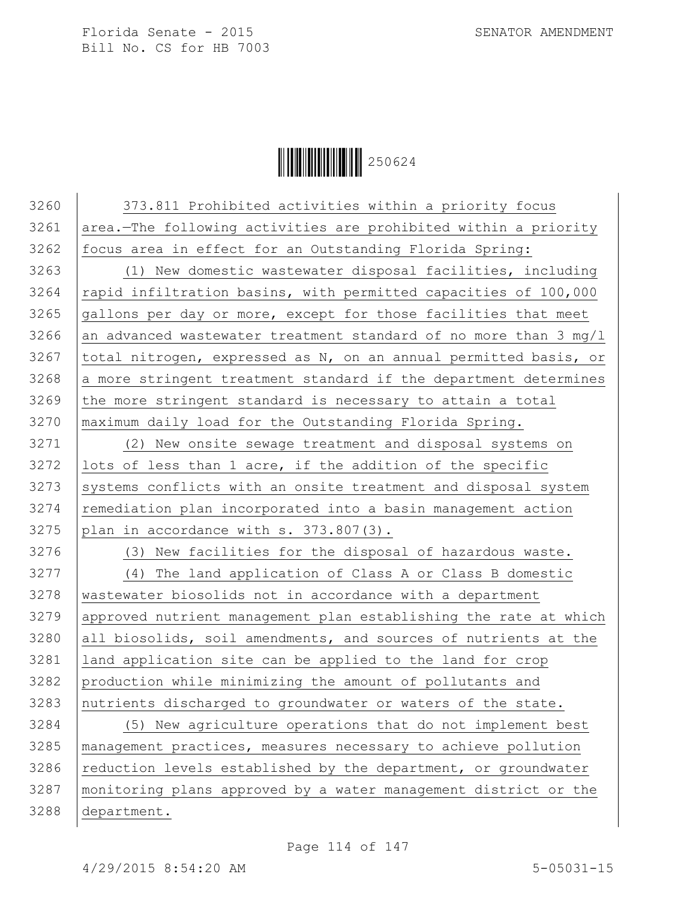373.811 Prohibited activities within a priority focus area.—The following activities are prohibited within a priority focus area in effect for an Outstanding Florida Spring:

(1) New domestic wastewater disposal facilities, including rapid infiltration basins, with permitted capacities of 100,000 gallons per day or more, except for those facilities that meet an advanced wastewater treatment standard of no more than 3 mg/l total nitrogen, expressed as N, on an annual permitted basis, or a more stringent treatment standard if the department determines the more stringent standard is necessary to attain a total maximum daily load for the Outstanding Florida Spring.

(2) New onsite sewage treatment and disposal systems on lots of less than 1 acre, if the addition of the specific systems conflicts with an onsite treatment and disposal system remediation plan incorporated into a basin management action plan in accordance with s. 373.807(3).

(3) New facilities for the disposal of hazardous waste.

(4) The land application of Class A or Class B domestic wastewater biosolids not in accordance with a department approved nutrient management plan establishing the rate at which all biosolids, soil amendments, and sources of nutrients at the land application site can be applied to the land for crop production while minimizing the amount of pollutants and nutrients discharged to groundwater or waters of the state.

(5) New agriculture operations that do not implement best management practices, measures necessary to achieve pollution reduction levels established by the department, or groundwater monitoring plans approved by a water management district or the department.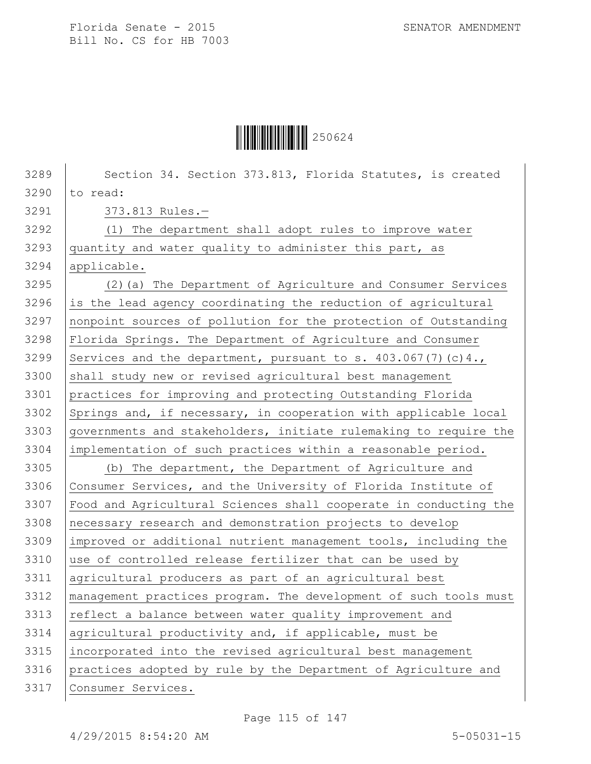Section 34. Section 373.813, Florida Statutes, is created to read:

373.813 Rules.—

(1) The department shall adopt rules to improve water quantity and water quality to administer this part, as applicable.

(2)(a) The Department of Agriculture and Consumer Services is the lead agency coordinating the reduction of agricultural nonpoint sources of pollution for the protection of Outstanding Florida Springs. The Department of Agriculture and Consumer Services and the department, pursuant to s. 403.067(7)(c)4., shall study new or revised agricultural best management practices for improving and protecting Outstanding Florida Springs and, if necessary, in cooperation with applicable local governments and stakeholders, initiate rulemaking to require the implementation of such practices within a reasonable period.

(b) The department, the Department of Agriculture and Consumer Services, and the University of Florida Institute of Food and Agricultural Sciences shall cooperate in conducting the necessary research and demonstration projects to develop improved or additional nutrient management tools, including the use of controlled release fertilizer that can be used by agricultural producers as part of an agricultural best management practices program. The development of such tools must reflect a balance between water quality improvement and agricultural productivity and, if applicable, must be incorporated into the revised agricultural best management practices adopted by rule by the Department of Agriculture and Consumer Services.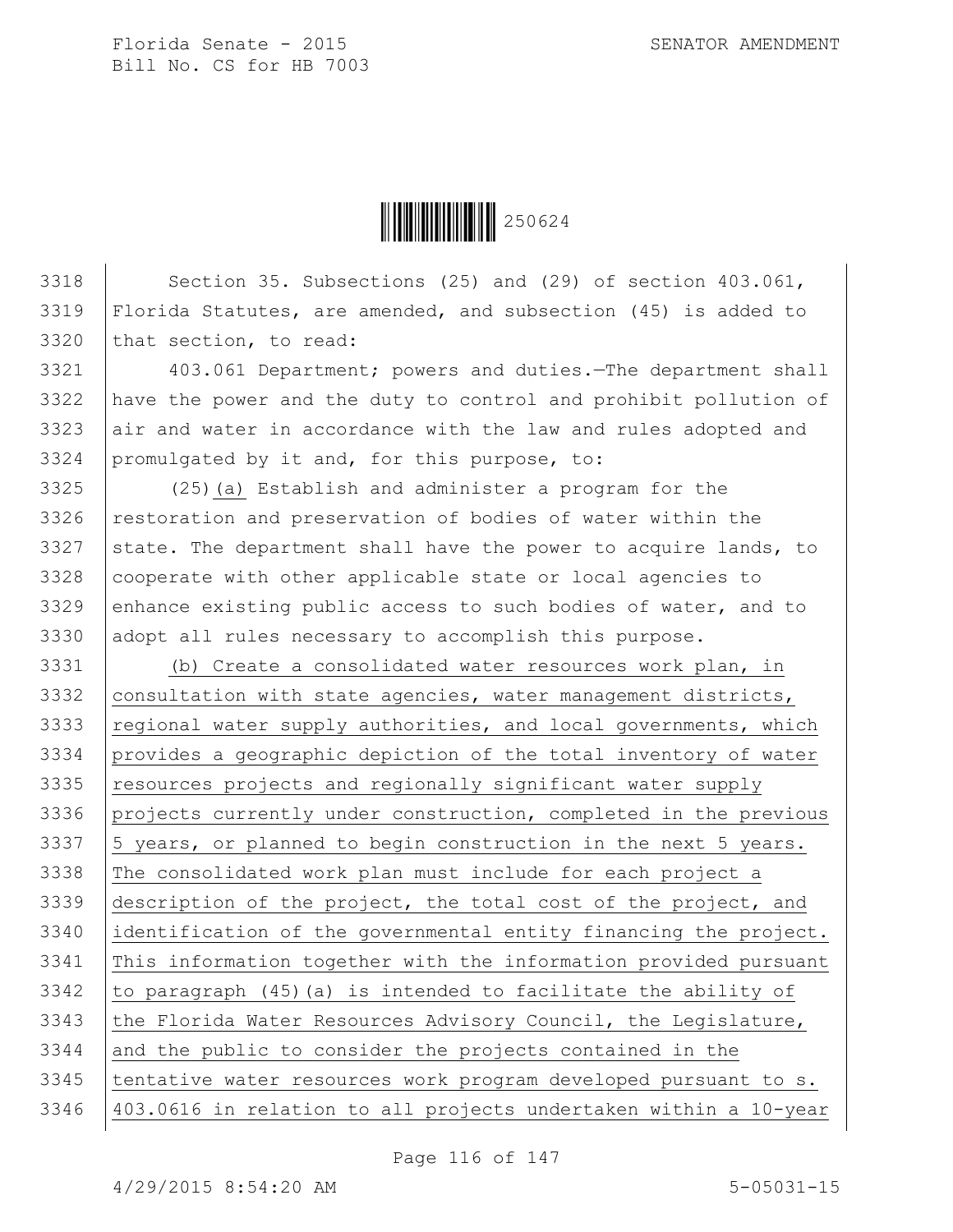Section 35. Subsections (25) and (29) of section 403.061, Florida Statutes, are amended, and subsection (45) is added to that section, to read:

403.061 Department; powers and duties.—The department shall have the power and the duty to control and prohibit pollution of air and water in accordance with the law and rules adopted and promulgated by it and, for this purpose, to:

(25)(a) Establish and administer a program for the restoration and preservation of bodies of water within the state. The department shall have the power to acquire lands, to cooperate with other applicable state or local agencies to enhance existing public access to such bodies of water, and to adopt all rules necessary to accomplish this purpose.

(b) Create a consolidated water resources work plan, in consultation with state agencies, water management districts, regional water supply authorities, and local governments, which provides a geographic depiction of the total inventory of water resources projects and regionally significant water supply projects currently under construction, completed in the previous 5 years, or planned to begin construction in the next 5 years. The consolidated work plan must include for each project a description of the project, the total cost of the project, and identification of the governmental entity financing the project. This information together with the information provided pursuant to paragraph (45)(a) is intended to facilitate the ability of the Florida Water Resources Advisory Council, the Legislature, and the public to consider the projects contained in the tentative water resources work program developed pursuant to s. 403.0616 in relation to all projects undertaken within a 10-year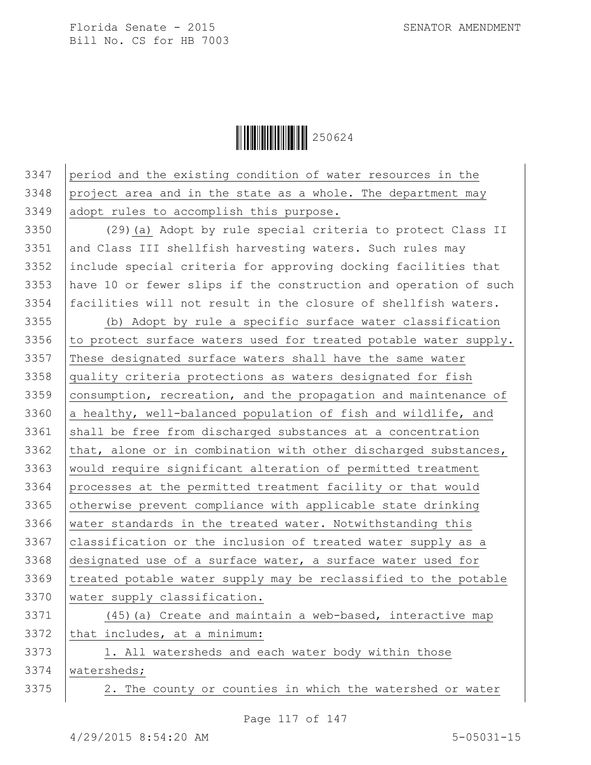period and the existing condition of water resources in the project area and in the state as a whole. The department may adopt rules to accomplish this purpose.

(29)(a) Adopt by rule special criteria to protect Class II and Class III shellfish harvesting waters. Such rules may include special criteria for approving docking facilities that have 10 or fewer slips if the construction and operation of such facilities will not result in the closure of shellfish waters.

(b) Adopt by rule a specific surface water classification to protect surface waters used for treated potable water supply. These designated surface waters shall have the same water quality criteria protections as waters designated for fish consumption, recreation, and the propagation and maintenance of a healthy, well-balanced population of fish and wildlife, and shall be free from discharged substances at a concentration that, alone or in combination with other discharged substances, would require significant alteration of permitted treatment processes at the permitted treatment facility or that would otherwise prevent compliance with applicable state drinking water standards in the treated water. Notwithstanding this classification or the inclusion of treated water supply as a designated use of a surface water, a surface water used for treated potable water supply may be reclassified to the potable water supply classification.

(45)(a) Create and maintain a web-based, interactive map that includes, at a minimum:

1. All watersheds and each water body within those watersheds;

2. The county or counties in which the watershed or water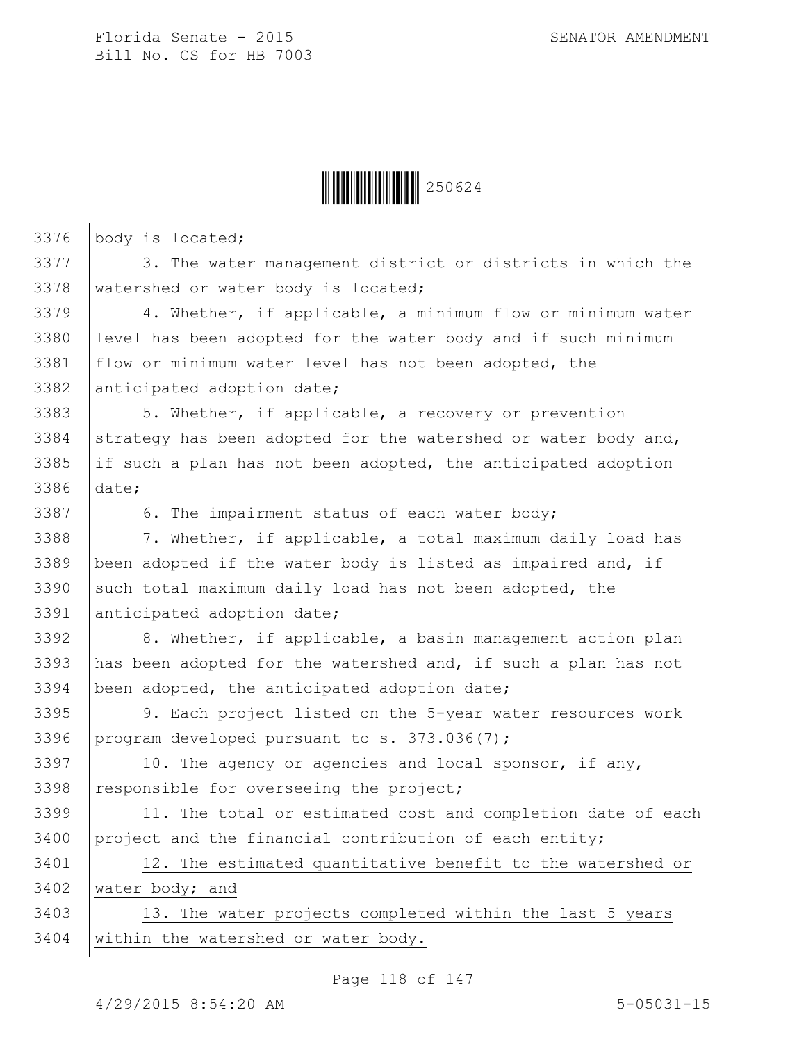body is located;

3. The water management district or districts in which the watershed or water body is located;

4. Whether, if applicable, a minimum flow or minimum water level has been adopted for the water body and if such minimum flow or minimum water level has not been adopted, the anticipated adoption date;

5. Whether, if applicable, a recovery or prevention strategy has been adopted for the watershed or water body and, if such a plan has not been adopted, the anticipated adoption date;

6. The impairment status of each water body;

7. Whether, if applicable, a total maximum daily load has been adopted if the water body is listed as impaired and, if such total maximum daily load has not been adopted, the anticipated adoption date;

8. Whether, if applicable, a basin management action plan has been adopted for the watershed and, if such a plan has not been adopted, the anticipated adoption date;

9. Each project listed on the 5-year water resources work program developed pursuant to s. 373.036(7);

10. The agency or agencies and local sponsor, if any, responsible for overseeing the project;

11. The total or estimated cost and completion date of each project and the financial contribution of each entity;

12. The estimated quantitative benefit to the watershed or water body; and

13. The water projects completed within the last 5 years within the watershed or water body.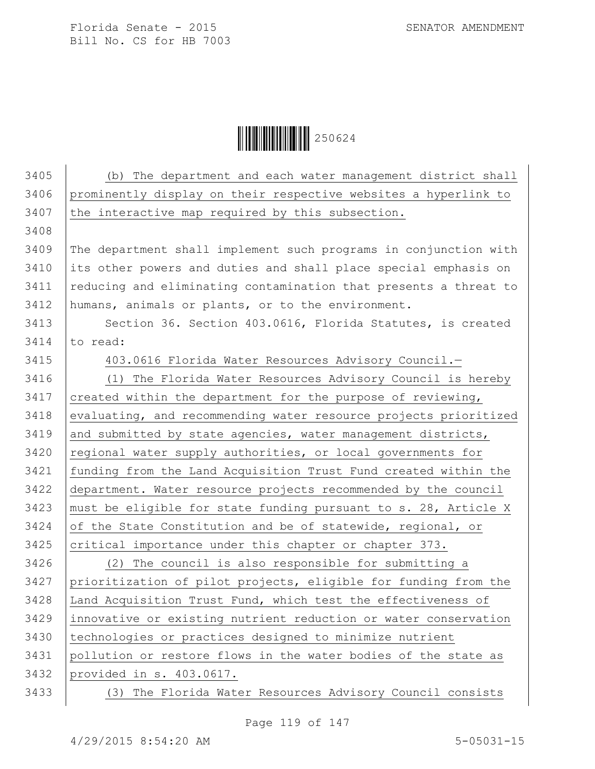(b) The department and each water management district shall prominently display on their respective websites a hyperlink to the interactive map required by this subsection.

The department shall implement such programs in conjunction with its other powers and duties and shall place special emphasis on reducing and eliminating contamination that presents a threat to humans, animals or plants, or to the environment.

Section 36. Section 403.0616, Florida Statutes, is created to read:

403.0616 Florida Water Resources Advisory Council.—

(1) The Florida Water Resources Advisory Council is hereby created within the department for the purpose of reviewing, evaluating, and recommending water resource projects prioritized and submitted by state agencies, water management districts, regional water supply authorities, or local governments for funding from the Land Acquisition Trust Fund created within the department. Water resource projects recommended by the council must be eligible for state funding pursuant to s. 28, Article X of the State Constitution and be of statewide, regional, or critical importance under this chapter or chapter 373.

(2) The council is also responsible for submitting a prioritization of pilot projects, eligible for funding from the Land Acquisition Trust Fund, which test the effectiveness of innovative or existing nutrient reduction or water conservation technologies or practices designed to minimize nutrient pollution or restore flows in the water bodies of the state as provided in s. 403.0617.

(3) The Florida Water Resources Advisory Council consists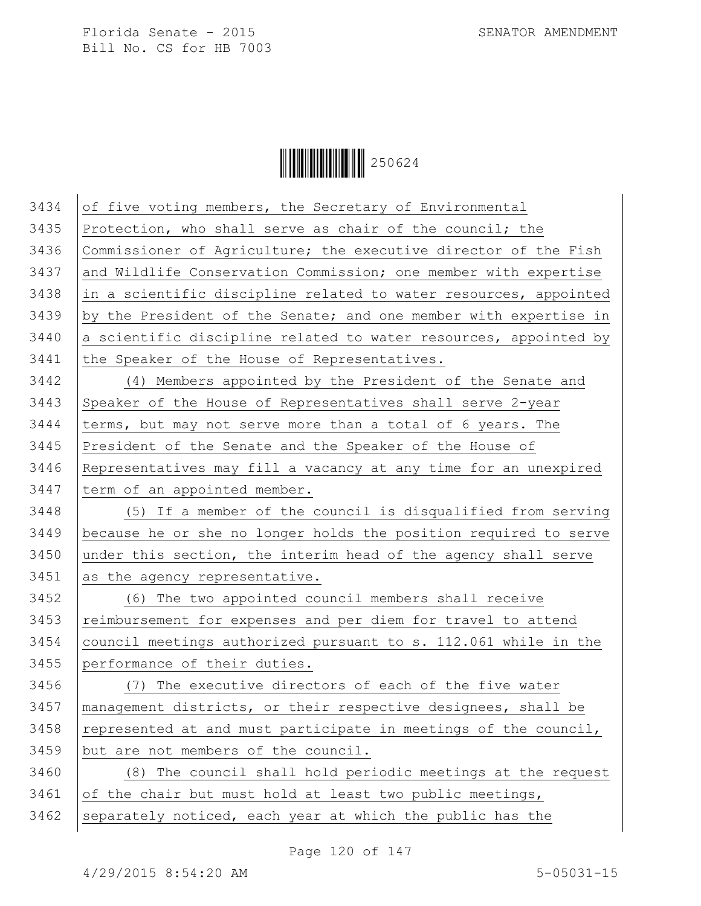of five voting members, the Secretary of Environmental Protection, who shall serve as chair of the council; the Commissioner of Agriculture; the executive director of the Fish and Wildlife Conservation Commission; one member with expertise in a scientific discipline related to water resources, appointed by the President of the Senate; and one member with expertise in a scientific discipline related to water resources, appointed by the Speaker of the House of Representatives.

(4) Members appointed by the President of the Senate and Speaker of the House of Representatives shall serve 2-year terms, but may not serve more than a total of 6 years. The President of the Senate and the Speaker of the House of Representatives may fill a vacancy at any time for an unexpired term of an appointed member.

(5) If a member of the council is disqualified from serving because he or she no longer holds the position required to serve under this section, the interim head of the agency shall serve as the agency representative.

(6) The two appointed council members shall receive reimbursement for expenses and per diem for travel to attend council meetings authorized pursuant to s. 112.061 while in the performance of their duties.

(7) The executive directors of each of the five water management districts, or their respective designees, shall be represented at and must participate in meetings of the council, but are not members of the council.

(8) The council shall hold periodic meetings at the request of the chair but must hold at least two public meetings, separately noticed, each year at which the public has the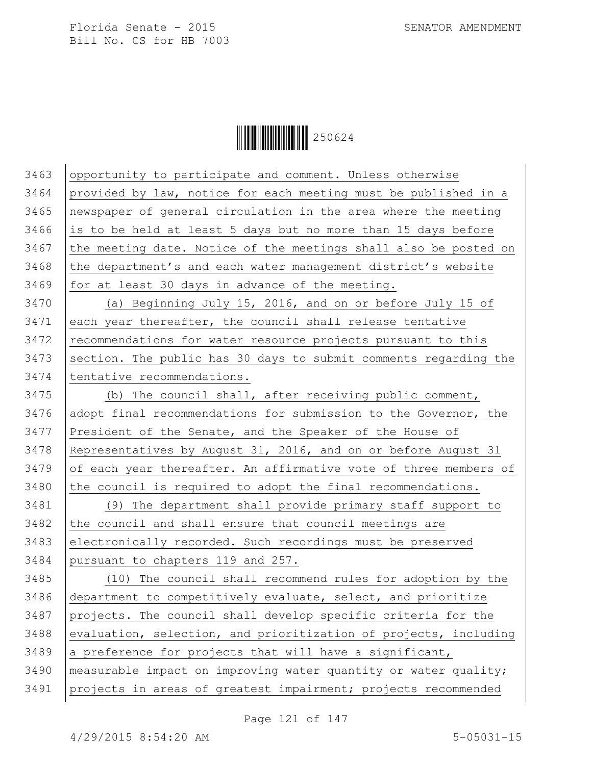opportunity to participate and comment. Unless otherwise provided by law, notice for each meeting must be published in a newspaper of general circulation in the area where the meeting is to be held at least 5 days but no more than 15 days before the meeting date. Notice of the meetings shall also be posted on the department's and each water management district's website for at least 30 days in advance of the meeting.

(a) Beginning July 15, 2016, and on or before July 15 of each year thereafter, the council shall release tentative recommendations for water resource projects pursuant to this section. The public has 30 days to submit comments regarding the tentative recommendations.

(b) The council shall, after receiving public comment, adopt final recommendations for submission to the Governor, the President of the Senate, and the Speaker of the House of Representatives by August 31, 2016, and on or before August 31 of each year thereafter. An affirmative vote of three members of the council is required to adopt the final recommendations.

(9) The department shall provide primary staff support to the council and shall ensure that council meetings are electronically recorded. Such recordings must be preserved pursuant to chapters 119 and 257.

(10) The council shall recommend rules for adoption by the department to competitively evaluate, select, and prioritize projects. The council shall develop specific criteria for the evaluation, selection, and prioritization of projects, including a preference for projects that will have a significant, measurable impact on improving water quantity or water quality; projects in areas of greatest impairment; projects recommended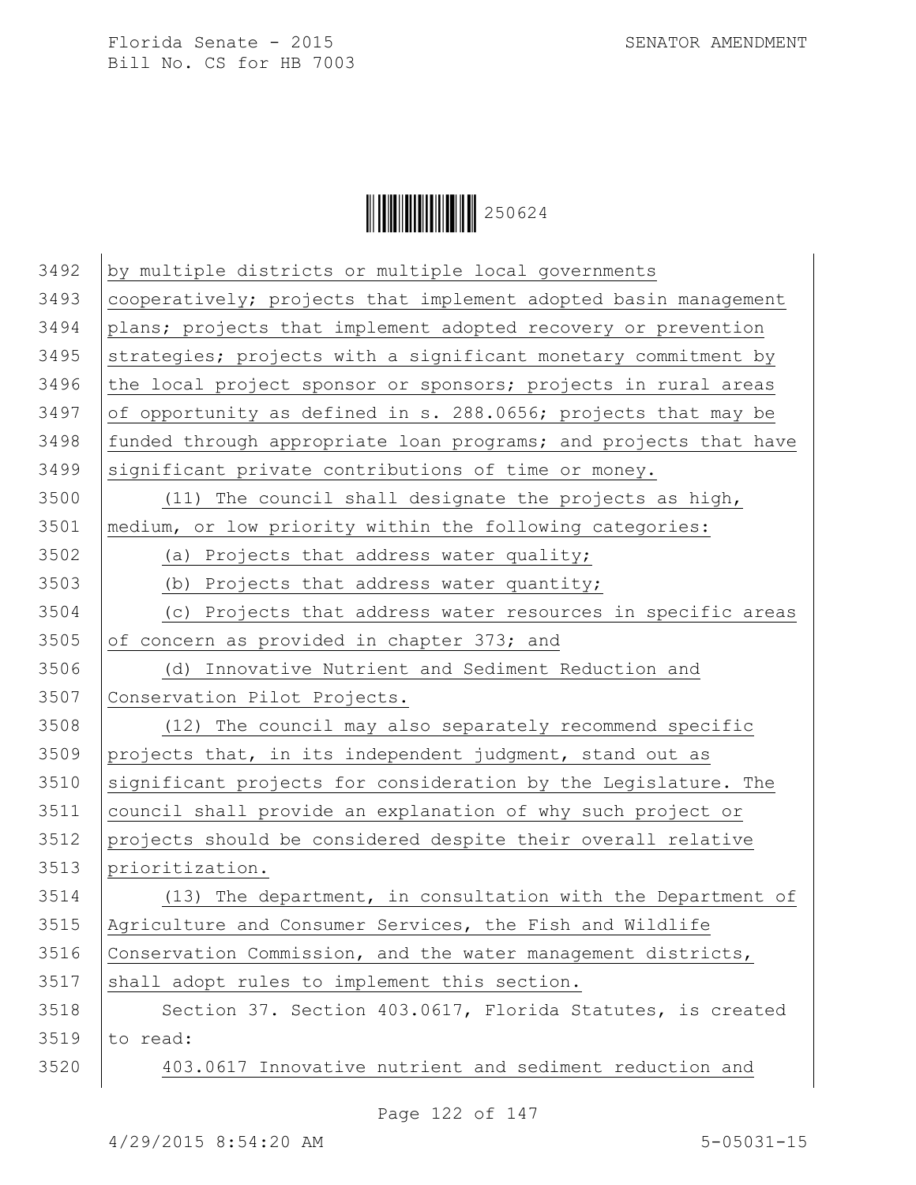by multiple districts or multiple local governments cooperatively; projects that implement adopted basin management plans; projects that implement adopted recovery or prevention strategies; projects with a significant monetary commitment by the local project sponsor or sponsors; projects in rural areas of opportunity as defined in s. 288.0656; projects that may be funded through appropriate loan programs; and projects that have significant private contributions of time or money.

(11) The council shall designate the projects as high, medium, or low priority within the following categories:

(a) Projects that address water quality;

(b) Projects that address water quantity;

(c) Projects that address water resources in specific areas of concern as provided in chapter 373; and

(d) Innovative Nutrient and Sediment Reduction and Conservation Pilot Projects.

(12) The council may also separately recommend specific projects that, in its independent judgment, stand out as significant projects for consideration by the Legislature. The council shall provide an explanation of why such project or projects should be considered despite their overall relative prioritization.

(13) The department, in consultation with the Department of Agriculture and Consumer Services, the Fish and Wildlife Conservation Commission, and the water management districts, shall adopt rules to implement this section.

Section 37. Section 403.0617, Florida Statutes, is created to read:

403.0617 Innovative nutrient and sediment reduction and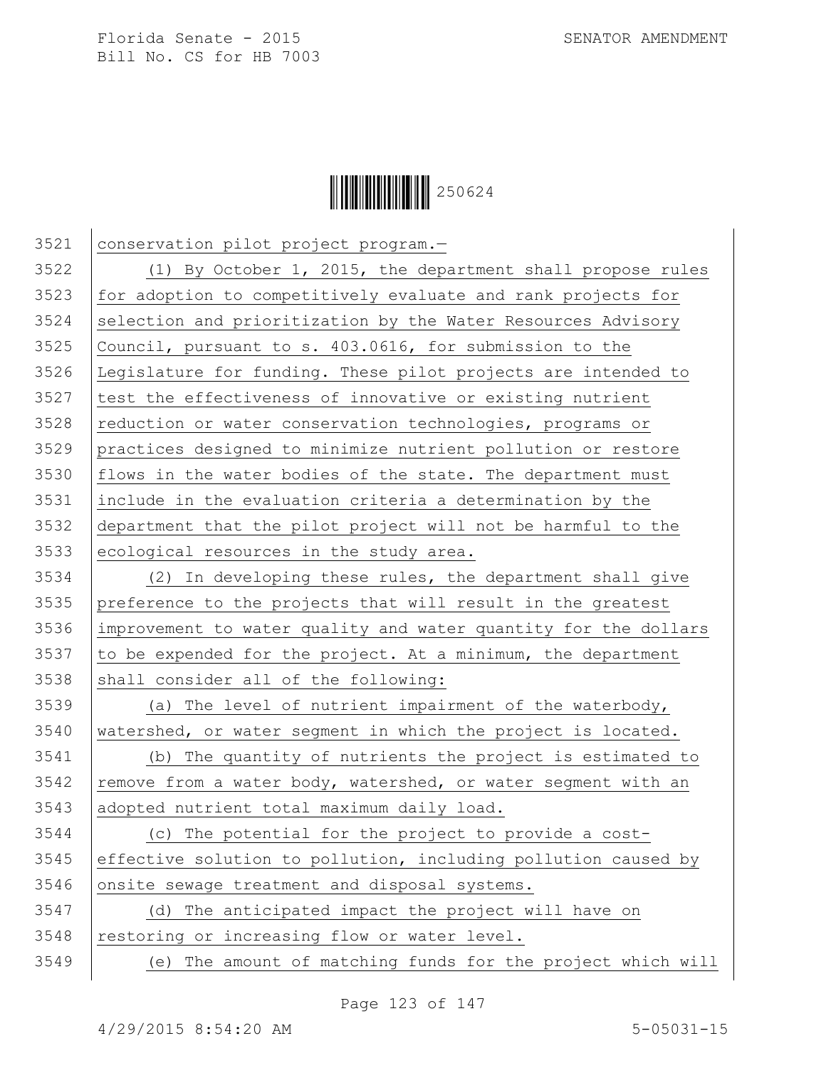conservation pilot project program.—

(1) By October 1, 2015, the department shall propose rules for adoption to competitively evaluate and rank projects for selection and prioritization by the Water Resources Advisory Council, pursuant to s. 403.0616, for submission to the Legislature for funding. These pilot projects are intended to test the effectiveness of innovative or existing nutrient reduction or water conservation technologies, programs or practices designed to minimize nutrient pollution or restore flows in the water bodies of the state. The department must include in the evaluation criteria a determination by the department that the pilot project will not be harmful to the ecological resources in the study area.

(2) In developing these rules, the department shall give preference to the projects that will result in the greatest improvement to water quality and water quantity for the dollars to be expended for the project. At a minimum, the department shall consider all of the following:

(a) The level of nutrient impairment of the waterbody, watershed, or water segment in which the project is located.

(b) The quantity of nutrients the project is estimated to remove from a water body, watershed, or water segment with an adopted nutrient total maximum daily load.

(c) The potential for the project to provide a cost-effective solution to pollution, including pollution caused by onsite sewage treatment and disposal systems.

(d) The anticipated impact the project will have on restoring or increasing flow or water level.

(e) The amount of matching funds for the project which will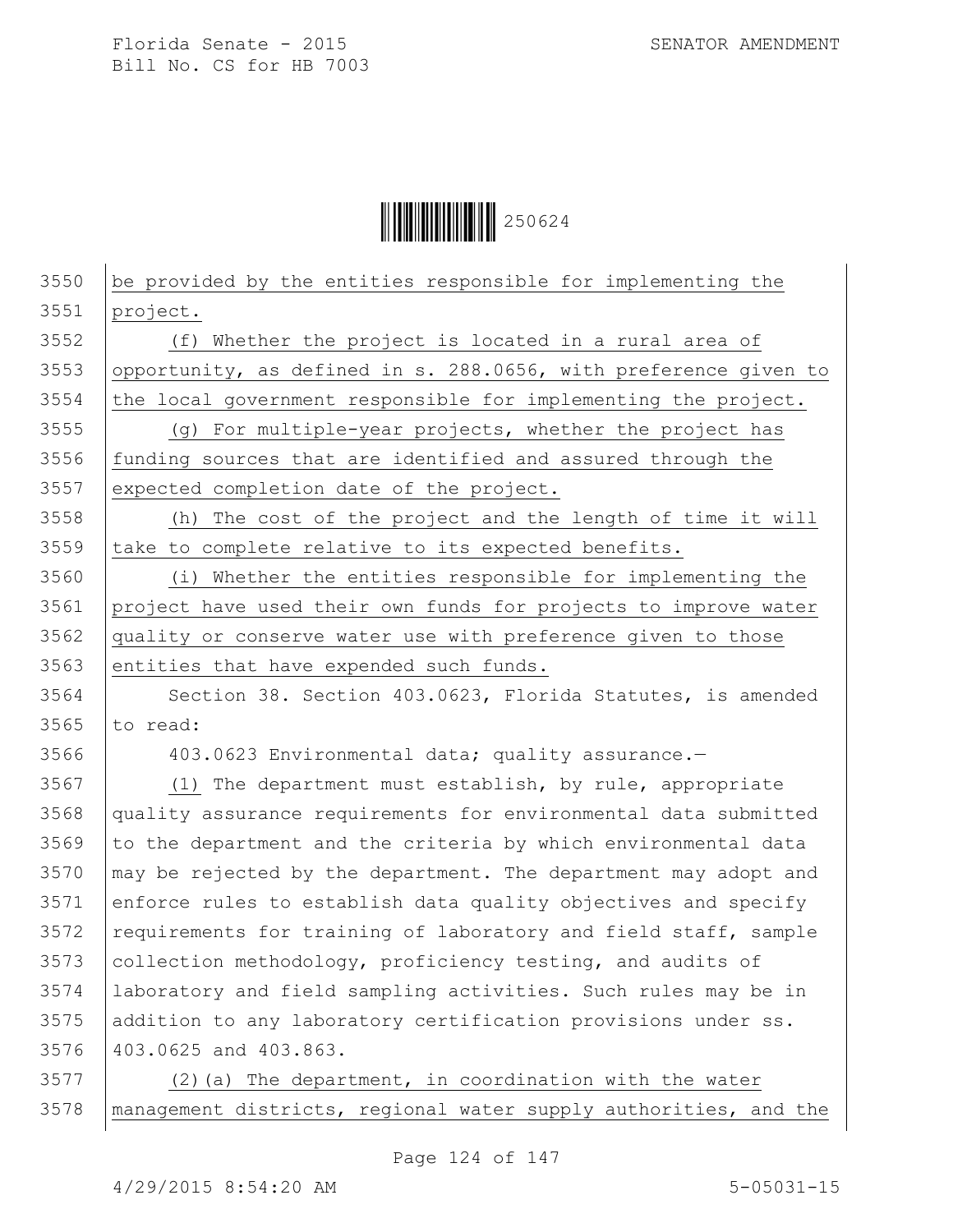be provided by the entities responsible for implementing the project.

(f) Whether the project is located in a rural area of opportunity, as defined in s. 288.0656, with preference given to the local government responsible for implementing the project.

(g) For multiple-year projects, whether the project has funding sources that are identified and assured through the expected completion date of the project.

(h) The cost of the project and the length of time it will take to complete relative to its expected benefits.

(i) Whether the entities responsible for implementing the project have used their own funds for projects to improve water quality or conserve water use with preference given to those entities that have expended such funds.

Section 38. Section 403.0623, Florida Statutes, is amended to read:

403.0623 Environmental data; quality assurance.—

(1) The department must establish, by rule, appropriate quality assurance requirements for environmental data submitted to the department and the criteria by which environmental data may be rejected by the department. The department may adopt and enforce rules to establish data quality objectives and specify requirements for training of laboratory and field staff, sample collection methodology, proficiency testing, and audits of laboratory and field sampling activities. Such rules may be in addition to any laboratory certification provisions under ss. 403.0625 and 403.863.

(2)(a) The department, in coordination with the water management districts, regional water supply authorities, and the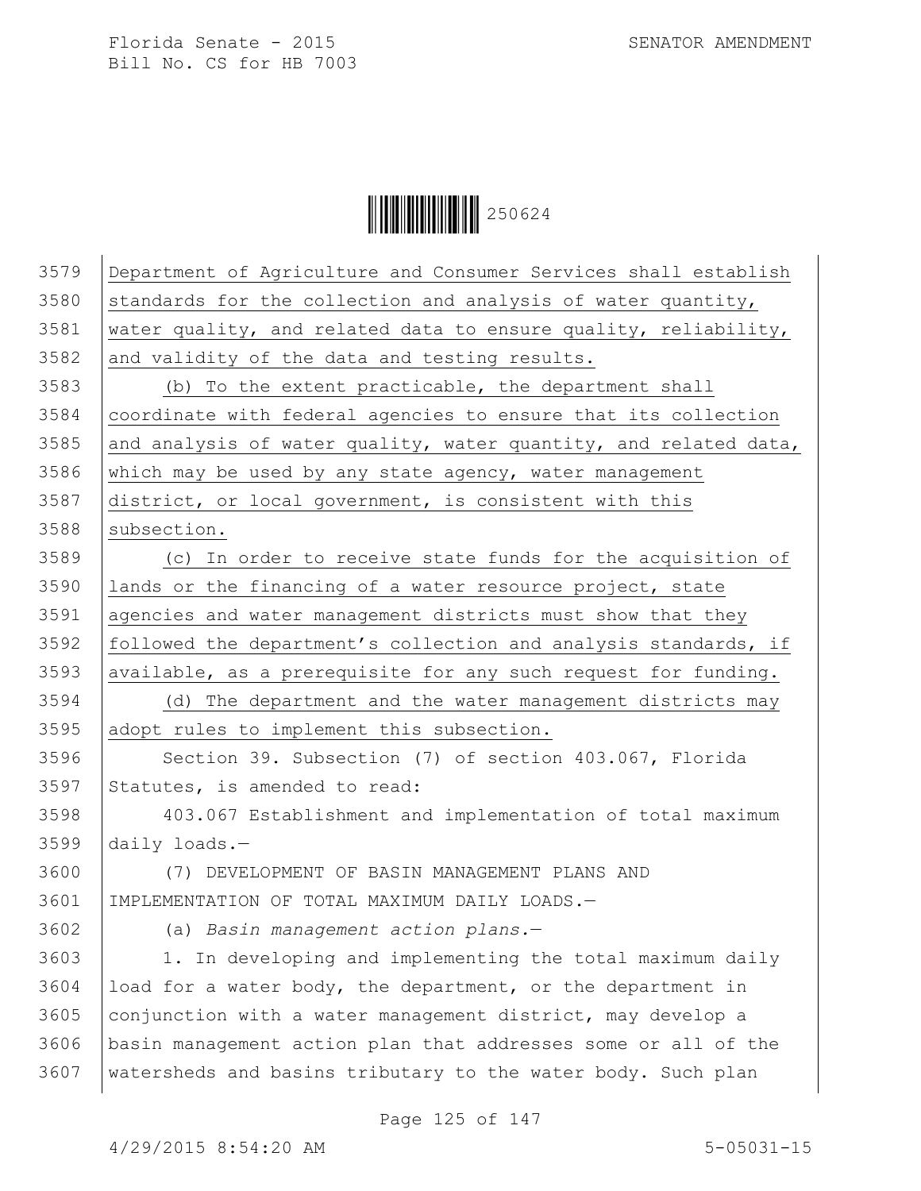Department of Agriculture and Consumer Services shall establish standards for the collection and analysis of water quantity, water quality, and related data to ensure quality, reliability, and validity of the data and testing results.

(b) To the extent practicable, the department shall coordinate with federal agencies to ensure that its collection and analysis of water quality, water quantity, and related data, which may be used by any state agency, water management district, or local government, is consistent with this subsection.

(c) In order to receive state funds for the acquisition of lands or the financing of a water resource project, state agencies and water management districts must show that they followed the department's collection and analysis standards, if available, as a prerequisite for any such request for funding.

(d) The department and the water management districts may adopt rules to implement this subsection.

Section 39. Subsection (7) of section 403.067, Florida Statutes, is amended to read:

403.067 Establishment and implementation of total maximum daily loads.—

(7) DEVELOPMENT OF BASIN MANAGEMENT PLANS AND IMPLEMENTATION OF TOTAL MAXIMUM DAILY LOADS.—

(a) *Basin management action plans.*—

1. In developing and implementing the total maximum daily load for a water body, the department, or the department in conjunction with a water management district, may develop a basin management action plan that addresses some or all of the watersheds and basins tributary to the water body. Such plan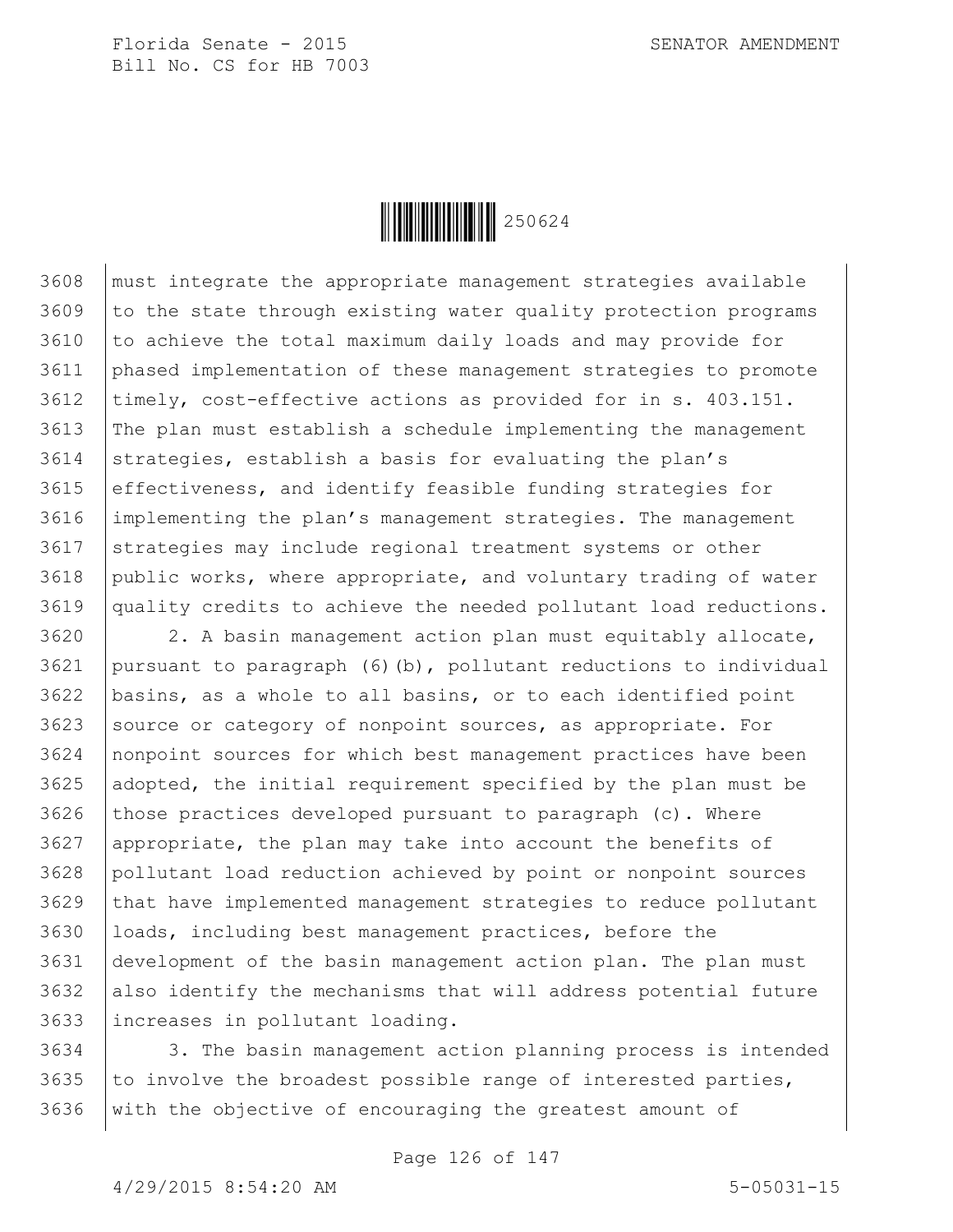must integrate the appropriate management strategies available to the state through existing water quality protection programs to achieve the total maximum daily loads and may provide for phased implementation of these management strategies to promote timely, cost-effective actions as provided for in s. 403.151. The plan must establish a schedule implementing the management strategies, establish a basis for evaluating the plan's effectiveness, and identify feasible funding strategies for implementing the plan's management strategies. The management strategies may include regional treatment systems or other public works, where appropriate, and voluntary trading of water quality credits to achieve the needed pollutant load reductions.

2. A basin management action plan must equitably allocate, pursuant to paragraph (6)(b), pollutant reductions to individual basins, as a whole to all basins, or to each identified point source or category of nonpoint sources, as appropriate. For nonpoint sources for which best management practices have been adopted, the initial requirement specified by the plan must be those practices developed pursuant to paragraph (c). Where appropriate, the plan may take into account the benefits of pollutant load reduction achieved by point or nonpoint sources that have implemented management strategies to reduce pollutant loads, including best management practices, before the development of the basin management action plan. The plan must also identify the mechanisms that will address potential future increases in pollutant loading.

3. The basin management action planning process is intended to involve the broadest possible range of interested parties, with the objective of encouraging the greatest amount of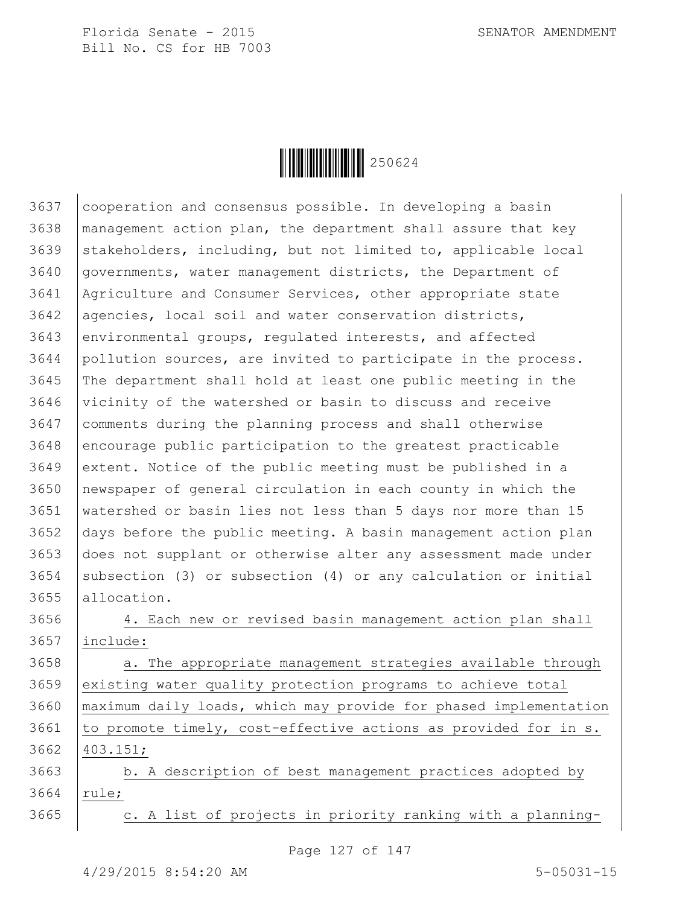cooperation and consensus possible. In developing a basin management action plan, the department shall assure that key stakeholders, including, but not limited to, applicable local governments, water management districts, the Department of Agriculture and Consumer Services, other appropriate state agencies, local soil and water conservation districts, environmental groups, regulated interests, and affected pollution sources, are invited to participate in the process. The department shall hold at least one public meeting in the vicinity of the watershed or basin to discuss and receive comments during the planning process and shall otherwise encourage public participation to the greatest practicable extent. Notice of the public meeting must be published in a newspaper of general circulation in each county in which the watershed or basin lies not less than 5 days nor more than 15 days before the public meeting. A basin management action plan does not supplant or otherwise alter any assessment made under subsection (3) or subsection (4) or any calculation or initial allocation.

4. Each new or revised basin management action plan shall include:

a. The appropriate management strategies available through existing water quality protection programs to achieve total maximum daily loads, which may provide for phased implementation to promote timely, cost-effective actions as provided for in s. 403.151;

b. A description of best management practices adopted by rule;

c. A list of projects in priority ranking with a planning-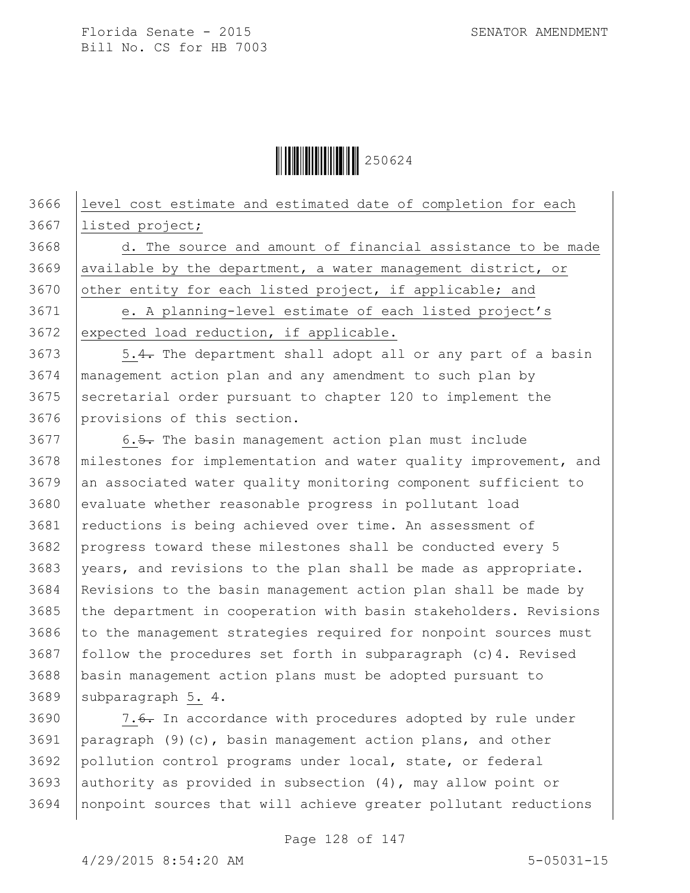level cost estimate and estimated date of completion for each listed project;

d. The source and amount of financial assistance to be made available by the department, a water management district, or other entity for each listed project, if applicable; and

e. A planning-level estimate of each listed project's expected load reduction, if applicable.

5.4. The department shall adopt all or any part of a basin management action plan and any amendment to such plan by secretarial order pursuant to chapter 120 to implement the provisions of this section.

6.5. The basin management action plan must include milestones for implementation and water quality improvement, and an associated water quality monitoring component sufficient to evaluate whether reasonable progress in pollutant load reductions is being achieved over time. An assessment of progress toward these milestones shall be conducted every 5 years, and revisions to the plan shall be made as appropriate. Revisions to the basin management action plan shall be made by the department in cooperation with basin stakeholders. Revisions to the management strategies required for nonpoint sources must follow the procedures set forth in subparagraph (c)4. Revised basin management action plans must be adopted pursuant to subparagraph 5. 4.

7.6. In accordance with procedures adopted by rule under paragraph (9)(c), basin management action plans, and other pollution control programs under local, state, or federal authority as provided in subsection (4), may allow point or nonpoint sources that will achieve greater pollutant reductions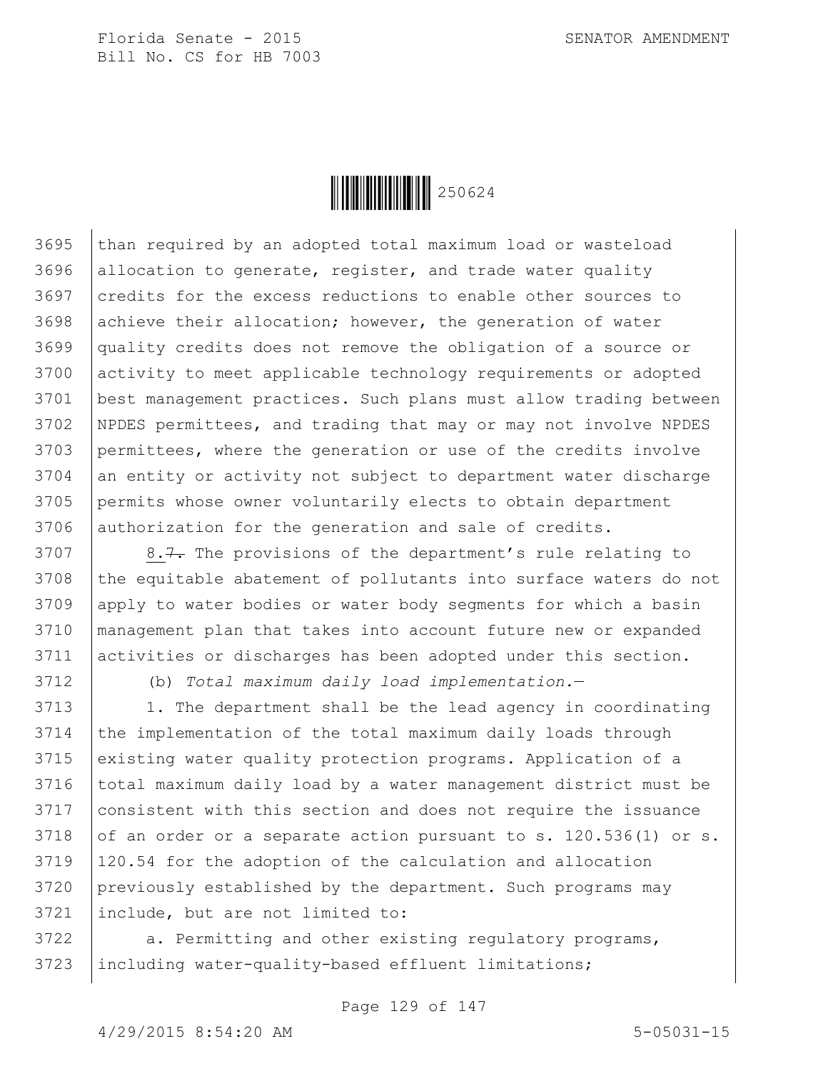than required by an adopted total maximum load or wasteload allocation to generate, register, and trade water quality credits for the excess reductions to enable other sources to achieve their allocation; however, the generation of water quality credits does not remove the obligation of a source or activity to meet applicable technology requirements or adopted best management practices. Such plans must allow trading between NPDES permittees, and trading that may or may not involve NPDES permittees, where the generation or use of the credits involve an entity or activity not subject to department water discharge permits whose owner voluntarily elects to obtain department authorization for the generation and sale of credits.

8.~~7.~~ The provisions of the department's rule relating to the equitable abatement of pollutants into surface waters do not apply to water bodies or water body segments for which a basin management plan that takes into account future new or expanded activities or discharges has been adopted under this section.

(b) *Total maximum daily load implementation.*—

1. The department shall be the lead agency in coordinating the implementation of the total maximum daily loads through existing water quality protection programs. Application of a total maximum daily load by a water management district must be consistent with this section and does not require the issuance of an order or a separate action pursuant to s. 120.536(1) or s. 120.54 for the adoption of the calculation and allocation previously established by the department. Such programs may include, but are not limited to:

a. Permitting and other existing regulatory programs, including water-quality-based effluent limitations;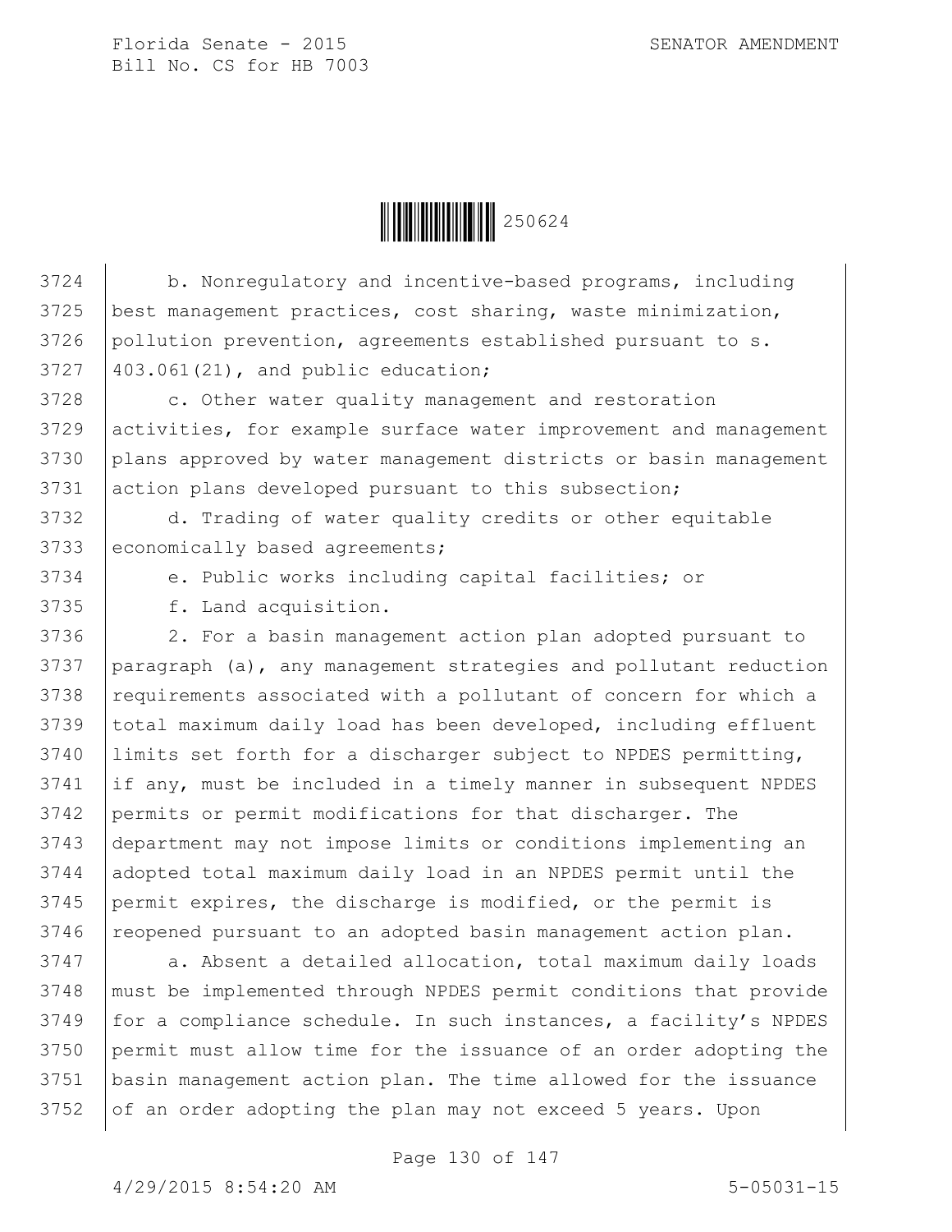b. Nonregulatory and incentive-based programs, including best management practices, cost sharing, waste minimization, pollution prevention, agreements established pursuant to s. 403.061(21), and public education;

c. Other water quality management and restoration activities, for example surface water improvement and management plans approved by water management districts or basin management action plans developed pursuant to this subsection;

d. Trading of water quality credits or other equitable economically based agreements;

e. Public works including capital facilities; or

f. Land acquisition.

2. For a basin management action plan adopted pursuant to paragraph (a), any management strategies and pollutant reduction requirements associated with a pollutant of concern for which a total maximum daily load has been developed, including effluent limits set forth for a discharger subject to NPDES permitting, if any, must be included in a timely manner in subsequent NPDES permits or permit modifications for that discharger. The department may not impose limits or conditions implementing an adopted total maximum daily load in an NPDES permit until the permit expires, the discharge is modified, or the permit is reopened pursuant to an adopted basin management action plan.

a. Absent a detailed allocation, total maximum daily loads must be implemented through NPDES permit conditions that provide for a compliance schedule. In such instances, a facility's NPDES permit must allow time for the issuance of an order adopting the basin management action plan. The time allowed for the issuance of an order adopting the plan may not exceed 5 years. Upon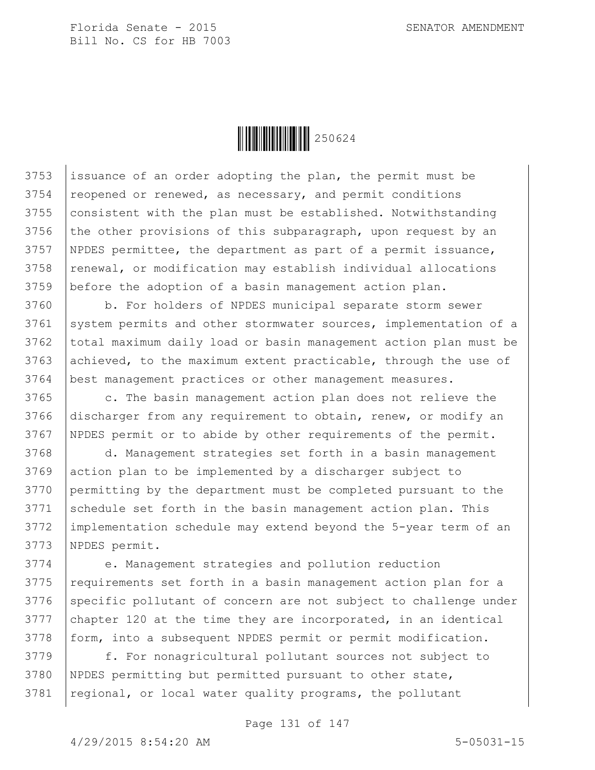issuance of an order adopting the plan, the permit must be reopened or renewed, as necessary, and permit conditions consistent with the plan must be established. Notwithstanding the other provisions of this subparagraph, upon request by an NPDES permittee, the department as part of a permit issuance, renewal, or modification may establish individual allocations before the adoption of a basin management action plan.

b. For holders of NPDES municipal separate storm sewer system permits and other stormwater sources, implementation of a total maximum daily load or basin management action plan must be achieved, to the maximum extent practicable, through the use of best management practices or other management measures.

c. The basin management action plan does not relieve the discharger from any requirement to obtain, renew, or modify an NPDES permit or to abide by other requirements of the permit.

d. Management strategies set forth in a basin management action plan to be implemented by a discharger subject to permitting by the department must be completed pursuant to the schedule set forth in the basin management action plan. This implementation schedule may extend beyond the 5-year term of an NPDES permit.

e. Management strategies and pollution reduction requirements set forth in a basin management action plan for a specific pollutant of concern are not subject to challenge under chapter 120 at the time they are incorporated, in an identical form, into a subsequent NPDES permit or permit modification.

f. For nonagricultural pollutant sources not subject to NPDES permitting but permitted pursuant to other state, regional, or local water quality programs, the pollutant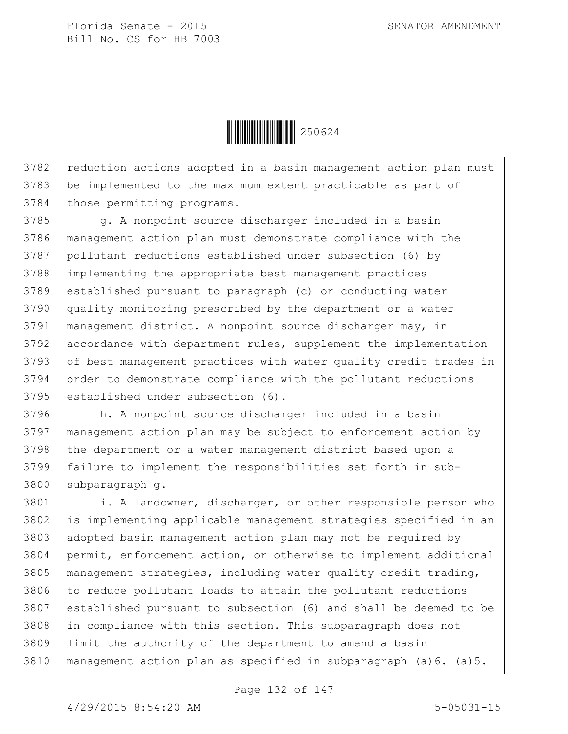reduction actions adopted in a basin management action plan must be implemented to the maximum extent practicable as part of those permitting programs.

g. A nonpoint source discharger included in a basin management action plan must demonstrate compliance with the pollutant reductions established under subsection (6) by implementing the appropriate best management practices established pursuant to paragraph (c) or conducting water quality monitoring prescribed by the department or a water management district. A nonpoint source discharger may, in accordance with department rules, supplement the implementation of best management practices with water quality credit trades in order to demonstrate compliance with the pollutant reductions established under subsection (6).

h. A nonpoint source discharger included in a basin management action plan may be subject to enforcement action by the department or a water management district based upon a failure to implement the responsibilities set forth in sub-subparagraph g.

i. A landowner, discharger, or other responsible person who is implementing applicable management strategies specified in an adopted basin management action plan may not be required by permit, enforcement action, or otherwise to implement additional management strategies, including water quality credit trading, to reduce pollutant loads to attain the pollutant reductions established pursuant to subsection (6) and shall be deemed to be in compliance with this section. This subparagraph does not limit the authority of the department to amend a basin management action plan as specified in subparagraph (a)6. ~~(a)5.~~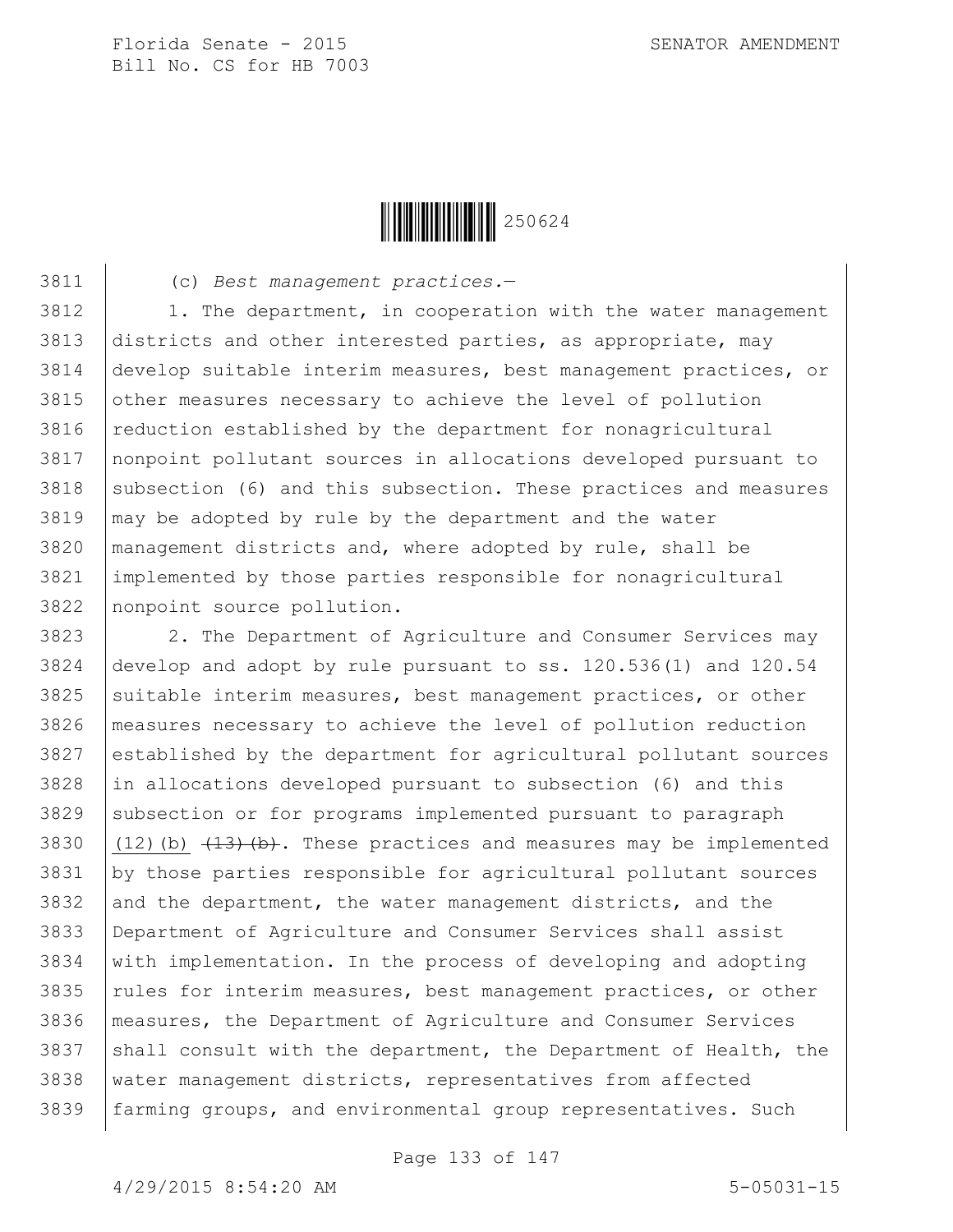(c) *Best management practices.*—

1. The department, in cooperation with the water management districts and other interested parties, as appropriate, may develop suitable interim measures, best management practices, or other measures necessary to achieve the level of pollution reduction established by the department for nonagricultural nonpoint pollutant sources in allocations developed pursuant to subsection (6) and this subsection. These practices and measures may be adopted by rule by the department and the water management districts and, where adopted by rule, shall be implemented by those parties responsible for nonagricultural nonpoint source pollution.

2. The Department of Agriculture and Consumer Services may develop and adopt by rule pursuant to ss. 120.536(1) and 120.54 suitable interim measures, best management practices, or other measures necessary to achieve the level of pollution reduction established by the department for agricultural pollutant sources in allocations developed pursuant to subsection (6) and this subsection or for programs implemented pursuant to paragraph (12)(b) ~~(13)(b)~~. These practices and measures may be implemented by those parties responsible for agricultural pollutant sources and the department, the water management districts, and the Department of Agriculture and Consumer Services shall assist with implementation. In the process of developing and adopting rules for interim measures, best management practices, or other measures, the Department of Agriculture and Consumer Services shall consult with the department, the Department of Health, the water management districts, representatives from affected farming groups, and environmental group representatives. Such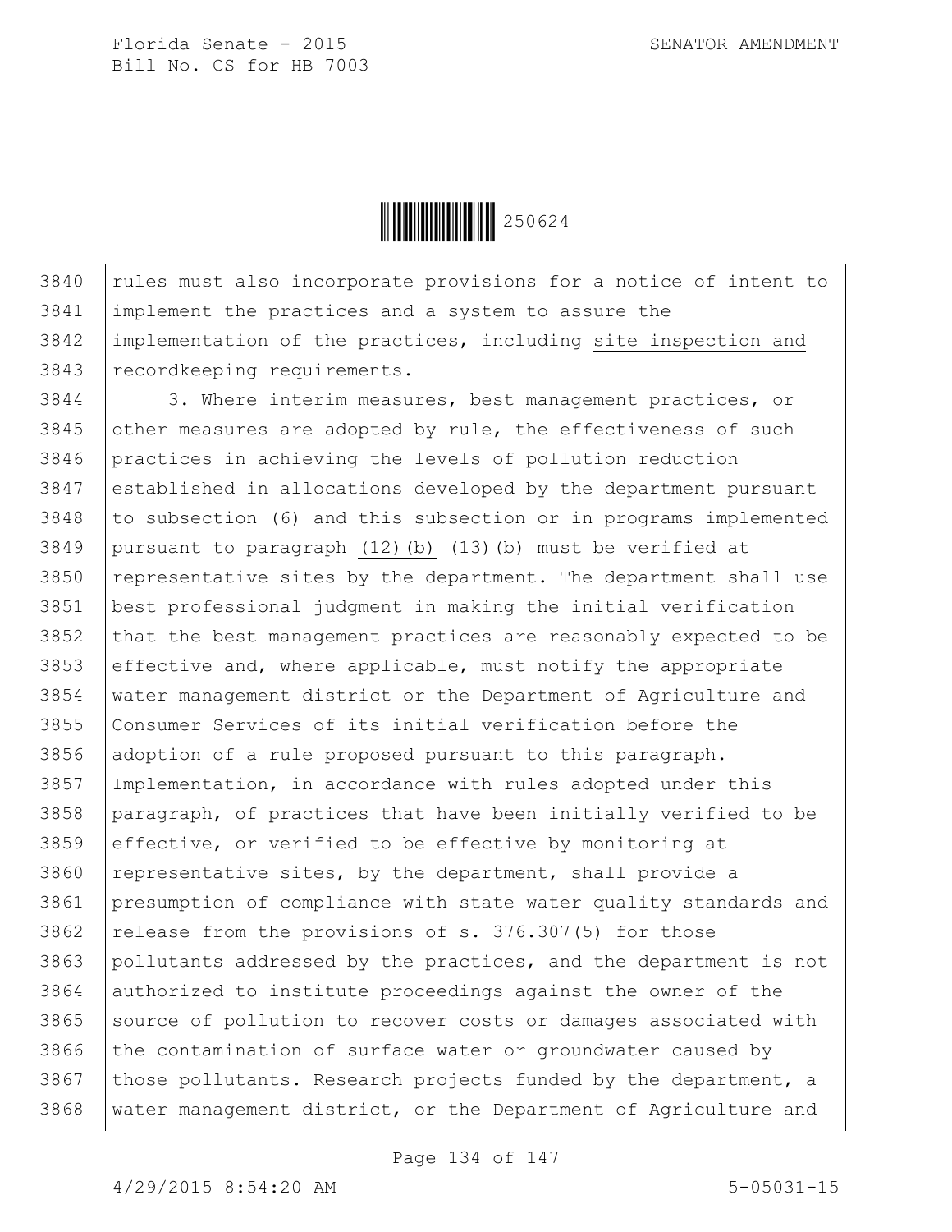rules must also incorporate provisions for a notice of intent to implement the practices and a system to assure the implementation of the practices, including site inspection and recordkeeping requirements.

3. Where interim measures, best management practices, or other measures are adopted by rule, the effectiveness of such practices in achieving the levels of pollution reduction established in allocations developed by the department pursuant to subsection (6) and this subsection or in programs implemented pursuant to paragraph (12)(b) ~~(13)(b)~~ must be verified at representative sites by the department. The department shall use best professional judgment in making the initial verification that the best management practices are reasonably expected to be effective and, where applicable, must notify the appropriate water management district or the Department of Agriculture and Consumer Services of its initial verification before the adoption of a rule proposed pursuant to this paragraph. Implementation, in accordance with rules adopted under this paragraph, of practices that have been initially verified to be effective, or verified to be effective by monitoring at representative sites, by the department, shall provide a presumption of compliance with state water quality standards and release from the provisions of s. 376.307(5) for those pollutants addressed by the practices, and the department is not authorized to institute proceedings against the owner of the source of pollution to recover costs or damages associated with the contamination of surface water or groundwater caused by those pollutants. Research projects funded by the department, a water management district, or the Department of Agriculture and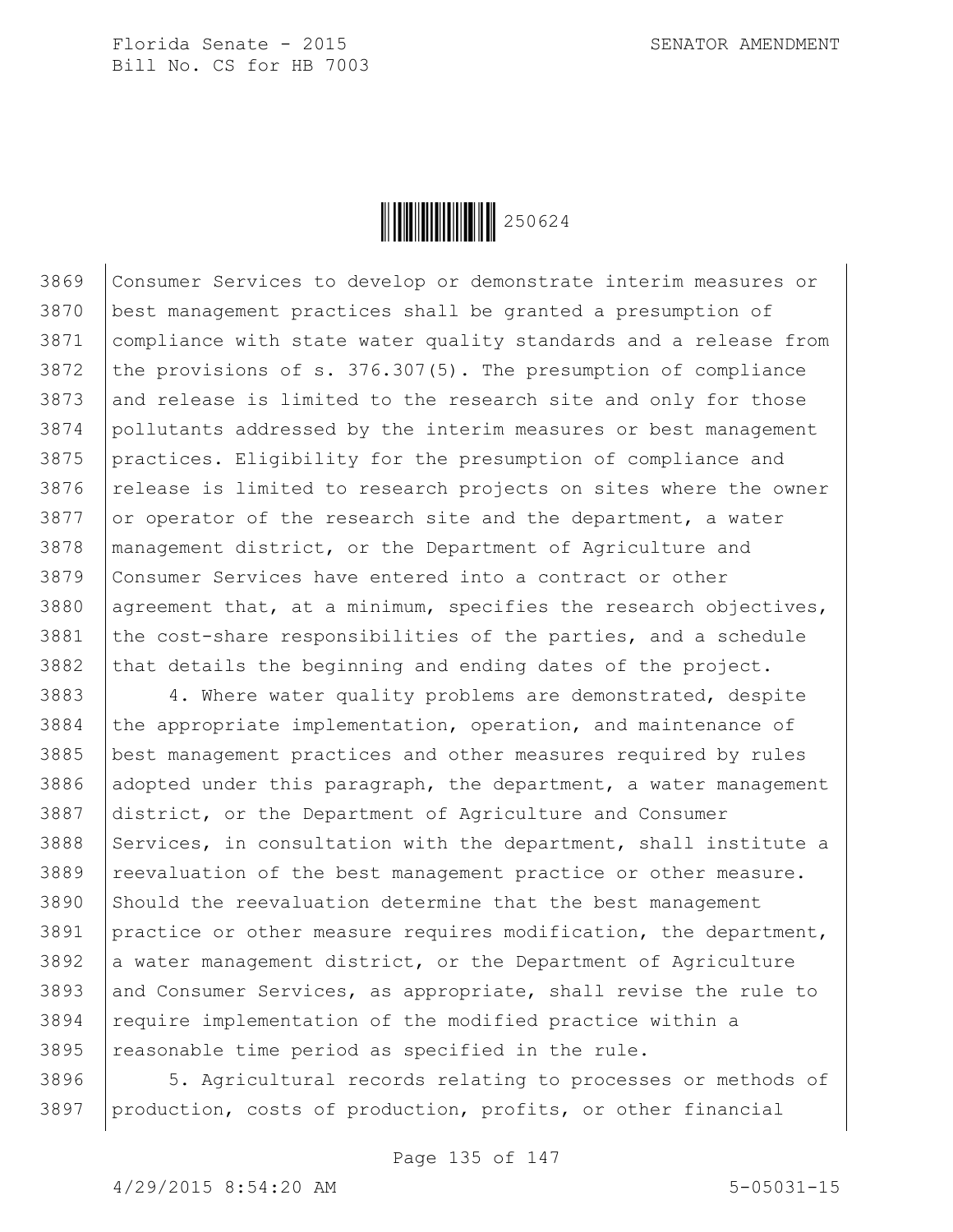Consumer Services to develop or demonstrate interim measures or best management practices shall be granted a presumption of compliance with state water quality standards and a release from the provisions of s. 376.307(5). The presumption of compliance and release is limited to the research site and only for those pollutants addressed by the interim measures or best management practices. Eligibility for the presumption of compliance and release is limited to research projects on sites where the owner or operator of the research site and the department, a water management district, or the Department of Agriculture and Consumer Services have entered into a contract or other agreement that, at a minimum, specifies the research objectives, the cost-share responsibilities of the parties, and a schedule that details the beginning and ending dates of the project.

4. Where water quality problems are demonstrated, despite the appropriate implementation, operation, and maintenance of best management practices and other measures required by rules adopted under this paragraph, the department, a water management district, or the Department of Agriculture and Consumer Services, in consultation with the department, shall institute a reevaluation of the best management practice or other measure. Should the reevaluation determine that the best management practice or other measure requires modification, the department, a water management district, or the Department of Agriculture and Consumer Services, as appropriate, shall revise the rule to require implementation of the modified practice within a reasonable time period as specified in the rule.

5. Agricultural records relating to processes or methods of production, costs of production, profits, or other financial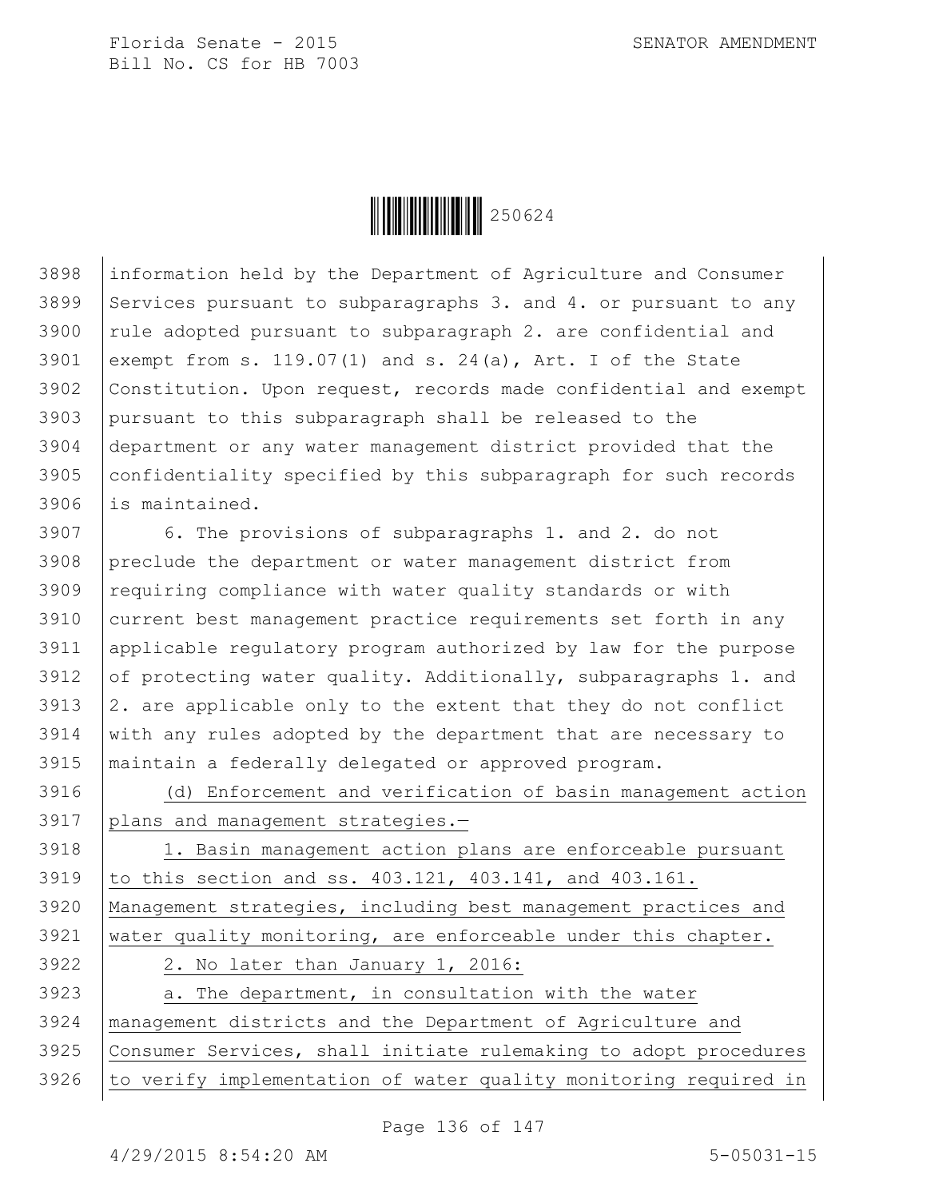information held by the Department of Agriculture and Consumer Services pursuant to subparagraphs 3. and 4. or pursuant to any rule adopted pursuant to subparagraph 2. are confidential and exempt from s. 119.07(1) and s. 24(a), Art. I of the State Constitution. Upon request, records made confidential and exempt pursuant to this subparagraph shall be released to the department or any water management district provided that the confidentiality specified by this subparagraph for such records is maintained.

6. The provisions of subparagraphs 1. and 2. do not preclude the department or water management district from requiring compliance with water quality standards or with current best management practice requirements set forth in any applicable regulatory program authorized by law for the purpose of protecting water quality. Additionally, subparagraphs 1. and 2. are applicable only to the extent that they do not conflict with any rules adopted by the department that are necessary to maintain a federally delegated or approved program.

(d) Enforcement and verification of basin management action plans and management strategies.—

1. Basin management action plans are enforceable pursuant to this section and ss. 403.121, 403.141, and 403.161. Management strategies, including best management practices and water quality monitoring, are enforceable under this chapter.

2. No later than January 1, 2016:

a. The department, in consultation with the water management districts and the Department of Agriculture and Consumer Services, shall initiate rulemaking to adopt procedures to verify implementation of water quality monitoring required in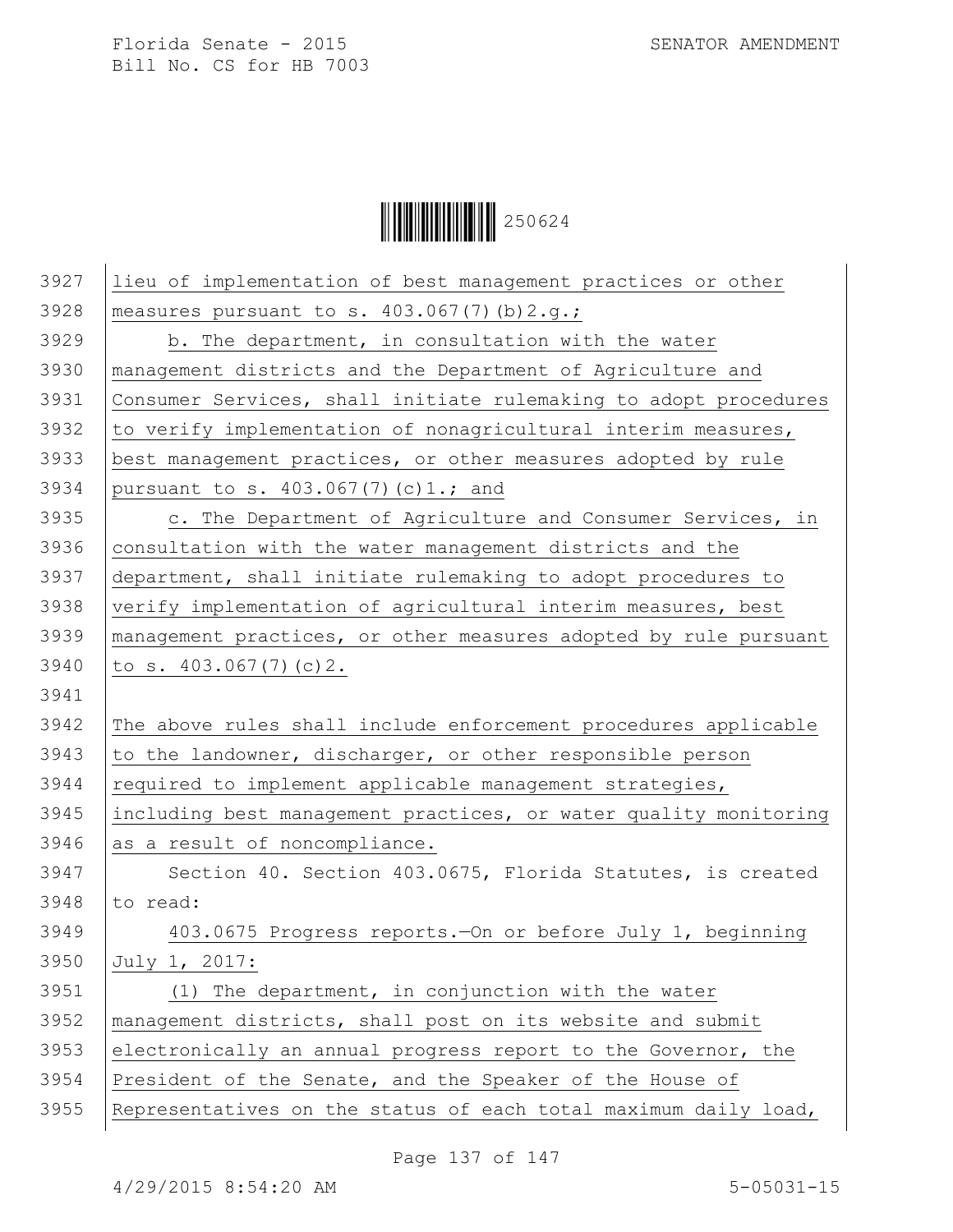lieu of implementation of best management practices or other measures pursuant to s. 403.067(7)(b)2.g.;

b. The department, in consultation with the water management districts and the Department of Agriculture and Consumer Services, shall initiate rulemaking to adopt procedures to verify implementation of nonagricultural interim measures, best management practices, or other measures adopted by rule pursuant to s. 403.067(7)(c)1.; and

c. The Department of Agriculture and Consumer Services, in consultation with the water management districts and the department, shall initiate rulemaking to adopt procedures to verify implementation of agricultural interim measures, best management practices, or other measures adopted by rule pursuant to s. 403.067(7)(c)2.

The above rules shall include enforcement procedures applicable to the landowner, discharger, or other responsible person required to implement applicable management strategies, including best management practices, or water quality monitoring as a result of noncompliance.

Section 40. Section 403.0675, Florida Statutes, is created to read:

403.0675 Progress reports.—On or before July 1, beginning July 1, 2017:

(1) The department, in conjunction with the water management districts, shall post on its website and submit electronically an annual progress report to the Governor, the President of the Senate, and the Speaker of the House of Representatives on the status of each total maximum daily load,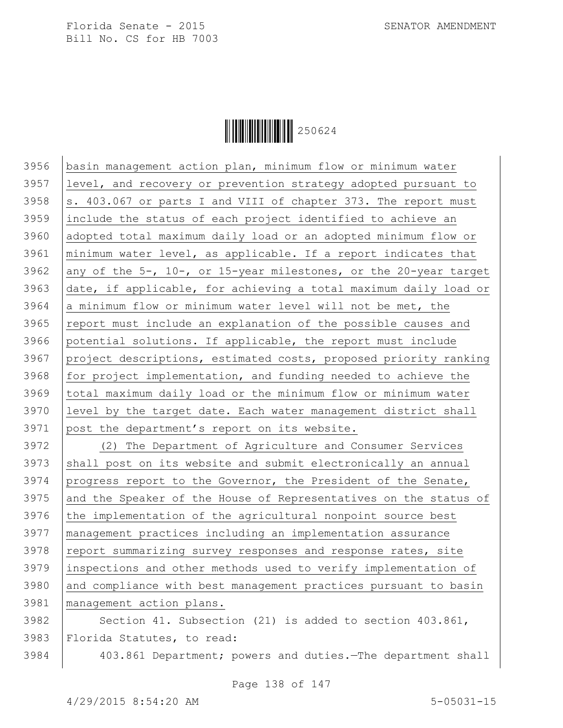basin management action plan, minimum flow or minimum water level, and recovery or prevention strategy adopted pursuant to s. 403.067 or parts I and VIII of chapter 373. The report must include the status of each project identified to achieve an adopted total maximum daily load or an adopted minimum flow or minimum water level, as applicable. If a report indicates that any of the 5-, 10-, or 15-year milestones, or the 20-year target date, if applicable, for achieving a total maximum daily load or a minimum flow or minimum water level will not be met, the report must include an explanation of the possible causes and potential solutions. If applicable, the report must include project descriptions, estimated costs, proposed priority ranking for project implementation, and funding needed to achieve the total maximum daily load or the minimum flow or minimum water level by the target date. Each water management district shall post the department's report on its website.

(2) The Department of Agriculture and Consumer Services shall post on its website and submit electronically an annual progress report to the Governor, the President of the Senate, and the Speaker of the House of Representatives on the status of the implementation of the agricultural nonpoint source best management practices including an implementation assurance report summarizing survey responses and response rates, site inspections and other methods used to verify implementation of and compliance with best management practices pursuant to basin management action plans.

Section 41. Subsection (21) is added to section 403.861, Florida Statutes, to read:

403.861 Department; powers and duties.—The department shall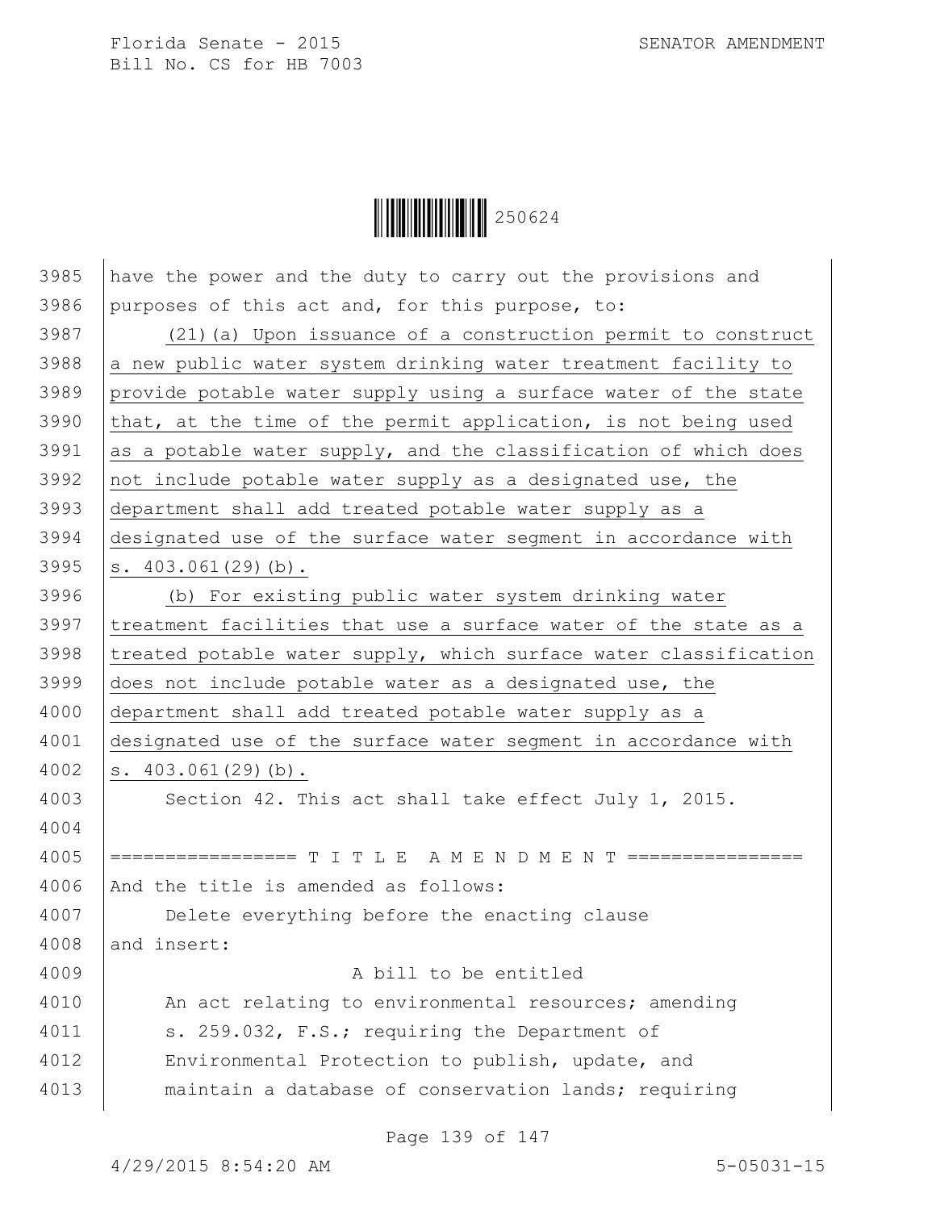have the power and the duty to carry out the provisions and purposes of this act and, for this purpose, to:

(21)(a) Upon issuance of a construction permit to construct a new public water system drinking water treatment facility to provide potable water supply using a surface water of the state that, at the time of the permit application, is not being used as a potable water supply, and the classification of which does not include potable water supply as a designated use, the department shall add treated potable water supply as a designated use of the surface water segment in accordance with s. 403.061(29)(b).

(b) For existing public water system drinking water treatment facilities that use a surface water of the state as a treated potable water supply, which surface water classification does not include potable water as a designated use, the department shall add treated potable water supply as a designated use of the surface water segment in accordance with s. 403.061(29)(b).

Section 42. This act shall take effect July 1, 2015.

================= T I T L E A M E N D M E N T ================

And the title is amended as follows:

Delete everything before the enacting clause and insert:

A bill to be entitled

An act relating to environmental resources; amending s. 259.032, F.S.; requiring the Department of Environmental Protection to publish, update, and maintain a database of conservation lands; requiring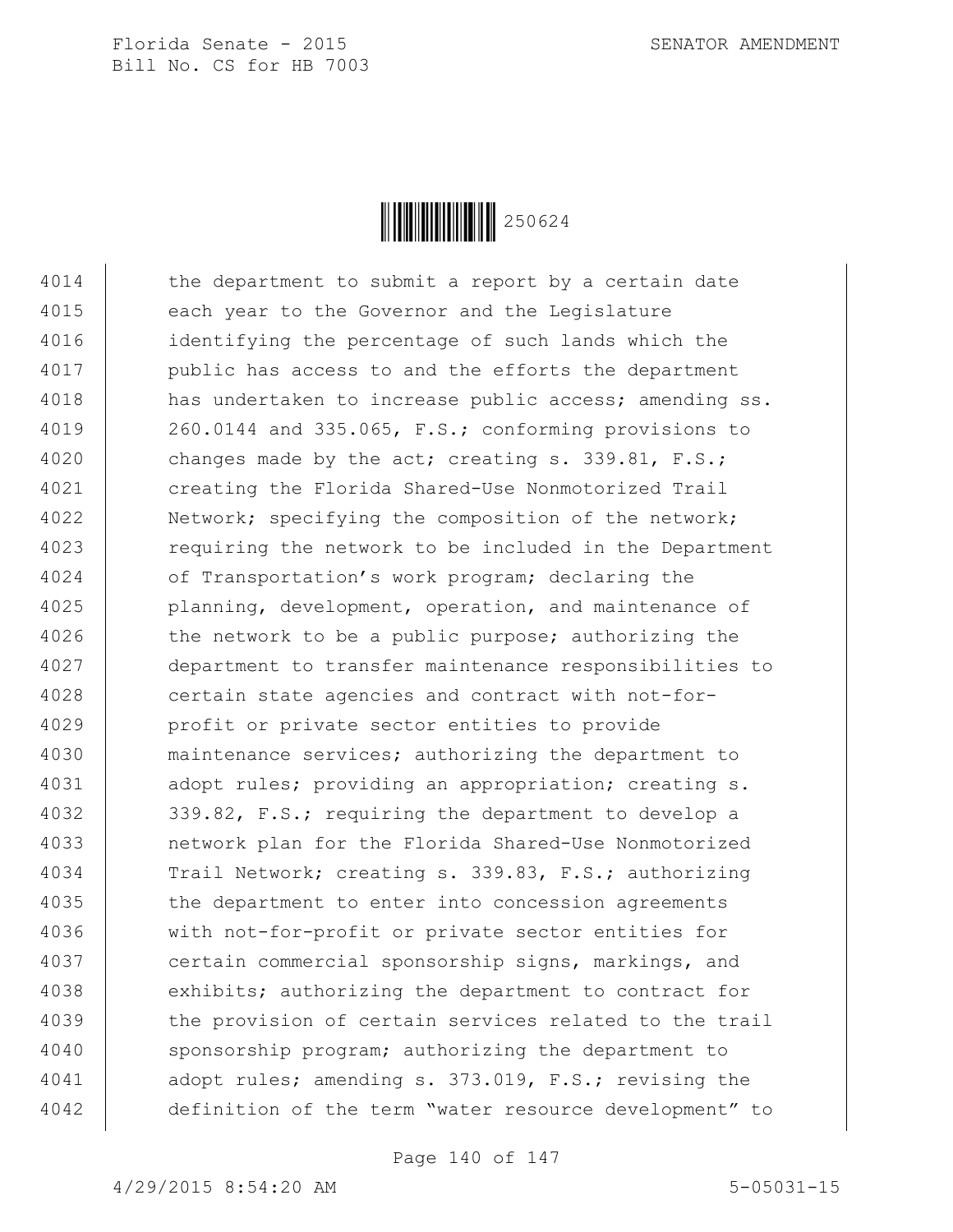the department to submit a report by a certain date each year to the Governor and the Legislature identifying the percentage of such lands which the public has access to and the efforts the department has undertaken to increase public access; amending ss. 260.0144 and 335.065, F.S.; conforming provisions to changes made by the act; creating s. 339.81, F.S.; creating the Florida Shared-Use Nonmotorized Trail Network; specifying the composition of the network; requiring the network to be included in the Department of Transportation's work program; declaring the planning, development, operation, and maintenance of the network to be a public purpose; authorizing the department to transfer maintenance responsibilities to certain state agencies and contract with not-for-profit or private sector entities to provide maintenance services; authorizing the department to adopt rules; providing an appropriation; creating s. 339.82, F.S.; requiring the department to develop a network plan for the Florida Shared-Use Nonmotorized Trail Network; creating s. 339.83, F.S.; authorizing the department to enter into concession agreements with not-for-profit or private sector entities for certain commercial sponsorship signs, markings, and exhibits; authorizing the department to contract for the provision of certain services related to the trail sponsorship program; authorizing the department to adopt rules; amending s. 373.019, F.S.; revising the definition of the term "water resource development" to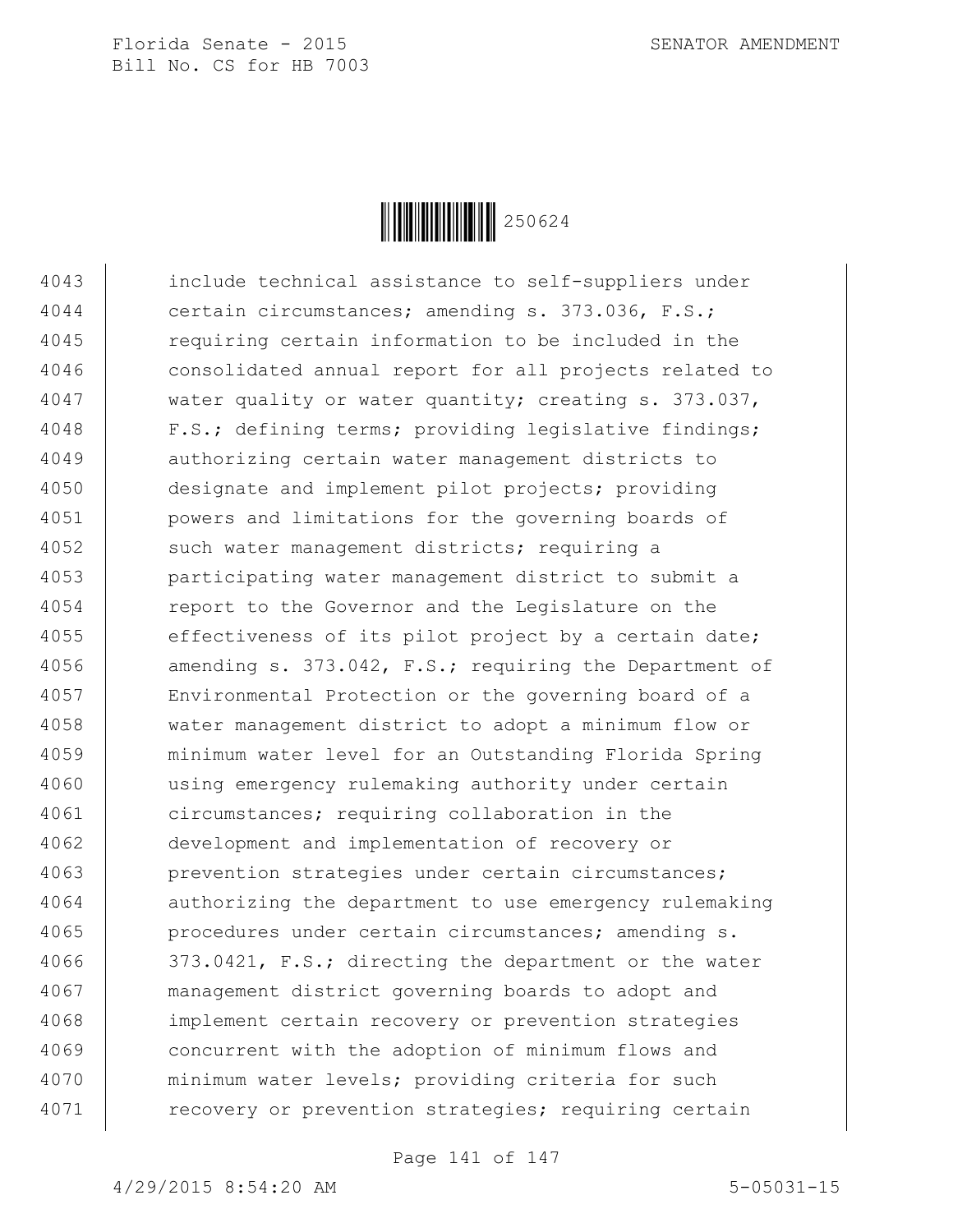4043 include technical assistance to self-suppliers under
4044 certain circumstances; amending s. 373.036, F.S.;
4045 requiring certain information to be included in the
4046 consolidated annual report for all projects related to
4047 water quality or water quantity; creating s. 373.037,
4048 F.S.; defining terms; providing legislative findings;
4049 authorizing certain water management districts to
4050 designate and implement pilot projects; providing
4051 powers and limitations for the governing boards of
4052 such water management districts; requiring a
4053 participating water management district to submit a
4054 report to the Governor and the Legislature on the
4055 effectiveness of its pilot project by a certain date;
4056 amending s. 373.042, F.S.; requiring the Department of
4057 Environmental Protection or the governing board of a
4058 water management district to adopt a minimum flow or
4059 minimum water level for an Outstanding Florida Spring
4060 using emergency rulemaking authority under certain
4061 circumstances; requiring collaboration in the
4062 development and implementation of recovery or
4063 prevention strategies under certain circumstances;
4064 authorizing the department to use emergency rulemaking
4065 procedures under certain circumstances; amending s.
4066 373.0421, F.S.; directing the department or the water
4067 management district governing boards to adopt and
4068 implement certain recovery or prevention strategies
4069 concurrent with the adoption of minimum flows and
4070 minimum water levels; providing criteria for such
4071 recovery or prevention strategies; requiring certain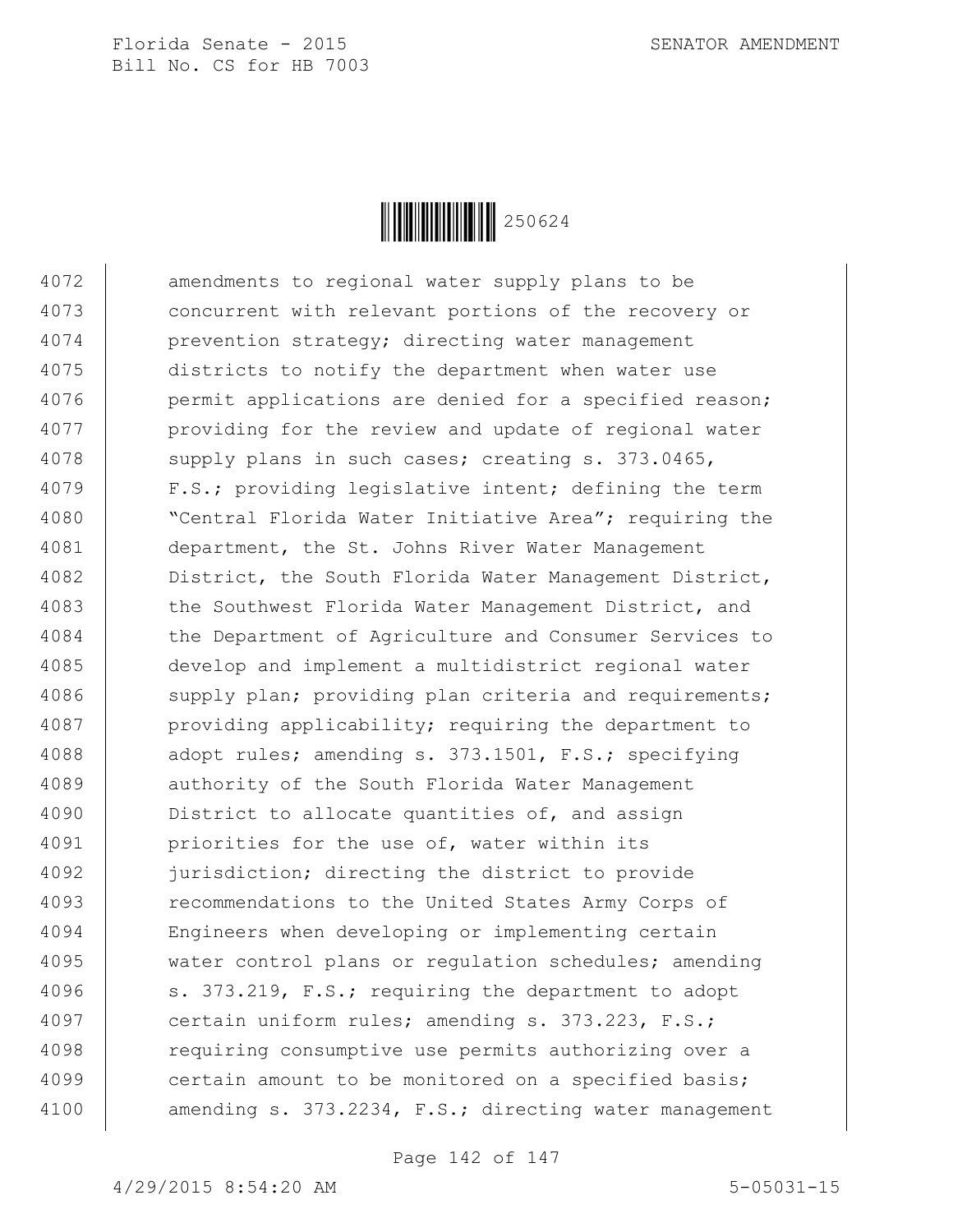4072 amendments to regional water supply plans to be
4073 concurrent with relevant portions of the recovery or
4074 prevention strategy; directing water management
4075 districts to notify the department when water use
4076 permit applications are denied for a specified reason;
4077 providing for the review and update of regional water
4078 supply plans in such cases; creating s. 373.0465,
4079 F.S.; providing legislative intent; defining the term
4080 "Central Florida Water Initiative Area"; requiring the
4081 department, the St. Johns River Water Management
4082 District, the South Florida Water Management District,
4083 the Southwest Florida Water Management District, and
4084 the Department of Agriculture and Consumer Services to
4085 develop and implement a multidistrict regional water
4086 supply plan; providing plan criteria and requirements;
4087 providing applicability; requiring the department to
4088 adopt rules; amending s. 373.1501, F.S.; specifying
4089 authority of the South Florida Water Management
4090 District to allocate quantities of, and assign
4091 priorities for the use of, water within its
4092 jurisdiction; directing the district to provide
4093 recommendations to the United States Army Corps of
4094 Engineers when developing or implementing certain
4095 water control plans or regulation schedules; amending
4096 s. 373.219, F.S.; requiring the department to adopt
4097 certain uniform rules; amending s. 373.223, F.S.;
4098 requiring consumptive use permits authorizing over a
4099 certain amount to be monitored on a specified basis;
4100 amending s. 373.2234, F.S.; directing water management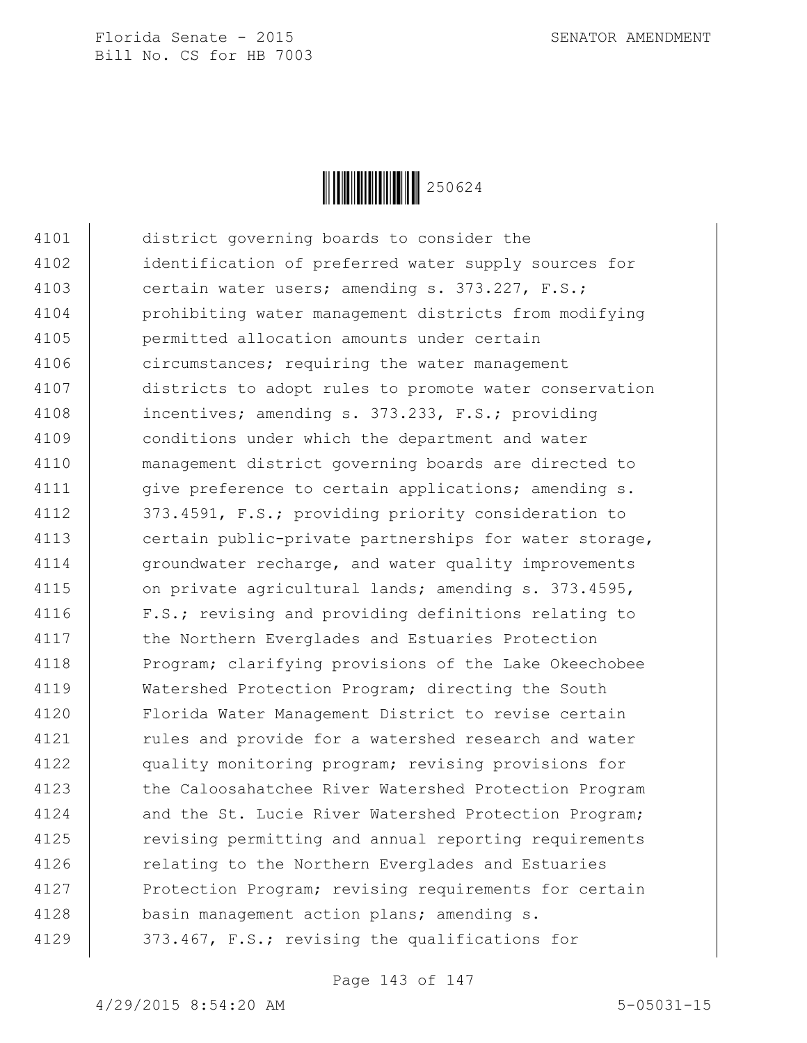4101 district governing boards to consider the
4102 identification of preferred water supply sources for
4103 certain water users; amending s. 373.227, F.S.;
4104 prohibiting water management districts from modifying
4105 permitted allocation amounts under certain
4106 circumstances; requiring the water management
4107 districts to adopt rules to promote water conservation
4108 incentives; amending s. 373.233, F.S.; providing
4109 conditions under which the department and water
4110 management district governing boards are directed to
4111 give preference to certain applications; amending s.
4112 373.4591, F.S.; providing priority consideration to
4113 certain public-private partnerships for water storage,
4114 groundwater recharge, and water quality improvements
4115 on private agricultural lands; amending s. 373.4595,
4116 F.S.; revising and providing definitions relating to
4117 the Northern Everglades and Estuaries Protection
4118 Program; clarifying provisions of the Lake Okeechobee
4119 Watershed Protection Program; directing the South
4120 Florida Water Management District to revise certain
4121 rules and provide for a watershed research and water
4122 quality monitoring program; revising provisions for
4123 the Caloosahatchee River Watershed Protection Program
4124 and the St. Lucie River Watershed Protection Program;
4125 revising permitting and annual reporting requirements
4126 relating to the Northern Everglades and Estuaries
4127 Protection Program; revising requirements for certain
4128 basin management action plans; amending s.
4129 373.467, F.S.; revising the qualifications for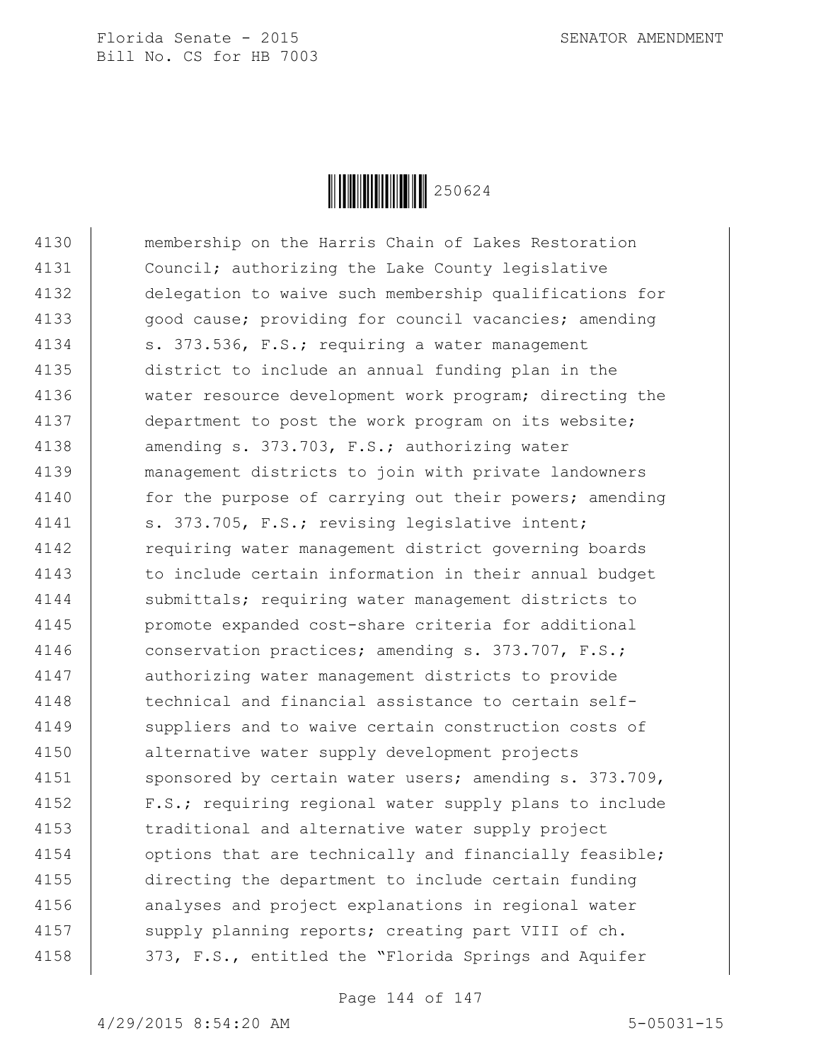4130 membership on the Harris Chain of Lakes Restoration
4131 Council; authorizing the Lake County legislative
4132 delegation to waive such membership qualifications for
4133 good cause; providing for council vacancies; amending
4134 s. 373.536, F.S.; requiring a water management
4135 district to include an annual funding plan in the
4136 water resource development work program; directing the
4137 department to post the work program on its website;
4138 amending s. 373.703, F.S.; authorizing water
4139 management districts to join with private landowners
4140 for the purpose of carrying out their powers; amending
4141 s. 373.705, F.S.; revising legislative intent;
4142 requiring water management district governing boards
4143 to include certain information in their annual budget
4144 submittals; requiring water management districts to
4145 promote expanded cost-share criteria for additional
4146 conservation practices; amending s. 373.707, F.S.;
4147 authorizing water management districts to provide
4148 technical and financial assistance to certain self-
4149 suppliers and to waive certain construction costs of
4150 alternative water supply development projects
4151 sponsored by certain water users; amending s. 373.709,
4152 F.S.; requiring regional water supply plans to include
4153 traditional and alternative water supply project
4154 options that are technically and financially feasible;
4155 directing the department to include certain funding
4156 analyses and project explanations in regional water
4157 supply planning reports; creating part VIII of ch.
4158 373, F.S., entitled the "Florida Springs and Aquifer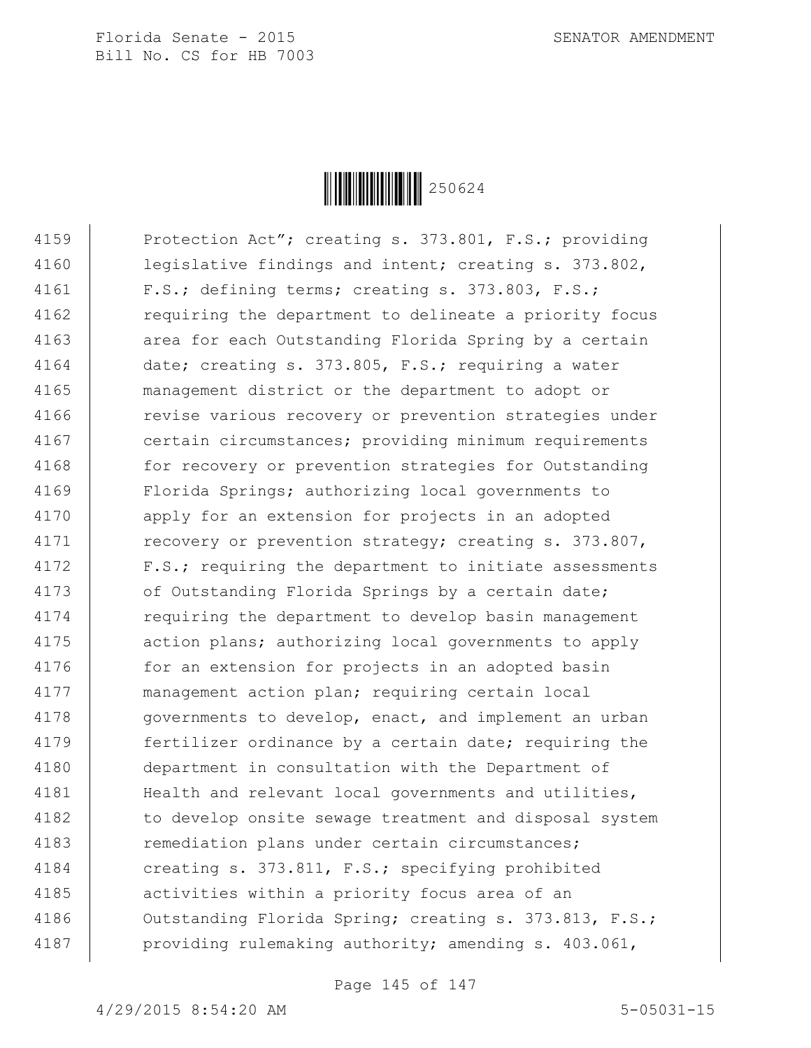4159 Protection Act”; creating s. 373.801, F.S.; providing
4160 legislative findings and intent; creating s. 373.802,
4161 F.S.; defining terms; creating s. 373.803, F.S.;
4162 requiring the department to delineate a priority focus
4163 area for each Outstanding Florida Spring by a certain
4164 date; creating s. 373.805, F.S.; requiring a water
4165 management district or the department to adopt or
4166 revise various recovery or prevention strategies under
4167 certain circumstances; providing minimum requirements
4168 for recovery or prevention strategies for Outstanding
4169 Florida Springs; authorizing local governments to
4170 apply for an extension for projects in an adopted
4171 recovery or prevention strategy; creating s. 373.807,
4172 F.S.; requiring the department to initiate assessments
4173 of Outstanding Florida Springs by a certain date;
4174 requiring the department to develop basin management
4175 action plans; authorizing local governments to apply
4176 for an extension for projects in an adopted basin
4177 management action plan; requiring certain local
4178 governments to develop, enact, and implement an urban
4179 fertilizer ordinance by a certain date; requiring the
4180 department in consultation with the Department of
4181 Health and relevant local governments and utilities,
4182 to develop onsite sewage treatment and disposal system
4183 remediation plans under certain circumstances;
4184 creating s. 373.811, F.S.; specifying prohibited
4185 activities within a priority focus area of an
4186 Outstanding Florida Spring; creating s. 373.813, F.S.;
4187 providing rulemaking authority; amending s. 403.061,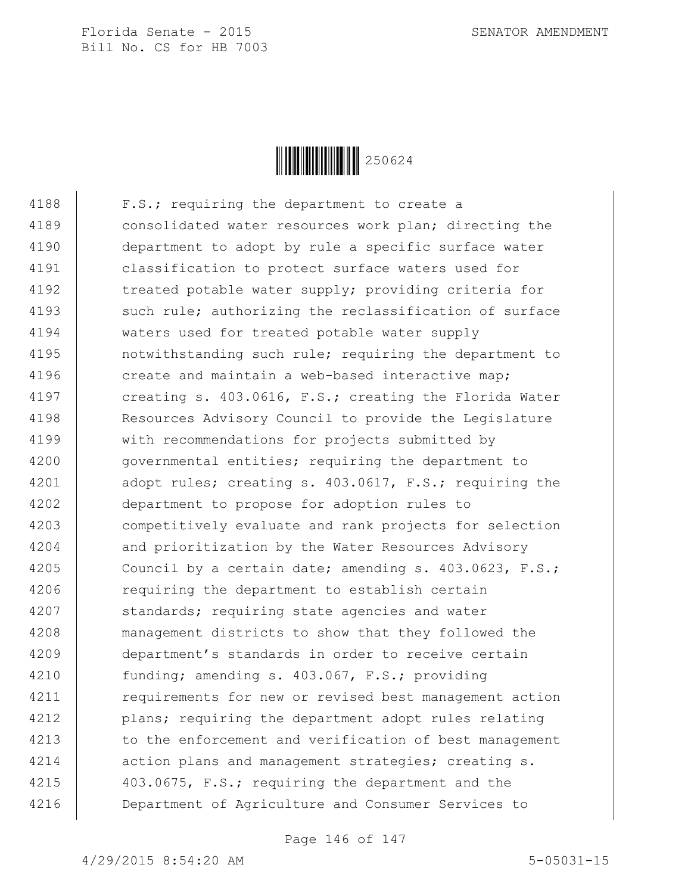F.S.; requiring the department to create a consolidated water resources work plan; directing the department to adopt by rule a specific surface water classification to protect surface waters used for treated potable water supply; providing criteria for such rule; authorizing the reclassification of surface waters used for treated potable water supply notwithstanding such rule; requiring the department to create and maintain a web-based interactive map; creating s. 403.0616, F.S.; creating the Florida Water Resources Advisory Council to provide the Legislature with recommendations for projects submitted by governmental entities; requiring the department to adopt rules; creating s. 403.0617, F.S.; requiring the department to propose for adoption rules to competitively evaluate and rank projects for selection and prioritization by the Water Resources Advisory Council by a certain date; amending s. 403.0623, F.S.; requiring the department to establish certain standards; requiring state agencies and water management districts to show that they followed the department's standards in order to receive certain funding; amending s. 403.067, F.S.; providing requirements for new or revised best management action plans; requiring the department adopt rules relating to the enforcement and verification of best management action plans and management strategies; creating s. 403.0675, F.S.; requiring the department and the Department of Agriculture and Consumer Services to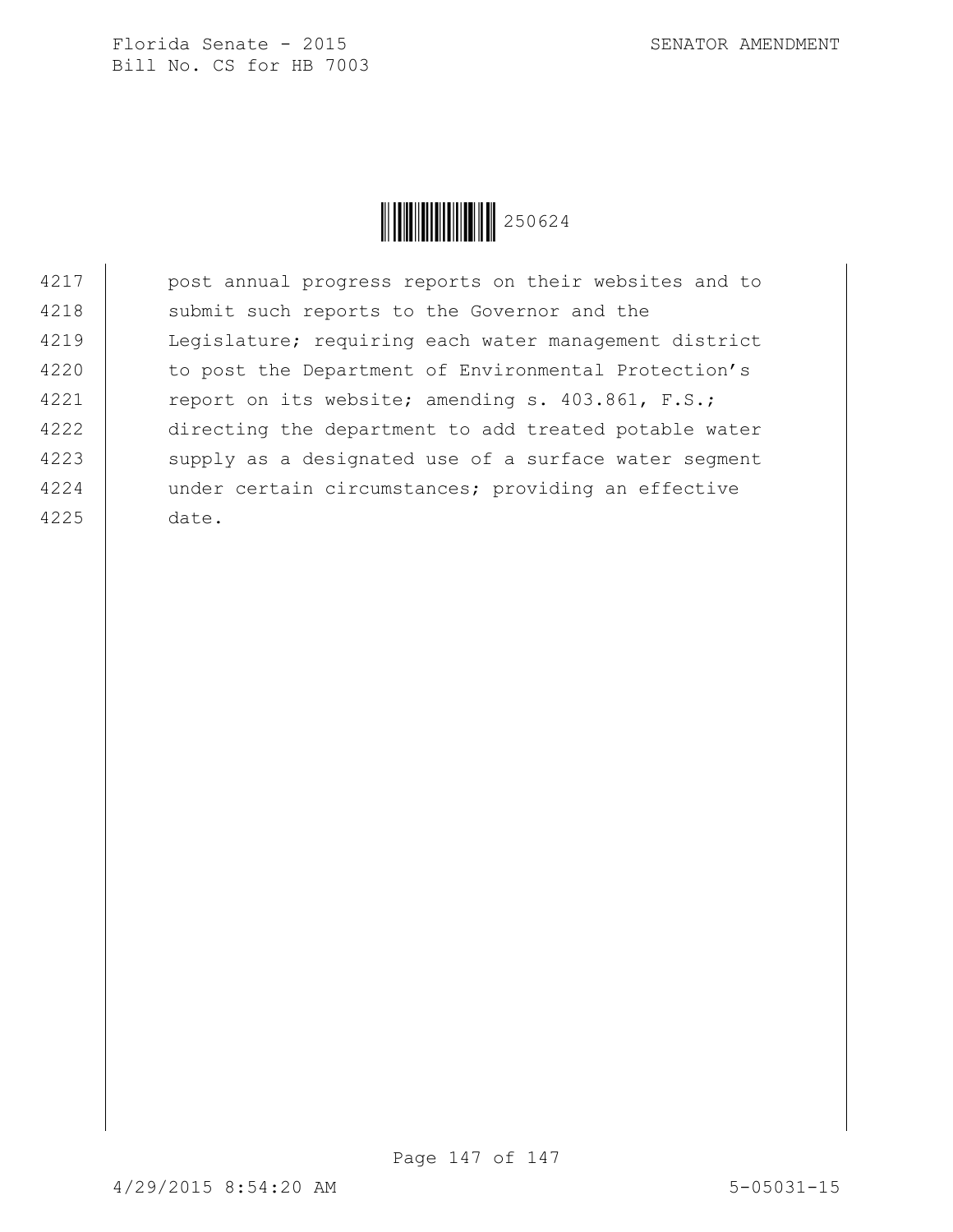post annual progress reports on their websites and to submit such reports to the Governor and the Legislature; requiring each water management district to post the Department of Environmental Protection's report on its website; amending s. 403.861, F.S.; directing the department to add treated potable water supply as a designated use of a surface water segment under certain circumstances; providing an effective date.